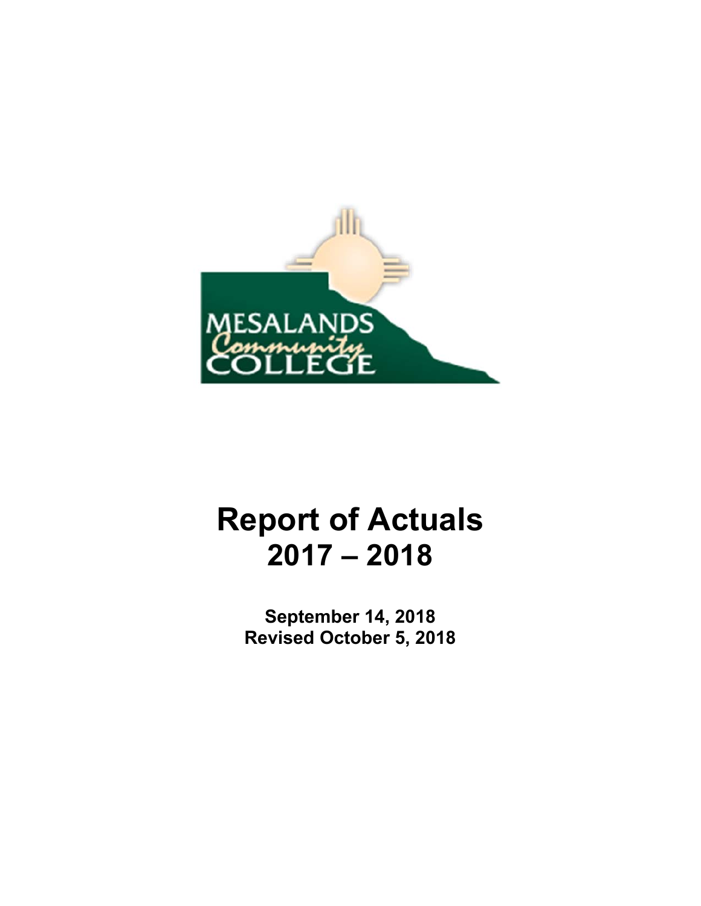MESALANDS Community COLLEGE

# Report of Actuals 2017 – 2018

**September 14, 2018**
**Revised October 5, 2018**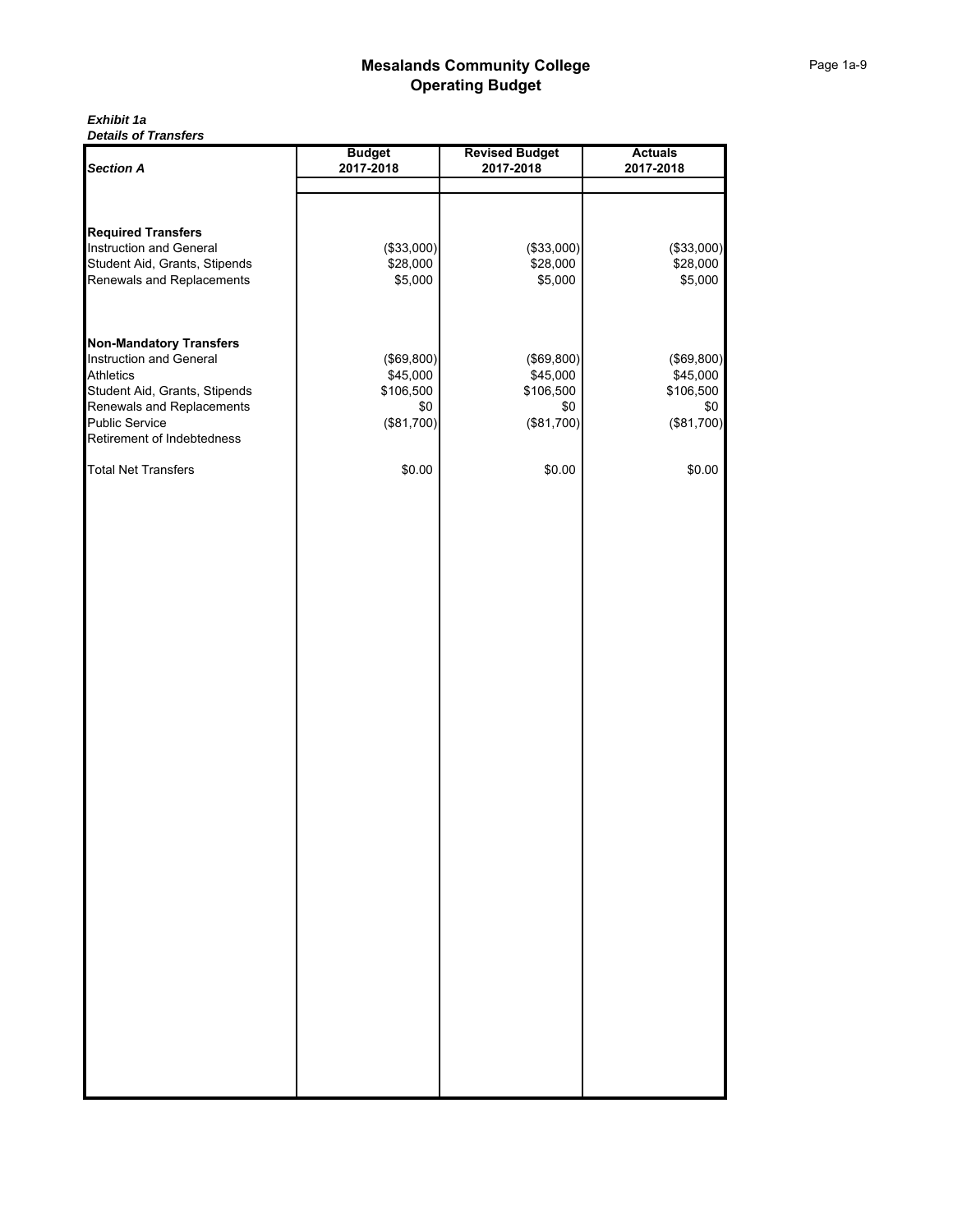# Mesalands Community College
## Operating Budget

***Exhibit 1a***
***Details of Transfers***

| *Section A* | Budget 2017-2018 | Revised Budget 2017-2018 | Actuals 2017-2018 |
|---|---|---|---|
| **Required Transfers** | | | |
| Instruction and General | ($33,000) | ($33,000) | ($33,000) |
| Student Aid, Grants, Stipends | $28,000 | $28,000 | $28,000 |
| Renewals and Replacements | $5,000 | $5,000 | $5,000 |
| **Non-Mandatory Transfers** | | | |
| Instruction and General | ($69,800) | ($69,800) | ($69,800) |
| Athletics | $45,000 | $45,000 | $45,000 |
| Student Aid, Grants, Stipends | $106,500 | $106,500 | $106,500 |
| Renewals and Replacements | $0 | $0 | $0 |
| Public Service | ($81,700) | ($81,700) | ($81,700) |
| Retirement of Indebtedness | | | |
| Total Net Transfers | $0.00 | $0.00 | $0.00 |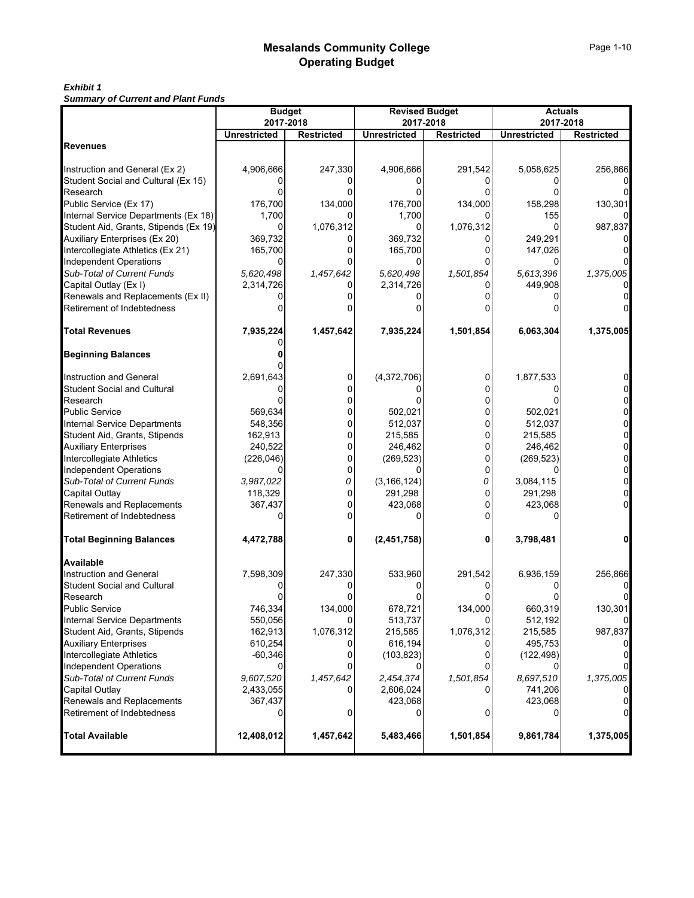# Mesalands Community College
## Operating Budget

***Exhibit 1***
***Summary of Current and Plant Funds***

| | Budget 2017-2018 | | Revised Budget 2017-2018 | | Actuals 2017-2018 | |
|---|---|---|---|---|---|---|
| | **Unrestricted** | **Restricted** | **Unrestricted** | **Restricted** | **Unrestricted** | **Restricted** |
| **Revenues** | | | | | | |
| Instruction and General (Ex 2) | 4,906,666 | 247,330 | 4,906,666 | 291,542 | 5,058,625 | 256,866 |
| Student Social and Cultural (Ex 15) | 0 | 0 | 0 | 0 | 0 | 0 |
| Research | 0 | 0 | 0 | 0 | 0 | 0 |
| Public Service (Ex 17) | 176,700 | 134,000 | 176,700 | 134,000 | 158,298 | 130,301 |
| Internal Service Departments (Ex 18) | 1,700 | 0 | 1,700 | 0 | 155 | 0 |
| Student Aid, Grants, Stipends (Ex 19) | 0 | 1,076,312 | 0 | 1,076,312 | 0 | 987,837 |
| Auxiliary Enterprises (Ex 20) | 369,732 | 0 | 369,732 | 0 | 249,291 | 0 |
| Intercollegiate Athletics (Ex 21) | 165,700 | 0 | 165,700 | 0 | 147,026 | 0 |
| Independent Operations | 0 | 0 | 0 | 0 | 0 | 0 |
| *Sub-Total of Current Funds* | *5,620,498* | *1,457,642* | *5,620,498* | *1,501,854* | *5,613,396* | *1,375,005* |
| Capital Outlay (Ex I) | 2,314,726 | 0 | 2,314,726 | 0 | 449,908 | 0 |
| Renewals and Replacements (Ex II) | 0 | 0 | 0 | 0 | 0 | 0 |
| Retirement of Indebtedness | 0 | 0 | 0 | 0 | 0 | 0 |
| **Total Revenues** | **7,935,224** | **1,457,642** | **7,935,224** | **1,501,854** | **6,063,304** | **1,375,005** |
| | 0 | | | | | |
| **Beginning Balances** | **0** | | | | | |
| | 0 | | | | | |
| Instruction and General | 2,691,643 | 0 | (4,372,706) | 0 | 1,877,533 | 0 |
| Student Social and Cultural | 0 | 0 | 0 | 0 | 0 | 0 |
| Research | 0 | 0 | 0 | 0 | 0 | 0 |
| Public Service | 569,634 | 0 | 502,021 | 0 | 502,021 | 0 |
| Internal Service Departments | 548,356 | 0 | 512,037 | 0 | 512,037 | 0 |
| Student Aid, Grants, Stipends | 162,913 | 0 | 215,585 | 0 | 215,585 | 0 |
| Auxiliary Enterprises | 240,522 | 0 | 246,462 | 0 | 246,462 | 0 |
| Intercollegiate Athletics | (226,046) | 0 | (269,523) | 0 | (269,523) | 0 |
| Independent Operations | 0 | 0 | 0 | 0 | 0 | 0 |
| *Sub-Total of Current Funds* | *3,987,022* | *0* | *(3,166,124)* | *0* | 3,084,115 | 0 |
| Capital Outlay | 118,329 | 0 | 291,298 | 0 | 291,298 | 0 |
| Renewals and Replacements | 367,437 | 0 | 423,068 | 0 | 423,068 | 0 |
| Retirement of Indebtedness | 0 | 0 | 0 | 0 | 0 | |
| **Total Beginning Balances** | **4,472,788** | **0** | **(2,451,758)** | **0** | **3,798,481** | **0** |
| **Available** | | | | | | |
| Instruction and General | 7,598,309 | 247,330 | 533,960 | 291,542 | 6,936,159 | 256,866 |
| Student Social and Cultural | 0 | 0 | 0 | 0 | 0 | 0 |
| Research | 0 | 0 | 0 | 0 | 0 | 0 |
| Public Service | 746,334 | 134,000 | 678,721 | 134,000 | 660,319 | 130,301 |
| Internal Service Departments | 550,056 | 0 | 513,737 | 0 | 512,192 | 0 |
| Student Aid, Grants, Stipends | 162,913 | 1,076,312 | 215,585 | 1,076,312 | 215,585 | 987,837 |
| Auxiliary Enterprises | 610,254 | 0 | 616,194 | 0 | 495,753 | 0 |
| Intercollegiate Athletics | -60,346 | 0 | (103,823) | 0 | (122,498) | 0 |
| Independent Operations | 0 | 0 | 0 | 0 | 0 | 0 |
| *Sub-Total of Current Funds* | *9,607,520* | *1,457,642* | *2,454,374* | *1,501,854* | *8,697,510* | *1,375,005* |
| Capital Outlay | 2,433,055 | 0 | 2,606,024 | 0 | 741,206 | 0 |
| Renewals and Replacements | 367,437 | | 423,068 | | 423,068 | 0 |
| Retirement of Indebtedness | 0 | 0 | 0 | 0 | 0 | 0 |
| **Total Available** | **12,408,012** | **1,457,642** | **5,483,466** | **1,501,854** | **9,861,784** | **1,375,005** |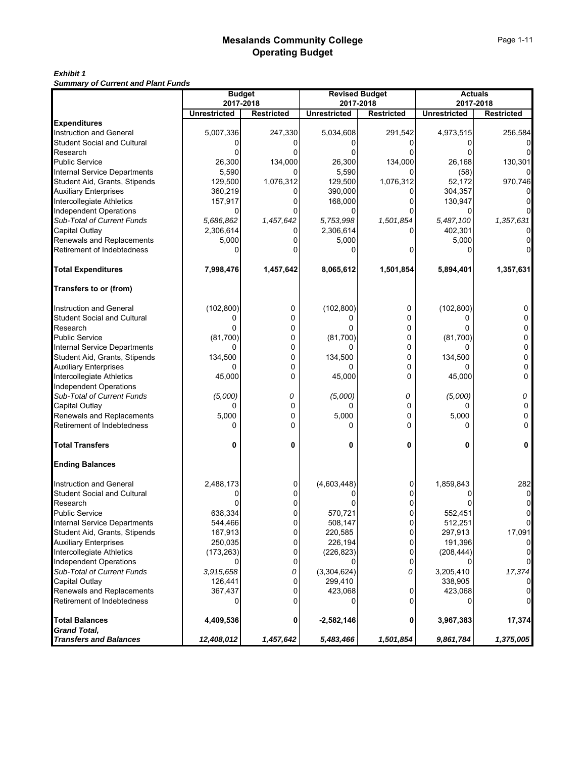# Mesalands Community College
## Operating Budget

***Exhibit 1***
***Summary of Current and Plant Funds***

| | Budget 2017-2018 | | Revised Budget 2017-2018 | | Actuals 2017-2018 | |
|---|---|---|---|---|---|---|
| | **Unrestricted** | **Restricted** | **Unrestricted** | **Restricted** | **Unrestricted** | **Restricted** |
| **Expenditures** | | | | | | |
| Instruction and General | 5,007,336 | 247,330 | 5,034,608 | 291,542 | 4,973,515 | 256,584 |
| Student Social and Cultural | 0 | 0 | 0 | 0 | 0 | 0 |
| Research | 0 | 0 | 0 | 0 | 0 | 0 |
| Public Service | 26,300 | 134,000 | 26,300 | 134,000 | 26,168 | 130,301 |
| Internal Service Departments | 5,590 | 0 | 5,590 | 0 | (58) | 0 |
| Student Aid, Grants, Stipends | 129,500 | 1,076,312 | 129,500 | 1,076,312 | 52,172 | 970,746 |
| Auxiliary Enterprises | 360,219 | 0 | 390,000 | 0 | 304,357 | 0 |
| Intercollegiate Athletics | 157,917 | 0 | 168,000 | 0 | 130,947 | 0 |
| Independent Operations | 0 | 0 | 0 | 0 | 0 | 0 |
| *Sub-Total of Current Funds* | *5,686,862* | *1,457,642* | *5,753,998* | *1,501,854* | *5,487,100* | *1,357,631* |
| Capital Outlay | 2,306,614 | 0 | 2,306,614 | 0 | 402,301 | 0 |
| Renewals and Replacements | 5,000 | 0 | 5,000 | | 5,000 | 0 |
| Retirement of Indebtedness | 0 | 0 | 0 | 0 | 0 | 0 |
| **Total Expenditures** | **7,998,476** | **1,457,642** | **8,065,612** | **1,501,854** | **5,894,401** | **1,357,631** |
| **Transfers to or (from)** | | | | | | |
| Instruction and General | (102,800) | 0 | (102,800) | 0 | (102,800) | 0 |
| Student Social and Cultural | 0 | 0 | 0 | 0 | 0 | 0 |
| Research | 0 | 0 | 0 | 0 | 0 | 0 |
| Public Service | (81,700) | 0 | (81,700) | 0 | (81,700) | 0 |
| Internal Service Departments | 0 | 0 | 0 | 0 | 0 | 0 |
| Student Aid, Grants, Stipends | 134,500 | 0 | 134,500 | 0 | 134,500 | 0 |
| Auxiliary Enterprises | 0 | 0 | 0 | 0 | 0 | 0 |
| Intercollegiate Athletics | 45,000 | 0 | 45,000 | 0 | 45,000 | 0 |
| Independent Operations | | | | | | |
| *Sub-Total of Current Funds* | *(5,000)* | *0* | *(5,000)* | *0* | *(5,000)* | *0* |
| Capital Outlay | 0 | 0 | 0 | 0 | 0 | 0 |
| Renewals and Replacements | 5,000 | 0 | 5,000 | 0 | 5,000 | 0 |
| Retirement of Indebtedness | 0 | 0 | 0 | 0 | 0 | 0 |
| **Total Transfers** | **0** | **0** | **0** | **0** | **0** | **0** |
| **Ending Balances** | | | | | | |
| Instruction and General | 2,488,173 | 0 | (4,603,448) | 0 | 1,859,843 | 282 |
| Student Social and Cultural | 0 | 0 | 0 | 0 | 0 | 0 |
| Research | 0 | 0 | 0 | 0 | 0 | 0 |
| Public Service | 638,334 | 0 | 570,721 | 0 | 552,451 | 0 |
| Internal Service Departments | 544,466 | 0 | 508,147 | 0 | 512,251 | 0 |
| Student Aid, Grants, Stipends | 167,913 | 0 | 220,585 | 0 | 297,913 | 17,091 |
| Auxiliary Enterprises | 250,035 | 0 | 226,194 | 0 | 191,396 | 0 |
| Intercollegiate Athletics | (173,263) | 0 | (226,823) | 0 | (208,444) | 0 |
| Independent Operations | 0 | 0 | 0 | 0 | 0 | 0 |
| *Sub-Total of Current Funds* | *3,915,658* | *0* | *(3,304,624)* | *0* | *3,205,410* | *17,374* |
| Capital Outlay | 126,441 | 0 | 299,410 | | 338,905 | 0 |
| Renewals and Replacements | 367,437 | 0 | 423,068 | 0 | 423,068 | 0 |
| Retirement of Indebtedness | 0 | 0 | 0 | 0 | 0 | 0 |
| **Total Balances** | **4,409,536** | **0** | **-2,582,146** | **0** | **3,967,383** | **17,374** |
| ***Grand Total, Transfers and Balances*** | ***12,408,012*** | ***1,457,642*** | ***5,483,466*** | ***1,501,854*** | ***9,861,784*** | ***1,375,005*** |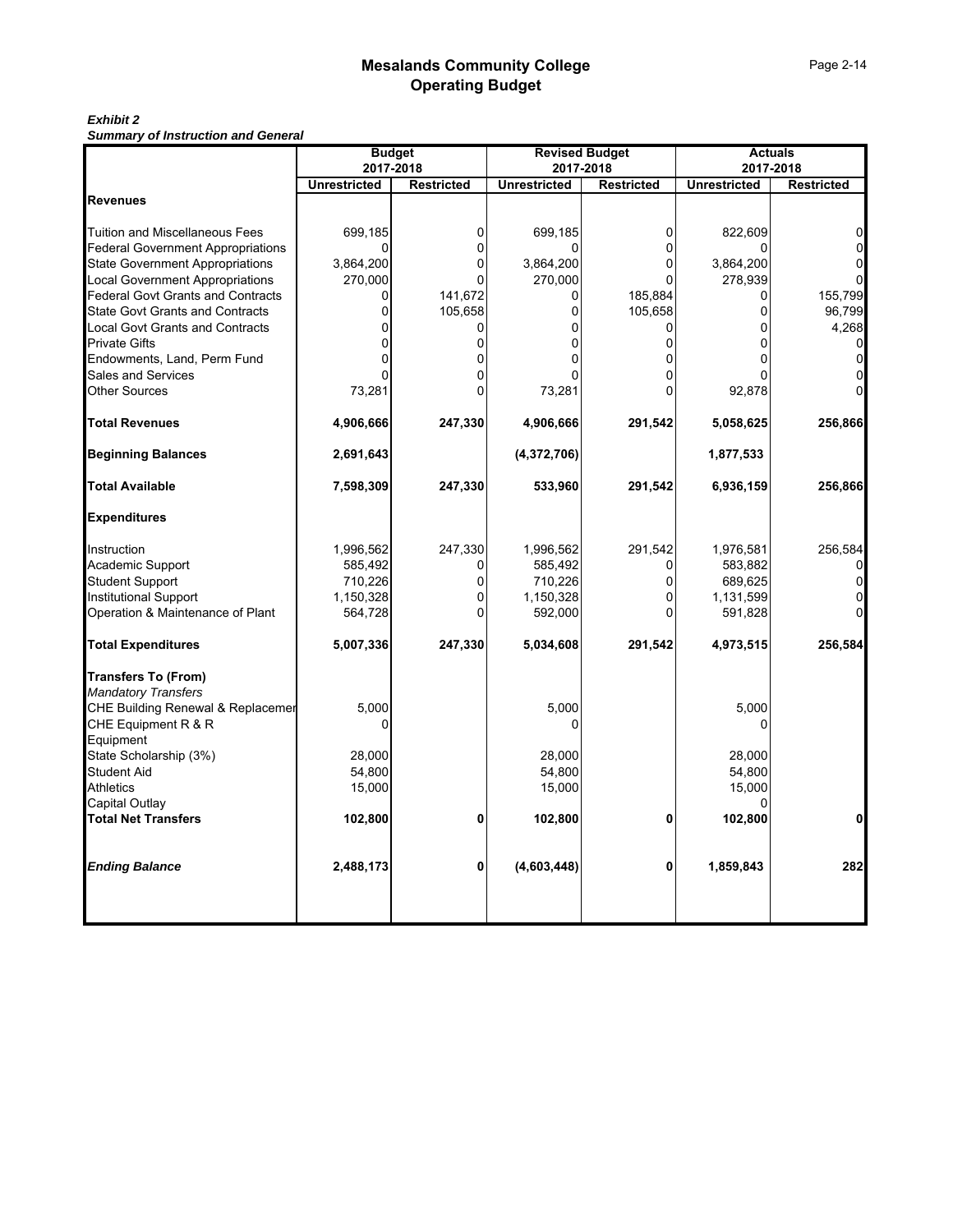# Mesalands Community College
## Operating Budget

***Exhibit 2***
***Summary of Instruction and General***

| | Budget 2017-2018 | | Revised Budget 2017-2018 | | Actuals 2017-2018 | |
|---|---|---|---|---|---|---|
| | **Unrestricted** | **Restricted** | **Unrestricted** | **Restricted** | **Unrestricted** | **Restricted** |
| **Revenues** | | | | | | |
| Tuition and Miscellaneous Fees | 699,185 | 0 | 699,185 | 0 | 822,609 | 0 |
| Federal Government Appropriations | 0 | 0 | 0 | 0 | 0 | 0 |
| State Government Appropriations | 3,864,200 | 0 | 3,864,200 | 0 | 3,864,200 | 0 |
| Local Government Appropriations | 270,000 | 0 | 270,000 | 0 | 278,939 | 0 |
| Federal Govt Grants and Contracts | 0 | 141,672 | 0 | 185,884 | 0 | 155,799 |
| State Govt Grants and Contracts | 0 | 105,658 | 0 | 105,658 | 0 | 96,799 |
| Local Govt Grants and Contracts | 0 | 0 | 0 | 0 | 0 | 4,268 |
| Private Gifts | 0 | 0 | 0 | 0 | 0 | 0 |
| Endowments, Land, Perm Fund | 0 | 0 | 0 | 0 | 0 | 0 |
| Sales and Services | 0 | 0 | 0 | 0 | 0 | 0 |
| Other Sources | 73,281 | 0 | 73,281 | 0 | 92,878 | 0 |
| **Total Revenues** | **4,906,666** | **247,330** | **4,906,666** | **291,542** | **5,058,625** | **256,866** |
| **Beginning Balances** | **2,691,643** | | **(4,372,706)** | | **1,877,533** | |
| **Total Available** | **7,598,309** | **247,330** | **533,960** | **291,542** | **6,936,159** | **256,866** |
| **Expenditures** | | | | | | |
| Instruction | 1,996,562 | 247,330 | 1,996,562 | 291,542 | 1,976,581 | 256,584 |
| Academic Support | 585,492 | 0 | 585,492 | 0 | 583,882 | 0 |
| Student Support | 710,226 | 0 | 710,226 | 0 | 689,625 | 0 |
| Institutional Support | 1,150,328 | 0 | 1,150,328 | 0 | 1,131,599 | 0 |
| Operation & Maintenance of Plant | 564,728 | 0 | 592,000 | 0 | 591,828 | 0 |
| **Total Expenditures** | **5,007,336** | **247,330** | **5,034,608** | **291,542** | **4,973,515** | **256,584** |
| **Transfers To (From)** | | | | | | |
| *Mandatory Transfers* | | | | | | |
| CHE Building Renewal & Replacemer | 5,000 | | 5,000 | | 5,000 | |
| CHE Equipment R & R | 0 | | 0 | | 0 | |
| Equipment | | | | | | |
| State Scholarship (3%) | 28,000 | | 28,000 | | 28,000 | |
| Student Aid | 54,800 | | 54,800 | | 54,800 | |
| Athletics | 15,000 | | 15,000 | | 15,000 | |
| Capital Outlay | | | | | 0 | |
| **Total Net Transfers** | **102,800** | **0** | **102,800** | **0** | **102,800** | **0** |
| ***Ending Balance*** | **2,488,173** | **0** | **(4,603,448)** | **0** | **1,859,843** | **282** |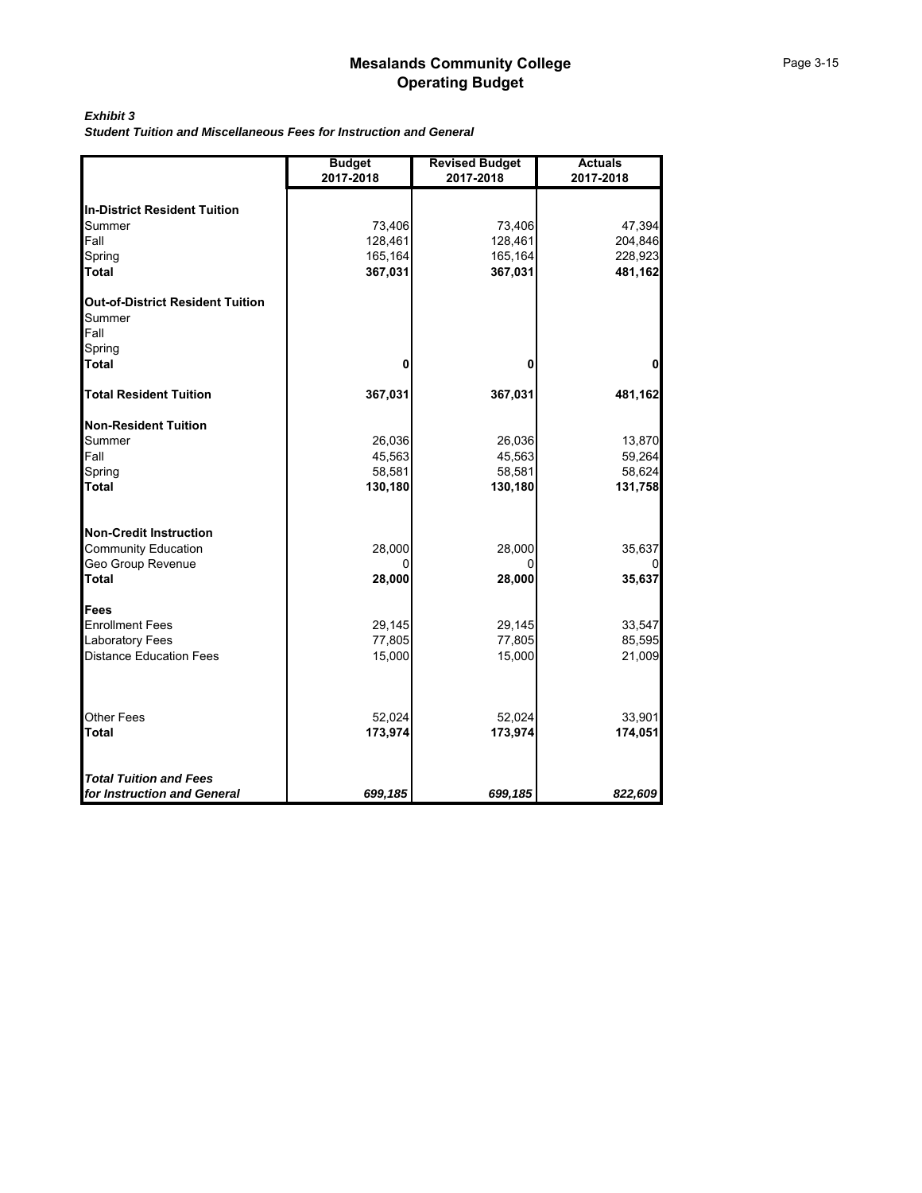# Mesalands Community College
## Operating Budget

***Exhibit 3***
***Student Tuition and Miscellaneous Fees for Instruction and General***

| | Budget 2017-2018 | Revised Budget 2017-2018 | Actuals 2017-2018 |
|---|---|---|---|
| **In-District Resident Tuition** | | | |
| Summer | 73,406 | 73,406 | 47,394 |
| Fall | 128,461 | 128,461 | 204,846 |
| Spring | 165,164 | 165,164 | 228,923 |
| **Total** | **367,031** | **367,031** | **481,162** |
| **Out-of-District Resident Tuition** | | | |
| Summer | | | |
| Fall | | | |
| Spring | | | |
| **Total** | **0** | **0** | **0** |
| **Total Resident Tuition** | **367,031** | **367,031** | **481,162** |
| **Non-Resident Tuition** | | | |
| Summer | 26,036 | 26,036 | 13,870 |
| Fall | 45,563 | 45,563 | 59,264 |
| Spring | 58,581 | 58,581 | 58,624 |
| **Total** | **130,180** | **130,180** | **131,758** |
| **Non-Credit Instruction** | | | |
| Community Education | 28,000 | 28,000 | 35,637 |
| Geo Group Revenue | 0 | 0 | 0 |
| **Total** | **28,000** | **28,000** | **35,637** |
| **Fees** | | | |
| Enrollment Fees | 29,145 | 29,145 | 33,547 |
| Laboratory Fees | 77,805 | 77,805 | 85,595 |
| Distance Education Fees | 15,000 | 15,000 | 21,009 |
| Other Fees | 52,024 | 52,024 | 33,901 |
| **Total** | **173,974** | **173,974** | **174,051** |
| ***Total Tuition and Fees for Instruction and General*** | ***699,185*** | ***699,185*** | ***822,609*** |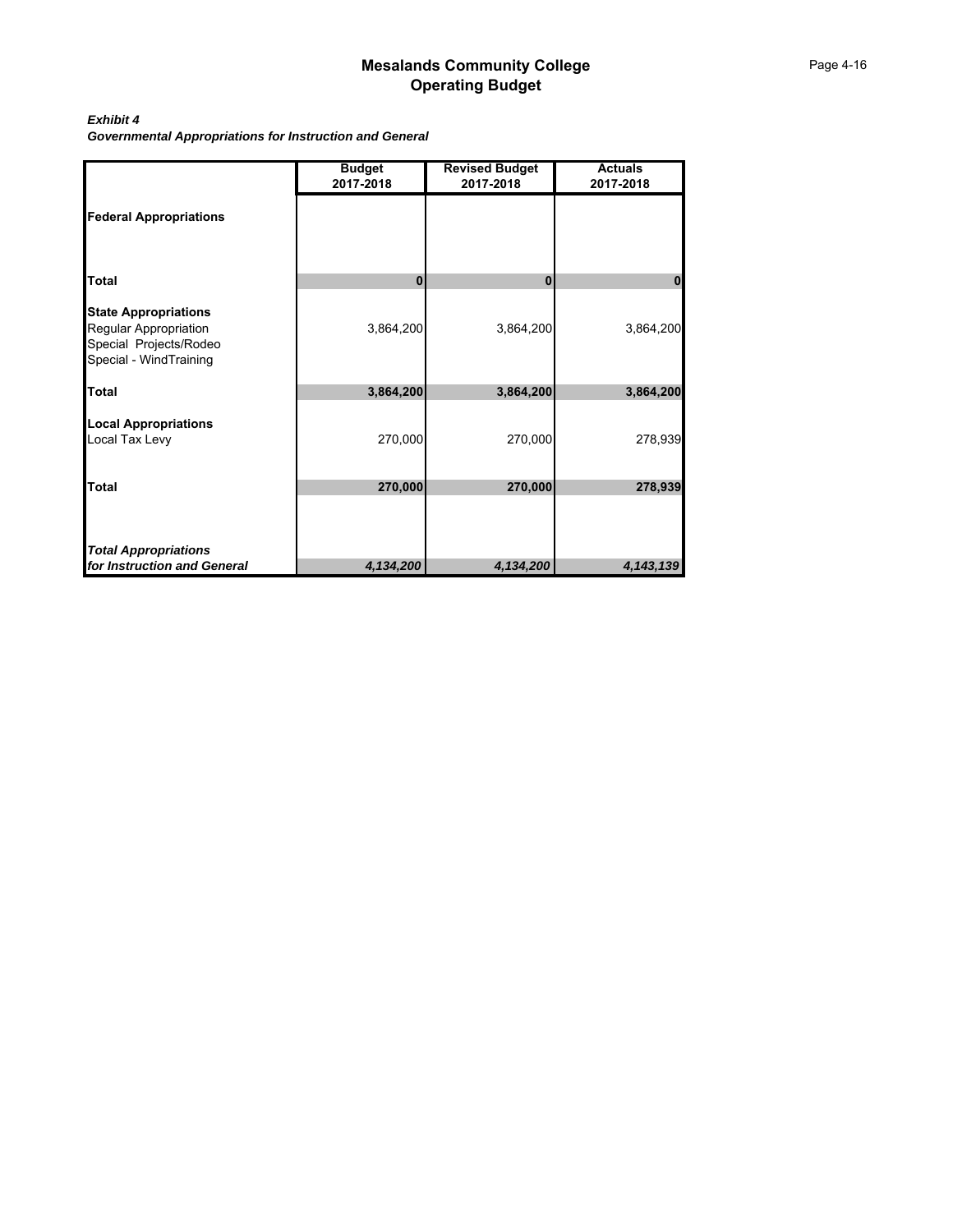# Mesalands Community College
## Operating Budget

***Exhibit 4***
***Governmental Appropriations for Instruction and General***

| | Budget 2017-2018 | Revised Budget 2017-2018 | Actuals 2017-2018 |
|---|---|---|---|
| **Federal Appropriations** | | | |
| **Total** | **0** | **0** | **0** |
| **State Appropriations** | | | |
| Regular Appropriation | 3,864,200 | 3,864,200 | 3,864,200 |
| Special Projects/Rodeo | | | |
| Special - WindTraining | | | |
| **Total** | **3,864,200** | **3,864,200** | **3,864,200** |
| **Local Appropriations** | | | |
| Local Tax Levy | 270,000 | 270,000 | 278,939 |
| **Total** | **270,000** | **270,000** | **278,939** |
| ***Total Appropriations for Instruction and General*** | ***4,134,200*** | ***4,134,200*** | ***4,143,139*** |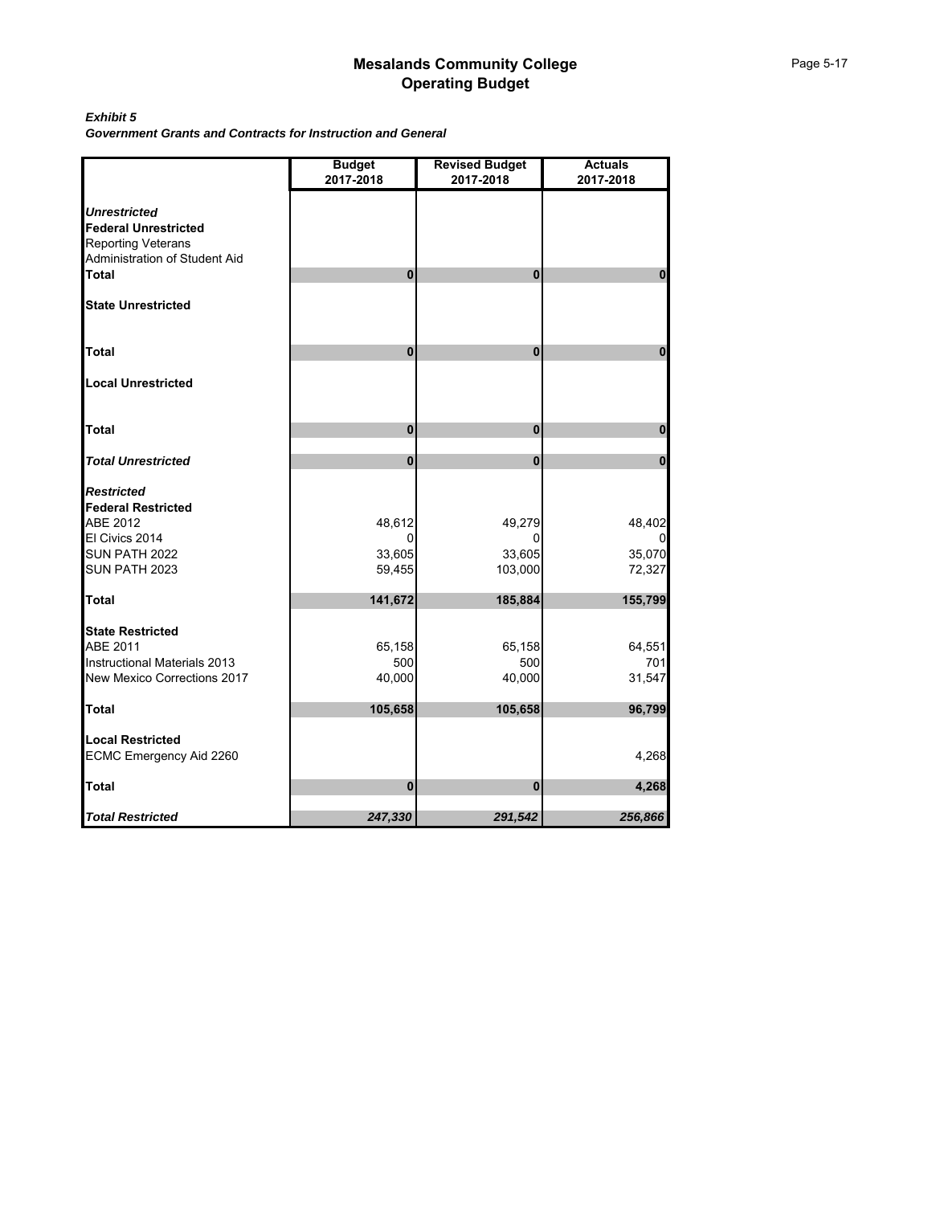# Mesalands Community College
## Operating Budget

***Exhibit 5***
***Government Grants and Contracts for Instruction and General***

| | Budget 2017-2018 | Revised Budget 2017-2018 | Actuals 2017-2018 |
|---|---|---|---|
| ***Unrestricted*** | | | |
| **Federal Unrestricted** | | | |
| Reporting Veterans | | | |
| Administration of Student Aid | | | |
| **Total** | **0** | **0** | **0** |
| **State Unrestricted** | | | |
| **Total** | **0** | **0** | **0** |
| **Local Unrestricted** | | | |
| **Total** | **0** | **0** | **0** |
| ***Total Unrestricted*** | **0** | **0** | **0** |
| ***Restricted*** | | | |
| **Federal Restricted** | | | |
| ABE 2012 | 48,612 | 49,279 | 48,402 |
| El Civics 2014 | 0 | 0 | 0 |
| SUN PATH 2022 | 33,605 | 33,605 | 35,070 |
| SUN PATH 2023 | 59,455 | 103,000 | 72,327 |
| **Total** | **141,672** | **185,884** | **155,799** |
| **State Restricted** | | | |
| ABE 2011 | 65,158 | 65,158 | 64,551 |
| Instructional Materials 2013 | 500 | 500 | 701 |
| New Mexico Corrections 2017 | 40,000 | 40,000 | 31,547 |
| **Total** | **105,658** | **105,658** | **96,799** |
| **Local Restricted** | | | |
| ECMC Emergency Aid 2260 | | | 4,268 |
| **Total** | **0** | **0** | **4,268** |
| ***Total Restricted*** | ***247,330*** | ***291,542*** | ***256,866*** |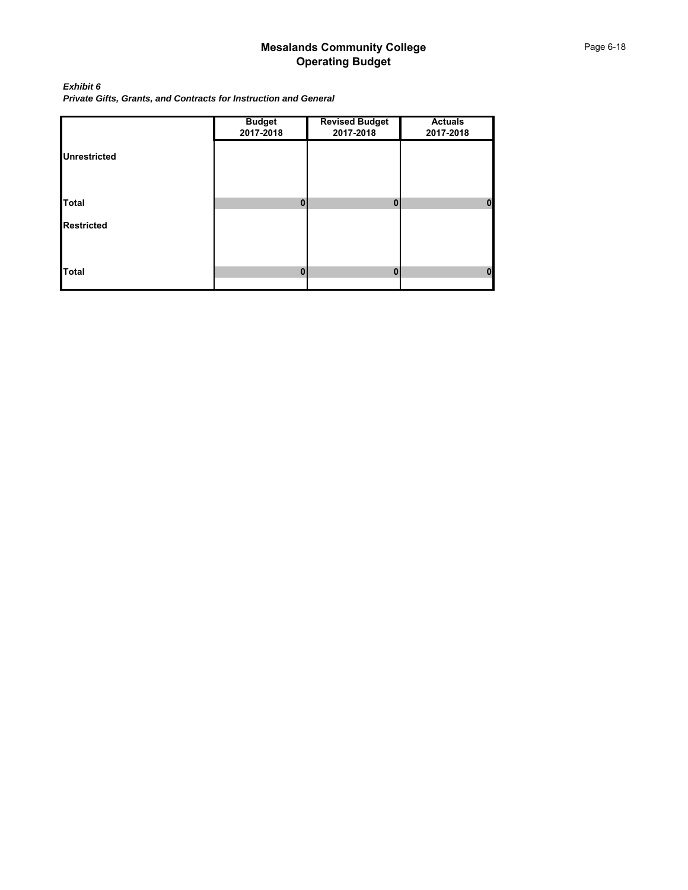# Mesalands Community College
## Operating Budget

***Exhibit 6***
***Private Gifts, Grants, and Contracts for Instruction and General***

| | Budget 2017-2018 | Revised Budget 2017-2018 | Actuals 2017-2018 |
|---|---|---|---|
| **Unrestricted** | | | |
| **Total** | **0** | **0** | **0** |
| **Restricted** | | | |
| **Total** | **0** | **0** | **0** |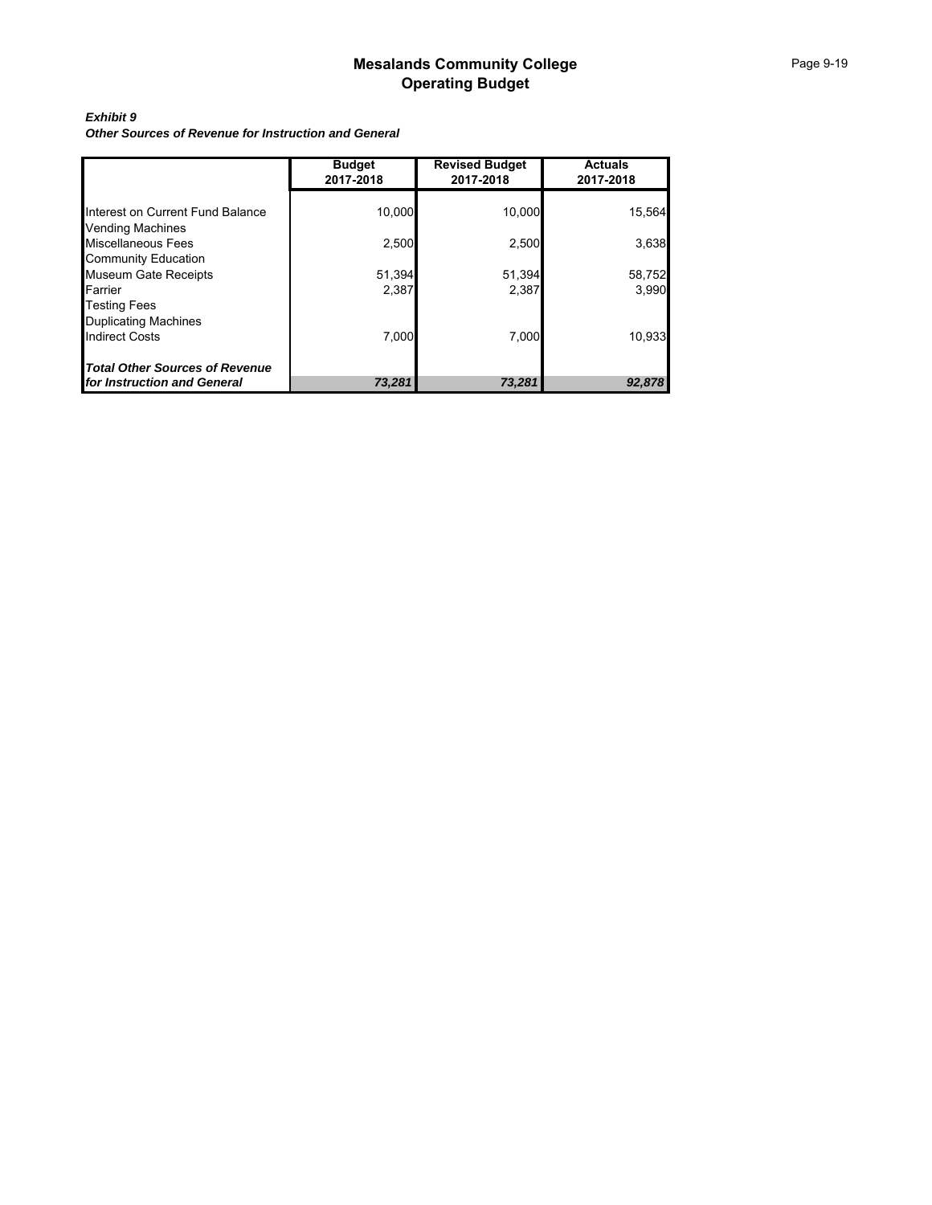# Mesalands Community College
## Operating Budget

***Exhibit 9***
***Other Sources of Revenue for Instruction and General***

| | Budget 2017-2018 | Revised Budget 2017-2018 | Actuals 2017-2018 |
|---|---|---|---|
| Interest on Current Fund Balance | 10,000 | 10,000 | 15,564 |
| Vending Machines | | | |
| Miscellaneous Fees | 2,500 | 2,500 | 3,638 |
| Community Education | | | |
| Museum Gate Receipts | 51,394 | 51,394 | 58,752 |
| Farrier | 2,387 | 2,387 | 3,990 |
| Testing Fees | | | |
| Duplicating Machines | | | |
| Indirect Costs | 7,000 | 7,000 | 10,933 |
| ***Total Other Sources of Revenue for Instruction and General*** | ***73,281*** | ***73,281*** | ***92,878*** |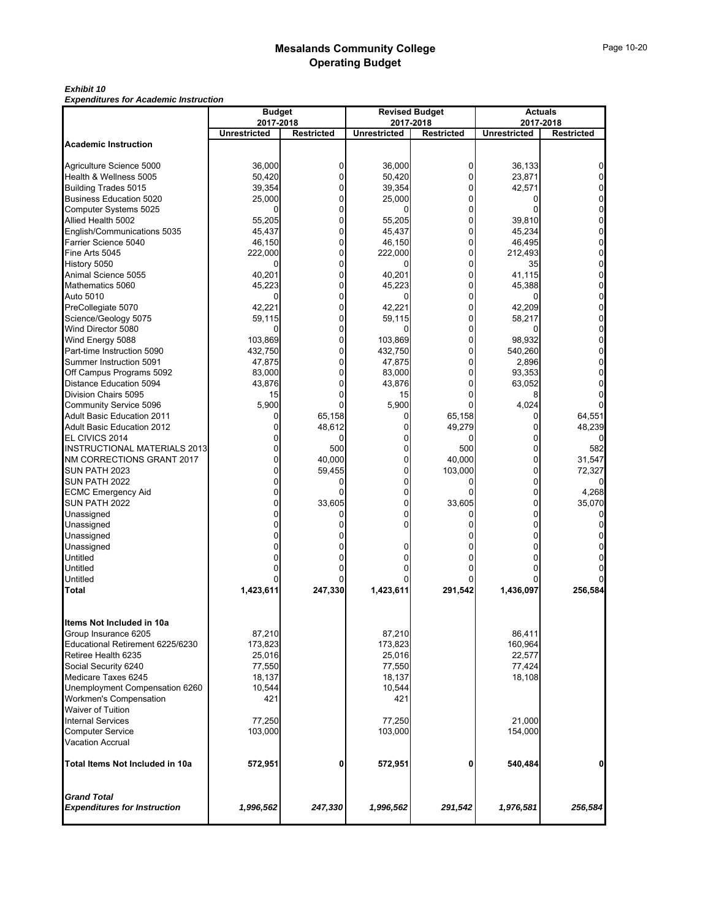# Mesalands Community College
## Operating Budget

***Exhibit 10***
***Expenditures for Academic Instruction***

| | Budget 2017-2018 | | Revised Budget 2017-2018 | | Actuals 2017-2018 | |
|---|---|---|---|---|---|---|
| | Unrestricted | Restricted | Unrestricted | Restricted | Unrestricted | Restricted |
| **Academic Instruction** | | | | | | |
| Agriculture Science 5000 | 36,000 | 0 | 36,000 | 0 | 36,133 | 0 |
| Health & Wellness 5005 | 50,420 | 0 | 50,420 | 0 | 23,871 | 0 |
| Building Trades 5015 | 39,354 | 0 | 39,354 | 0 | 42,571 | 0 |
| Business Education 5020 | 25,000 | 0 | 25,000 | 0 | 0 | 0 |
| Computer Systems 5025 | 0 | 0 | 0 | 0 | 0 | 0 |
| Allied Health 5002 | 55,205 | 0 | 55,205 | 0 | 39,810 | 0 |
| English/Communications 5035 | 45,437 | 0 | 45,437 | 0 | 45,234 | 0 |
| Farrier Science 5040 | 46,150 | 0 | 46,150 | 0 | 46,495 | 0 |
| Fine Arts 5045 | 222,000 | 0 | 222,000 | 0 | 212,493 | 0 |
| History 5050 | 0 | 0 | 0 | 0 | 35 | 0 |
| Animal Science 5055 | 40,201 | 0 | 40,201 | 0 | 41,115 | 0 |
| Mathematics 5060 | 45,223 | 0 | 45,223 | 0 | 45,388 | 0 |
| Auto 5010 | 0 | 0 | 0 | 0 | 0 | 0 |
| PreCollegiate 5070 | 42,221 | 0 | 42,221 | 0 | 42,209 | 0 |
| Science/Geology 5075 | 59,115 | 0 | 59,115 | 0 | 58,217 | 0 |
| Wind Director 5080 | 0 | 0 | 0 | 0 | 0 | 0 |
| Wind Energy 5088 | 103,869 | 0 | 103,869 | 0 | 98,932 | 0 |
| Part-time Instruction 5090 | 432,750 | 0 | 432,750 | 0 | 540,260 | 0 |
| Summer Instruction 5091 | 47,875 | 0 | 47,875 | 0 | 2,896 | 0 |
| Off Campus Programs 5092 | 83,000 | 0 | 83,000 | 0 | 93,353 | 0 |
| Distance Education 5094 | 43,876 | 0 | 43,876 | 0 | 63,052 | 0 |
| Division Chairs 5095 | 15 | 0 | 15 | 0 | 8 | 0 |
| Community Service 5096 | 5,900 | 0 | 5,900 | 0 | 4,024 | 0 |
| Adult Basic Education 2011 | 0 | 65,158 | 0 | 65,158 | 0 | 64,551 |
| Adult Basic Education 2012 | 0 | 48,612 | 0 | 49,279 | 0 | 48,239 |
| EL CIVICS 2014 | 0 | 0 | 0 | 0 | 0 | 0 |
| INSTRUCTIONAL MATERIALS 2013 | 0 | 500 | 0 | 500 | 0 | 582 |
| NM CORRECTIONS GRANT 2017 | 0 | 40,000 | 0 | 40,000 | 0 | 31,547 |
| SUN PATH 2023 | 0 | 59,455 | 0 | 103,000 | 0 | 72,327 |
| SUN PATH 2022 | 0 | 0 | 0 | 0 | 0 | 0 |
| ECMC Emergency Aid | 0 | 0 | 0 | 0 | 0 | 4,268 |
| SUN PATH 2022 | 0 | 33,605 | 0 | 33,605 | 0 | 35,070 |
| Unassigned | 0 | 0 | 0 | 0 | 0 | 0 |
| Unassigned | 0 | 0 | 0 | 0 | 0 | 0 |
| Unassigned | 0 | 0 | | 0 | 0 | 0 |
| Unassigned | 0 | 0 | 0 | 0 | 0 | 0 |
| Untitled | 0 | 0 | 0 | 0 | 0 | 0 |
| Untitled | 0 | 0 | 0 | 0 | 0 | 0 |
| Untitled | 0 | 0 | 0 | 0 | 0 | 0 |
| **Total** | **1,423,611** | **247,330** | **1,423,611** | **291,542** | **1,436,097** | **256,584** |
| | | | | | | |
| **Items Not Included in 10a** | | | | | | |
| Group Insurance 6205 | 87,210 | | 87,210 | | 86,411 | |
| Educational Retirement 6225/6230 | 173,823 | | 173,823 | | 160,964 | |
| Retiree Health 6235 | 25,016 | | 25,016 | | 22,577 | |
| Social Security 6240 | 77,550 | | 77,550 | | 77,424 | |
| Medicare Taxes 6245 | 18,137 | | 18,137 | | 18,108 | |
| Unemployment Compensation 6260 | 10,544 | | 10,544 | | | |
| Workmen's Compensation | 421 | | 421 | | | |
| Waiver of Tuition | | | | | | |
| Internal Services | 77,250 | | 77,250 | | 21,000 | |
| Computer Service | 103,000 | | 103,000 | | 154,000 | |
| Vacation Accrual | | | | | | |
| **Total Items Not Included in 10a** | **572,951** | **0** | **572,951** | **0** | **540,484** | **0** |
| | | | | | | |
| ***Grand Total Expenditures for Instruction*** | ***1,996,562*** | ***247,330*** | ***1,996,562*** | ***291,542*** | ***1,976,581*** | ***256,584*** |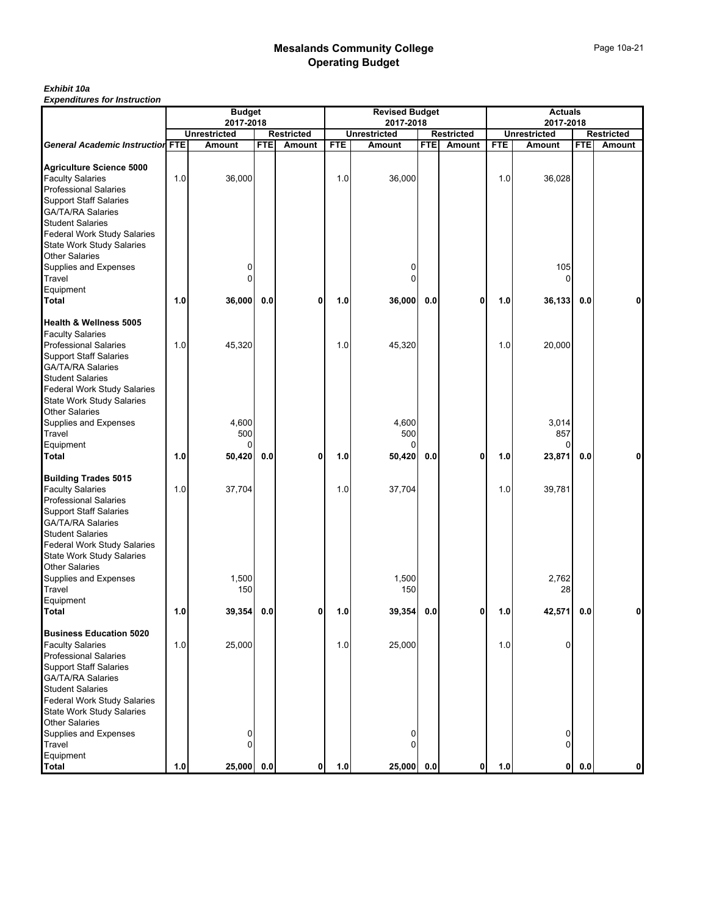# Mesalands Community College
## Operating Budget

***Exhibit 10a***
***Expenditures for Instruction***

| | Budget 2017-2018 | | | | Revised Budget 2017-2018 | | | | Actuals 2017-2018 | | | |
|---|---|---|---|---|---|---|---|---|---|---|---|---|
| | Unrestricted | | Restricted | | Unrestricted | | Restricted | | Unrestricted | | Restricted | |
| **General Academic Instruction** | **FTE** | **Amount** | **FTE** | **Amount** | **FTE** | **Amount** | **FTE** | **Amount** | **FTE** | **Amount** | **FTE** | **Amount** |
| **Agriculture Science 5000** | | | | | | | | | | | | |
| Faculty Salaries | 1.0 | 36,000 | | | 1.0 | 36,000 | | | 1.0 | 36,028 | | |
| Professional Salaries | | | | | | | | | | | | |
| Support Staff Salaries | | | | | | | | | | | | |
| GA/TA/RA Salaries | | | | | | | | | | | | |
| Student Salaries | | | | | | | | | | | | |
| Federal Work Study Salaries | | | | | | | | | | | | |
| State Work Study Salaries | | | | | | | | | | | | |
| Other Salaries | | | | | | | | | | | | |
| Supplies and Expenses | | 0 | | | | 0 | | | | 105 | | |
| Travel | | 0 | | | | 0 | | | | 0 | | |
| Equipment | | | | | | | | | | | | |
| **Total** | **1.0** | **36,000** | **0.0** | **0** | **1.0** | **36,000** | **0.0** | **0** | **1.0** | **36,133** | **0.0** | **0** |
| **Health & Wellness 5005** | | | | | | | | | | | | |
| Faculty Salaries | | | | | | | | | | | | |
| Professional Salaries | 1.0 | 45,320 | | | 1.0 | 45,320 | | | 1.0 | 20,000 | | |
| Support Staff Salaries | | | | | | | | | | | | |
| GA/TA/RA Salaries | | | | | | | | | | | | |
| Student Salaries | | | | | | | | | | | | |
| Federal Work Study Salaries | | | | | | | | | | | | |
| State Work Study Salaries | | | | | | | | | | | | |
| Other Salaries | | | | | | | | | | | | |
| Supplies and Expenses | | 4,600 | | | | 4,600 | | | | 3,014 | | |
| Travel | | 500 | | | | 500 | | | | 857 | | |
| Equipment | | 0 | | | | 0 | | | | 0 | | |
| **Total** | **1.0** | **50,420** | **0.0** | **0** | **1.0** | **50,420** | **0.0** | **0** | **1.0** | **23,871** | **0.0** | **0** |
| **Building Trades 5015** | | | | | | | | | | | | |
| Faculty Salaries | 1.0 | 37,704 | | | 1.0 | 37,704 | | | 1.0 | 39,781 | | |
| Professional Salaries | | | | | | | | | | | | |
| Support Staff Salaries | | | | | | | | | | | | |
| GA/TA/RA Salaries | | | | | | | | | | | | |
| Student Salaries | | | | | | | | | | | | |
| Federal Work Study Salaries | | | | | | | | | | | | |
| State Work Study Salaries | | | | | | | | | | | | |
| Other Salaries | | | | | | | | | | | | |
| Supplies and Expenses | | 1,500 | | | | 1,500 | | | | 2,762 | | |
| Travel | | 150 | | | | 150 | | | | 28 | | |
| Equipment | | | | | | | | | | | | |
| **Total** | **1.0** | **39,354** | **0.0** | **0** | **1.0** | **39,354** | **0.0** | **0** | **1.0** | **42,571** | **0.0** | **0** |
| **Business Education 5020** | | | | | | | | | | | | |
| Faculty Salaries | 1.0 | 25,000 | | | 1.0 | 25,000 | | | 1.0 | 0 | | |
| Professional Salaries | | | | | | | | | | | | |
| Support Staff Salaries | | | | | | | | | | | | |
| GA/TA/RA Salaries | | | | | | | | | | | | |
| Student Salaries | | | | | | | | | | | | |
| Federal Work Study Salaries | | | | | | | | | | | | |
| State Work Study Salaries | | | | | | | | | | | | |
| Other Salaries | | | | | | | | | | | | |
| Supplies and Expenses | | 0 | | | | 0 | | | | 0 | | |
| Travel | | 0 | | | | 0 | | | | 0 | | |
| Equipment | | | | | | | | | | | | |
| **Total** | **1.0** | **25,000** | **0.0** | **0** | **1.0** | **25,000** | **0.0** | **0** | **1.0** | **0** | **0.0** | **0** |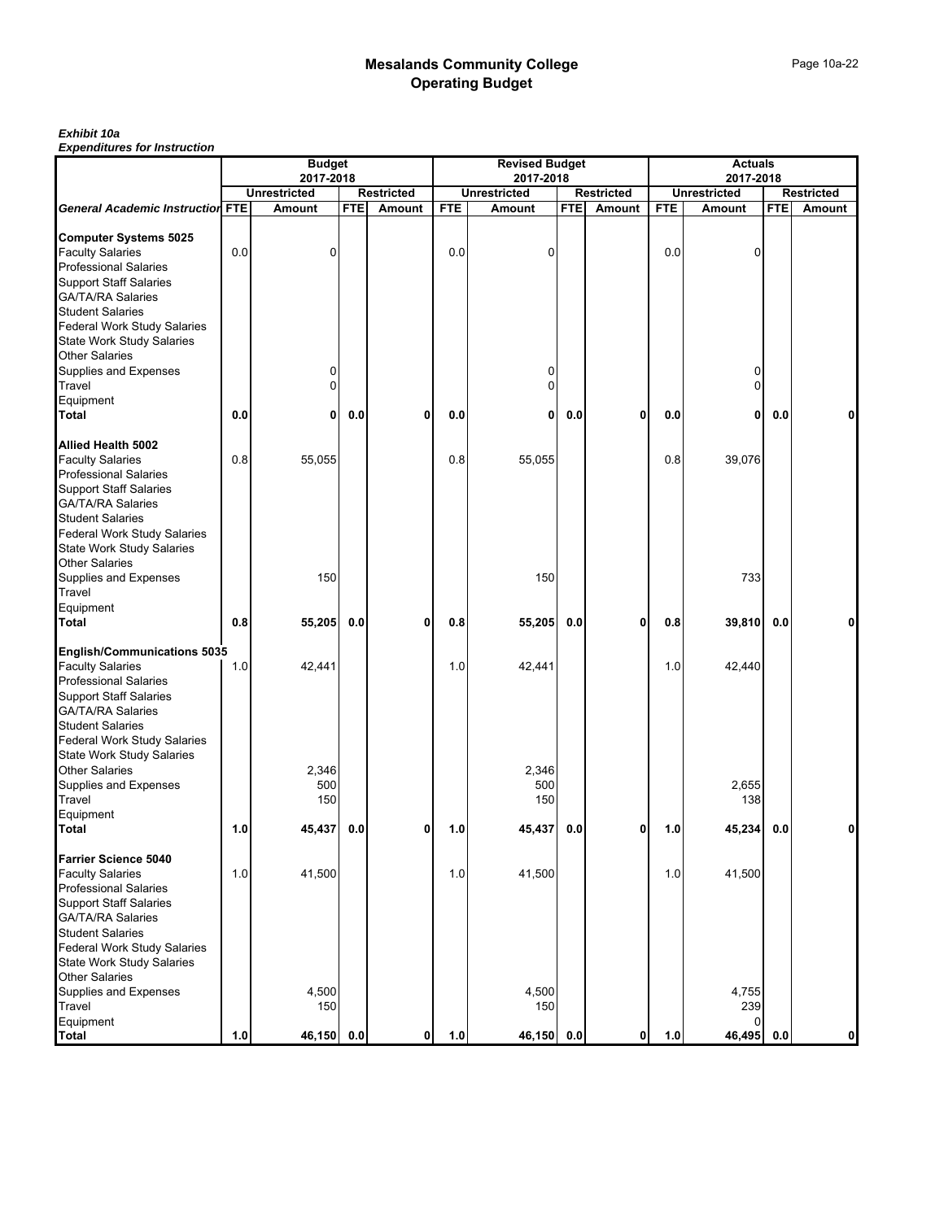# Mesalands Community College
## Operating Budget

***Exhibit 10a***
***Expenditures for Instruction***

| | Budget 2017-2018 | | | | Revised Budget 2017-2018 | | | | Actuals 2017-2018 | | | |
|---|---|---|---|---|---|---|---|---|---|---|---|---|
| | Unrestricted | | Restricted | | Unrestricted | | Restricted | | Unrestricted | | Restricted | |
| ***General Academic Instruction*** | **FTE** | **Amount** | **FTE** | **Amount** | **FTE** | **Amount** | **FTE** | **Amount** | **FTE** | **Amount** | **FTE** | **Amount** |
| **Computer Systems 5025** | | | | | | | | | | | | |
| Faculty Salaries | 0.0 | 0 | | | 0.0 | 0 | | | 0.0 | 0 | | |
| Professional Salaries | | | | | | | | | | | | |
| Support Staff Salaries | | | | | | | | | | | | |
| GA/TA/RA Salaries | | | | | | | | | | | | |
| Student Salaries | | | | | | | | | | | | |
| Federal Work Study Salaries | | | | | | | | | | | | |
| State Work Study Salaries | | | | | | | | | | | | |
| Other Salaries | | | | | | | | | | | | |
| Supplies and Expenses | | 0 | | | | 0 | | | | 0 | | |
| Travel | | 0 | | | | 0 | | | | 0 | | |
| Equipment | | | | | | | | | | | | |
| **Total** | **0.0** | **0** | **0.0** | **0** | **0.0** | **0** | **0.0** | **0** | **0.0** | **0** | **0.0** | **0** |
| **Allied Health 5002** | | | | | | | | | | | | |
| Faculty Salaries | 0.8 | 55,055 | | | 0.8 | 55,055 | | | 0.8 | 39,076 | | |
| Professional Salaries | | | | | | | | | | | | |
| Support Staff Salaries | | | | | | | | | | | | |
| GA/TA/RA Salaries | | | | | | | | | | | | |
| Student Salaries | | | | | | | | | | | | |
| Federal Work Study Salaries | | | | | | | | | | | | |
| State Work Study Salaries | | | | | | | | | | | | |
| Other Salaries | | | | | | | | | | | | |
| Supplies and Expenses | | 150 | | | | 150 | | | | 733 | | |
| Travel | | | | | | | | | | | | |
| Equipment | | | | | | | | | | | | |
| **Total** | **0.8** | **55,205** | **0.0** | **0** | **0.8** | **55,205** | **0.0** | **0** | **0.8** | **39,810** | **0.0** | **0** |
| **English/Communications 5035** | | | | | | | | | | | | |
| Faculty Salaries | 1.0 | 42,441 | | | 1.0 | 42,441 | | | 1.0 | 42,440 | | |
| Professional Salaries | | | | | | | | | | | | |
| Support Staff Salaries | | | | | | | | | | | | |
| GA/TA/RA Salaries | | | | | | | | | | | | |
| Student Salaries | | | | | | | | | | | | |
| Federal Work Study Salaries | | | | | | | | | | | | |
| State Work Study Salaries | | | | | | | | | | | | |
| Other Salaries | | 2,346 | | | | 2,346 | | | | | | |
| Supplies and Expenses | | 500 | | | | 500 | | | | 2,655 | | |
| Travel | | 150 | | | | 150 | | | | 138 | | |
| Equipment | | | | | | | | | | | | |
| **Total** | **1.0** | **45,437** | **0.0** | **0** | **1.0** | **45,437** | **0.0** | **0** | **1.0** | **45,234** | **0.0** | **0** |
| **Farrier Science 5040** | | | | | | | | | | | | |
| Faculty Salaries | 1.0 | 41,500 | | | 1.0 | 41,500 | | | 1.0 | 41,500 | | |
| Professional Salaries | | | | | | | | | | | | |
| Support Staff Salaries | | | | | | | | | | | | |
| GA/TA/RA Salaries | | | | | | | | | | | | |
| Student Salaries | | | | | | | | | | | | |
| Federal Work Study Salaries | | | | | | | | | | | | |
| State Work Study Salaries | | | | | | | | | | | | |
| Other Salaries | | | | | | | | | | | | |
| Supplies and Expenses | | 4,500 | | | | 4,500 | | | | 4,755 | | |
| Travel | | 150 | | | | 150 | | | | 239 | | |
| Equipment | | | | | | | | | | 0 | | |
| **Total** | **1.0** | **46,150** | **0.0** | **0** | **1.0** | **46,150** | **0.0** | **0** | **1.0** | **46,495** | **0.0** | **0** |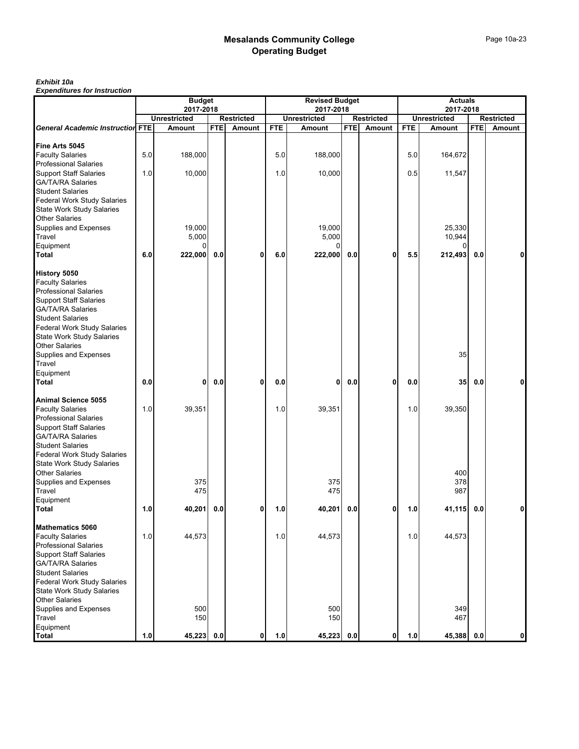# Mesalands Community College
## Operating Budget

***Exhibit 10a***
***Expenditures for Instruction***

| | Budget 2017-2018 | | | | Revised Budget 2017-2018 | | | | Actuals 2017-2018 | | | |
|---|---|---|---|---|---|---|---|---|---|---|---|---|
| | Unrestricted | | Restricted | | Unrestricted | | Restricted | | Unrestricted | | Restricted | |
| ***General Academic Instruction*** | FTE | Amount | FTE | Amount | FTE | Amount | FTE | Amount | FTE | Amount | FTE | Amount |
| **Fine Arts 5045** | | | | | | | | | | | | |
| Faculty Salaries | 5.0 | 188,000 | | | 5.0 | 188,000 | | | 5.0 | 164,672 | | |
| Professional Salaries | | | | | | | | | | | | |
| Support Staff Salaries | 1.0 | 10,000 | | | 1.0 | 10,000 | | | 0.5 | 11,547 | | |
| GA/TA/RA Salaries | | | | | | | | | | | | |
| Student Salaries | | | | | | | | | | | | |
| Federal Work Study Salaries | | | | | | | | | | | | |
| State Work Study Salaries | | | | | | | | | | | | |
| Other Salaries | | | | | | | | | | | | |
| Supplies and Expenses | | 19,000 | | | | 19,000 | | | | 25,330 | | |
| Travel | | 5,000 | | | | 5,000 | | | | 10,944 | | |
| Equipment | | 0 | | | | 0 | | | | 0 | | |
| **Total** | **6.0** | **222,000** | **0.0** | **0** | **6.0** | **222,000** | **0.0** | **0** | **5.5** | **212,493** | **0.0** | **0** |
| **History 5050** | | | | | | | | | | | | |
| Faculty Salaries | | | | | | | | | | | | |
| Professional Salaries | | | | | | | | | | | | |
| Support Staff Salaries | | | | | | | | | | | | |
| GA/TA/RA Salaries | | | | | | | | | | | | |
| Student Salaries | | | | | | | | | | | | |
| Federal Work Study Salaries | | | | | | | | | | | | |
| State Work Study Salaries | | | | | | | | | | | | |
| Other Salaries | | | | | | | | | | | | |
| Supplies and Expenses | | | | | | | | | | 35 | | |
| Travel | | | | | | | | | | | | |
| Equipment | | | | | | | | | | | | |
| **Total** | **0.0** | **0** | **0.0** | **0** | **0.0** | **0** | **0.0** | **0** | **0.0** | **35** | **0.0** | **0** |
| **Animal Science 5055** | | | | | | | | | | | | |
| Faculty Salaries | 1.0 | 39,351 | | | 1.0 | 39,351 | | | 1.0 | 39,350 | | |
| Professional Salaries | | | | | | | | | | | | |
| Support Staff Salaries | | | | | | | | | | | | |
| GA/TA/RA Salaries | | | | | | | | | | | | |
| Student Salaries | | | | | | | | | | | | |
| Federal Work Study Salaries | | | | | | | | | | | | |
| State Work Study Salaries | | | | | | | | | | | | |
| Other Salaries | | | | | | | | | | 400 | | |
| Supplies and Expenses | | 375 | | | | 375 | | | | 378 | | |
| Travel | | 475 | | | | 475 | | | | 987 | | |
| Equipment | | | | | | | | | | | | |
| **Total** | **1.0** | **40,201** | **0.0** | **0** | **1.0** | **40,201** | **0.0** | **0** | **1.0** | **41,115** | **0.0** | **0** |
| **Mathematics 5060** | | | | | | | | | | | | |
| Faculty Salaries | 1.0 | 44,573 | | | 1.0 | 44,573 | | | 1.0 | 44,573 | | |
| Professional Salaries | | | | | | | | | | | | |
| Support Staff Salaries | | | | | | | | | | | | |
| GA/TA/RA Salaries | | | | | | | | | | | | |
| Student Salaries | | | | | | | | | | | | |
| Federal Work Study Salaries | | | | | | | | | | | | |
| State Work Study Salaries | | | | | | | | | | | | |
| Other Salaries | | | | | | | | | | | | |
| Supplies and Expenses | | 500 | | | | 500 | | | | 349 | | |
| Travel | | 150 | | | | 150 | | | | 467 | | |
| Equipment | | | | | | | | | | | | |
| **Total** | **1.0** | **45,223** | **0.0** | **0** | **1.0** | **45,223** | **0.0** | **0** | **1.0** | **45,388** | **0.0** | **0** |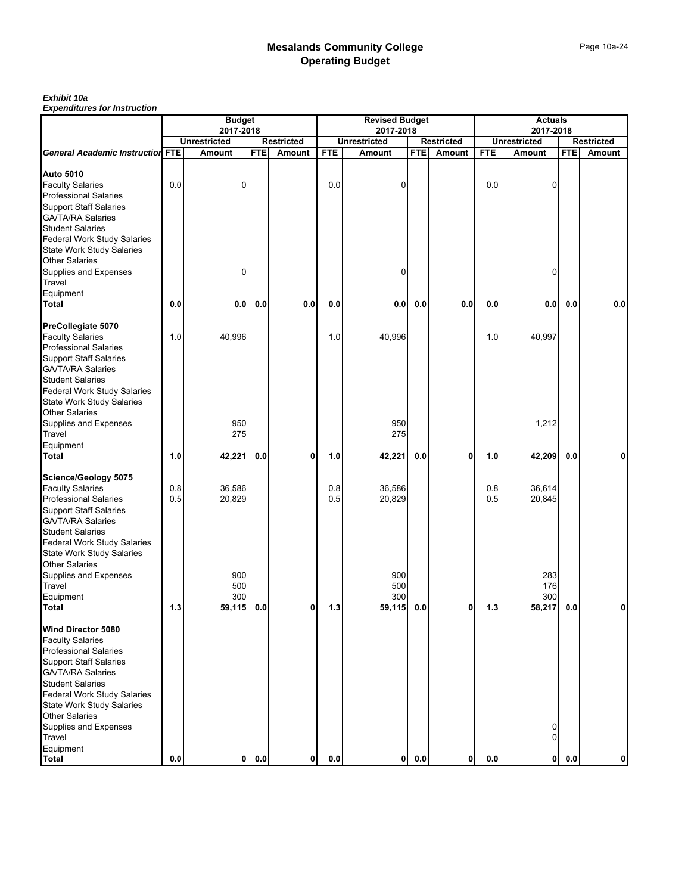# Mesalands Community College
## Operating Budget

***Exhibit 10a***
***Expenditures for Instruction***

| | Budget 2017-2018 | | | | Revised Budget 2017-2018 | | | | Actuals 2017-2018 | | | |
|---|---|---|---|---|---|---|---|---|---|---|---|---|
| | Unrestricted | | Restricted | | Unrestricted | | Restricted | | Unrestricted | | Restricted | |
| ***General Academic Instruction*** | **FTE** | **Amount** | **FTE** | **Amount** | **FTE** | **Amount** | **FTE** | **Amount** | **FTE** | **Amount** | **FTE** | **Amount** |
| **Auto 5010** | | | | | | | | | | | | |
| Faculty Salaries | 0.0 | 0 | | | 0.0 | 0 | | | 0.0 | 0 | | |
| Professional Salaries | | | | | | | | | | | | |
| Support Staff Salaries | | | | | | | | | | | | |
| GA/TA/RA Salaries | | | | | | | | | | | | |
| Student Salaries | | | | | | | | | | | | |
| Federal Work Study Salaries | | | | | | | | | | | | |
| State Work Study Salaries | | | | | | | | | | | | |
| Other Salaries | | | | | | | | | | | | |
| Supplies and Expenses | | 0 | | | | 0 | | | | 0 | | |
| Travel | | | | | | | | | | | | |
| Equipment | | | | | | | | | | | | |
| **Total** | **0.0** | **0.0** | **0.0** | **0.0** | **0.0** | **0.0** | **0.0** | **0.0** | **0.0** | **0.0** | **0.0** | **0.0** |
| **PreCollegiate 5070** | | | | | | | | | | | | |
| Faculty Salaries | 1.0 | 40,996 | | | 1.0 | 40,996 | | | 1.0 | 40,997 | | |
| Professional Salaries | | | | | | | | | | | | |
| Support Staff Salaries | | | | | | | | | | | | |
| GA/TA/RA Salaries | | | | | | | | | | | | |
| Student Salaries | | | | | | | | | | | | |
| Federal Work Study Salaries | | | | | | | | | | | | |
| State Work Study Salaries | | | | | | | | | | | | |
| Other Salaries | | | | | | | | | | | | |
| Supplies and Expenses | | 950 | | | | 950 | | | | 1,212 | | |
| Travel | | 275 | | | | 275 | | | | | | |
| Equipment | | | | | | | | | | | | |
| **Total** | **1.0** | **42,221** | **0.0** | **0** | **1.0** | **42,221** | **0.0** | **0** | **1.0** | **42,209** | **0.0** | **0** |
| **Science/Geology 5075** | | | | | | | | | | | | |
| Faculty Salaries | 0.8 | 36,586 | | | 0.8 | 36,586 | | | 0.8 | 36,614 | | |
| Professional Salaries | 0.5 | 20,829 | | | 0.5 | 20,829 | | | 0.5 | 20,845 | | |
| Support Staff Salaries | | | | | | | | | | | | |
| GA/TA/RA Salaries | | | | | | | | | | | | |
| Student Salaries | | | | | | | | | | | | |
| Federal Work Study Salaries | | | | | | | | | | | | |
| State Work Study Salaries | | | | | | | | | | | | |
| Other Salaries | | | | | | | | | | | | |
| Supplies and Expenses | | 900 | | | | 900 | | | | 283 | | |
| Travel | | 500 | | | | 500 | | | | 176 | | |
| Equipment | | 300 | | | | 300 | | | | 300 | | |
| **Total** | **1.3** | **59,115** | **0.0** | **0** | **1.3** | **59,115** | **0.0** | **0** | **1.3** | **58,217** | **0.0** | **0** |
| **Wind Director 5080** | | | | | | | | | | | | |
| Faculty Salaries | | | | | | | | | | | | |
| Professional Salaries | | | | | | | | | | | | |
| Support Staff Salaries | | | | | | | | | | | | |
| GA/TA/RA Salaries | | | | | | | | | | | | |
| Student Salaries | | | | | | | | | | | | |
| Federal Work Study Salaries | | | | | | | | | | | | |
| State Work Study Salaries | | | | | | | | | | | | |
| Other Salaries | | | | | | | | | | | | |
| Supplies and Expenses | | | | | | | | | | 0 | | |
| Travel | | | | | | | | | | 0 | | |
| Equipment | | | | | | | | | | | | |
| **Total** | **0.0** | **0** | **0.0** | **0** | **0.0** | **0** | **0.0** | **0** | **0.0** | **0** | **0.0** | **0** |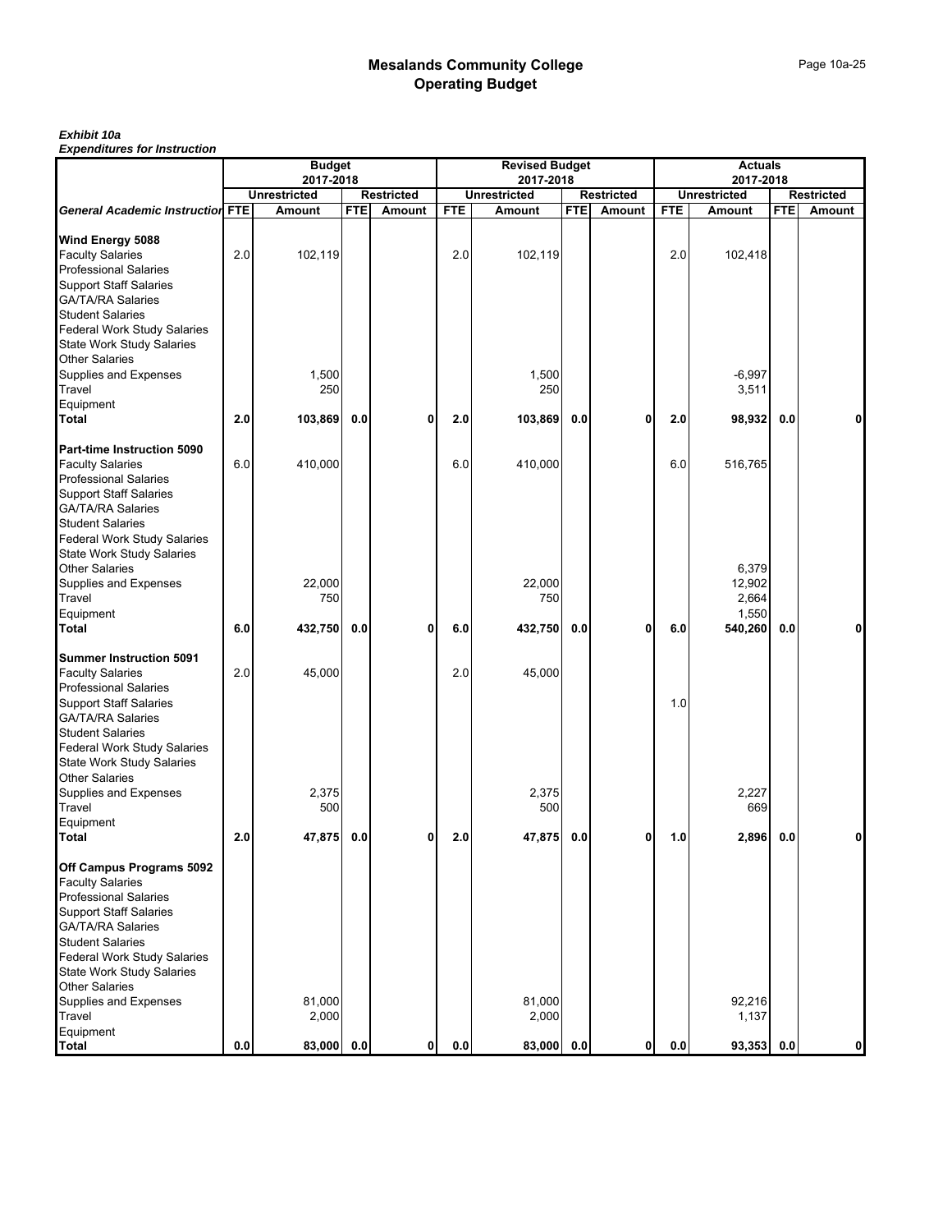# Mesalands Community College
## Operating Budget

***Exhibit 10a***
***Expenditures for Instruction***

| | Budget 2017-2018 | | | | Revised Budget 2017-2018 | | | | Actuals 2017-2018 | | | |
|---|---|---|---|---|---|---|---|---|---|---|---|---|
| | Unrestricted | | Restricted | | Unrestricted | | Restricted | | Unrestricted | | Restricted | |
| ***General Academic Instruction*** | **FTE** | **Amount** | **FTE** | **Amount** | **FTE** | **Amount** | **FTE** | **Amount** | **FTE** | **Amount** | **FTE** | **Amount** |
| **Wind Energy 5088** | | | | | | | | | | | | |
| Faculty Salaries | 2.0 | 102,119 | | | 2.0 | 102,119 | | | 2.0 | 102,418 | | |
| Professional Salaries | | | | | | | | | | | | |
| Support Staff Salaries | | | | | | | | | | | | |
| GA/TA/RA Salaries | | | | | | | | | | | | |
| Student Salaries | | | | | | | | | | | | |
| Federal Work Study Salaries | | | | | | | | | | | | |
| State Work Study Salaries | | | | | | | | | | | | |
| Other Salaries | | | | | | | | | | | | |
| Supplies and Expenses | | 1,500 | | | | 1,500 | | | | -6,997 | | |
| Travel | | 250 | | | | 250 | | | | 3,511 | | |
| Equipment | | | | | | | | | | | | |
| **Total** | **2.0** | **103,869** | **0.0** | **0** | **2.0** | **103,869** | **0.0** | **0** | **2.0** | **98,932** | **0.0** | **0** |
| **Part-time Instruction 5090** | | | | | | | | | | | | |
| Faculty Salaries | 6.0 | 410,000 | | | 6.0 | 410,000 | | | 6.0 | 516,765 | | |
| Professional Salaries | | | | | | | | | | | | |
| Support Staff Salaries | | | | | | | | | | | | |
| GA/TA/RA Salaries | | | | | | | | | | | | |
| Student Salaries | | | | | | | | | | | | |
| Federal Work Study Salaries | | | | | | | | | | | | |
| State Work Study Salaries | | | | | | | | | | | | |
| Other Salaries | | | | | | | | | | 6,379 | | |
| Supplies and Expenses | | 22,000 | | | | 22,000 | | | | 12,902 | | |
| Travel | | 750 | | | | 750 | | | | 2,664 | | |
| Equipment | | | | | | | | | | 1,550 | | |
| **Total** | **6.0** | **432,750** | **0.0** | **0** | **6.0** | **432,750** | **0.0** | **0** | **6.0** | **540,260** | **0.0** | **0** |
| **Summer Instruction 5091** | | | | | | | | | | | | |
| Faculty Salaries | 2.0 | 45,000 | | | 2.0 | 45,000 | | | | | | |
| Professional Salaries | | | | | | | | | | | | |
| Support Staff Salaries | | | | | | | | | 1.0 | | | |
| GA/TA/RA Salaries | | | | | | | | | | | | |
| Student Salaries | | | | | | | | | | | | |
| Federal Work Study Salaries | | | | | | | | | | | | |
| State Work Study Salaries | | | | | | | | | | | | |
| Other Salaries | | | | | | | | | | | | |
| Supplies and Expenses | | 2,375 | | | | 2,375 | | | | 2,227 | | |
| Travel | | 500 | | | | 500 | | | | 669 | | |
| Equipment | | | | | | | | | | | | |
| **Total** | **2.0** | **47,875** | **0.0** | **0** | **2.0** | **47,875** | **0.0** | **0** | **1.0** | **2,896** | **0.0** | **0** |
| **Off Campus Programs 5092** | | | | | | | | | | | | |
| Faculty Salaries | | | | | | | | | | | | |
| Professional Salaries | | | | | | | | | | | | |
| Support Staff Salaries | | | | | | | | | | | | |
| GA/TA/RA Salaries | | | | | | | | | | | | |
| Student Salaries | | | | | | | | | | | | |
| Federal Work Study Salaries | | | | | | | | | | | | |
| State Work Study Salaries | | | | | | | | | | | | |
| Other Salaries | | | | | | | | | | | | |
| Supplies and Expenses | | 81,000 | | | | 81,000 | | | | 92,216 | | |
| Travel | | 2,000 | | | | 2,000 | | | | 1,137 | | |
| Equipment | | | | | | | | | | | | |
| **Total** | **0.0** | **83,000** | **0.0** | **0** | **0.0** | **83,000** | **0.0** | **0** | **0.0** | **93,353** | **0.0** | **0** |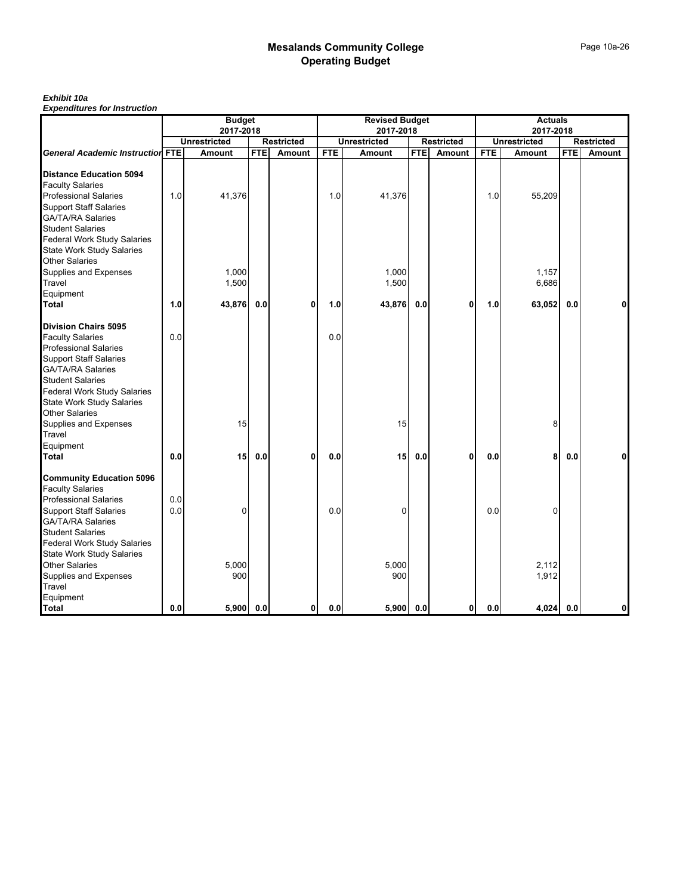# Mesalands Community College
## Operating Budget

***Exhibit 10a***
***Expenditures for Instruction***

| | Budget 2017-2018 | | | | Revised Budget 2017-2018 | | | | Actuals 2017-2018 | | | |
|---|---|---|---|---|---|---|---|---|---|---|---|---|
| | Unrestricted | | Restricted | | Unrestricted | | Restricted | | Unrestricted | | Restricted | |
| ***General Academic Instruction*** | **FTE** | **Amount** | **FTE** | **Amount** | **FTE** | **Amount** | **FTE** | **Amount** | **FTE** | **Amount** | **FTE** | **Amount** |
| **Distance Education 5094** | | | | | | | | | | | | |
| Faculty Salaries | | | | | | | | | | | | |
| Professional Salaries | 1.0 | 41,376 | | | 1.0 | 41,376 | | | 1.0 | 55,209 | | |
| Support Staff Salaries | | | | | | | | | | | | |
| GA/TA/RA Salaries | | | | | | | | | | | | |
| Student Salaries | | | | | | | | | | | | |
| Federal Work Study Salaries | | | | | | | | | | | | |
| State Work Study Salaries | | | | | | | | | | | | |
| Other Salaries | | | | | | | | | | | | |
| Supplies and Expenses | | 1,000 | | | | 1,000 | | | | 1,157 | | |
| Travel | | 1,500 | | | | 1,500 | | | | 6,686 | | |
| Equipment | | | | | | | | | | | | |
| **Total** | **1.0** | **43,876** | **0.0** | **0** | **1.0** | **43,876** | **0.0** | **0** | **1.0** | **63,052** | **0.0** | **0** |
| **Division Chairs 5095** | | | | | | | | | | | | |
| Faculty Salaries | 0.0 | | | | 0.0 | | | | | | | |
| Professional Salaries | | | | | | | | | | | | |
| Support Staff Salaries | | | | | | | | | | | | |
| GA/TA/RA Salaries | | | | | | | | | | | | |
| Student Salaries | | | | | | | | | | | | |
| Federal Work Study Salaries | | | | | | | | | | | | |
| State Work Study Salaries | | | | | | | | | | | | |
| Other Salaries | | | | | | | | | | | | |
| Supplies and Expenses | | 15 | | | | 15 | | | | 8 | | |
| Travel | | | | | | | | | | | | |
| Equipment | | | | | | | | | | | | |
| **Total** | **0.0** | **15** | **0.0** | **0** | **0.0** | **15** | **0.0** | **0** | **0.0** | **8** | **0.0** | **0** |
| **Community Education 5096** | | | | | | | | | | | | |
| Faculty Salaries | | | | | | | | | | | | |
| Professional Salaries | 0.0 | | | | | | | | | | | |
| Support Staff Salaries | 0.0 | 0 | | | 0.0 | 0 | | | 0.0 | 0 | | |
| GA/TA/RA Salaries | | | | | | | | | | | | |
| Student Salaries | | | | | | | | | | | | |
| Federal Work Study Salaries | | | | | | | | | | | | |
| State Work Study Salaries | | | | | | | | | | | | |
| Other Salaries | | 5,000 | | | | 5,000 | | | | 2,112 | | |
| Supplies and Expenses | | 900 | | | | 900 | | | | 1,912 | | |
| Travel | | | | | | | | | | | | |
| Equipment | | | | | | | | | | | | |
| **Total** | **0.0** | **5,900** | **0.0** | **0** | **0.0** | **5,900** | **0.0** | **0** | **0.0** | **4,024** | **0.0** | **0** |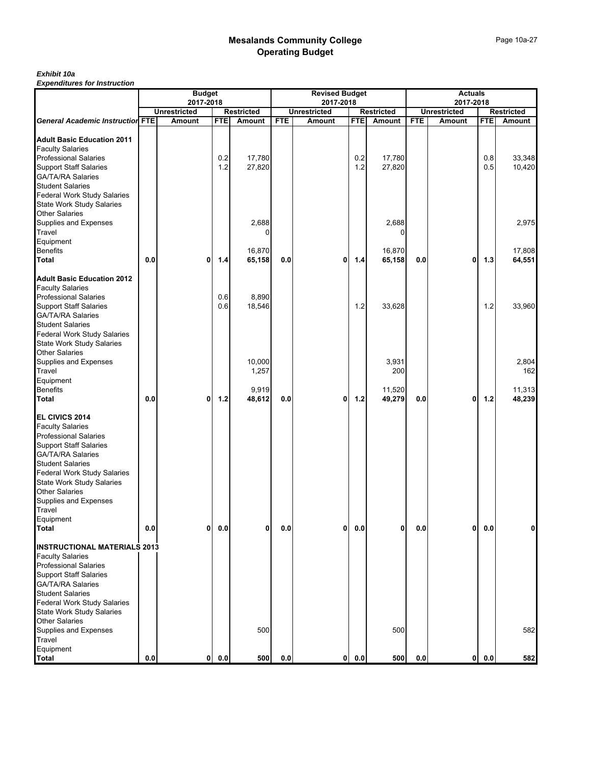# Mesalands Community College
## Operating Budget

***Exhibit 10a***
***Expenditures for Instruction***

| | Budget 2017-2018 | | | | Revised Budget 2017-2018 | | | | Actuals 2017-2018 | | | |
|---|---|---|---|---|---|---|---|---|---|---|---|---|
| | Unrestricted | | Restricted | | Unrestricted | | Restricted | | Unrestricted | | Restricted | |
| ***General Academic Instruction*** | **FTE** | **Amount** | **FTE** | **Amount** | **FTE** | **Amount** | **FTE** | **Amount** | **FTE** | **Amount** | **FTE** | **Amount** |
| **Adult Basic Education 2011** | | | | | | | | | | | | |
| Faculty Salaries | | | | | | | | | | | | |
| Professional Salaries | | | 0.2 | 17,780 | | | 0.2 | 17,780 | | | 0.8 | 33,348 |
| Support Staff Salaries | | | 1.2 | 27,820 | | | 1.2 | 27,820 | | | 0.5 | 10,420 |
| GA/TA/RA Salaries | | | | | | | | | | | | |
| Student Salaries | | | | | | | | | | | | |
| Federal Work Study Salaries | | | | | | | | | | | | |
| State Work Study Salaries | | | | | | | | | | | | |
| Other Salaries | | | | | | | | | | | | |
| Supplies and Expenses | | | | 2,688 | | | | 2,688 | | | | 2,975 |
| Travel | | | | 0 | | | | 0 | | | | |
| Equipment | | | | | | | | | | | | |
| Benefits | | | | 16,870 | | | | 16,870 | | | | 17,808 |
| **Total** | **0.0** | **0** | **1.4** | **65,158** | **0.0** | **0** | **1.4** | **65,158** | **0.0** | **0** | **1.3** | **64,551** |
| **Adult Basic Education 2012** | | | | | | | | | | | | |
| Faculty Salaries | | | | | | | | | | | | |
| Professional Salaries | | | 0.6 | 8,890 | | | | | | | | |
| Support Staff Salaries | | | 0.6 | 18,546 | | | 1.2 | 33,628 | | | 1.2 | 33,960 |
| GA/TA/RA Salaries | | | | | | | | | | | | |
| Student Salaries | | | | | | | | | | | | |
| Federal Work Study Salaries | | | | | | | | | | | | |
| State Work Study Salaries | | | | | | | | | | | | |
| Other Salaries | | | | | | | | | | | | |
| Supplies and Expenses | | | | 10,000 | | | | 3,931 | | | | 2,804 |
| Travel | | | | 1,257 | | | | 200 | | | | 162 |
| Equipment | | | | | | | | | | | | |
| Benefits | | | | 9,919 | | | | 11,520 | | | | 11,313 |
| **Total** | **0.0** | **0** | **1.2** | **48,612** | **0.0** | **0** | **1.2** | **49,279** | **0.0** | **0** | **1.2** | **48,239** |
| **EL CIVICS 2014** | | | | | | | | | | | | |
| Faculty Salaries | | | | | | | | | | | | |
| Professional Salaries | | | | | | | | | | | | |
| Support Staff Salaries | | | | | | | | | | | | |
| GA/TA/RA Salaries | | | | | | | | | | | | |
| Student Salaries | | | | | | | | | | | | |
| Federal Work Study Salaries | | | | | | | | | | | | |
| State Work Study Salaries | | | | | | | | | | | | |
| Other Salaries | | | | | | | | | | | | |
| Supplies and Expenses | | | | | | | | | | | | |
| Travel | | | | | | | | | | | | |
| Equipment | | | | | | | | | | | | |
| **Total** | **0.0** | **0** | **0.0** | **0** | **0.0** | **0** | **0.0** | **0** | **0.0** | **0** | **0.0** | **0** |
| **INSTRUCTIONAL MATERIALS 2013** | | | | | | | | | | | | |
| Faculty Salaries | | | | | | | | | | | | |
| Professional Salaries | | | | | | | | | | | | |
| Support Staff Salaries | | | | | | | | | | | | |
| GA/TA/RA Salaries | | | | | | | | | | | | |
| Student Salaries | | | | | | | | | | | | |
| Federal Work Study Salaries | | | | | | | | | | | | |
| State Work Study Salaries | | | | | | | | | | | | |
| Other Salaries | | | | | | | | | | | | |
| Supplies and Expenses | | | | 500 | | | | 500 | | | | 582 |
| Travel | | | | | | | | | | | | |
| Equipment | | | | | | | | | | | | |
| **Total** | **0.0** | **0** | **0.0** | **500** | **0.0** | **0** | **0.0** | **500** | **0.0** | **0** | **0.0** | **582** |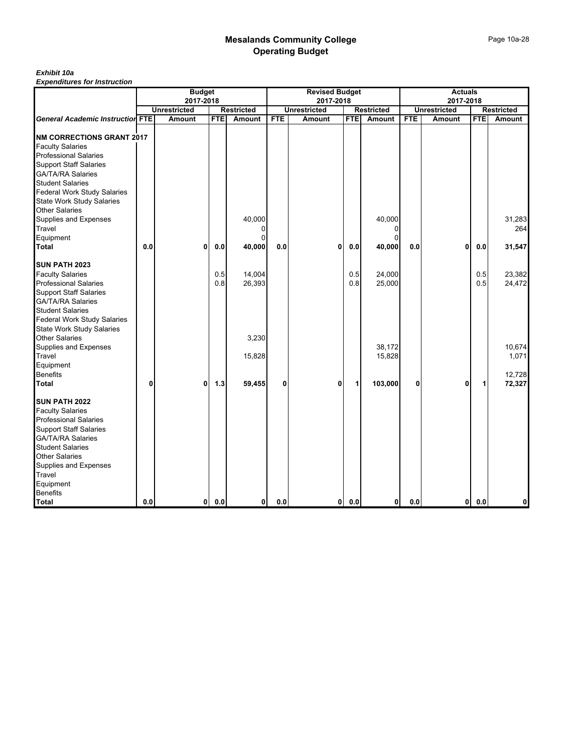# Mesalands Community College
## Operating Budget

***Exhibit 10a***
***Expenditures for Instruction***

| | Budget 2017-2018 | | | | Revised Budget 2017-2018 | | | | Actuals 2017-2018 | | | |
|---|---|---|---|---|---|---|---|---|---|---|---|---|
| | Unrestricted | | Restricted | | Unrestricted | | Restricted | | Unrestricted | | Restricted | |
| ***General Academic Instruction*** | **FTE** | **Amount** | **FTE** | **Amount** | **FTE** | **Amount** | **FTE** | **Amount** | **FTE** | **Amount** | **FTE** | **Amount** |
| **NM CORRECTIONS GRANT 2017** | | | | | | | | | | | | |
| Faculty Salaries | | | | | | | | | | | | |
| Professional Salaries | | | | | | | | | | | | |
| Support Staff Salaries | | | | | | | | | | | | |
| GA/TA/RA Salaries | | | | | | | | | | | | |
| Student Salaries | | | | | | | | | | | | |
| Federal Work Study Salaries | | | | | | | | | | | | |
| State Work Study Salaries | | | | | | | | | | | | |
| Other Salaries | | | | | | | | | | | | |
| Supplies and Expenses | | | | 40,000 | | | | 40,000 | | | | 31,283 |
| Travel | | | | 0 | | | | 0 | | | | 264 |
| Equipment | | | | 0 | | | | 0 | | | | |
| **Total** | **0.0** | **0** | **0.0** | **40,000** | **0.0** | **0** | **0.0** | **40,000** | **0.0** | **0** | **0.0** | **31,547** |
| **SUN PATH 2023** | | | | | | | | | | | | |
| Faculty Salaries | | | 0.5 | 14,004 | | | 0.5 | 24,000 | | | 0.5 | 23,382 |
| Professional Salaries | | | 0.8 | 26,393 | | | 0.8 | 25,000 | | | 0.5 | 24,472 |
| Support Staff Salaries | | | | | | | | | | | | |
| GA/TA/RA Salaries | | | | | | | | | | | | |
| Student Salaries | | | | | | | | | | | | |
| Federal Work Study Salaries | | | | | | | | | | | | |
| State Work Study Salaries | | | | | | | | | | | | |
| Other Salaries | | | | 3,230 | | | | | | | | |
| Supplies and Expenses | | | | | | | | 38,172 | | | | 10,674 |
| Travel | | | | 15,828 | | | | 15,828 | | | | 1,071 |
| Equipment | | | | | | | | | | | | |
| Benefits | | | | | | | | | | | | 12,728 |
| **Total** | **0** | **0** | **1.3** | **59,455** | **0** | **0** | **1** | **103,000** | **0** | **0** | **1** | **72,327** |
| **SUN PATH 2022** | | | | | | | | | | | | |
| Faculty Salaries | | | | | | | | | | | | |
| Professional Salaries | | | | | | | | | | | | |
| Support Staff Salaries | | | | | | | | | | | | |
| GA/TA/RA Salaries | | | | | | | | | | | | |
| Student Salaries | | | | | | | | | | | | |
| Other Salaries | | | | | | | | | | | | |
| Supplies and Expenses | | | | | | | | | | | | |
| Travel | | | | | | | | | | | | |
| Equipment | | | | | | | | | | | | |
| Benefits | | | | | | | | | | | | |
| **Total** | **0.0** | **0** | **0.0** | **0** | **0.0** | **0** | **0.0** | **0** | **0.0** | **0** | **0.0** | **0** |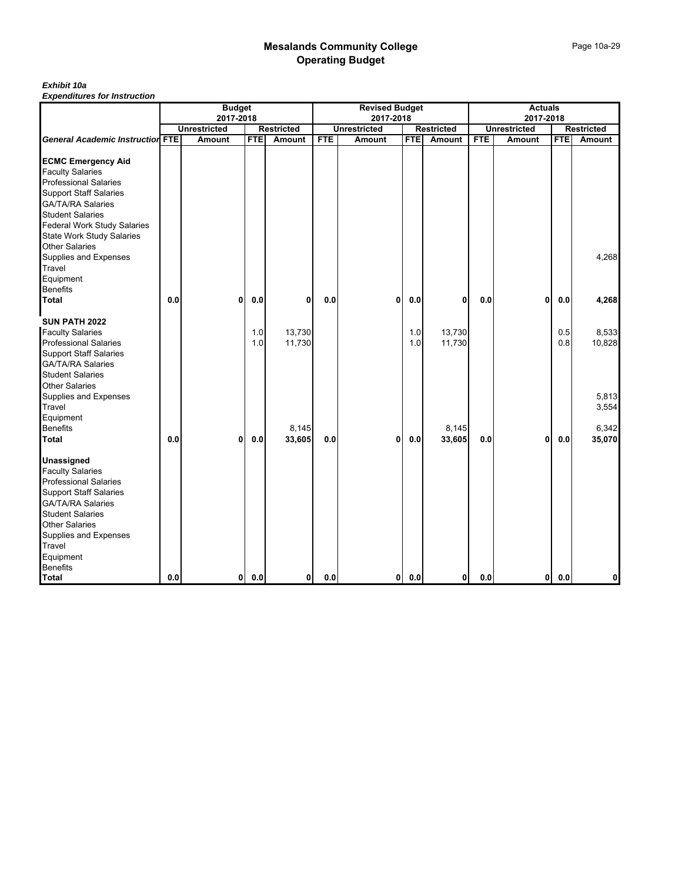# Mesalands Community College
## Operating Budget

***Exhibit 10a***
***Expenditures for Instruction***

| | Budget 2017-2018 | | | | Revised Budget 2017-2018 | | | | Actuals 2017-2018 | | | |
|---|---|---|---|---|---|---|---|---|---|---|---|---|
| | Unrestricted | | Restricted | | Unrestricted | | Restricted | | Unrestricted | | Restricted | |
| ***General Academic Instruction*** | **FTE** | **Amount** | **FTE** | **Amount** | **FTE** | **Amount** | **FTE** | **Amount** | **FTE** | **Amount** | **FTE** | **Amount** |
| **ECMC Emergency Aid** | | | | | | | | | | | | |
| Faculty Salaries | | | | | | | | | | | | |
| Professional Salaries | | | | | | | | | | | | |
| Support Staff Salaries | | | | | | | | | | | | |
| GA/TA/RA Salaries | | | | | | | | | | | | |
| Student Salaries | | | | | | | | | | | | |
| Federal Work Study Salaries | | | | | | | | | | | | |
| State Work Study Salaries | | | | | | | | | | | | |
| Other Salaries | | | | | | | | | | | | |
| Supplies and Expenses | | | | | | | | | | | | 4,268 |
| Travel | | | | | | | | | | | | |
| Equipment | | | | | | | | | | | | |
| Benefits | | | | | | | | | | | | |
| **Total** | **0.0** | **0** | **0.0** | **0** | **0.0** | **0** | **0.0** | **0** | **0.0** | **0** | **0.0** | **4,268** |
| **SUN PATH 2022** | | | | | | | | | | | | |
| Faculty Salaries | | | 1.0 | 13,730 | | | 1.0 | 13,730 | | | 0.5 | 8,533 |
| Professional Salaries | | | 1.0 | 11,730 | | | 1.0 | 11,730 | | | 0.8 | 10,828 |
| Support Staff Salaries | | | | | | | | | | | | |
| GA/TA/RA Salaries | | | | | | | | | | | | |
| Student Salaries | | | | | | | | | | | | |
| Other Salaries | | | | | | | | | | | | |
| Supplies and Expenses | | | | | | | | | | | | 5,813 |
| Travel | | | | | | | | | | | | 3,554 |
| Equipment | | | | | | | | | | | | |
| Benefits | | | | 8,145 | | | | 8,145 | | | | 6,342 |
| **Total** | **0.0** | **0** | **0.0** | **33,605** | **0.0** | **0** | **0.0** | **33,605** | **0.0** | **0** | **0.0** | **35,070** |
| **Unassigned** | | | | | | | | | | | | |
| Faculty Salaries | | | | | | | | | | | | |
| Professional Salaries | | | | | | | | | | | | |
| Support Staff Salaries | | | | | | | | | | | | |
| GA/TA/RA Salaries | | | | | | | | | | | | |
| Student Salaries | | | | | | | | | | | | |
| Other Salaries | | | | | | | | | | | | |
| Supplies and Expenses | | | | | | | | | | | | |
| Travel | | | | | | | | | | | | |
| Equipment | | | | | | | | | | | | |
| Benefits | | | | | | | | | | | | |
| **Total** | **0.0** | **0** | **0.0** | **0** | **0.0** | **0** | **0.0** | **0** | **0.0** | **0** | **0.0** | **0** |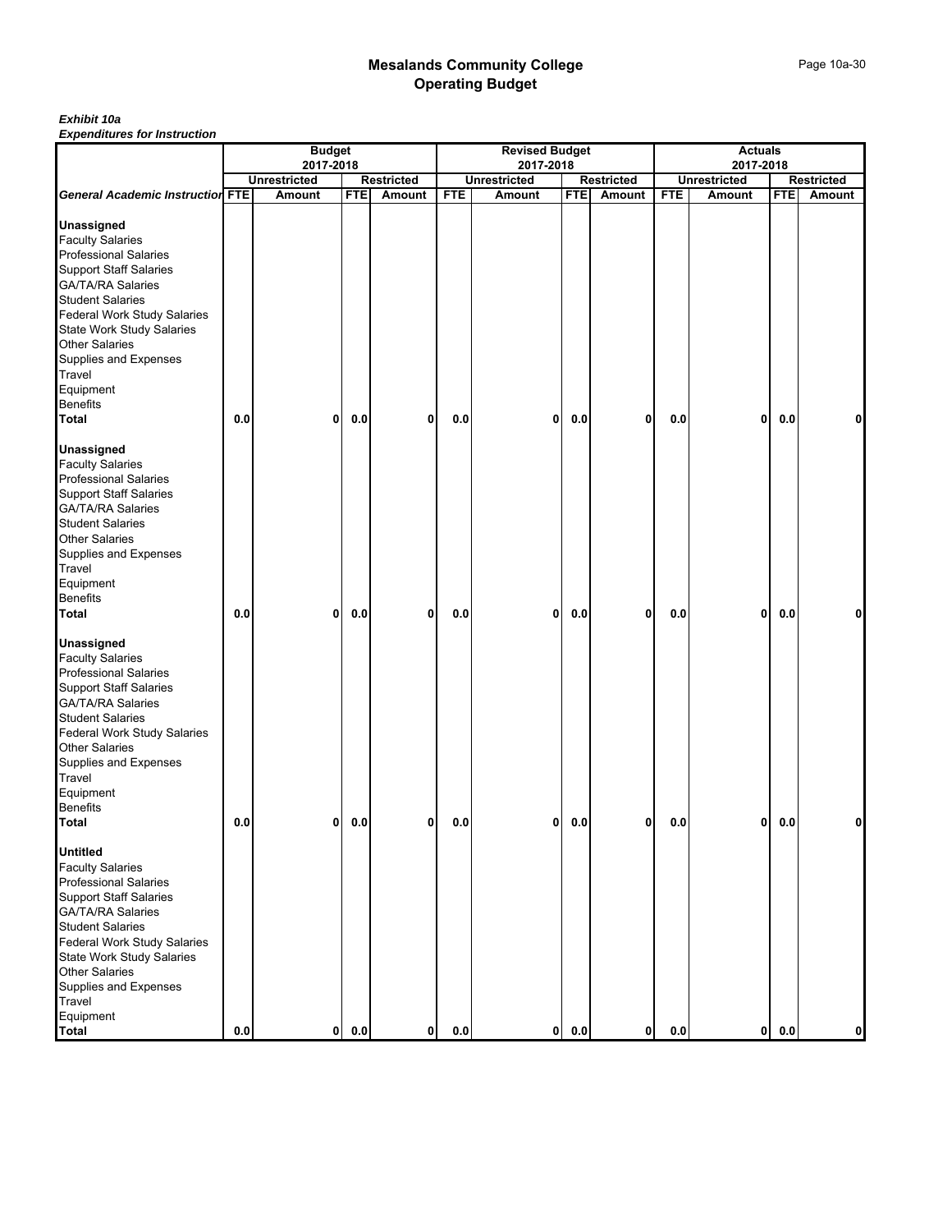# Mesalands Community College
## Operating Budget

***Exhibit 10a***
***Expenditures for Instruction***

| | Budget 2017-2018 | | | | Revised Budget 2017-2018 | | | | Actuals 2017-2018 | | | |
|---|---|---|---|---|---|---|---|---|---|---|---|---|
| | Unrestricted | | Restricted | | Unrestricted | | Restricted | | Unrestricted | | Restricted | |
| ***General Academic Instruction*** | FTE | Amount | FTE | Amount | FTE | Amount | FTE | Amount | FTE | Amount | FTE | Amount |
| **Unassigned** | | | | | | | | | | | | |
| Faculty Salaries | | | | | | | | | | | | |
| Professional Salaries | | | | | | | | | | | | |
| Support Staff Salaries | | | | | | | | | | | | |
| GA/TA/RA Salaries | | | | | | | | | | | | |
| Student Salaries | | | | | | | | | | | | |
| Federal Work Study Salaries | | | | | | | | | | | | |
| State Work Study Salaries | | | | | | | | | | | | |
| Other Salaries | | | | | | | | | | | | |
| Supplies and Expenses | | | | | | | | | | | | |
| Travel | | | | | | | | | | | | |
| Equipment | | | | | | | | | | | | |
| Benefits | | | | | | | | | | | | |
| **Total** | **0.0** | **0** | **0.0** | **0** | **0.0** | **0** | **0.0** | **0** | **0.0** | **0** | **0.0** | **0** |
| **Unassigned** | | | | | | | | | | | | |
| Faculty Salaries | | | | | | | | | | | | |
| Professional Salaries | | | | | | | | | | | | |
| Support Staff Salaries | | | | | | | | | | | | |
| GA/TA/RA Salaries | | | | | | | | | | | | |
| Student Salaries | | | | | | | | | | | | |
| Other Salaries | | | | | | | | | | | | |
| Supplies and Expenses | | | | | | | | | | | | |
| Travel | | | | | | | | | | | | |
| Equipment | | | | | | | | | | | | |
| Benefits | | | | | | | | | | | | |
| **Total** | **0.0** | **0** | **0.0** | **0** | **0.0** | **0** | **0.0** | **0** | **0.0** | **0** | **0.0** | **0** |
| **Unassigned** | | | | | | | | | | | | |
| Faculty Salaries | | | | | | | | | | | | |
| Professional Salaries | | | | | | | | | | | | |
| Support Staff Salaries | | | | | | | | | | | | |
| GA/TA/RA Salaries | | | | | | | | | | | | |
| Student Salaries | | | | | | | | | | | | |
| Federal Work Study Salaries | | | | | | | | | | | | |
| Other Salaries | | | | | | | | | | | | |
| Supplies and Expenses | | | | | | | | | | | | |
| Travel | | | | | | | | | | | | |
| Equipment | | | | | | | | | | | | |
| Benefits | | | | | | | | | | | | |
| **Total** | **0.0** | **0** | **0.0** | **0** | **0.0** | **0** | **0.0** | **0** | **0.0** | **0** | **0.0** | **0** |
| **Untitled** | | | | | | | | | | | | |
| Faculty Salaries | | | | | | | | | | | | |
| Professional Salaries | | | | | | | | | | | | |
| Support Staff Salaries | | | | | | | | | | | | |
| GA/TA/RA Salaries | | | | | | | | | | | | |
| Student Salaries | | | | | | | | | | | | |
| Federal Work Study Salaries | | | | | | | | | | | | |
| State Work Study Salaries | | | | | | | | | | | | |
| Other Salaries | | | | | | | | | | | | |
| Supplies and Expenses | | | | | | | | | | | | |
| Travel | | | | | | | | | | | | |
| Equipment | | | | | | | | | | | | |
| **Total** | **0.0** | **0** | **0.0** | **0** | **0.0** | **0** | **0.0** | **0** | **0.0** | **0** | **0.0** | **0** |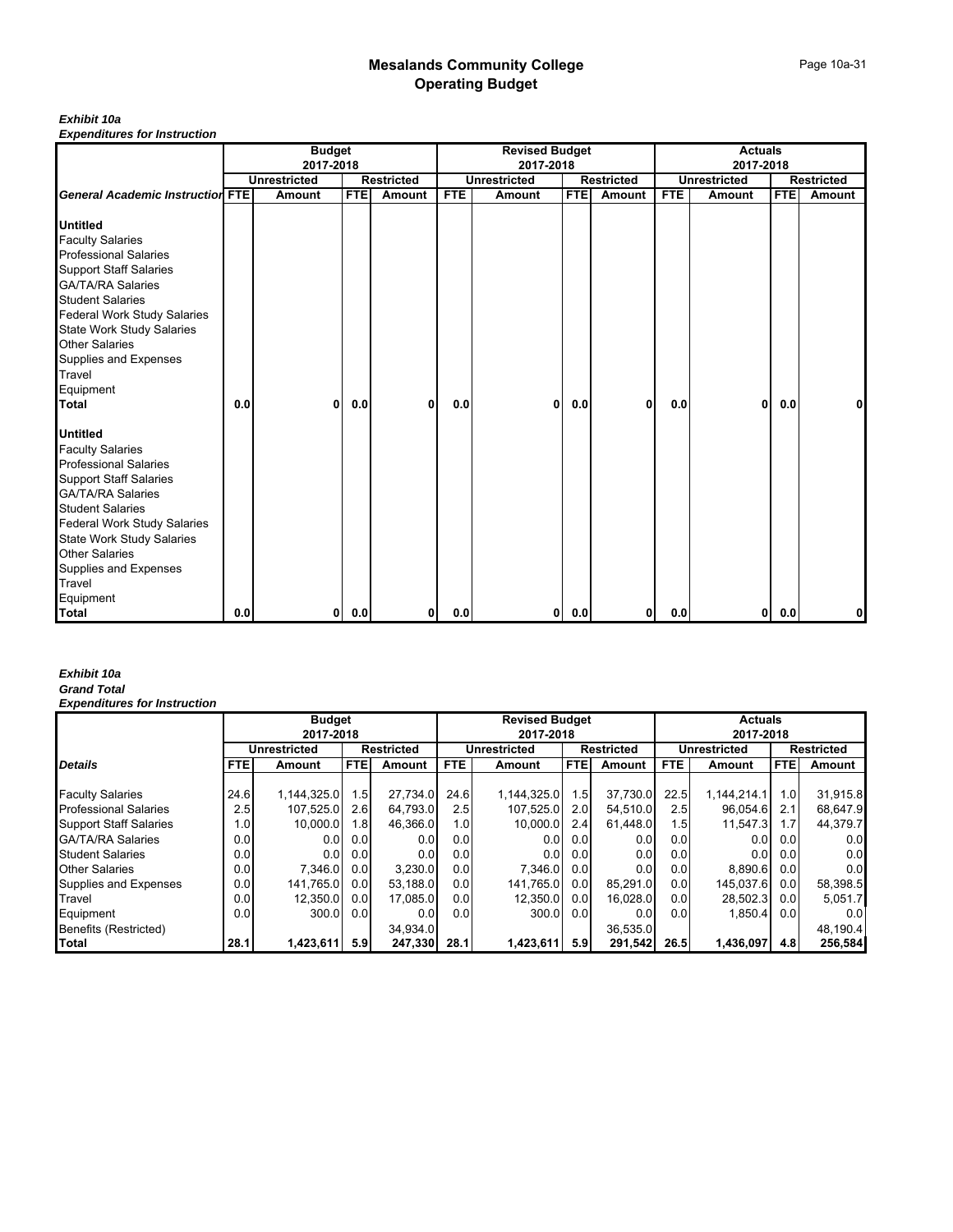# Mesalands Community College
## Operating Budget

***Exhibit 10a***
***Expenditures for Instruction***

| | Budget 2017-2018 | | | | Revised Budget 2017-2018 | | | | Actuals 2017-2018 | | | |
|---|---|---|---|---|---|---|---|---|---|---|---|---|
| | Unrestricted | | Restricted | | Unrestricted | | Restricted | | Unrestricted | | Restricted | |
| ***General Academic Instruction*** | FTE | Amount | FTE | Amount | FTE | Amount | FTE | Amount | FTE | Amount | FTE | Amount |
| **Untitled** | | | | | | | | | | | | |
| Faculty Salaries | | | | | | | | | | | | |
| Professional Salaries | | | | | | | | | | | | |
| Support Staff Salaries | | | | | | | | | | | | |
| GA/TA/RA Salaries | | | | | | | | | | | | |
| Student Salaries | | | | | | | | | | | | |
| Federal Work Study Salaries | | | | | | | | | | | | |
| State Work Study Salaries | | | | | | | | | | | | |
| Other Salaries | | | | | | | | | | | | |
| Supplies and Expenses | | | | | | | | | | | | |
| Travel | | | | | | | | | | | | |
| Equipment | | | | | | | | | | | | |
| **Total** | **0.0** | **0** | **0.0** | **0** | **0.0** | **0** | **0.0** | **0** | **0.0** | **0** | **0.0** | **0** |
| **Untitled** | | | | | | | | | | | | |
| Faculty Salaries | | | | | | | | | | | | |
| Professional Salaries | | | | | | | | | | | | |
| Support Staff Salaries | | | | | | | | | | | | |
| GA/TA/RA Salaries | | | | | | | | | | | | |
| Student Salaries | | | | | | | | | | | | |
| Federal Work Study Salaries | | | | | | | | | | | | |
| State Work Study Salaries | | | | | | | | | | | | |
| Other Salaries | | | | | | | | | | | | |
| Supplies and Expenses | | | | | | | | | | | | |
| Travel | | | | | | | | | | | | |
| Equipment | | | | | | | | | | | | |
| **Total** | **0.0** | **0** | **0.0** | **0** | **0.0** | **0** | **0.0** | **0** | **0.0** | **0** | **0.0** | **0** |

***Exhibit 10a***
***Grand Total***
***Expenditures for Instruction***

| | Budget 2017-2018 | | | | Revised Budget 2017-2018 | | | | Actuals 2017-2018 | | | |
|---|---|---|---|---|---|---|---|---|---|---|---|---|
| | Unrestricted | | Restricted | | Unrestricted | | Restricted | | Unrestricted | | Restricted | |
| ***Details*** | FTE | Amount | FTE | Amount | FTE | Amount | FTE | Amount | FTE | Amount | FTE | Amount |
| Faculty Salaries | 24.6 | 1,144,325.0 | 1.5 | 27,734.0 | 24.6 | 1,144,325.0 | 1.5 | 37,730.0 | 22.5 | 1,144,214.1 | 1.0 | 31,915.8 |
| Professional Salaries | 2.5 | 107,525.0 | 2.6 | 64,793.0 | 2.5 | 107,525.0 | 2.0 | 54,510.0 | 2.5 | 96,054.6 | 2.1 | 68,647.9 |
| Support Staff Salaries | 1.0 | 10,000.0 | 1.8 | 46,366.0 | 1.0 | 10,000.0 | 2.4 | 61,448.0 | 1.5 | 11,547.3 | 1.7 | 44,379.7 |
| GA/TA/RA Salaries | 0.0 | 0.0 | 0.0 | 0.0 | 0.0 | 0.0 | 0.0 | 0.0 | 0.0 | 0.0 | 0.0 | 0.0 |
| Student Salaries | 0.0 | 0.0 | 0.0 | 0.0 | 0.0 | 0.0 | 0.0 | 0.0 | 0.0 | 0.0 | 0.0 | 0.0 |
| Other Salaries | 0.0 | 7,346.0 | 0.0 | 3,230.0 | 0.0 | 7,346.0 | 0.0 | 0.0 | 0.0 | 8,890.6 | 0.0 | 0.0 |
| Supplies and Expenses | 0.0 | 141,765.0 | 0.0 | 53,188.0 | 0.0 | 141,765.0 | 0.0 | 85,291.0 | 0.0 | 145,037.6 | 0.0 | 58,398.5 |
| Travel | 0.0 | 12,350.0 | 0.0 | 17,085.0 | 0.0 | 12,350.0 | 0.0 | 16,028.0 | 0.0 | 28,502.3 | 0.0 | 5,051.7 |
| Equipment | 0.0 | 300.0 | 0.0 | 0.0 | 0.0 | 300.0 | 0.0 | 0.0 | 0.0 | 1,850.4 | 0.0 | 0.0 |
| Benefits (Restricted) | | | | 34,934.0 | | | | 36,535.0 | | | | 48,190.4 |
| **Total** | **28.1** | **1,423,611** | **5.9** | **247,330** | **28.1** | **1,423,611** | **5.9** | **291,542** | **26.5** | **1,436,097** | **4.8** | **256,584** |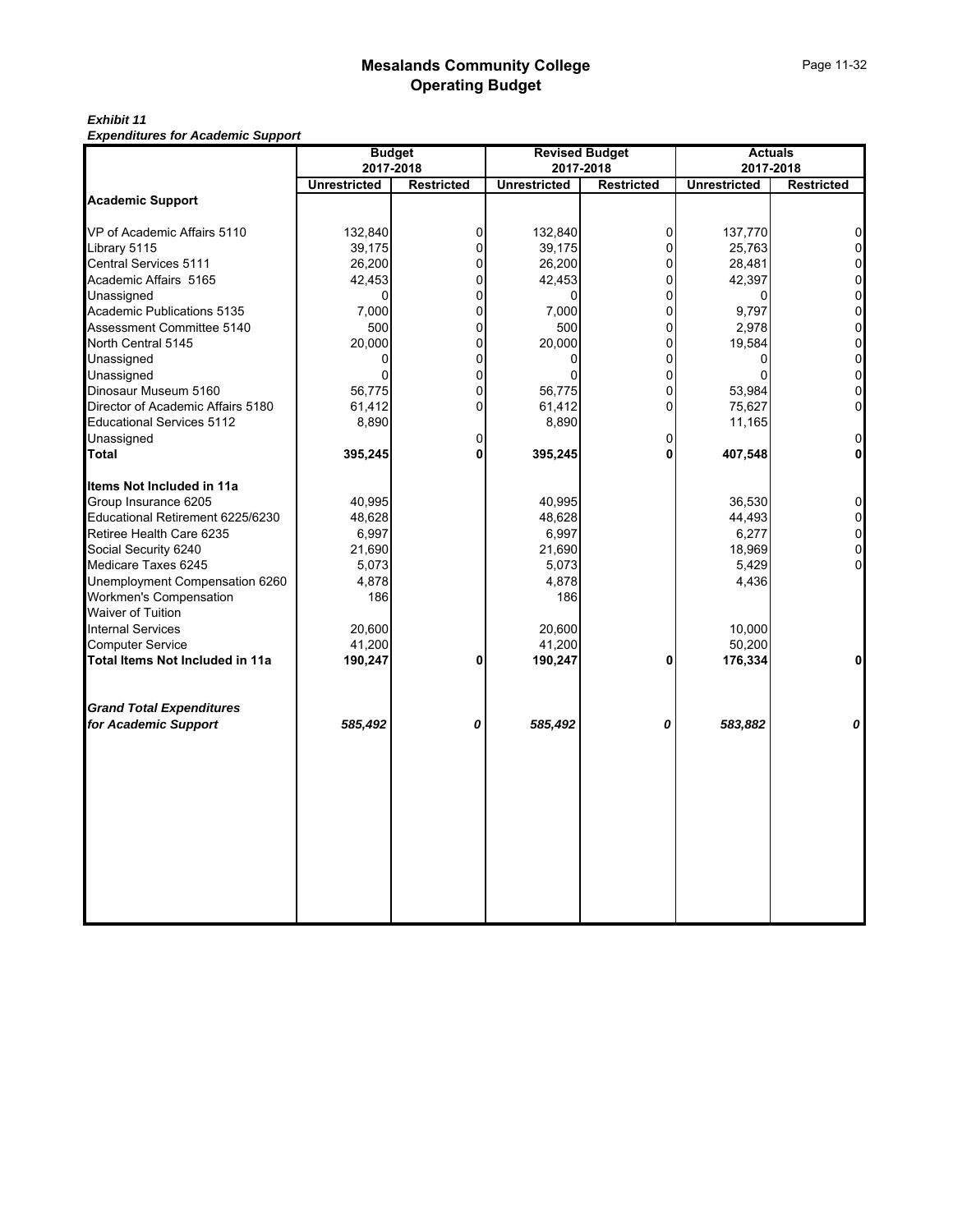# Mesalands Community College
# Operating Budget

***Exhibit 11***
***Expenditures for Academic Support***

| | Budget 2017-2018 | | Revised Budget 2017-2018 | | Actuals 2017-2018 | |
|---|---|---|---|---|---|---|
| | **Unrestricted** | **Restricted** | **Unrestricted** | **Restricted** | **Unrestricted** | **Restricted** |
| **Academic Support** | | | | | | |
| VP of Academic Affairs 5110 | 132,840 | 0 | 132,840 | 0 | 137,770 | 0 |
| Library 5115 | 39,175 | 0 | 39,175 | 0 | 25,763 | 0 |
| Central Services 5111 | 26,200 | 0 | 26,200 | 0 | 28,481 | 0 |
| Academic Affairs 5165 | 42,453 | 0 | 42,453 | 0 | 42,397 | 0 |
| Unassigned | 0 | 0 | 0 | 0 | 0 | 0 |
| Academic Publications 5135 | 7,000 | 0 | 7,000 | 0 | 9,797 | 0 |
| Assessment Committee 5140 | 500 | 0 | 500 | 0 | 2,978 | 0 |
| North Central 5145 | 20,000 | 0 | 20,000 | 0 | 19,584 | 0 |
| Unassigned | 0 | 0 | 0 | 0 | 0 | 0 |
| Unassigned | 0 | 0 | 0 | 0 | 0 | 0 |
| Dinosaur Museum 5160 | 56,775 | 0 | 56,775 | 0 | 53,984 | 0 |
| Director of Academic Affairs 5180 | 61,412 | 0 | 61,412 | 0 | 75,627 | 0 |
| Educational Services 5112 | 8,890 | | 8,890 | | 11,165 | |
| Unassigned | | 0 | | 0 | | 0 |
| **Total** | **395,245** | **0** | **395,245** | **0** | **407,548** | **0** |
| **Items Not Included in 11a** | | | | | | |
| Group Insurance 6205 | 40,995 | | 40,995 | | 36,530 | 0 |
| Educational Retirement 6225/6230 | 48,628 | | 48,628 | | 44,493 | 0 |
| Retiree Health Care 6235 | 6,997 | | 6,997 | | 6,277 | 0 |
| Social Security 6240 | 21,690 | | 21,690 | | 18,969 | 0 |
| Medicare Taxes 6245 | 5,073 | | 5,073 | | 5,429 | 0 |
| Unemployment Compensation 6260 | 4,878 | | 4,878 | | 4,436 | |
| Workmen's Compensation | 186 | | 186 | | | |
| Waiver of Tuition | | | | | | |
| Internal Services | 20,600 | | 20,600 | | 10,000 | |
| Computer Service | 41,200 | | 41,200 | | 50,200 | |
| **Total Items Not Included in 11a** | **190,247** | **0** | **190,247** | **0** | **176,334** | **0** |
| ***Grand Total Expenditures for Academic Support*** | ***585,492*** | ***0*** | ***585,492*** | ***0*** | ***583,882*** | ***0*** |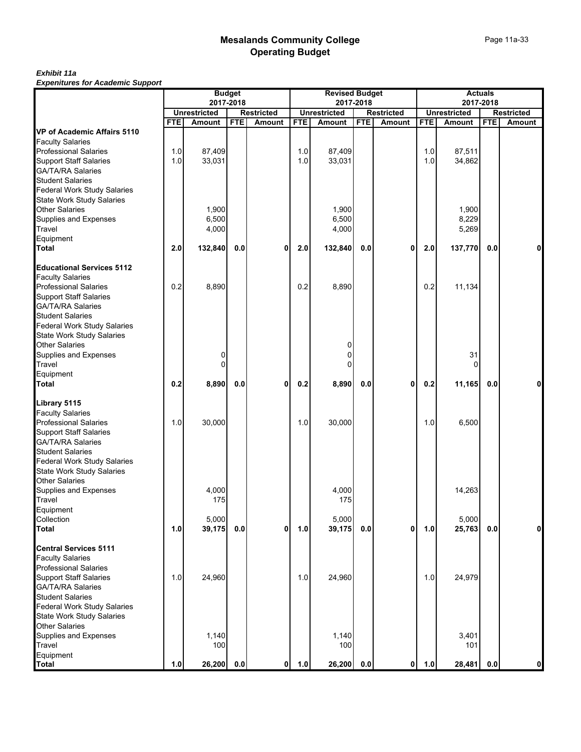# Mesalands Community College
## Operating Budget

***Exhibit 11a***
***Expenitures for Academic Support***

| | Budget 2017-2018 | | | | Revised Budget 2017-2018 | | | | Actuals 2017-2018 | | | |
|---|---|---|---|---|---|---|---|---|---|---|---|---|
| | Unrestricted | | Restricted | | Unrestricted | | Restricted | | Unrestricted | | Restricted | |
| | FTE | Amount | FTE | Amount | FTE | Amount | FTE | Amount | FTE | Amount | FTE | Amount |
| **VP of Academic Affairs 5110** | | | | | | | | | | | | |
| Faculty Salaries | | | | | | | | | | | | |
| Professional Salaries | 1.0 | 87,409 | | | 1.0 | 87,409 | | | 1.0 | 87,511 | | |
| Support Staff Salaries | 1.0 | 33,031 | | | 1.0 | 33,031 | | | 1.0 | 34,862 | | |
| GA/TA/RA Salaries | | | | | | | | | | | | |
| Student Salaries | | | | | | | | | | | | |
| Federal Work Study Salaries | | | | | | | | | | | | |
| State Work Study Salaries | | | | | | | | | | | | |
| Other Salaries | | 1,900 | | | | 1,900 | | | | 1,900 | | |
| Supplies and Expenses | | 6,500 | | | | 6,500 | | | | 8,229 | | |
| Travel | | 4,000 | | | | 4,000 | | | | 5,269 | | |
| Equipment | | | | | | | | | | | | |
| **Total** | **2.0** | **132,840** | **0.0** | **0** | **2.0** | **132,840** | **0.0** | **0** | **2.0** | **137,770** | **0.0** | **0** |
| | | | | | | | | | | | | |
| **Educational Services 5112** | | | | | | | | | | | | |
| Faculty Salaries | | | | | | | | | | | | |
| Professional Salaries | 0.2 | 8,890 | | | 0.2 | 8,890 | | | 0.2 | 11,134 | | |
| Support Staff Salaries | | | | | | | | | | | | |
| GA/TA/RA Salaries | | | | | | | | | | | | |
| Student Salaries | | | | | | | | | | | | |
| Federal Work Study Salaries | | | | | | | | | | | | |
| State Work Study Salaries | | | | | | | | | | | | |
| Other Salaries | | | | | | 0 | | | | | | |
| Supplies and Expenses | | 0 | | | | 0 | | | | 31 | | |
| Travel | | 0 | | | | 0 | | | | 0 | | |
| Equipment | | | | | | | | | | | | |
| **Total** | **0.2** | **8,890** | **0.0** | **0** | **0.2** | **8,890** | **0.0** | **0** | **0.2** | **11,165** | **0.0** | **0** |
| | | | | | | | | | | | | |
| **Library 5115** | | | | | | | | | | | | |
| Faculty Salaries | | | | | | | | | | | | |
| Professional Salaries | 1.0 | 30,000 | | | 1.0 | 30,000 | | | 1.0 | 6,500 | | |
| Support Staff Salaries | | | | | | | | | | | | |
| GA/TA/RA Salaries | | | | | | | | | | | | |
| Student Salaries | | | | | | | | | | | | |
| Federal Work Study Salaries | | | | | | | | | | | | |
| State Work Study Salaries | | | | | | | | | | | | |
| Other Salaries | | | | | | | | | | | | |
| Supplies and Expenses | | 4,000 | | | | 4,000 | | | | 14,263 | | |
| Travel | | 175 | | | | 175 | | | | | | |
| Equipment | | | | | | | | | | | | |
| Collection | | 5,000 | | | | 5,000 | | | | 5,000 | | |
| **Total** | **1.0** | **39,175** | **0.0** | **0** | **1.0** | **39,175** | **0.0** | **0** | **1.0** | **25,763** | **0.0** | **0** |
| | | | | | | | | | | | | |
| **Central Services 5111** | | | | | | | | | | | | |
| Faculty Salaries | | | | | | | | | | | | |
| Professional Salaries | | | | | | | | | | | | |
| Support Staff Salaries | 1.0 | 24,960 | | | 1.0 | 24,960 | | | 1.0 | 24,979 | | |
| GA/TA/RA Salaries | | | | | | | | | | | | |
| Student Salaries | | | | | | | | | | | | |
| Federal Work Study Salaries | | | | | | | | | | | | |
| State Work Study Salaries | | | | | | | | | | | | |
| Other Salaries | | | | | | | | | | | | |
| Supplies and Expenses | | 1,140 | | | | 1,140 | | | | 3,401 | | |
| Travel | | 100 | | | | 100 | | | | 101 | | |
| Equipment | | | | | | | | | | | | |
| **Total** | **1.0** | **26,200** | **0.0** | **0** | **1.0** | **26,200** | **0.0** | **0** | **1.0** | **28,481** | **0.0** | **0** |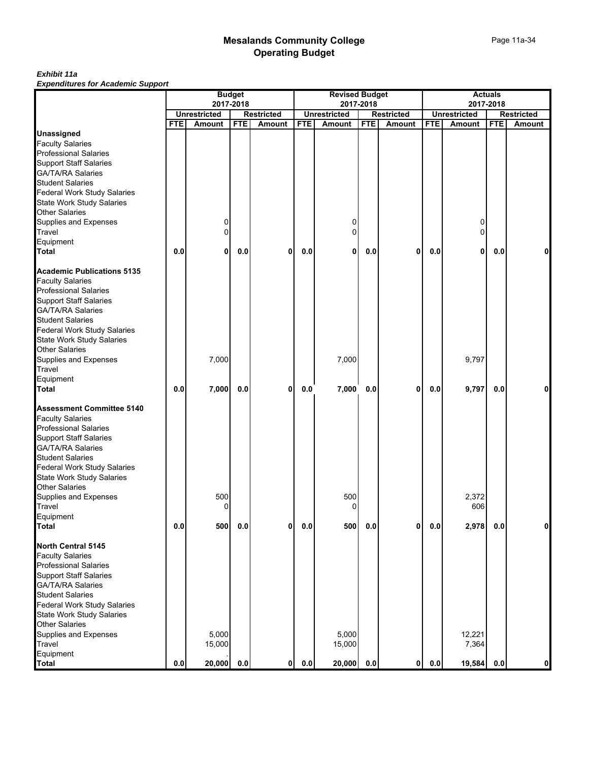# Mesalands Community College
## Operating Budget

***Exhibit 11a***
***Expenditures for Academic Support***

| | Budget 2017-2018 | | | | Revised Budget 2017-2018 | | | | Actuals 2017-2018 | | | |
|---|---|---|---|---|---|---|---|---|---|---|---|---|
| | Unrestricted | | Restricted | | Unrestricted | | Restricted | | Unrestricted | | Restricted | |
| | FTE | Amount | FTE | Amount | FTE | Amount | FTE | Amount | FTE | Amount | FTE | Amount |
| **Unassigned** | | | | | | | | | | | | |
| Faculty Salaries | | | | | | | | | | | | |
| Professional Salaries | | | | | | | | | | | | |
| Support Staff Salaries | | | | | | | | | | | | |
| GA/TA/RA Salaries | | | | | | | | | | | | |
| Student Salaries | | | | | | | | | | | | |
| Federal Work Study Salaries | | | | | | | | | | | | |
| State Work Study Salaries | | | | | | | | | | | | |
| Other Salaries | | | | | | | | | | | | |
| Supplies and Expenses | | 0 | | | | 0 | | | | 0 | | |
| Travel | | 0 | | | | 0 | | | | 0 | | |
| Equipment | | | | | | | | | | | | |
| **Total** | **0.0** | **0** | **0.0** | **0** | **0.0** | **0** | **0.0** | **0** | **0.0** | **0** | **0.0** | **0** |
| **Academic Publications 5135** | | | | | | | | | | | | |
| Faculty Salaries | | | | | | | | | | | | |
| Professional Salaries | | | | | | | | | | | | |
| Support Staff Salaries | | | | | | | | | | | | |
| GA/TA/RA Salaries | | | | | | | | | | | | |
| Student Salaries | | | | | | | | | | | | |
| Federal Work Study Salaries | | | | | | | | | | | | |
| State Work Study Salaries | | | | | | | | | | | | |
| Other Salaries | | | | | | | | | | | | |
| Supplies and Expenses | | 7,000 | | | | 7,000 | | | | 9,797 | | |
| Travel | | | | | | | | | | | | |
| Equipment | | | | | | | | | | | | |
| **Total** | **0.0** | **7,000** | **0.0** | **0** | **0.0** | **7,000** | **0.0** | **0** | **0.0** | **9,797** | **0.0** | **0** |
| **Assessment Committee 5140** | | | | | | | | | | | | |
| Faculty Salaries | | | | | | | | | | | | |
| Professional Salaries | | | | | | | | | | | | |
| Support Staff Salaries | | | | | | | | | | | | |
| GA/TA/RA Salaries | | | | | | | | | | | | |
| Student Salaries | | | | | | | | | | | | |
| Federal Work Study Salaries | | | | | | | | | | | | |
| State Work Study Salaries | | | | | | | | | | | | |
| Other Salaries | | | | | | | | | | | | |
| Supplies and Expenses | | 500 | | | | 500 | | | | 2,372 | | |
| Travel | | 0 | | | | 0 | | | | 606 | | |
| Equipment | | | | | | | | | | | | |
| **Total** | **0.0** | **500** | **0.0** | **0** | **0.0** | **500** | **0.0** | **0** | **0.0** | **2,978** | **0.0** | **0** |
| **North Central 5145** | | | | | | | | | | | | |
| Faculty Salaries | | | | | | | | | | | | |
| Professional Salaries | | | | | | | | | | | | |
| Support Staff Salaries | | | | | | | | | | | | |
| GA/TA/RA Salaries | | | | | | | | | | | | |
| Student Salaries | | | | | | | | | | | | |
| Federal Work Study Salaries | | | | | | | | | | | | |
| State Work Study Salaries | | | | | | | | | | | | |
| Other Salaries | | | | | | | | | | | | |
| Supplies and Expenses | | 5,000 | | | | 5,000 | | | | 12,221 | | |
| Travel | | 15,000 | | | | 15,000 | | | | 7,364 | | |
| Equipment | | | | | | | | | | | | |
| **Total** | **0.0** | **20,000** | **0.0** | **0** | **0.0** | **20,000** | **0.0** | **0** | **0.0** | **19,584** | **0.0** | **0** |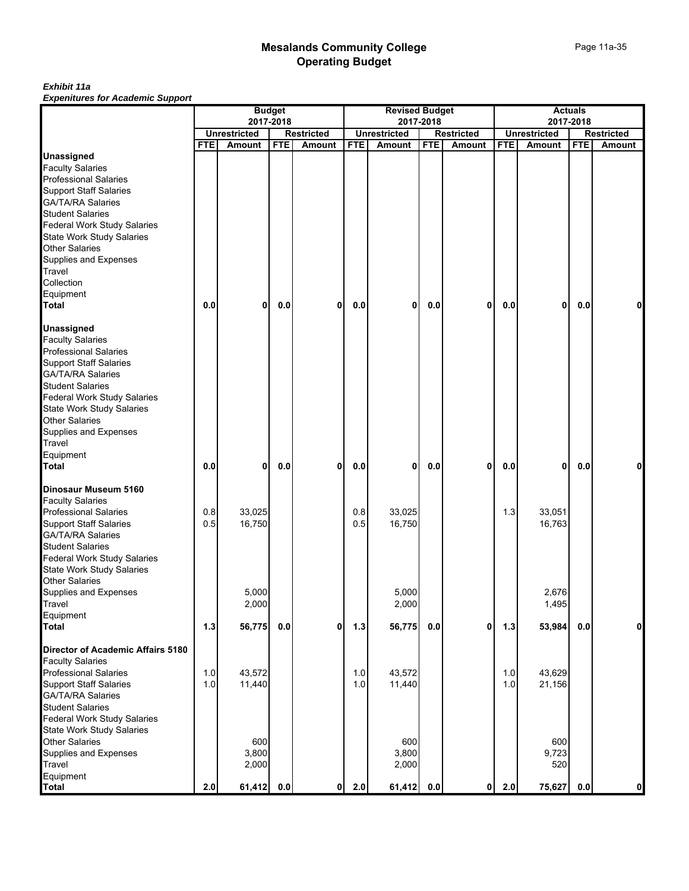# Mesalands Community College
## Operating Budget

***Exhibit 11a***
***Expenitures for Academic Support***

| | Budget 2017-2018 | | | | Revised Budget 2017-2018 | | | | Actuals 2017-2018 | | | |
|---|---|---|---|---|---|---|---|---|---|---|---|---|
| | Unrestricted | | Restricted | | Unrestricted | | Restricted | | Unrestricted | | Restricted | |
| | FTE | Amount | FTE | Amount | FTE | Amount | FTE | Amount | FTE | Amount | FTE | Amount |
| **Unassigned** | | | | | | | | | | | | |
| Faculty Salaries | | | | | | | | | | | | |
| Professional Salaries | | | | | | | | | | | | |
| Support Staff Salaries | | | | | | | | | | | | |
| GA/TA/RA Salaries | | | | | | | | | | | | |
| Student Salaries | | | | | | | | | | | | |
| Federal Work Study Salaries | | | | | | | | | | | | |
| State Work Study Salaries | | | | | | | | | | | | |
| Other Salaries | | | | | | | | | | | | |
| Supplies and Expenses | | | | | | | | | | | | |
| Travel | | | | | | | | | | | | |
| Collection | | | | | | | | | | | | |
| Equipment | | | | | | | | | | | | |
| **Total** | **0.0** | **0** | **0.0** | **0** | **0.0** | **0** | **0.0** | **0** | **0.0** | **0** | **0.0** | **0** |
| | | | | | | | | | | | | |
| **Unassigned** | | | | | | | | | | | | |
| Faculty Salaries | | | | | | | | | | | | |
| Professional Salaries | | | | | | | | | | | | |
| Support Staff Salaries | | | | | | | | | | | | |
| GA/TA/RA Salaries | | | | | | | | | | | | |
| Student Salaries | | | | | | | | | | | | |
| Federal Work Study Salaries | | | | | | | | | | | | |
| State Work Study Salaries | | | | | | | | | | | | |
| Other Salaries | | | | | | | | | | | | |
| Supplies and Expenses | | | | | | | | | | | | |
| Travel | | | | | | | | | | | | |
| Equipment | | | | | | | | | | | | |
| **Total** | **0.0** | **0** | **0.0** | **0** | **0.0** | **0** | **0.0** | **0** | **0.0** | **0** | **0.0** | **0** |
| | | | | | | | | | | | | |
| **Dinosaur Museum 5160** | | | | | | | | | | | | |
| Faculty Salaries | | | | | | | | | | | | |
| Professional Salaries | 0.8 | 33,025 | | | 0.8 | 33,025 | | | 1.3 | 33,051 | | |
| Support Staff Salaries | 0.5 | 16,750 | | | 0.5 | 16,750 | | | | 16,763 | | |
| GA/TA/RA Salaries | | | | | | | | | | | | |
| Student Salaries | | | | | | | | | | | | |
| Federal Work Study Salaries | | | | | | | | | | | | |
| State Work Study Salaries | | | | | | | | | | | | |
| Other Salaries | | | | | | | | | | | | |
| Supplies and Expenses | | 5,000 | | | | 5,000 | | | | 2,676 | | |
| Travel | | 2,000 | | | | 2,000 | | | | 1,495 | | |
| Equipment | | | | | | | | | | | | |
| **Total** | **1.3** | **56,775** | **0.0** | **0** | **1.3** | **56,775** | **0.0** | **0** | **1.3** | **53,984** | **0.0** | **0** |
| | | | | | | | | | | | | |
| **Director of Academic Affairs 5180** | | | | | | | | | | | | |
| Faculty Salaries | | | | | | | | | | | | |
| Professional Salaries | 1.0 | 43,572 | | | 1.0 | 43,572 | | | 1.0 | 43,629 | | |
| Support Staff Salaries | 1.0 | 11,440 | | | 1.0 | 11,440 | | | 1.0 | 21,156 | | |
| GA/TA/RA Salaries | | | | | | | | | | | | |
| Student Salaries | | | | | | | | | | | | |
| Federal Work Study Salaries | | | | | | | | | | | | |
| State Work Study Salaries | | | | | | | | | | | | |
| Other Salaries | | 600 | | | | 600 | | | | 600 | | |
| Supplies and Expenses | | 3,800 | | | | 3,800 | | | | 9,723 | | |
| Travel | | 2,000 | | | | 2,000 | | | | 520 | | |
| Equipment | | | | | | | | | | | | |
| **Total** | **2.0** | **61,412** | **0.0** | **0** | **2.0** | **61,412** | **0.0** | **0** | **2.0** | **75,627** | **0.0** | **0** |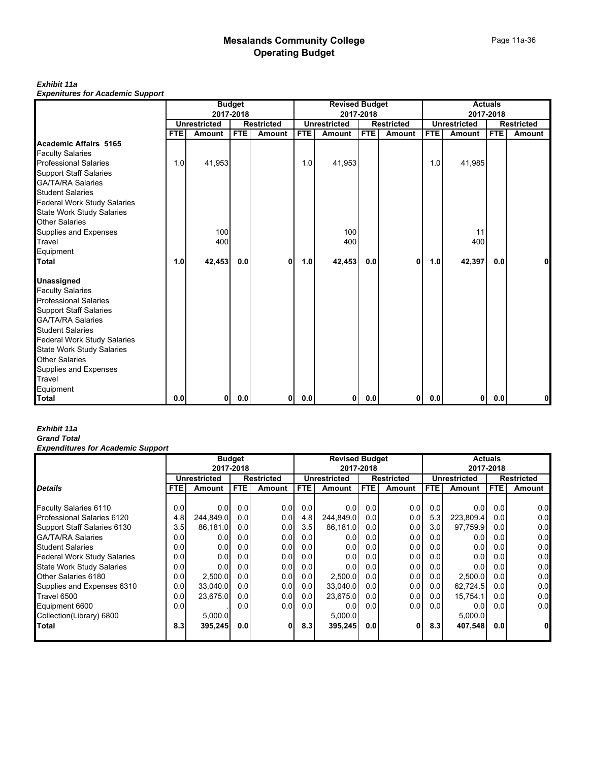# Mesalands Community College
## Operating Budget

***Exhibit 11a***
***Expenitures for Academic Support***

| | Budget 2017-2018 | | | | Revised Budget 2017-2018 | | | | Actuals 2017-2018 | | | |
|---|---|---|---|---|---|---|---|---|---|---|---|---|
| | Unrestricted | | Restricted | | Unrestricted | | Restricted | | Unrestricted | | Restricted | |
| | FTE | Amount | FTE | Amount | FTE | Amount | FTE | Amount | FTE | Amount | FTE | Amount |
| **Academic Affairs 5165** | | | | | | | | | | | | |
| Faculty Salaries | | | | | | | | | | | | |
| Professional Salaries | 1.0 | 41,953 | | | 1.0 | 41,953 | | | 1.0 | 41,985 | | |
| Support Staff Salaries | | | | | | | | | | | | |
| GA/TA/RA Salaries | | | | | | | | | | | | |
| Student Salaries | | | | | | | | | | | | |
| Federal Work Study Salaries | | | | | | | | | | | | |
| State Work Study Salaries | | | | | | | | | | | | |
| Other Salaries | | | | | | | | | | | | |
| Supplies and Expenses | | 100 | | | | 100 | | | | 11 | | |
| Travel | | 400 | | | | 400 | | | | 400 | | |
| Equipment | | | | | | | | | | | | |
| **Total** | **1.0** | **42,453** | **0.0** | **0** | **1.0** | **42,453** | **0.0** | **0** | **1.0** | **42,397** | **0.0** | **0** |
| **Unassigned** | | | | | | | | | | | | |
| Faculty Salaries | | | | | | | | | | | | |
| Professional Salaries | | | | | | | | | | | | |
| Support Staff Salaries | | | | | | | | | | | | |
| GA/TA/RA Salaries | | | | | | | | | | | | |
| Student Salaries | | | | | | | | | | | | |
| Federal Work Study Salaries | | | | | | | | | | | | |
| State Work Study Salaries | | | | | | | | | | | | |
| Other Salaries | | | | | | | | | | | | |
| Supplies and Expenses | | | | | | | | | | | | |
| Travel | | | | | | | | | | | | |
| Equipment | | | | | | | | | | | | |
| **Total** | **0.0** | **0** | **0.0** | **0** | **0.0** | **0** | **0.0** | **0** | **0.0** | **0** | **0.0** | **0** |

***Exhibit 11a***
***Grand Total***
***Expenditures for Academic Support***

| | Budget 2017-2018 | | | | Revised Budget 2017-2018 | | | | Actuals 2017-2018 | | | |
|---|---|---|---|---|---|---|---|---|---|---|---|---|
| | Unrestricted | | Restricted | | Unrestricted | | Restricted | | Unrestricted | | Restricted | |
| ***Details*** | FTE | Amount | FTE | Amount | FTE | Amount | FTE | Amount | FTE | Amount | FTE | Amount |
| Faculty Salaries 6110 | 0.0 | 0.0 | 0.0 | 0.0 | 0.0 | 0.0 | 0.0 | 0.0 | 0.0 | 0.0 | 0.0 | 0.0 |
| Professional Salaries 6120 | 4.8 | 244,849.0 | 0.0 | 0.0 | 4.8 | 244,849.0 | 0.0 | 0.0 | 5.3 | 223,809.4 | 0.0 | 0.0 |
| Support Staff Salaries 6130 | 3.5 | 86,181.0 | 0.0 | 0.0 | 3.5 | 86,181.0 | 0.0 | 0.0 | 3.0 | 97,759.9 | 0.0 | 0.0 |
| GA/TA/RA Salaries | 0.0 | 0.0 | 0.0 | 0.0 | 0.0 | 0.0 | 0.0 | 0.0 | 0.0 | 0.0 | 0.0 | 0.0 |
| Student Salaries | 0.0 | 0.0 | 0.0 | 0.0 | 0.0 | 0.0 | 0.0 | 0.0 | 0.0 | 0.0 | 0.0 | 0.0 |
| Federal Work Study Salaries | 0.0 | 0.0 | 0.0 | 0.0 | 0.0 | 0.0 | 0.0 | 0.0 | 0.0 | 0.0 | 0.0 | 0.0 |
| State Work Study Salaries | 0.0 | 0.0 | 0.0 | 0.0 | 0.0 | 0.0 | 0.0 | 0.0 | 0.0 | 0.0 | 0.0 | 0.0 |
| Other Salaries 6180 | 0.0 | 2,500.0 | 0.0 | 0.0 | 0.0 | 2,500.0 | 0.0 | 0.0 | 0.0 | 2,500.0 | 0.0 | 0.0 |
| Supplies and Expenses 6310 | 0.0 | 33,040.0 | 0.0 | 0.0 | 0.0 | 33,040.0 | 0.0 | 0.0 | 0.0 | 62,724.5 | 0.0 | 0.0 |
| Travel 6500 | 0.0 | 23,675.0 | 0.0 | 0.0 | 0.0 | 23,675.0 | 0.0 | 0.0 | 0.0 | 15,754.1 | 0.0 | 0.0 |
| Equipment 6600 | 0.0 | . | 0.0 | 0.0 | 0.0 | 0.0 | 0.0 | 0.0 | 0.0 | 0.0 | 0.0 | 0.0 |
| Collection(Library) 6800 | | 5,000.0 | | | | 5,000.0 | | | | 5,000.0 | | |
| **Total** | **8.3** | **395,245** | **0.0** | **0** | **8.3** | **395,245** | **0.0** | **0** | **8.3** | **407,548** | **0.0** | **0** |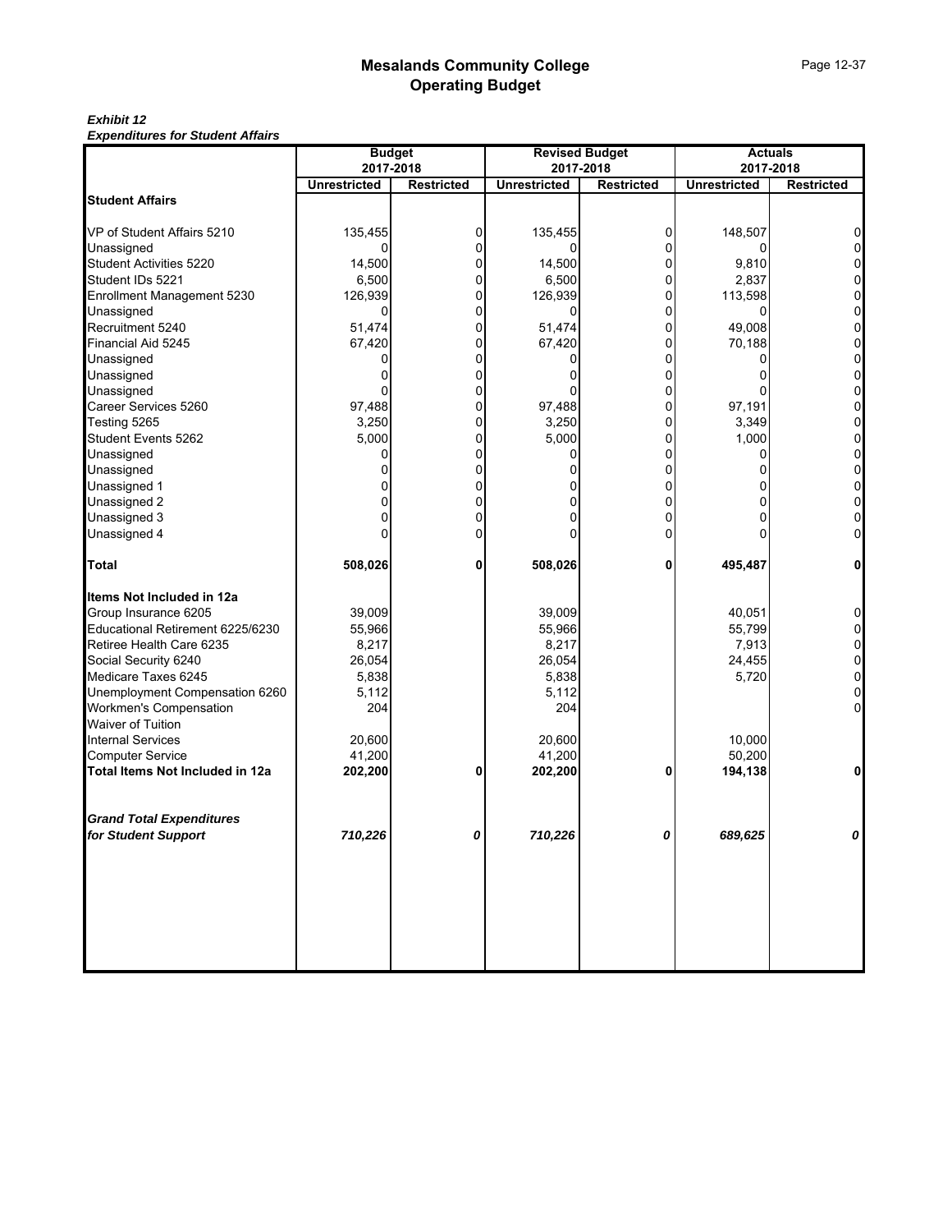# Mesalands Community College
## Operating Budget

***Exhibit 12***
***Expenditures for Student Affairs***

| | Budget 2017-2018 | | Revised Budget 2017-2018 | | Actuals 2017-2018 | |
|---|---|---|---|---|---|---|
| | **Unrestricted** | **Restricted** | **Unrestricted** | **Restricted** | **Unrestricted** | **Restricted** |
| **Student Affairs** | | | | | | |
| VP of Student Affairs 5210 | 135,455 | 0 | 135,455 | 0 | 148,507 | 0 |
| Unassigned | 0 | 0 | 0 | 0 | 0 | 0 |
| Student Activities 5220 | 14,500 | 0 | 14,500 | 0 | 9,810 | 0 |
| Student IDs 5221 | 6,500 | 0 | 6,500 | 0 | 2,837 | 0 |
| Enrollment Management 5230 | 126,939 | 0 | 126,939 | 0 | 113,598 | 0 |
| Unassigned | 0 | 0 | 0 | 0 | 0 | 0 |
| Recruitment 5240 | 51,474 | 0 | 51,474 | 0 | 49,008 | 0 |
| Financial Aid 5245 | 67,420 | 0 | 67,420 | 0 | 70,188 | 0 |
| Unassigned | 0 | 0 | 0 | 0 | 0 | 0 |
| Unassigned | 0 | 0 | 0 | 0 | 0 | 0 |
| Unassigned | 0 | 0 | 0 | 0 | 0 | 0 |
| Career Services 5260 | 97,488 | 0 | 97,488 | 0 | 97,191 | 0 |
| Testing 5265 | 3,250 | 0 | 3,250 | 0 | 3,349 | 0 |
| Student Events 5262 | 5,000 | 0 | 5,000 | 0 | 1,000 | 0 |
| Unassigned | 0 | 0 | 0 | 0 | 0 | 0 |
| Unassigned | 0 | 0 | 0 | 0 | 0 | 0 |
| Unassigned 1 | 0 | 0 | 0 | 0 | 0 | 0 |
| Unassigned 2 | 0 | 0 | 0 | 0 | 0 | 0 |
| Unassigned 3 | 0 | 0 | 0 | 0 | 0 | 0 |
| Unassigned 4 | 0 | 0 | 0 | 0 | 0 | 0 |
| **Total** | **508,026** | **0** | **508,026** | **0** | **495,487** | **0** |
| **Items Not Included in 12a** | | | | | | |
| Group Insurance 6205 | 39,009 | | 39,009 | | 40,051 | 0 |
| Educational Retirement 6225/6230 | 55,966 | | 55,966 | | 55,799 | 0 |
| Retiree Health Care 6235 | 8,217 | | 8,217 | | 7,913 | 0 |
| Social Security 6240 | 26,054 | | 26,054 | | 24,455 | 0 |
| Medicare Taxes 6245 | 5,838 | | 5,838 | | 5,720 | 0 |
| Unemployment Compensation 6260 | 5,112 | | 5,112 | | | 0 |
| Workmen's Compensation | 204 | | 204 | | | 0 |
| Waiver of Tuition | | | | | | |
| Internal Services | 20,600 | | 20,600 | | 10,000 | |
| Computer Service | 41,200 | | 41,200 | | 50,200 | |
| **Total Items Not Included in 12a** | **202,200** | **0** | **202,200** | **0** | **194,138** | **0** |
| ***Grand Total Expenditures for Student Support*** | ***710,226*** | ***0*** | ***710,226*** | ***0*** | ***689,625*** | ***0*** |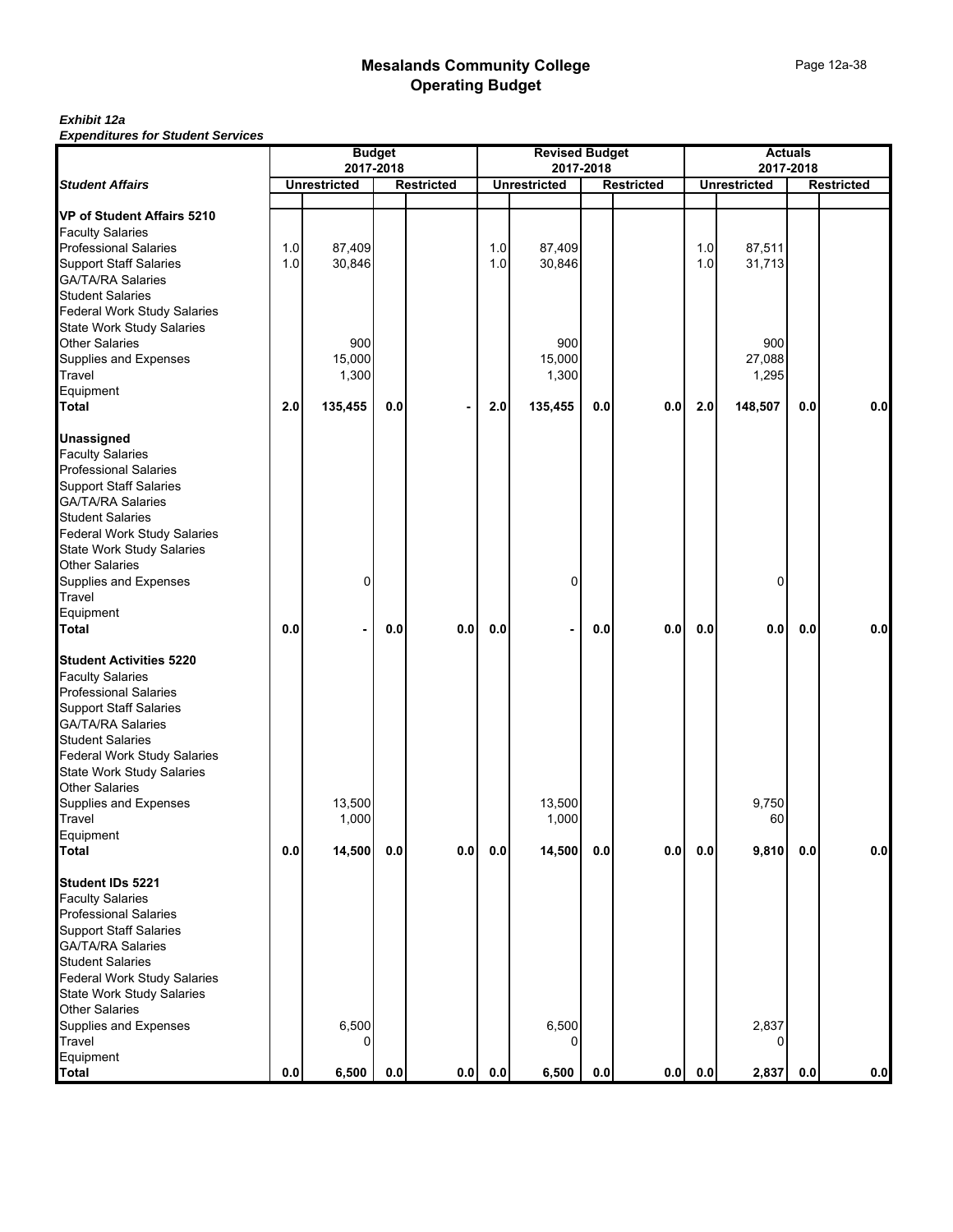# Mesalands Community College
## Operating Budget

***Exhibit 12a***
***Expenditures for Student Services***

| *Student Affairs* | Budget 2017-2018 | | | | Revised Budget 2017-2018 | | | | Actuals 2017-2018 | | | |
|---|---|---|---|---|---|---|---|---|---|---|---|---|
| | Unrestricted | | Restricted | | Unrestricted | | Restricted | | Unrestricted | | Restricted | |
| **VP of Student Affairs 5210** | | | | | | | | | | | | |
| Faculty Salaries | | | | | | | | | | | | |
| Professional Salaries | 1.0 | 87,409 | | | 1.0 | 87,409 | | | 1.0 | 87,511 | | |
| Support Staff Salaries | 1.0 | 30,846 | | | 1.0 | 30,846 | | | 1.0 | 31,713 | | |
| GA/TA/RA Salaries | | | | | | | | | | | | |
| Student Salaries | | | | | | | | | | | | |
| Federal Work Study Salaries | | | | | | | | | | | | |
| State Work Study Salaries | | | | | | | | | | | | |
| Other Salaries | | 900 | | | | 900 | | | | 900 | | |
| Supplies and Expenses | | 15,000 | | | | 15,000 | | | | 27,088 | | |
| Travel | | 1,300 | | | | 1,300 | | | | 1,295 | | |
| Equipment | | | | | | | | | | | | |
| **Total** | **2.0** | **135,455** | **0.0** | **-** | **2.0** | **135,455** | **0.0** | **0.0** | **2.0** | **148,507** | **0.0** | **0.0** |
| **Unassigned** | | | | | | | | | | | | |
| Faculty Salaries | | | | | | | | | | | | |
| Professional Salaries | | | | | | | | | | | | |
| Support Staff Salaries | | | | | | | | | | | | |
| GA/TA/RA Salaries | | | | | | | | | | | | |
| Student Salaries | | | | | | | | | | | | |
| Federal Work Study Salaries | | | | | | | | | | | | |
| State Work Study Salaries | | | | | | | | | | | | |
| Other Salaries | | | | | | | | | | | | |
| Supplies and Expenses | | 0 | | | | 0 | | | | 0 | | |
| Travel | | | | | | | | | | | | |
| Equipment | | | | | | | | | | | | |
| **Total** | **0.0** | **-** | **0.0** | **0.0** | **0.0** | **-** | **0.0** | **0.0** | **0.0** | **0.0** | **0.0** | **0.0** |
| **Student Activities 5220** | | | | | | | | | | | | |
| Faculty Salaries | | | | | | | | | | | | |
| Professional Salaries | | | | | | | | | | | | |
| Support Staff Salaries | | | | | | | | | | | | |
| GA/TA/RA Salaries | | | | | | | | | | | | |
| Student Salaries | | | | | | | | | | | | |
| Federal Work Study Salaries | | | | | | | | | | | | |
| State Work Study Salaries | | | | | | | | | | | | |
| Other Salaries | | | | | | | | | | | | |
| Supplies and Expenses | | 13,500 | | | | 13,500 | | | | 9,750 | | |
| Travel | | 1,000 | | | | 1,000 | | | | 60 | | |
| Equipment | | | | | | | | | | | | |
| **Total** | **0.0** | **14,500** | **0.0** | **0.0** | **0.0** | **14,500** | **0.0** | **0.0** | **0.0** | **9,810** | **0.0** | **0.0** |
| **Student IDs 5221** | | | | | | | | | | | | |
| Faculty Salaries | | | | | | | | | | | | |
| Professional Salaries | | | | | | | | | | | | |
| Support Staff Salaries | | | | | | | | | | | | |
| GA/TA/RA Salaries | | | | | | | | | | | | |
| Student Salaries | | | | | | | | | | | | |
| Federal Work Study Salaries | | | | | | | | | | | | |
| State Work Study Salaries | | | | | | | | | | | | |
| Other Salaries | | | | | | | | | | | | |
| Supplies and Expenses | | 6,500 | | | | 6,500 | | | | 2,837 | | |
| Travel | | 0 | | | | 0 | | | | 0 | | |
| Equipment | | | | | | | | | | | | |
| **Total** | **0.0** | **6,500** | **0.0** | **0.0** | **0.0** | **6,500** | **0.0** | **0.0** | **0.0** | **2,837** | **0.0** | **0.0** |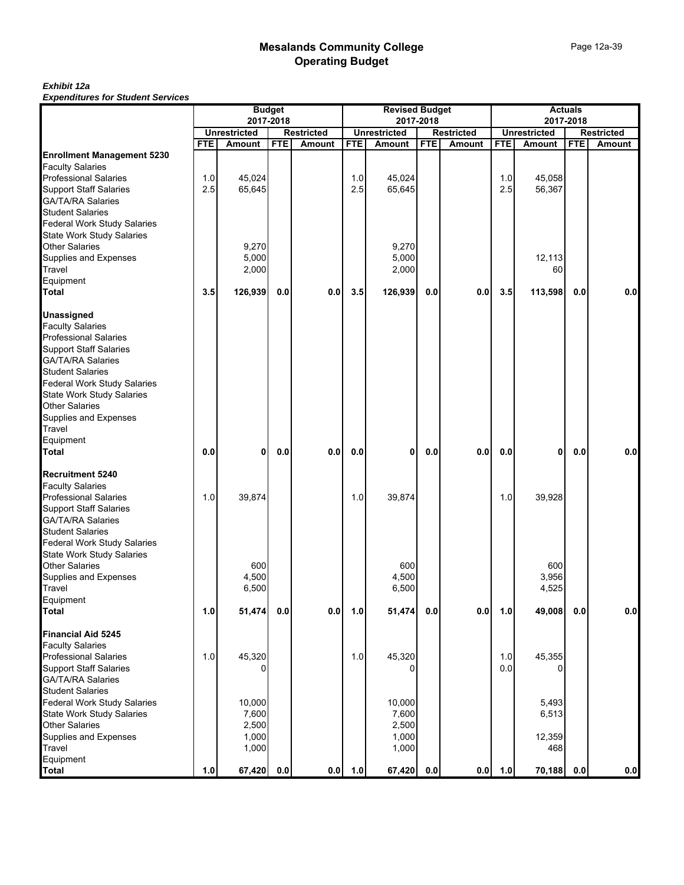# Mesalands Community College
## Operating Budget

***Exhibit 12a***
***Expenditures for Student Services***

| | Budget 2017-2018 | | | | Revised Budget 2017-2018 | | | | Actuals 2017-2018 | | | |
|---|---|---|---|---|---|---|---|---|---|---|---|---|
| | Unrestricted | | Restricted | | Unrestricted | | Restricted | | Unrestricted | | Restricted | |
| | FTE | Amount | FTE | Amount | FTE | Amount | FTE | Amount | FTE | Amount | FTE | Amount |
| **Enrollment Management 5230** | | | | | | | | | | | | |
| Faculty Salaries | | | | | | | | | | | | |
| Professional Salaries | 1.0 | 45,024 | | | 1.0 | 45,024 | | | 1.0 | 45,058 | | |
| Support Staff Salaries | 2.5 | 65,645 | | | 2.5 | 65,645 | | | 2.5 | 56,367 | | |
| GA/TA/RA Salaries | | | | | | | | | | | | |
| Student Salaries | | | | | | | | | | | | |
| Federal Work Study Salaries | | | | | | | | | | | | |
| State Work Study Salaries | | | | | | | | | | | | |
| Other Salaries | | 9,270 | | | | 9,270 | | | | | | |
| Supplies and Expenses | | 5,000 | | | | 5,000 | | | | 12,113 | | |
| Travel | | 2,000 | | | | 2,000 | | | | 60 | | |
| Equipment | | | | | | | | | | | | |
| **Total** | **3.5** | **126,939** | **0.0** | **0.0** | **3.5** | **126,939** | **0.0** | **0.0** | **3.5** | **113,598** | **0.0** | **0.0** |
| **Unassigned** | | | | | | | | | | | | |
| Faculty Salaries | | | | | | | | | | | | |
| Professional Salaries | | | | | | | | | | | | |
| Support Staff Salaries | | | | | | | | | | | | |
| GA/TA/RA Salaries | | | | | | | | | | | | |
| Student Salaries | | | | | | | | | | | | |
| Federal Work Study Salaries | | | | | | | | | | | | |
| State Work Study Salaries | | | | | | | | | | | | |
| Other Salaries | | | | | | | | | | | | |
| Supplies and Expenses | | | | | | | | | | | | |
| Travel | | | | | | | | | | | | |
| Equipment | | | | | | | | | | | | |
| **Total** | **0.0** | **0** | **0.0** | **0.0** | **0.0** | **0** | **0.0** | **0.0** | **0.0** | **0** | **0.0** | **0.0** |
| **Recruitment 5240** | | | | | | | | | | | | |
| Faculty Salaries | | | | | | | | | | | | |
| Professional Salaries | 1.0 | 39,874 | | | 1.0 | 39,874 | | | 1.0 | 39,928 | | |
| Support Staff Salaries | | | | | | | | | | | | |
| GA/TA/RA Salaries | | | | | | | | | | | | |
| Student Salaries | | | | | | | | | | | | |
| Federal Work Study Salaries | | | | | | | | | | | | |
| State Work Study Salaries | | | | | | | | | | | | |
| Other Salaries | | 600 | | | | 600 | | | | 600 | | |
| Supplies and Expenses | | 4,500 | | | | 4,500 | | | | 3,956 | | |
| Travel | | 6,500 | | | | 6,500 | | | | 4,525 | | |
| Equipment | | | | | | | | | | | | |
| **Total** | **1.0** | **51,474** | **0.0** | **0.0** | **1.0** | **51,474** | **0.0** | **0.0** | **1.0** | **49,008** | **0.0** | **0.0** |
| **Financial Aid 5245** | | | | | | | | | | | | |
| Faculty Salaries | | | | | | | | | | | | |
| Professional Salaries | 1.0 | 45,320 | | | 1.0 | 45,320 | | | 1.0 | 45,355 | | |
| Support Staff Salaries | | 0 | | | | 0 | | | 0.0 | 0 | | |
| GA/TA/RA Salaries | | | | | | | | | | | | |
| Student Salaries | | | | | | | | | | | | |
| Federal Work Study Salaries | | 10,000 | | | | 10,000 | | | | 5,493 | | |
| State Work Study Salaries | | 7,600 | | | | 7,600 | | | | 6,513 | | |
| Other Salaries | | 2,500 | | | | 2,500 | | | | | | |
| Supplies and Expenses | | 1,000 | | | | 1,000 | | | | 12,359 | | |
| Travel | | 1,000 | | | | 1,000 | | | | 468 | | |
| Equipment | | | | | | | | | | | | |
| **Total** | **1.0** | **67,420** | **0.0** | **0.0** | **1.0** | **67,420** | **0.0** | **0.0** | **1.0** | **70,188** | **0.0** | **0.0** |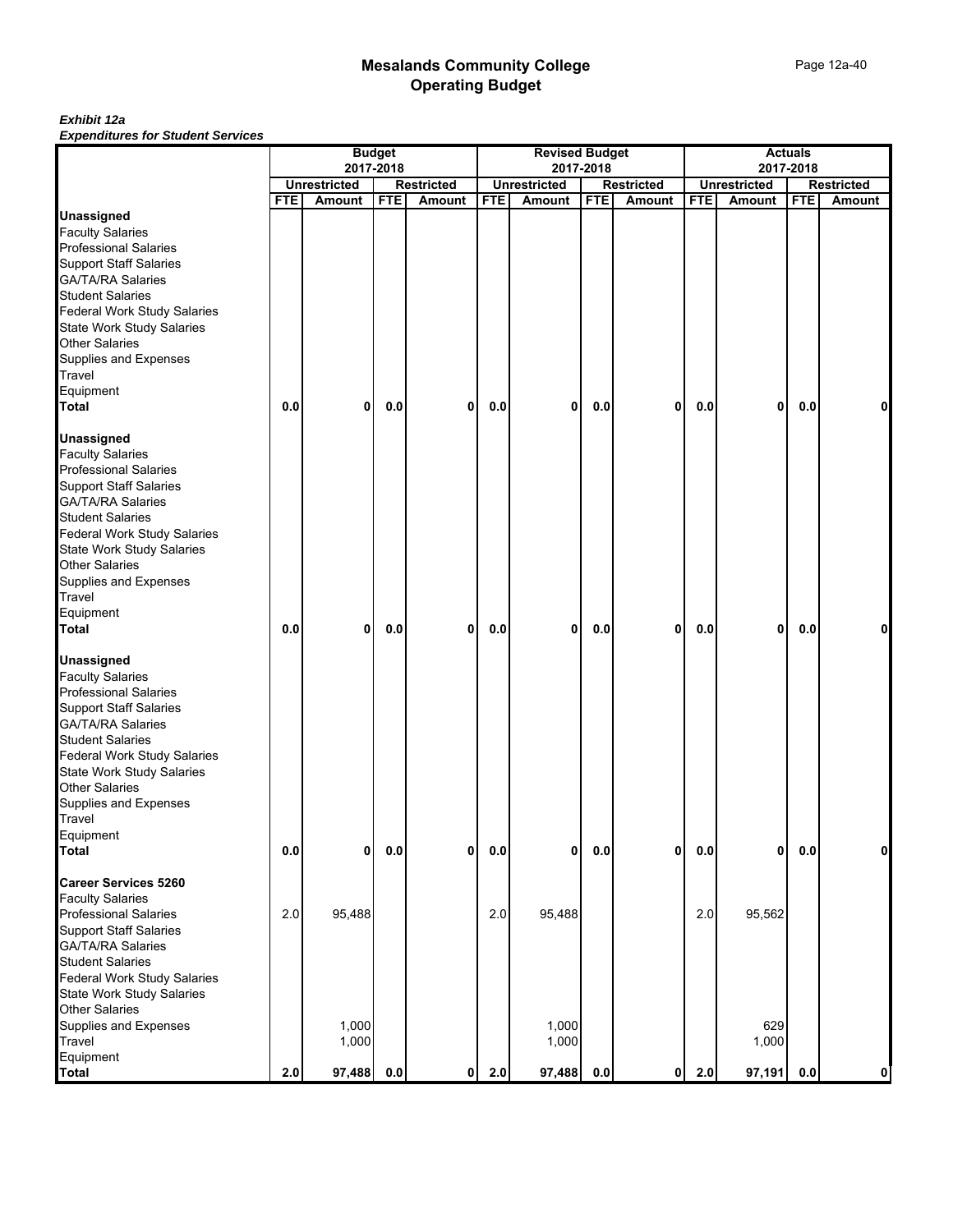# Mesalands Community College
## Operating Budget

***Exhibit 12a***
***Expenditures for Student Services***

| | Budget 2017-2018 | | | | Revised Budget 2017-2018 | | | | Actuals 2017-2018 | | | |
|---|---|---|---|---|---|---|---|---|---|---|---|---|
| | Unrestricted | | Restricted | | Unrestricted | | Restricted | | Unrestricted | | Restricted | |
| | FTE | Amount | FTE | Amount | FTE | Amount | FTE | Amount | FTE | Amount | FTE | Amount |
| **Unassigned** | | | | | | | | | | | | |
| Faculty Salaries | | | | | | | | | | | | |
| Professional Salaries | | | | | | | | | | | | |
| Support Staff Salaries | | | | | | | | | | | | |
| GA/TA/RA Salaries | | | | | | | | | | | | |
| Student Salaries | | | | | | | | | | | | |
| Federal Work Study Salaries | | | | | | | | | | | | |
| State Work Study Salaries | | | | | | | | | | | | |
| Other Salaries | | | | | | | | | | | | |
| Supplies and Expenses | | | | | | | | | | | | |
| Travel | | | | | | | | | | | | |
| Equipment | | | | | | | | | | | | |
| **Total** | **0.0** | **0** | **0.0** | **0** | **0.0** | **0** | **0.0** | **0** | **0.0** | **0** | **0.0** | **0** |
| **Unassigned** | | | | | | | | | | | | |
| Faculty Salaries | | | | | | | | | | | | |
| Professional Salaries | | | | | | | | | | | | |
| Support Staff Salaries | | | | | | | | | | | | |
| GA/TA/RA Salaries | | | | | | | | | | | | |
| Student Salaries | | | | | | | | | | | | |
| Federal Work Study Salaries | | | | | | | | | | | | |
| State Work Study Salaries | | | | | | | | | | | | |
| Other Salaries | | | | | | | | | | | | |
| Supplies and Expenses | | | | | | | | | | | | |
| Travel | | | | | | | | | | | | |
| Equipment | | | | | | | | | | | | |
| **Total** | **0.0** | **0** | **0.0** | **0** | **0.0** | **0** | **0.0** | **0** | **0.0** | **0** | **0.0** | **0** |
| **Unassigned** | | | | | | | | | | | | |
| Faculty Salaries | | | | | | | | | | | | |
| Professional Salaries | | | | | | | | | | | | |
| Support Staff Salaries | | | | | | | | | | | | |
| GA/TA/RA Salaries | | | | | | | | | | | | |
| Student Salaries | | | | | | | | | | | | |
| Federal Work Study Salaries | | | | | | | | | | | | |
| State Work Study Salaries | | | | | | | | | | | | |
| Other Salaries | | | | | | | | | | | | |
| Supplies and Expenses | | | | | | | | | | | | |
| Travel | | | | | | | | | | | | |
| Equipment | | | | | | | | | | | | |
| **Total** | **0.0** | **0** | **0.0** | **0** | **0.0** | **0** | **0.0** | **0** | **0.0** | **0** | **0.0** | **0** |
| **Career Services 5260** | | | | | | | | | | | | |
| Faculty Salaries | | | | | | | | | | | | |
| Professional Salaries | 2.0 | 95,488 | | | 2.0 | 95,488 | | | 2.0 | 95,562 | | |
| Support Staff Salaries | | | | | | | | | | | | |
| GA/TA/RA Salaries | | | | | | | | | | | | |
| Student Salaries | | | | | | | | | | | | |
| Federal Work Study Salaries | | | | | | | | | | | | |
| State Work Study Salaries | | | | | | | | | | | | |
| Other Salaries | | | | | | | | | | | | |
| Supplies and Expenses | | 1,000 | | | | 1,000 | | | | 629 | | |
| Travel | | 1,000 | | | | 1,000 | | | | 1,000 | | |
| Equipment | | | | | | | | | | | | |
| **Total** | **2.0** | **97,488** | **0.0** | **0** | **2.0** | **97,488** | **0.0** | **0** | **2.0** | **97,191** | **0.0** | **0** |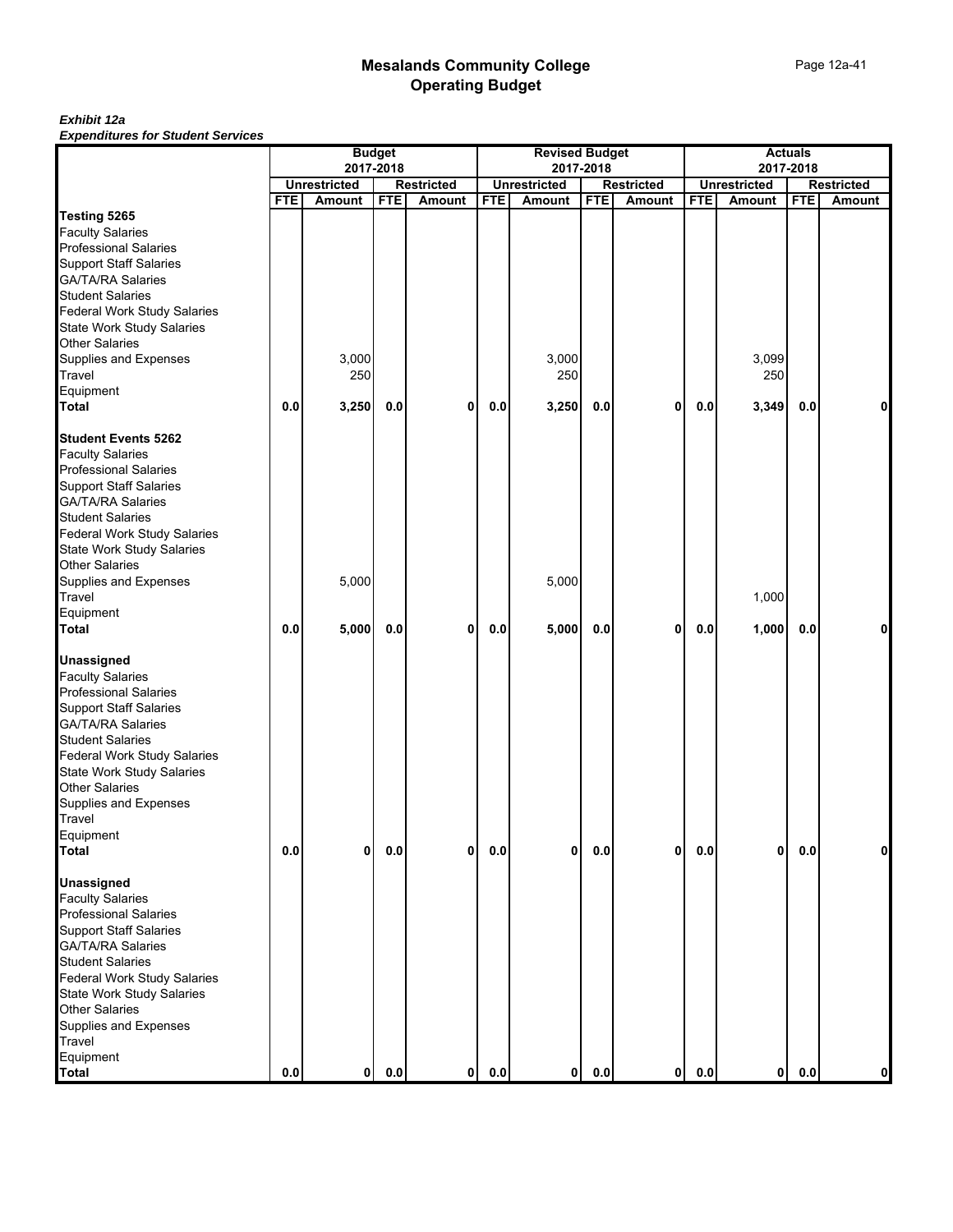# Mesalands Community College
## Operating Budget

***Exhibit 12a***
***Expenditures for Student Services***

| | Budget 2017-2018 | | | | Revised Budget 2017-2018 | | | | Actuals 2017-2018 | | | |
|---|---|---|---|---|---|---|---|---|---|---|---|---|
| | Unrestricted | | Restricted | | Unrestricted | | Restricted | | Unrestricted | | Restricted | |
| | FTE | Amount | FTE | Amount | FTE | Amount | FTE | Amount | FTE | Amount | FTE | Amount |
| **Testing 5265** | | | | | | | | | | | | |
| Faculty Salaries | | | | | | | | | | | | |
| Professional Salaries | | | | | | | | | | | | |
| Support Staff Salaries | | | | | | | | | | | | |
| GA/TA/RA Salaries | | | | | | | | | | | | |
| Student Salaries | | | | | | | | | | | | |
| Federal Work Study Salaries | | | | | | | | | | | | |
| State Work Study Salaries | | | | | | | | | | | | |
| Other Salaries | | | | | | | | | | | | |
| Supplies and Expenses | | 3,000 | | | | 3,000 | | | | 3,099 | | |
| Travel | | 250 | | | | 250 | | | | 250 | | |
| Equipment | | | | | | | | | | | | |
| **Total** | **0.0** | **3,250** | **0.0** | **0** | **0.0** | **3,250** | **0.0** | **0** | **0.0** | **3,349** | **0.0** | **0** |
| **Student Events 5262** | | | | | | | | | | | | |
| Faculty Salaries | | | | | | | | | | | | |
| Professional Salaries | | | | | | | | | | | | |
| Support Staff Salaries | | | | | | | | | | | | |
| GA/TA/RA Salaries | | | | | | | | | | | | |
| Student Salaries | | | | | | | | | | | | |
| Federal Work Study Salaries | | | | | | | | | | | | |
| State Work Study Salaries | | | | | | | | | | | | |
| Other Salaries | | | | | | | | | | | | |
| Supplies and Expenses | | 5,000 | | | | 5,000 | | | | | | |
| Travel | | | | | | | | | | 1,000 | | |
| Equipment | | | | | | | | | | | | |
| **Total** | **0.0** | **5,000** | **0.0** | **0** | **0.0** | **5,000** | **0.0** | **0** | **0.0** | **1,000** | **0.0** | **0** |
| **Unassigned** | | | | | | | | | | | | |
| Faculty Salaries | | | | | | | | | | | | |
| Professional Salaries | | | | | | | | | | | | |
| Support Staff Salaries | | | | | | | | | | | | |
| GA/TA/RA Salaries | | | | | | | | | | | | |
| Student Salaries | | | | | | | | | | | | |
| Federal Work Study Salaries | | | | | | | | | | | | |
| State Work Study Salaries | | | | | | | | | | | | |
| Other Salaries | | | | | | | | | | | | |
| Supplies and Expenses | | | | | | | | | | | | |
| Travel | | | | | | | | | | | | |
| Equipment | | | | | | | | | | | | |
| **Total** | **0.0** | **0** | **0.0** | **0** | **0.0** | **0** | **0.0** | **0** | **0.0** | **0** | **0.0** | **0** |
| **Unassigned** | | | | | | | | | | | | |
| Faculty Salaries | | | | | | | | | | | | |
| Professional Salaries | | | | | | | | | | | | |
| Support Staff Salaries | | | | | | | | | | | | |
| GA/TA/RA Salaries | | | | | | | | | | | | |
| Student Salaries | | | | | | | | | | | | |
| Federal Work Study Salaries | | | | | | | | | | | | |
| State Work Study Salaries | | | | | | | | | | | | |
| Other Salaries | | | | | | | | | | | | |
| Supplies and Expenses | | | | | | | | | | | | |
| Travel | | | | | | | | | | | | |
| Equipment | | | | | | | | | | | | |
| **Total** | **0.0** | **0** | **0.0** | **0** | **0.0** | **0** | **0.0** | **0** | **0.0** | **0** | **0.0** | **0** |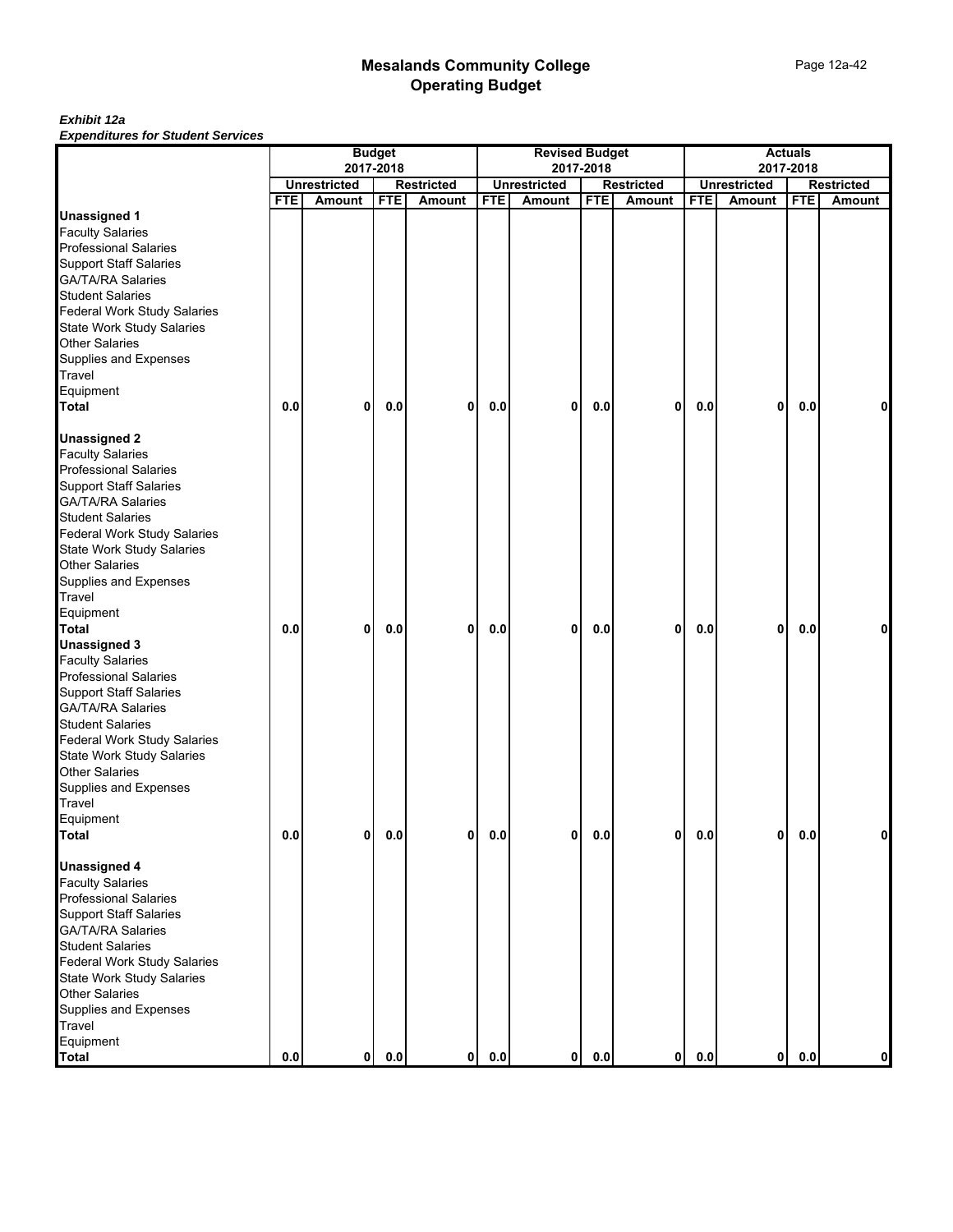# Mesalands Community College
## Operating Budget

***Exhibit 12a***
***Expenditures for Student Services***

| | Budget 2017-2018 | | | | Revised Budget 2017-2018 | | | | Actuals 2017-2018 | | | |
|---|---|---|---|---|---|---|---|---|---|---|---|---|
| | Unrestricted | | Restricted | | Unrestricted | | Restricted | | Unrestricted | | Restricted | |
| | FTE | Amount | FTE | Amount | FTE | Amount | FTE | Amount | FTE | Amount | FTE | Amount |
| **Unassigned 1** | | | | | | | | | | | | |
| Faculty Salaries | | | | | | | | | | | | |
| Professional Salaries | | | | | | | | | | | | |
| Support Staff Salaries | | | | | | | | | | | | |
| GA/TA/RA Salaries | | | | | | | | | | | | |
| Student Salaries | | | | | | | | | | | | |
| Federal Work Study Salaries | | | | | | | | | | | | |
| State Work Study Salaries | | | | | | | | | | | | |
| Other Salaries | | | | | | | | | | | | |
| Supplies and Expenses | | | | | | | | | | | | |
| Travel | | | | | | | | | | | | |
| Equipment | | | | | | | | | | | | |
| **Total** | **0.0** | **0** | **0.0** | **0** | **0.0** | **0** | **0.0** | **0** | **0.0** | **0** | **0.0** | **0** |
| **Unassigned 2** | | | | | | | | | | | | |
| Faculty Salaries | | | | | | | | | | | | |
| Professional Salaries | | | | | | | | | | | | |
| Support Staff Salaries | | | | | | | | | | | | |
| GA/TA/RA Salaries | | | | | | | | | | | | |
| Student Salaries | | | | | | | | | | | | |
| Federal Work Study Salaries | | | | | | | | | | | | |
| State Work Study Salaries | | | | | | | | | | | | |
| Other Salaries | | | | | | | | | | | | |
| Supplies and Expenses | | | | | | | | | | | | |
| Travel | | | | | | | | | | | | |
| Equipment | | | | | | | | | | | | |
| **Total** | **0.0** | **0** | **0.0** | **0** | **0.0** | **0** | **0.0** | **0** | **0.0** | **0** | **0.0** | **0** |
| **Unassigned 3** | | | | | | | | | | | | |
| Faculty Salaries | | | | | | | | | | | | |
| Professional Salaries | | | | | | | | | | | | |
| Support Staff Salaries | | | | | | | | | | | | |
| GA/TA/RA Salaries | | | | | | | | | | | | |
| Student Salaries | | | | | | | | | | | | |
| Federal Work Study Salaries | | | | | | | | | | | | |
| State Work Study Salaries | | | | | | | | | | | | |
| Other Salaries | | | | | | | | | | | | |
| Supplies and Expenses | | | | | | | | | | | | |
| Travel | | | | | | | | | | | | |
| Equipment | | | | | | | | | | | | |
| **Total** | **0.0** | **0** | **0.0** | **0** | **0.0** | **0** | **0.0** | **0** | **0.0** | **0** | **0.0** | **0** |
| **Unassigned 4** | | | | | | | | | | | | |
| Faculty Salaries | | | | | | | | | | | | |
| Professional Salaries | | | | | | | | | | | | |
| Support Staff Salaries | | | | | | | | | | | | |
| GA/TA/RA Salaries | | | | | | | | | | | | |
| Student Salaries | | | | | | | | | | | | |
| Federal Work Study Salaries | | | | | | | | | | | | |
| State Work Study Salaries | | | | | | | | | | | | |
| Other Salaries | | | | | | | | | | | | |
| Supplies and Expenses | | | | | | | | | | | | |
| Travel | | | | | | | | | | | | |
| Equipment | | | | | | | | | | | | |
| **Total** | **0.0** | **0** | **0.0** | **0** | **0.0** | **0** | **0.0** | **0** | **0.0** | **0** | **0.0** | **0** |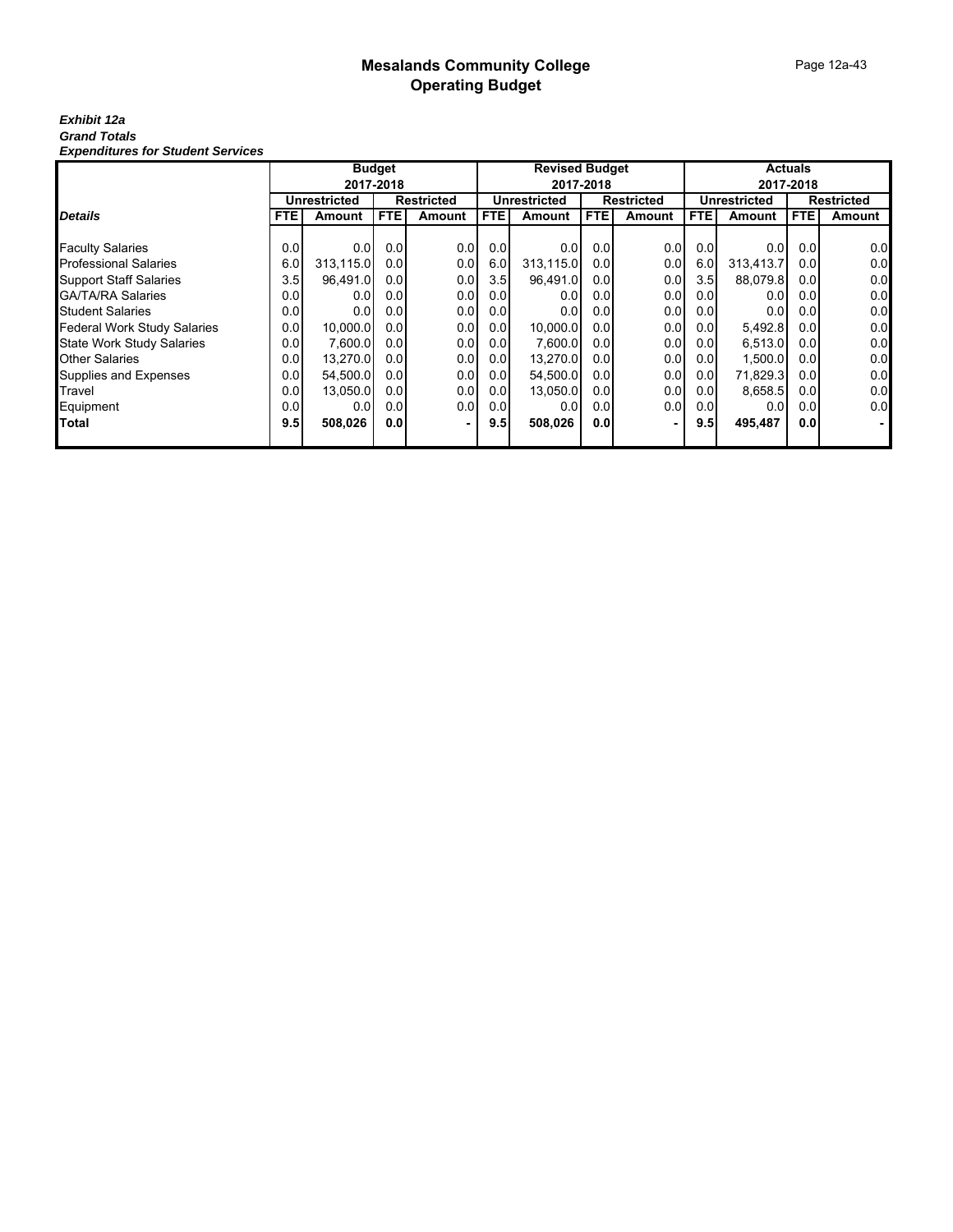# Mesalands Community College
## Operating Budget

***Exhibit 12a***
***Grand Totals***
***Expenditures for Student Services***

| | Budget 2017-2018 | | | | Revised Budget 2017-2018 | | | | Actuals 2017-2018 | | | |
|---|---|---|---|---|---|---|---|---|---|---|---|---|
| | Unrestricted | | Restricted | | Unrestricted | | Restricted | | Unrestricted | | Restricted | |
| ***Details*** | **FTE** | **Amount** | **FTE** | **Amount** | **FTE** | **Amount** | **FTE** | **Amount** | **FTE** | **Amount** | **FTE** | **Amount** |
| Faculty Salaries | 0.0 | 0.0 | 0.0 | 0.0 | 0.0 | 0.0 | 0.0 | 0.0 | 0.0 | 0.0 | 0.0 | 0.0 |
| Professional Salaries | 6.0 | 313,115.0 | 0.0 | 0.0 | 6.0 | 313,115.0 | 0.0 | 0.0 | 6.0 | 313,413.7 | 0.0 | 0.0 |
| Support Staff Salaries | 3.5 | 96,491.0 | 0.0 | 0.0 | 3.5 | 96,491.0 | 0.0 | 0.0 | 3.5 | 88,079.8 | 0.0 | 0.0 |
| GA/TA/RA Salaries | 0.0 | 0.0 | 0.0 | 0.0 | 0.0 | 0.0 | 0.0 | 0.0 | 0.0 | 0.0 | 0.0 | 0.0 |
| Student Salaries | 0.0 | 0.0 | 0.0 | 0.0 | 0.0 | 0.0 | 0.0 | 0.0 | 0.0 | 0.0 | 0.0 | 0.0 |
| Federal Work Study Salaries | 0.0 | 10,000.0 | 0.0 | 0.0 | 0.0 | 10,000.0 | 0.0 | 0.0 | 0.0 | 5,492.8 | 0.0 | 0.0 |
| State Work Study Salaries | 0.0 | 7,600.0 | 0.0 | 0.0 | 0.0 | 7,600.0 | 0.0 | 0.0 | 0.0 | 6,513.0 | 0.0 | 0.0 |
| Other Salaries | 0.0 | 13,270.0 | 0.0 | 0.0 | 0.0 | 13,270.0 | 0.0 | 0.0 | 0.0 | 1,500.0 | 0.0 | 0.0 |
| Supplies and Expenses | 0.0 | 54,500.0 | 0.0 | 0.0 | 0.0 | 54,500.0 | 0.0 | 0.0 | 0.0 | 71,829.3 | 0.0 | 0.0 |
| Travel | 0.0 | 13,050.0 | 0.0 | 0.0 | 0.0 | 13,050.0 | 0.0 | 0.0 | 0.0 | 8,658.5 | 0.0 | 0.0 |
| Equipment | 0.0 | 0.0 | 0.0 | 0.0 | 0.0 | 0.0 | 0.0 | 0.0 | 0.0 | 0.0 | 0.0 | 0.0 |
| **Total** | **9.5** | **508,026** | **0.0** | **-** | **9.5** | **508,026** | **0.0** | **-** | **9.5** | **495,487** | **0.0** | **-** |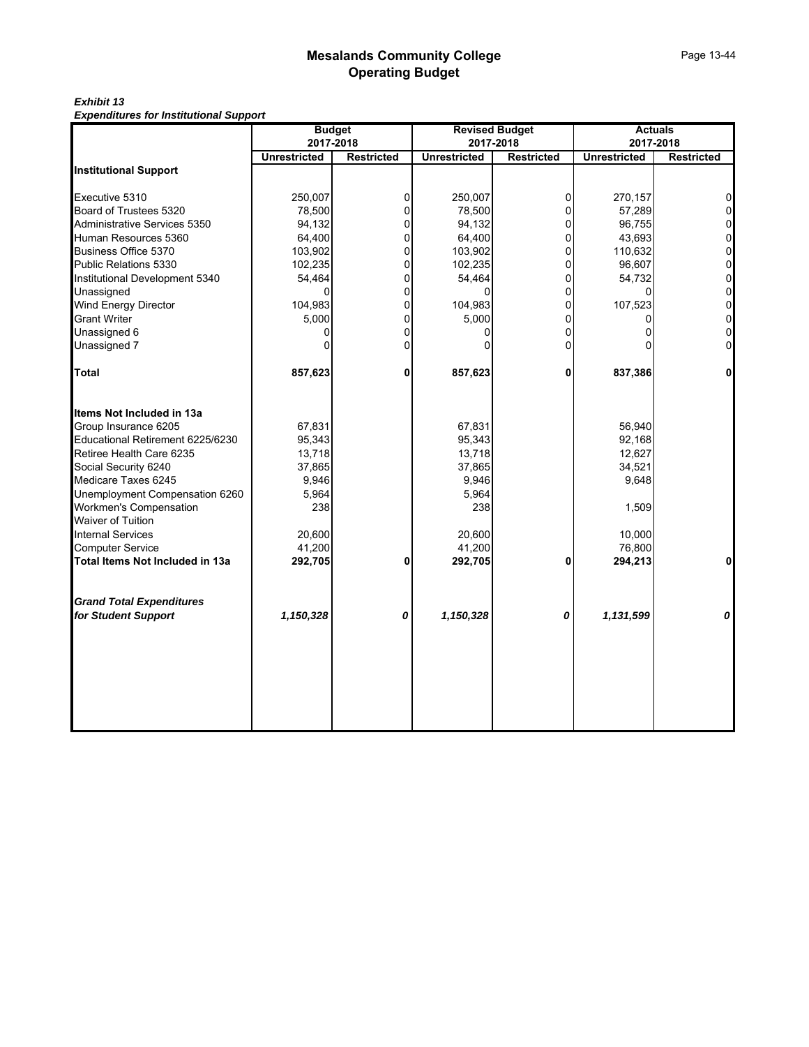# Mesalands Community College
## Operating Budget

***Exhibit 13***
***Expenditures for Institutional Support***

| | Budget 2017-2018 | | Revised Budget 2017-2018 | | Actuals 2017-2018 | |
|---|---|---|---|---|---|---|
| | Unrestricted | Restricted | Unrestricted | Restricted | Unrestricted | Restricted |
| **Institutional Support** | | | | | | |
| Executive 5310 | 250,007 | 0 | 250,007 | 0 | 270,157 | 0 |
| Board of Trustees 5320 | 78,500 | 0 | 78,500 | 0 | 57,289 | 0 |
| Administrative Services 5350 | 94,132 | 0 | 94,132 | 0 | 96,755 | 0 |
| Human Resources 5360 | 64,400 | 0 | 64,400 | 0 | 43,693 | 0 |
| Business Office 5370 | 103,902 | 0 | 103,902 | 0 | 110,632 | 0 |
| Public Relations 5330 | 102,235 | 0 | 102,235 | 0 | 96,607 | 0 |
| Institutional Development 5340 | 54,464 | 0 | 54,464 | 0 | 54,732 | 0 |
| Unassigned | 0 | 0 | 0 | 0 | 0 | 0 |
| Wind Energy Director | 104,983 | 0 | 104,983 | 0 | 107,523 | 0 |
| Grant Writer | 5,000 | 0 | 5,000 | 0 | 0 | 0 |
| Unassigned 6 | 0 | 0 | 0 | 0 | 0 | 0 |
| Unassigned 7 | 0 | 0 | 0 | 0 | 0 | 0 |
| **Total** | **857,623** | **0** | **857,623** | **0** | **837,386** | **0** |
| **Items Not Included in 13a** | | | | | | |
| Group Insurance 6205 | 67,831 | | 67,831 | | 56,940 | |
| Educational Retirement 6225/6230 | 95,343 | | 95,343 | | 92,168 | |
| Retiree Health Care 6235 | 13,718 | | 13,718 | | 12,627 | |
| Social Security 6240 | 37,865 | | 37,865 | | 34,521 | |
| Medicare Taxes 6245 | 9,946 | | 9,946 | | 9,648 | |
| Unemployment Compensation 6260 | 5,964 | | 5,964 | | | |
| Workmen's Compensation | 238 | | 238 | | 1,509 | |
| Waiver of Tuition | | | | | | |
| Internal Services | 20,600 | | 20,600 | | 10,000 | |
| Computer Service | 41,200 | | 41,200 | | 76,800 | |
| **Total Items Not Included in 13a** | **292,705** | **0** | **292,705** | **0** | **294,213** | **0** |
| ***Grand Total Expenditures for Student Support*** | ***1,150,328*** | ***0*** | ***1,150,328*** | ***0*** | ***1,131,599*** | ***0*** |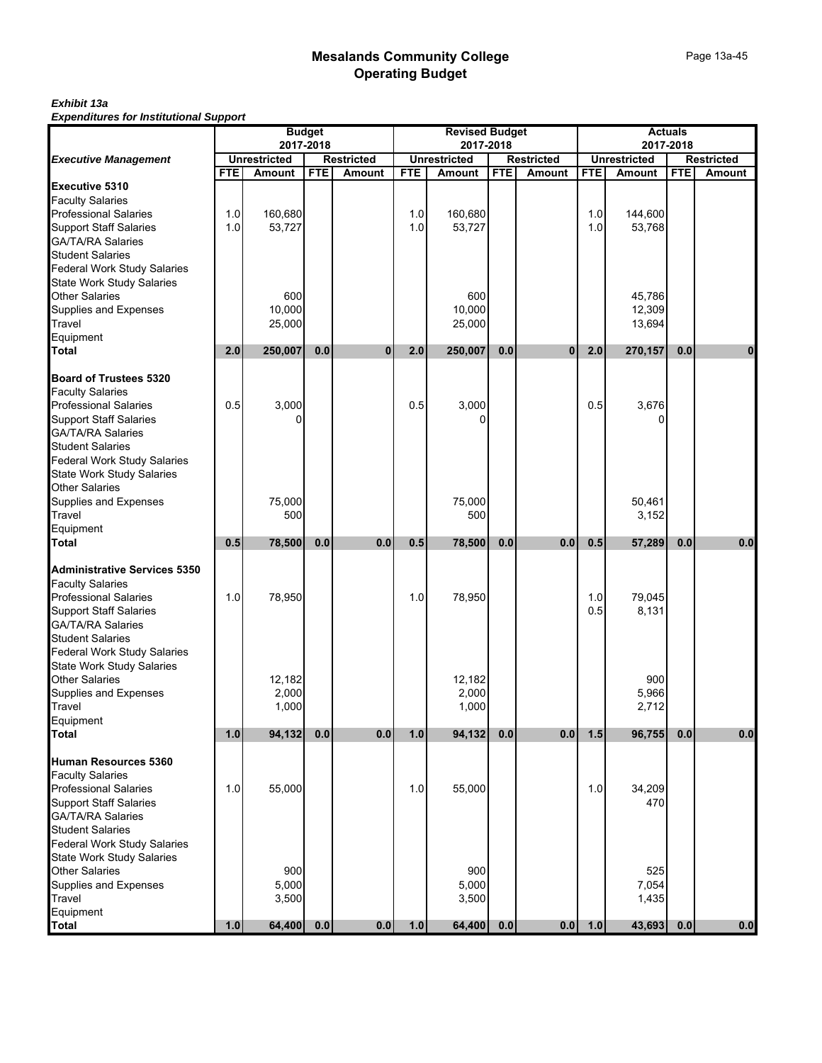# Mesalands Community College
## Operating Budget

***Exhibit 13a***
***Expenditures for Institutional Support***

| *Executive Management* | Budget 2017-2018 | | | | Revised Budget 2017-2018 | | | | Actuals 2017-2018 | | | |
|---|---|---|---|---|---|---|---|---|---|---|---|---|
| | Unrestricted | | Restricted | | Unrestricted | | Restricted | | Unrestricted | | Restricted | |
| | FTE | Amount | FTE | Amount | FTE | Amount | FTE | Amount | FTE | Amount | FTE | Amount |
| **Executive 5310** | | | | | | | | | | | | |
| Faculty Salaries | | | | | | | | | | | | |
| Professional Salaries | 1.0 | 160,680 | | | 1.0 | 160,680 | | | 1.0 | 144,600 | | |
| Support Staff Salaries | 1.0 | 53,727 | | | 1.0 | 53,727 | | | 1.0 | 53,768 | | |
| GA/TA/RA Salaries | | | | | | | | | | | | |
| Student Salaries | | | | | | | | | | | | |
| Federal Work Study Salaries | | | | | | | | | | | | |
| State Work Study Salaries | | | | | | | | | | | | |
| Other Salaries | | 600 | | | | 600 | | | | 45,786 | | |
| Supplies and Expenses | | 10,000 | | | | 10,000 | | | | 12,309 | | |
| Travel | | 25,000 | | | | 25,000 | | | | 13,694 | | |
| Equipment | | | | | | | | | | | | |
| **Total** | **2.0** | **250,007** | **0.0** | **0** | **2.0** | **250,007** | **0.0** | **0** | **2.0** | **270,157** | **0.0** | **0** |
| | | | | | | | | | | | | |
| **Board of Trustees 5320** | | | | | | | | | | | | |
| Faculty Salaries | | | | | | | | | | | | |
| Professional Salaries | 0.5 | 3,000 | | | 0.5 | 3,000 | | | 0.5 | 3,676 | | |
| Support Staff Salaries | | 0 | | | | 0 | | | | 0 | | |
| GA/TA/RA Salaries | | | | | | | | | | | | |
| Student Salaries | | | | | | | | | | | | |
| Federal Work Study Salaries | | | | | | | | | | | | |
| State Work Study Salaries | | | | | | | | | | | | |
| Other Salaries | | | | | | | | | | | | |
| Supplies and Expenses | | 75,000 | | | | 75,000 | | | | 50,461 | | |
| Travel | | 500 | | | | 500 | | | | 3,152 | | |
| Equipment | | | | | | | | | | | | |
| **Total** | **0.5** | **78,500** | **0.0** | **0.0** | **0.5** | **78,500** | **0.0** | **0.0** | **0.5** | **57,289** | **0.0** | **0.0** |
| | | | | | | | | | | | | |
| **Administrative Services 5350** | | | | | | | | | | | | |
| Faculty Salaries | | | | | | | | | | | | |
| Professional Salaries | 1.0 | 78,950 | | | 1.0 | 78,950 | | | 1.0 | 79,045 | | |
| Support Staff Salaries | | | | | | | | | 0.5 | 8,131 | | |
| GA/TA/RA Salaries | | | | | | | | | | | | |
| Student Salaries | | | | | | | | | | | | |
| Federal Work Study Salaries | | | | | | | | | | | | |
| State Work Study Salaries | | | | | | | | | | | | |
| Other Salaries | | 12,182 | | | | 12,182 | | | | 900 | | |
| Supplies and Expenses | | 2,000 | | | | 2,000 | | | | 5,966 | | |
| Travel | | 1,000 | | | | 1,000 | | | | 2,712 | | |
| Equipment | | | | | | | | | | | | |
| **Total** | **1.0** | **94,132** | **0.0** | **0.0** | **1.0** | **94,132** | **0.0** | **0.0** | **1.5** | **96,755** | **0.0** | **0.0** |
| | | | | | | | | | | | | |
| **Human Resources 5360** | | | | | | | | | | | | |
| Faculty Salaries | | | | | | | | | | | | |
| Professional Salaries | 1.0 | 55,000 | | | 1.0 | 55,000 | | | 1.0 | 34,209 | | |
| Support Staff Salaries | | | | | | | | | | 470 | | |
| GA/TA/RA Salaries | | | | | | | | | | | | |
| Student Salaries | | | | | | | | | | | | |
| Federal Work Study Salaries | | | | | | | | | | | | |
| State Work Study Salaries | | | | | | | | | | | | |
| Other Salaries | | 900 | | | | 900 | | | | 525 | | |
| Supplies and Expenses | | 5,000 | | | | 5,000 | | | | 7,054 | | |
| Travel | | 3,500 | | | | 3,500 | | | | 1,435 | | |
| Equipment | | | | | | | | | | | | |
| **Total** | **1.0** | **64,400** | **0.0** | **0.0** | **1.0** | **64,400** | **0.0** | **0.0** | **1.0** | **43,693** | **0.0** | **0.0** |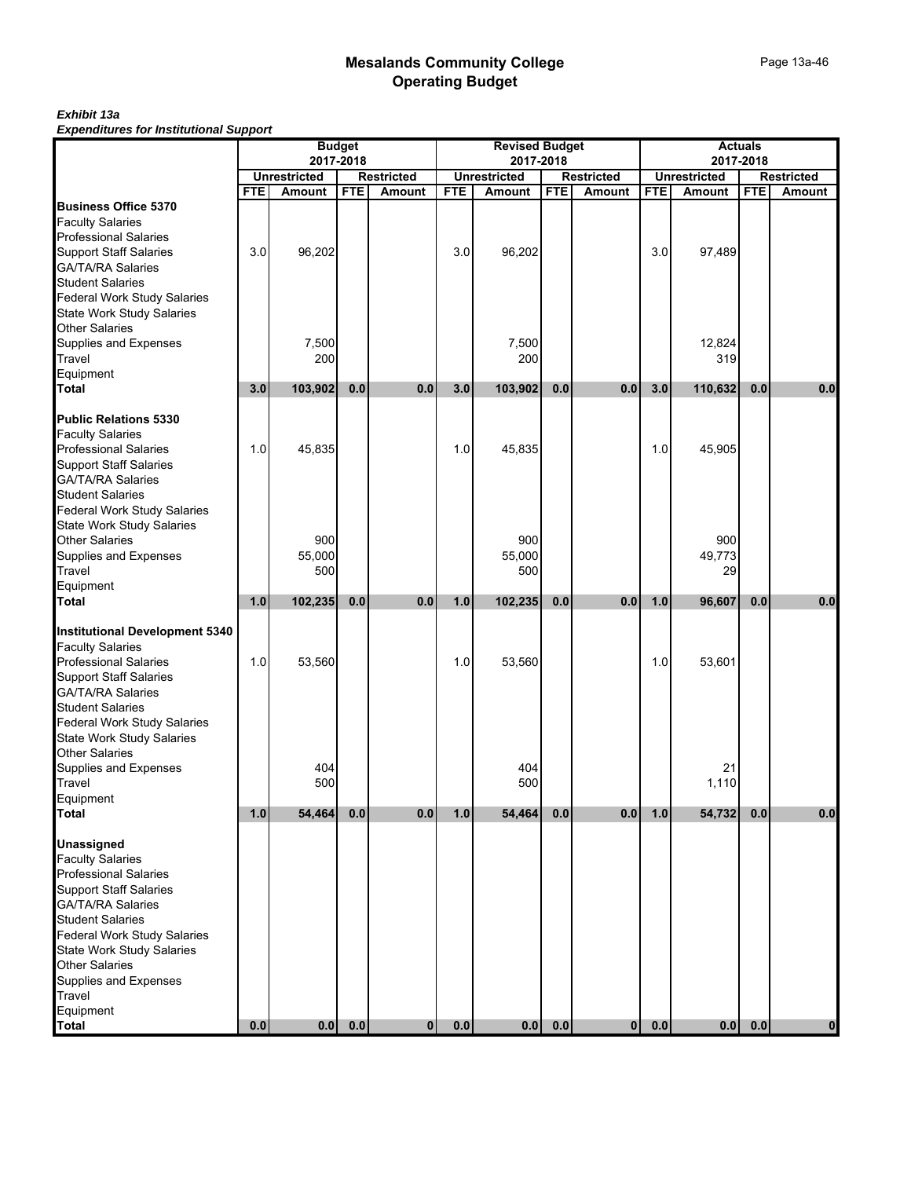# Mesalands Community College
# Operating Budget

***Exhibit 13a***
***Expenditures for Institutional Support***

| | Budget 2017-2018 | | | | Revised Budget 2017-2018 | | | | Actuals 2017-2018 | | | |
|---|---|---|---|---|---|---|---|---|---|---|---|---|
| | Unrestricted | | Restricted | | Unrestricted | | Restricted | | Unrestricted | | Restricted | |
| | FTE | Amount | FTE | Amount | FTE | Amount | FTE | Amount | FTE | Amount | FTE | Amount |
| **Business Office 5370** | | | | | | | | | | | | |
| Faculty Salaries | | | | | | | | | | | | |
| Professional Salaries | | | | | | | | | | | | |
| Support Staff Salaries | 3.0 | 96,202 | | | 3.0 | 96,202 | | | 3.0 | 97,489 | | |
| GA/TA/RA Salaries | | | | | | | | | | | | |
| Student Salaries | | | | | | | | | | | | |
| Federal Work Study Salaries | | | | | | | | | | | | |
| State Work Study Salaries | | | | | | | | | | | | |
| Other Salaries | | | | | | | | | | | | |
| Supplies and Expenses | | 7,500 | | | | 7,500 | | | | 12,824 | | |
| Travel | | 200 | | | | 200 | | | | 319 | | |
| Equipment | | | | | | | | | | | | |
| **Total** | **3.0** | **103,902** | **0.0** | **0.0** | **3.0** | **103,902** | **0.0** | **0.0** | **3.0** | **110,632** | **0.0** | **0.0** |
| **Public Relations 5330** | | | | | | | | | | | | |
| Faculty Salaries | | | | | | | | | | | | |
| Professional Salaries | 1.0 | 45,835 | | | 1.0 | 45,835 | | | 1.0 | 45,905 | | |
| Support Staff Salaries | | | | | | | | | | | | |
| GA/TA/RA Salaries | | | | | | | | | | | | |
| Student Salaries | | | | | | | | | | | | |
| Federal Work Study Salaries | | | | | | | | | | | | |
| State Work Study Salaries | | | | | | | | | | | | |
| Other Salaries | | 900 | | | | 900 | | | | 900 | | |
| Supplies and Expenses | | 55,000 | | | | 55,000 | | | | 49,773 | | |
| Travel | | 500 | | | | 500 | | | | 29 | | |
| Equipment | | | | | | | | | | | | |
| **Total** | **1.0** | **102,235** | **0.0** | **0.0** | **1.0** | **102,235** | **0.0** | **0.0** | **1.0** | **96,607** | **0.0** | **0.0** |
| **Institutional Development 5340** | | | | | | | | | | | | |
| Faculty Salaries | | | | | | | | | | | | |
| Professional Salaries | 1.0 | 53,560 | | | 1.0 | 53,560 | | | 1.0 | 53,601 | | |
| Support Staff Salaries | | | | | | | | | | | | |
| GA/TA/RA Salaries | | | | | | | | | | | | |
| Student Salaries | | | | | | | | | | | | |
| Federal Work Study Salaries | | | | | | | | | | | | |
| State Work Study Salaries | | | | | | | | | | | | |
| Other Salaries | | | | | | | | | | | | |
| Supplies and Expenses | | 404 | | | | 404 | | | | 21 | | |
| Travel | | 500 | | | | 500 | | | | 1,110 | | |
| Equipment | | | | | | | | | | | | |
| **Total** | **1.0** | **54,464** | **0.0** | **0.0** | **1.0** | **54,464** | **0.0** | **0.0** | **1.0** | **54,732** | **0.0** | **0.0** |
| **Unassigned** | | | | | | | | | | | | |
| Faculty Salaries | | | | | | | | | | | | |
| Professional Salaries | | | | | | | | | | | | |
| Support Staff Salaries | | | | | | | | | | | | |
| GA/TA/RA Salaries | | | | | | | | | | | | |
| Student Salaries | | | | | | | | | | | | |
| Federal Work Study Salaries | | | | | | | | | | | | |
| State Work Study Salaries | | | | | | | | | | | | |
| Other Salaries | | | | | | | | | | | | |
| Supplies and Expenses | | | | | | | | | | | | |
| Travel | | | | | | | | | | | | |
| Equipment | | | | | | | | | | | | |
| **Total** | **0.0** | **0.0** | **0.0** | **0** | **0.0** | **0.0** | **0.0** | **0** | **0.0** | **0.0** | **0.0** | **0** |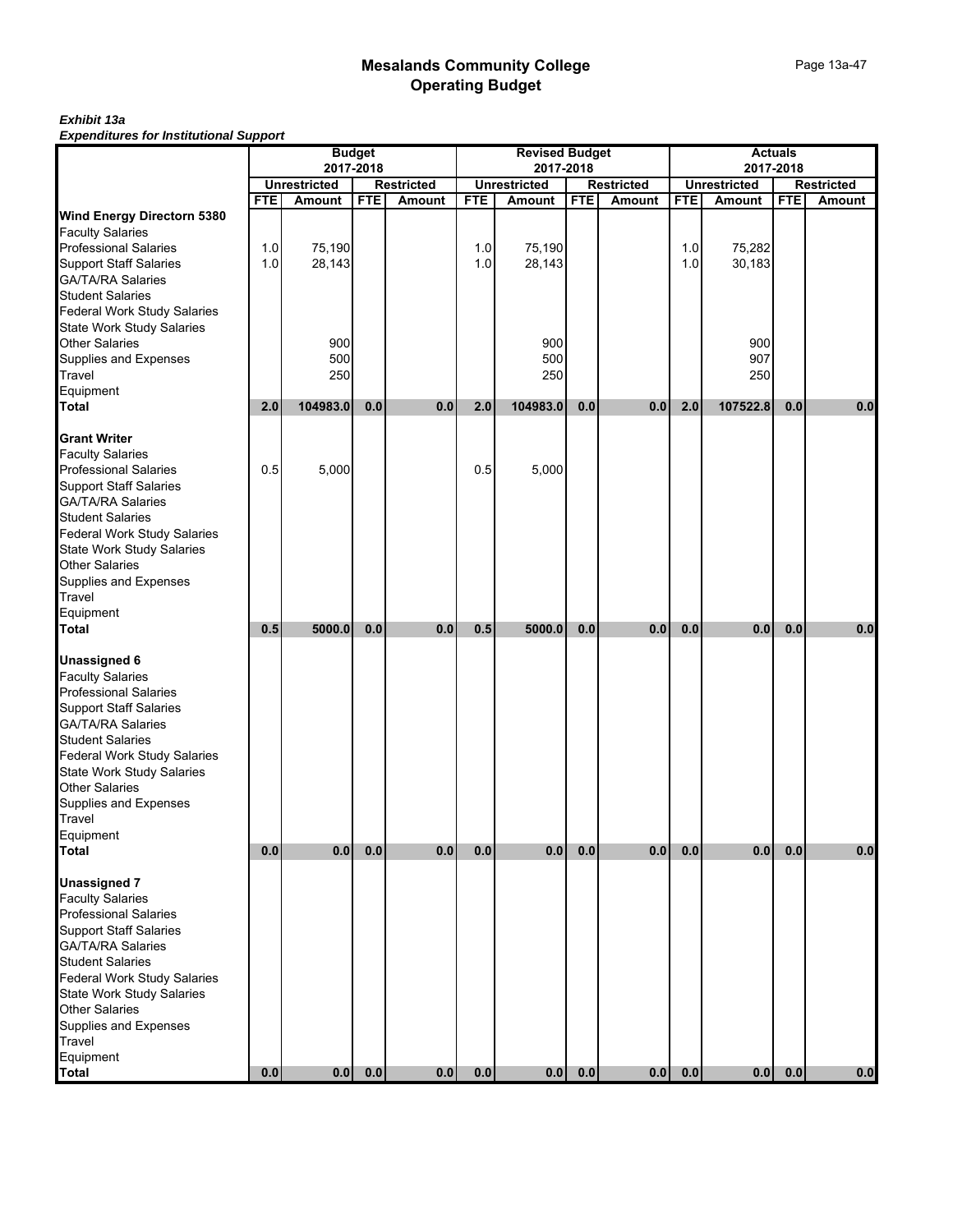# Mesalands Community College
## Operating Budget

***Exhibit 13a***
***Expenditures for Institutional Support***

| | Budget 2017-2018 | | | | Revised Budget 2017-2018 | | | | Actuals 2017-2018 | | | |
|---|---|---|---|---|---|---|---|---|---|---|---|---|
| | Unrestricted | | Restricted | | Unrestricted | | Restricted | | Unrestricted | | Restricted | |
| | FTE | Amount | FTE | Amount | FTE | Amount | FTE | Amount | FTE | Amount | FTE | Amount |
| **Wind Energy Directorn 5380** | | | | | | | | | | | | |
| Faculty Salaries | | | | | | | | | | | | |
| Professional Salaries | 1.0 | 75,190 | | | 1.0 | 75,190 | | | 1.0 | 75,282 | | |
| Support Staff Salaries | 1.0 | 28,143 | | | 1.0 | 28,143 | | | 1.0 | 30,183 | | |
| GA/TA/RA Salaries | | | | | | | | | | | | |
| Student Salaries | | | | | | | | | | | | |
| Federal Work Study Salaries | | | | | | | | | | | | |
| State Work Study Salaries | | | | | | | | | | | | |
| Other Salaries | | 900 | | | | 900 | | | | 900 | | |
| Supplies and Expenses | | 500 | | | | 500 | | | | 907 | | |
| Travel | | 250 | | | | 250 | | | | 250 | | |
| Equipment | | | | | | | | | | | | |
| **Total** | **2.0** | **104983.0** | **0.0** | **0.0** | **2.0** | **104983.0** | **0.0** | **0.0** | **2.0** | **107522.8** | **0.0** | **0.0** |
| **Grant Writer** | | | | | | | | | | | | |
| Faculty Salaries | | | | | | | | | | | | |
| Professional Salaries | 0.5 | 5,000 | | | 0.5 | 5,000 | | | | | | |
| Support Staff Salaries | | | | | | | | | | | | |
| GA/TA/RA Salaries | | | | | | | | | | | | |
| Student Salaries | | | | | | | | | | | | |
| Federal Work Study Salaries | | | | | | | | | | | | |
| State Work Study Salaries | | | | | | | | | | | | |
| Other Salaries | | | | | | | | | | | | |
| Supplies and Expenses | | | | | | | | | | | | |
| Travel | | | | | | | | | | | | |
| Equipment | | | | | | | | | | | | |
| **Total** | **0.5** | **5000.0** | **0.0** | **0.0** | **0.5** | **5000.0** | **0.0** | **0.0** | **0.0** | **0.0** | **0.0** | **0.0** |
| **Unassigned 6** | | | | | | | | | | | | |
| Faculty Salaries | | | | | | | | | | | | |
| Professional Salaries | | | | | | | | | | | | |
| Support Staff Salaries | | | | | | | | | | | | |
| GA/TA/RA Salaries | | | | | | | | | | | | |
| Student Salaries | | | | | | | | | | | | |
| Federal Work Study Salaries | | | | | | | | | | | | |
| State Work Study Salaries | | | | | | | | | | | | |
| Other Salaries | | | | | | | | | | | | |
| Supplies and Expenses | | | | | | | | | | | | |
| Travel | | | | | | | | | | | | |
| Equipment | | | | | | | | | | | | |
| **Total** | **0.0** | **0.0** | **0.0** | **0.0** | **0.0** | **0.0** | **0.0** | **0.0** | **0.0** | **0.0** | **0.0** | **0.0** |
| **Unassigned 7** | | | | | | | | | | | | |
| Faculty Salaries | | | | | | | | | | | | |
| Professional Salaries | | | | | | | | | | | | |
| Support Staff Salaries | | | | | | | | | | | | |
| GA/TA/RA Salaries | | | | | | | | | | | | |
| Student Salaries | | | | | | | | | | | | |
| Federal Work Study Salaries | | | | | | | | | | | | |
| State Work Study Salaries | | | | | | | | | | | | |
| Other Salaries | | | | | | | | | | | | |
| Supplies and Expenses | | | | | | | | | | | | |
| Travel | | | | | | | | | | | | |
| Equipment | | | | | | | | | | | | |
| **Total** | **0.0** | **0.0** | **0.0** | **0.0** | **0.0** | **0.0** | **0.0** | **0.0** | **0.0** | **0.0** | **0.0** | **0.0** |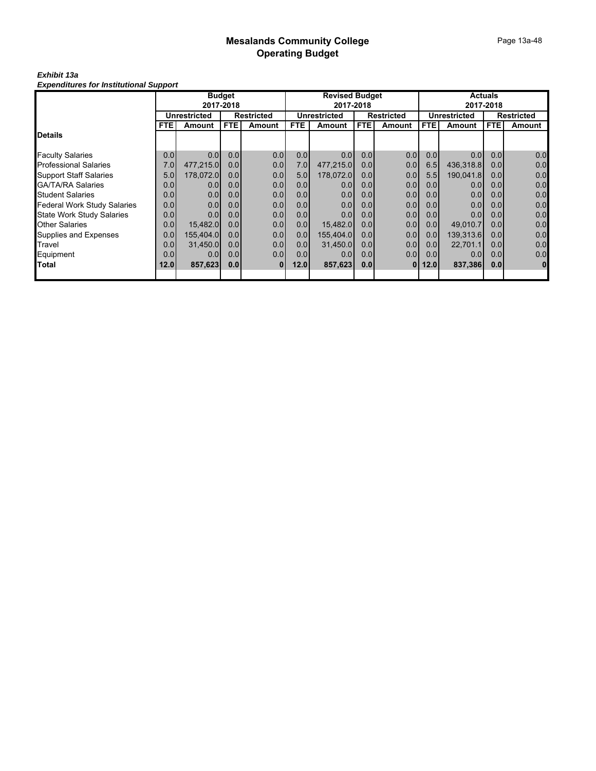# Mesalands Community College
## Operating Budget

***Exhibit 13a***
***Expenditures for Institutional Support***

| | Budget 2017-2018 | | | | Revised Budget 2017-2018 | | | | Actuals 2017-2018 | | | |
|---|---|---|---|---|---|---|---|---|---|---|---|---|
| | Unrestricted | | Restricted | | Unrestricted | | Restricted | | Unrestricted | | Restricted | |
| | FTE | Amount | FTE | Amount | FTE | Amount | FTE | Amount | FTE | Amount | FTE | Amount |
| **Details** | | | | | | | | | | | | |
| Faculty Salaries | 0.0 | 0.0 | 0.0 | 0.0 | 0.0 | 0.0 | 0.0 | 0.0 | 0.0 | 0.0 | 0.0 | 0.0 |
| Professional Salaries | 7.0 | 477,215.0 | 0.0 | 0.0 | 7.0 | 477,215.0 | 0.0 | 0.0 | 6.5 | 436,318.8 | 0.0 | 0.0 |
| Support Staff Salaries | 5.0 | 178,072.0 | 0.0 | 0.0 | 5.0 | 178,072.0 | 0.0 | 0.0 | 5.5 | 190,041.8 | 0.0 | 0.0 |
| GA/TA/RA Salaries | 0.0 | 0.0 | 0.0 | 0.0 | 0.0 | 0.0 | 0.0 | 0.0 | 0.0 | 0.0 | 0.0 | 0.0 |
| Student Salaries | 0.0 | 0.0 | 0.0 | 0.0 | 0.0 | 0.0 | 0.0 | 0.0 | 0.0 | 0.0 | 0.0 | 0.0 |
| Federal Work Study Salaries | 0.0 | 0.0 | 0.0 | 0.0 | 0.0 | 0.0 | 0.0 | 0.0 | 0.0 | 0.0 | 0.0 | 0.0 |
| State Work Study Salaries | 0.0 | 0.0 | 0.0 | 0.0 | 0.0 | 0.0 | 0.0 | 0.0 | 0.0 | 0.0 | 0.0 | 0.0 |
| Other Salaries | 0.0 | 15,482.0 | 0.0 | 0.0 | 0.0 | 15,482.0 | 0.0 | 0.0 | 0.0 | 49,010.7 | 0.0 | 0.0 |
| Supplies and Expenses | 0.0 | 155,404.0 | 0.0 | 0.0 | 0.0 | 155,404.0 | 0.0 | 0.0 | 0.0 | 139,313.6 | 0.0 | 0.0 |
| Travel | 0.0 | 31,450.0 | 0.0 | 0.0 | 0.0 | 31,450.0 | 0.0 | 0.0 | 0.0 | 22,701.1 | 0.0 | 0.0 |
| Equipment | 0.0 | 0.0 | 0.0 | 0.0 | 0.0 | 0.0 | 0.0 | 0.0 | 0.0 | 0.0 | 0.0 | 0.0 |
| **Total** | **12.0** | **857,623** | **0.0** | **0** | **12.0** | **857,623** | **0.0** | **0** | **12.0** | **837,386** | **0.0** | **0** |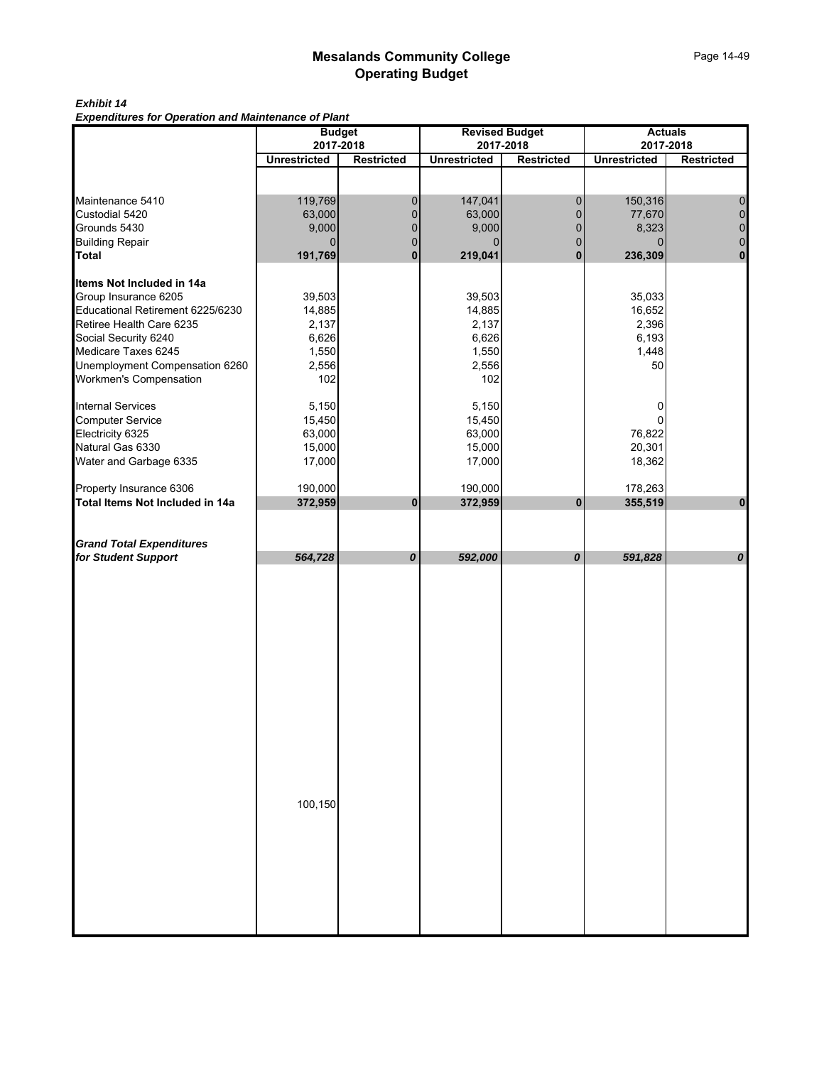# Mesalands Community College
# Operating Budget

***Exhibit 14***
***Expenditures for Operation and Maintenance of Plant***

| | Budget 2017-2018 | | Revised Budget 2017-2018 | | Actuals 2017-2018 | |
|---|---|---|---|---|---|---|
| | **Unrestricted** | **Restricted** | **Unrestricted** | **Restricted** | **Unrestricted** | **Restricted** |
| Maintenance 5410 | 119,769 | 0 | 147,041 | 0 | 150,316 | 0 |
| Custodial 5420 | 63,000 | 0 | 63,000 | 0 | 77,670 | 0 |
| Grounds 5430 | 9,000 | 0 | 9,000 | 0 | 8,323 | 0 |
| Building Repair | 0 | 0 | 0 | 0 | 0 | 0 |
| **Total** | **191,769** | **0** | **219,041** | **0** | **236,309** | **0** |
| **Items Not Included in 14a** | | | | | | |
| Group Insurance 6205 | 39,503 | | 39,503 | | 35,033 | |
| Educational Retirement 6225/6230 | 14,885 | | 14,885 | | 16,652 | |
| Retiree Health Care 6235 | 2,137 | | 2,137 | | 2,396 | |
| Social Security 6240 | 6,626 | | 6,626 | | 6,193 | |
| Medicare Taxes 6245 | 1,550 | | 1,550 | | 1,448 | |
| Unemployment Compensation 6260 | 2,556 | | 2,556 | | 50 | |
| Workmen's Compensation | 102 | | 102 | | | |
| Internal Services | 5,150 | | 5,150 | | 0 | |
| Computer Service | 15,450 | | 15,450 | | 0 | |
| Electricity 6325 | 63,000 | | 63,000 | | 76,822 | |
| Natural Gas 6330 | 15,000 | | 15,000 | | 20,301 | |
| Water and Garbage 6335 | 17,000 | | 17,000 | | 18,362 | |
| Property Insurance 6306 | 190,000 | | 190,000 | | 178,263 | |
| **Total Items Not Included in 14a** | **372,959** | **0** | **372,959** | **0** | **355,519** | **0** |
| ***Grand Total Expenditures for Student Support*** | ***564,728*** | ***0*** | ***592,000*** | ***0*** | ***591,828*** | ***0*** |
| | 100,150 | | | | | |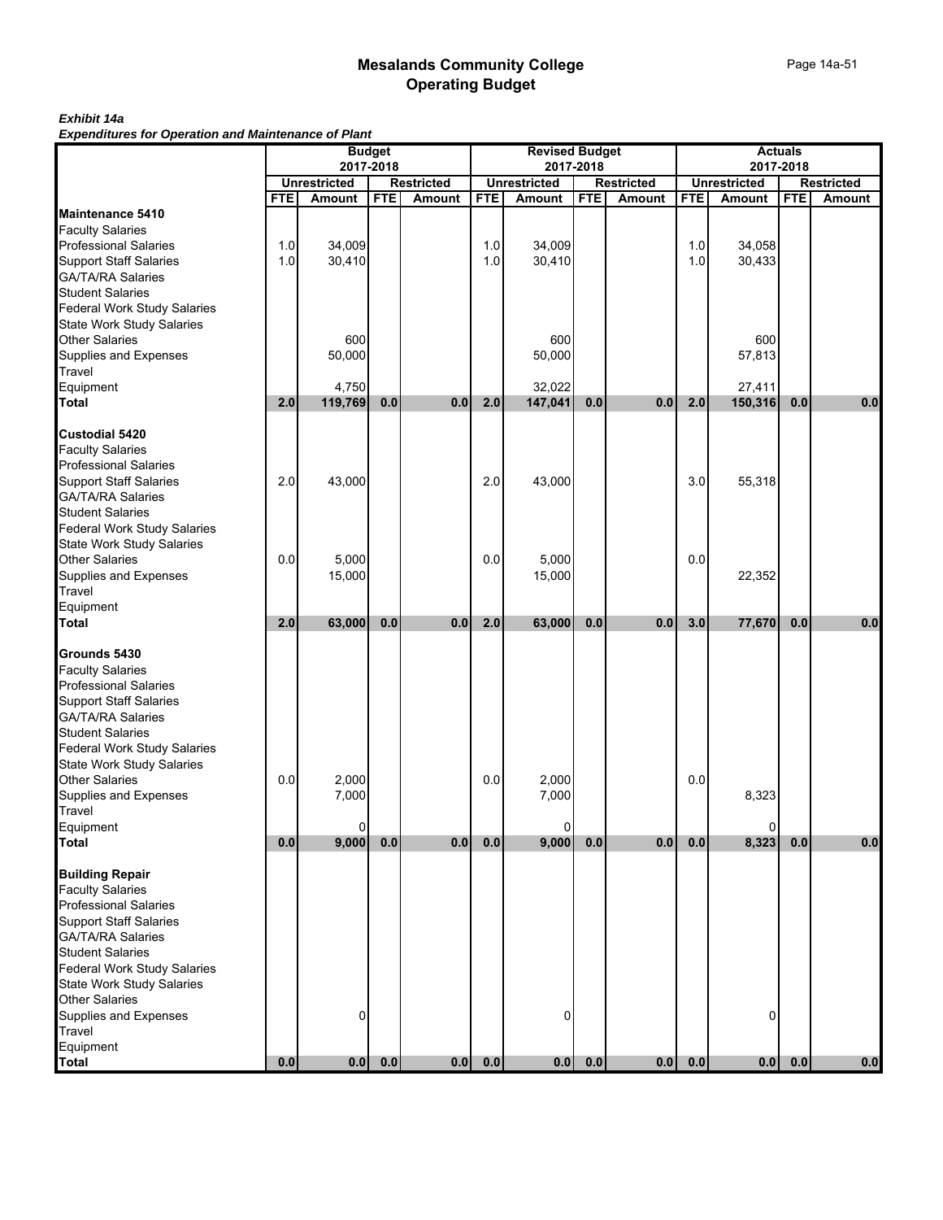# Mesalands Community College
## Operating Budget

***Exhibit 14a***
***Expenditures for Operation and Maintenance of Plant***

| | Budget 2017-2018 | | | | Revised Budget 2017-2018 | | | | Actuals 2017-2018 | | | |
|---|---|---|---|---|---|---|---|---|---|---|---|---|
| | Unrestricted | | Restricted | | Unrestricted | | Restricted | | Unrestricted | | Restricted | |
| | FTE | Amount | FTE | Amount | FTE | Amount | FTE | Amount | FTE | Amount | FTE | Amount |
| **Maintenance 5410** | | | | | | | | | | | | |
| Faculty Salaries | | | | | | | | | | | | |
| Professional Salaries | 1.0 | 34,009 | | | 1.0 | 34,009 | | | 1.0 | 34,058 | | |
| Support Staff Salaries | 1.0 | 30,410 | | | 1.0 | 30,410 | | | 1.0 | 30,433 | | |
| GA/TA/RA Salaries | | | | | | | | | | | | |
| Student Salaries | | | | | | | | | | | | |
| Federal Work Study Salaries | | | | | | | | | | | | |
| State Work Study Salaries | | | | | | | | | | | | |
| Other Salaries | | 600 | | | | 600 | | | | 600 | | |
| Supplies and Expenses | | 50,000 | | | | 50,000 | | | | 57,813 | | |
| Travel | | | | | | | | | | | | |
| Equipment | | 4,750 | | | | 32,022 | | | | 27,411 | | |
| **Total** | **2.0** | **119,769** | **0.0** | **0.0** | **2.0** | **147,041** | **0.0** | **0.0** | **2.0** | **150,316** | **0.0** | **0.0** |
| | | | | | | | | | | | | |
| **Custodial 5420** | | | | | | | | | | | | |
| Faculty Salaries | | | | | | | | | | | | |
| Professional Salaries | | | | | | | | | | | | |
| Support Staff Salaries | 2.0 | 43,000 | | | 2.0 | 43,000 | | | 3.0 | 55,318 | | |
| GA/TA/RA Salaries | | | | | | | | | | | | |
| Student Salaries | | | | | | | | | | | | |
| Federal Work Study Salaries | | | | | | | | | | | | |
| State Work Study Salaries | | | | | | | | | | | | |
| Other Salaries | 0.0 | 5,000 | | | 0.0 | 5,000 | | | 0.0 | | | |
| Supplies and Expenses | | 15,000 | | | | 15,000 | | | | 22,352 | | |
| Travel | | | | | | | | | | | | |
| Equipment | | | | | | | | | | | | |
| **Total** | **2.0** | **63,000** | **0.0** | **0.0** | **2.0** | **63,000** | **0.0** | **0.0** | **3.0** | **77,670** | **0.0** | **0.0** |
| | | | | | | | | | | | | |
| **Grounds 5430** | | | | | | | | | | | | |
| Faculty Salaries | | | | | | | | | | | | |
| Professional Salaries | | | | | | | | | | | | |
| Support Staff Salaries | | | | | | | | | | | | |
| GA/TA/RA Salaries | | | | | | | | | | | | |
| Student Salaries | | | | | | | | | | | | |
| Federal Work Study Salaries | | | | | | | | | | | | |
| State Work Study Salaries | | | | | | | | | | | | |
| Other Salaries | 0.0 | 2,000 | | | 0.0 | 2,000 | | | 0.0 | | | |
| Supplies and Expenses | | 7,000 | | | | 7,000 | | | | 8,323 | | |
| Travel | | | | | | | | | | | | |
| Equipment | | 0 | | | | 0 | | | | 0 | | |
| **Total** | **0.0** | **9,000** | **0.0** | **0.0** | **0.0** | **9,000** | **0.0** | **0.0** | **0.0** | **8,323** | **0.0** | **0.0** |
| | | | | | | | | | | | | |
| **Building Repair** | | | | | | | | | | | | |
| Faculty Salaries | | | | | | | | | | | | |
| Professional Salaries | | | | | | | | | | | | |
| Support Staff Salaries | | | | | | | | | | | | |
| GA/TA/RA Salaries | | | | | | | | | | | | |
| Student Salaries | | | | | | | | | | | | |
| Federal Work Study Salaries | | | | | | | | | | | | |
| State Work Study Salaries | | | | | | | | | | | | |
| Other Salaries | | | | | | | | | | | | |
| Supplies and Expenses | | 0 | | | | 0 | | | | 0 | | |
| Travel | | | | | | | | | | | | |
| Equipment | | | | | | | | | | | | |
| **Total** | **0.0** | **0.0** | **0.0** | **0.0** | **0.0** | **0.0** | **0.0** | **0.0** | **0.0** | **0.0** | **0.0** | **0.0** |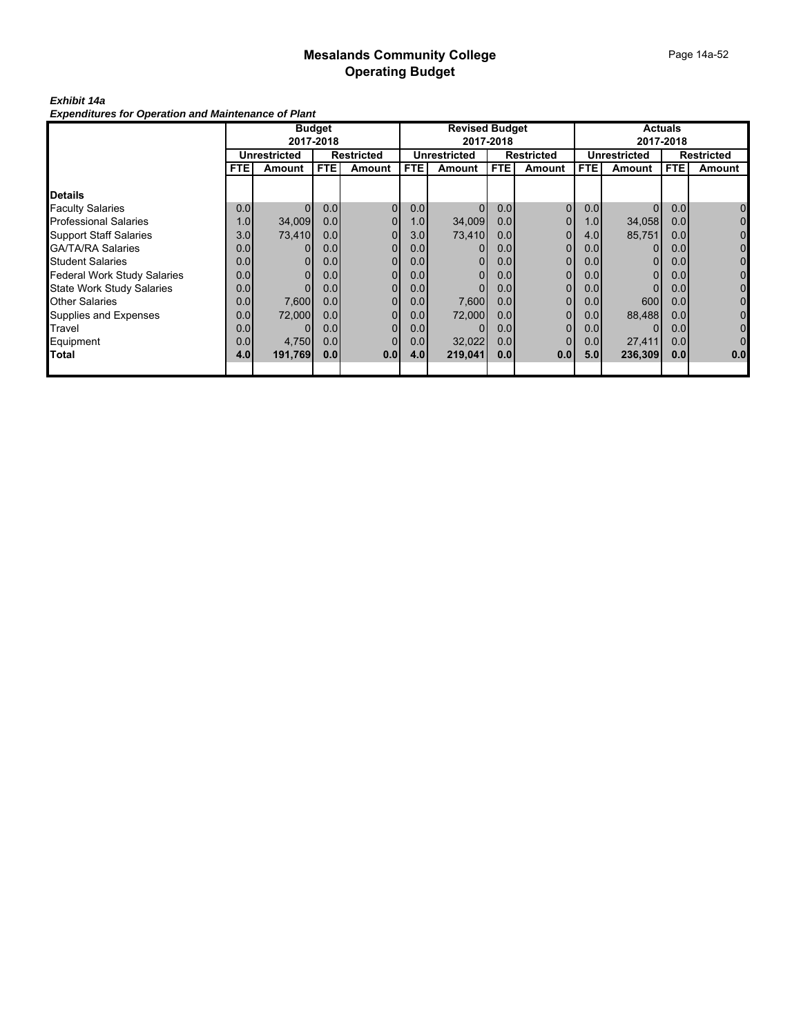# Mesalands Community College
## Operating Budget

***Exhibit 14a***
***Expenditures for Operation and Maintenance of Plant***

| | Budget 2017-2018 | | | | Revised Budget 2017-2018 | | | | Actuals 2017-2018 | | | |
|---|---|---|---|---|---|---|---|---|---|---|---|---|
| | Unrestricted | | Restricted | | Unrestricted | | Restricted | | Unrestricted | | Restricted | |
| | FTE | Amount | FTE | Amount | FTE | Amount | FTE | Amount | FTE | Amount | FTE | Amount |
| **Details** | | | | | | | | | | | | |
| Faculty Salaries | 0.0 | 0 | 0.0 | 0 | 0.0 | 0 | 0.0 | 0 | 0.0 | 0 | 0.0 | 0 |
| Professional Salaries | 1.0 | 34,009 | 0.0 | 0 | 1.0 | 34,009 | 0.0 | 0 | 1.0 | 34,058 | 0.0 | 0 |
| Support Staff Salaries | 3.0 | 73,410 | 0.0 | 0 | 3.0 | 73,410 | 0.0 | 0 | 4.0 | 85,751 | 0.0 | 0 |
| GA/TA/RA Salaries | 0.0 | 0 | 0.0 | 0 | 0.0 | 0 | 0.0 | 0 | 0.0 | 0 | 0.0 | 0 |
| Student Salaries | 0.0 | 0 | 0.0 | 0 | 0.0 | 0 | 0.0 | 0 | 0.0 | 0 | 0.0 | 0 |
| Federal Work Study Salaries | 0.0 | 0 | 0.0 | 0 | 0.0 | 0 | 0.0 | 0 | 0.0 | 0 | 0.0 | 0 |
| State Work Study Salaries | 0.0 | 0 | 0.0 | 0 | 0.0 | 0 | 0.0 | 0 | 0.0 | 0 | 0.0 | 0 |
| Other Salaries | 0.0 | 7,600 | 0.0 | 0 | 0.0 | 7,600 | 0.0 | 0 | 0.0 | 600 | 0.0 | 0 |
| Supplies and Expenses | 0.0 | 72,000 | 0.0 | 0 | 0.0 | 72,000 | 0.0 | 0 | 0.0 | 88,488 | 0.0 | 0 |
| Travel | 0.0 | 0 | 0.0 | 0 | 0.0 | 0 | 0.0 | 0 | 0.0 | 0 | 0.0 | 0 |
| Equipment | 0.0 | 4,750 | 0.0 | 0 | 0.0 | 32,022 | 0.0 | 0 | 0.0 | 27,411 | 0.0 | 0 |
| **Total** | **4.0** | **191,769** | **0.0** | **0.0** | **4.0** | **219,041** | **0.0** | **0.0** | **5.0** | **236,309** | **0.0** | **0.0** |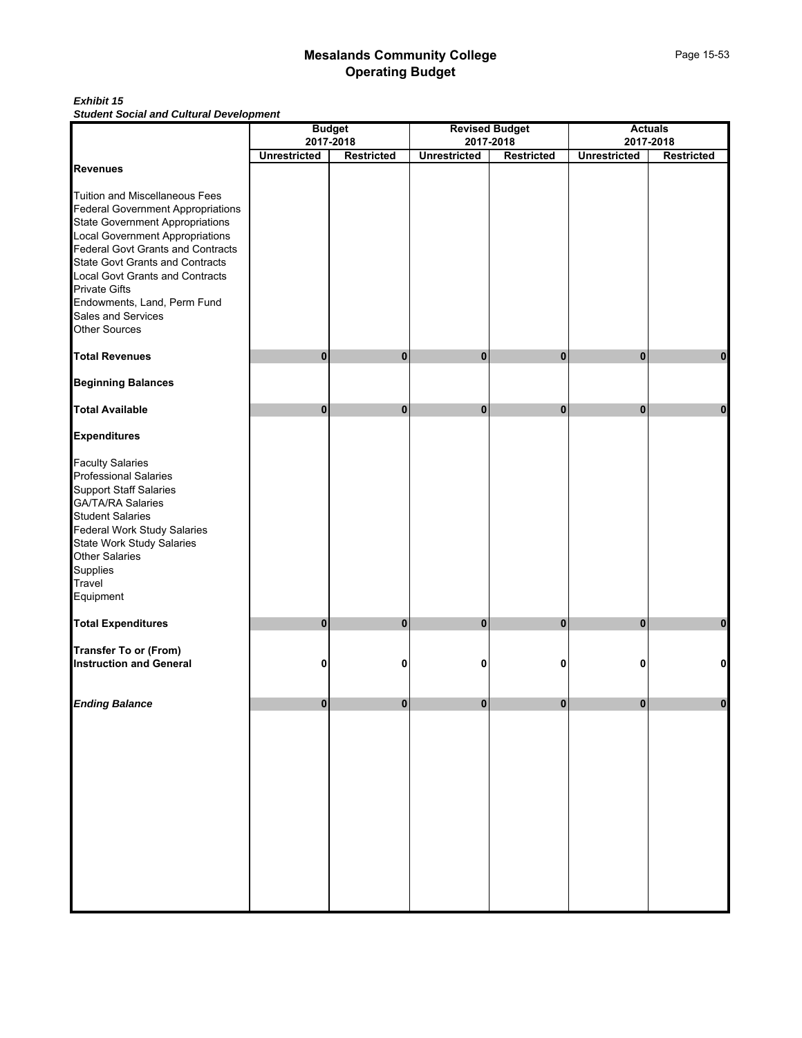# Mesalands Community College
## Operating Budget

***Exhibit 15***
***Student Social and Cultural Development***

| | Budget 2017-2018 | | Revised Budget 2017-2018 | | Actuals 2017-2018 | |
|---|---|---|---|---|---|---|
| | Unrestricted | Restricted | Unrestricted | Restricted | Unrestricted | Restricted |
| **Revenues** | | | | | | |
| Tuition and Miscellaneous Fees | | | | | | |
| Federal Government Appropriations | | | | | | |
| State Government Appropriations | | | | | | |
| Local Government Appropriations | | | | | | |
| Federal Govt Grants and Contracts | | | | | | |
| State Govt Grants and Contracts | | | | | | |
| Local Govt Grants and Contracts | | | | | | |
| Private Gifts | | | | | | |
| Endowments, Land, Perm Fund | | | | | | |
| Sales and Services | | | | | | |
| Other Sources | | | | | | |
| **Total Revenues** | **0** | **0** | **0** | **0** | **0** | **0** |
| **Beginning Balances** | | | | | | |
| **Total Available** | **0** | **0** | **0** | **0** | **0** | **0** |
| **Expenditures** | | | | | | |
| Faculty Salaries | | | | | | |
| Professional Salaries | | | | | | |
| Support Staff Salaries | | | | | | |
| GA/TA/RA Salaries | | | | | | |
| Student Salaries | | | | | | |
| Federal Work Study Salaries | | | | | | |
| State Work Study Salaries | | | | | | |
| Other Salaries | | | | | | |
| Supplies | | | | | | |
| Travel | | | | | | |
| Equipment | | | | | | |
| **Total Expenditures** | **0** | **0** | **0** | **0** | **0** | **0** |
| **Transfer To or (From) Instruction and General** | **0** | **0** | **0** | **0** | **0** | **0** |
| ***Ending Balance*** | **0** | **0** | **0** | **0** | **0** | **0** |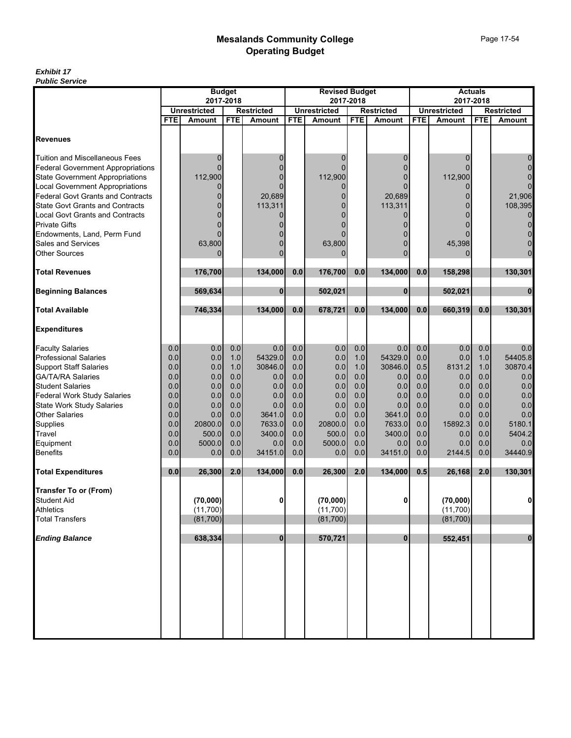# Mesalands Community College
## Operating Budget

***Exhibit 17***
***Public Service***

| | Budget 2017-2018 | | | | Revised Budget 2017-2018 | | | | Actuals 2017-2018 | | | |
|---|---|---|---|---|---|---|---|---|---|---|---|---|
| | Unrestricted | | Restricted | | Unrestricted | | Restricted | | Unrestricted | | Restricted | |
| | FTE | Amount | FTE | Amount | FTE | Amount | FTE | Amount | FTE | Amount | FTE | Amount |
| **Revenues** | | | | | | | | | | | | |
| Tuition and Miscellaneous Fees | | 0 | | 0 | | 0 | | 0 | | 0 | | 0 |
| Federal Government Appropriations | | 0 | | 0 | | 0 | | 0 | | 0 | | 0 |
| State Government Appropriations | | 112,900 | | 0 | | 112,900 | | 0 | | 112,900 | | 0 |
| Local Government Appropriations | | 0 | | 0 | | 0 | | 0 | | 0 | | 0 |
| Federal Govt Grants and Contracts | | 0 | | 20,689 | | 0 | | 20,689 | | 0 | | 21,906 |
| State Govt Grants and Contracts | | 0 | | 113,311 | | 0 | | 113,311 | | 0 | | 108,395 |
| Local Govt Grants and Contracts | | 0 | | 0 | | 0 | | 0 | | 0 | | 0 |
| Private Gifts | | 0 | | 0 | | 0 | | 0 | | 0 | | 0 |
| Endowments, Land, Perm Fund | | 0 | | 0 | | 0 | | 0 | | 0 | | 0 |
| Sales and Services | | 63,800 | | 0 | | 63,800 | | 0 | | 45,398 | | 0 |
| Other Sources | | 0 | | 0 | | 0 | | 0 | | 0 | | 0 |
| **Total Revenues** | | **176,700** | | **134,000** | **0.0** | **176,700** | **0.0** | **134,000** | **0.0** | **158,298** | | **130,301** |
| **Beginning Balances** | | **569,634** | | **0** | | **502,021** | | **0** | | **502,021** | | **0** |
| **Total Available** | | **746,334** | | **134,000** | **0.0** | **678,721** | **0.0** | **134,000** | **0.0** | **660,319** | **0.0** | **130,301** |
| **Expenditures** | | | | | | | | | | | | |
| Faculty Salaries | 0.0 | 0.0 | 0.0 | 0.0 | 0.0 | 0.0 | 0.0 | 0.0 | 0.0 | 0.0 | 0.0 | 0.0 |
| Professional Salaries | 0.0 | 0.0 | 1.0 | 54329.0 | 0.0 | 0.0 | 1.0 | 54329.0 | 0.0 | 0.0 | 1.0 | 54405.8 |
| Support Staff Salaries | 0.0 | 0.0 | 1.0 | 30846.0 | 0.0 | 0.0 | 1.0 | 30846.0 | 0.5 | 8131.2 | 1.0 | 30870.4 |
| GA/TA/RA Salaries | 0.0 | 0.0 | 0.0 | 0.0 | 0.0 | 0.0 | 0.0 | 0.0 | 0.0 | 0.0 | 0.0 | 0.0 |
| Student Salaries | 0.0 | 0.0 | 0.0 | 0.0 | 0.0 | 0.0 | 0.0 | 0.0 | 0.0 | 0.0 | 0.0 | 0.0 |
| Federal Work Study Salaries | 0.0 | 0.0 | 0.0 | 0.0 | 0.0 | 0.0 | 0.0 | 0.0 | 0.0 | 0.0 | 0.0 | 0.0 |
| State Work Study Salaries | 0.0 | 0.0 | 0.0 | 0.0 | 0.0 | 0.0 | 0.0 | 0.0 | 0.0 | 0.0 | 0.0 | 0.0 |
| Other Salaries | 0.0 | 0.0 | 0.0 | 3641.0 | 0.0 | 0.0 | 0.0 | 3641.0 | 0.0 | 0.0 | 0.0 | 0.0 |
| Supplies | 0.0 | 20800.0 | 0.0 | 7633.0 | 0.0 | 20800.0 | 0.0 | 7633.0 | 0.0 | 15892.3 | 0.0 | 5180.1 |
| Travel | 0.0 | 500.0 | 0.0 | 3400.0 | 0.0 | 500.0 | 0.0 | 3400.0 | 0.0 | 0.0 | 0.0 | 5404.2 |
| Equipment | 0.0 | 5000.0 | 0.0 | 0.0 | 0.0 | 5000.0 | 0.0 | 0.0 | 0.0 | 0.0 | 0.0 | 0.0 |
| Benefits | 0.0 | 0.0 | 0.0 | 34151.0 | 0.0 | 0.0 | 0.0 | 34151.0 | 0.0 | 2144.5 | 0.0 | 34440.9 |
| **Total Expenditures** | **0.0** | **26,300** | **2.0** | **134,000** | **0.0** | **26,300** | **2.0** | **134,000** | **0.5** | **26,168** | **2.0** | **130,301** |
| **Transfer To or (From)** | | | | | | | | | | | | |
| Student Aid | | **(70,000)** | | **0** | | **(70,000)** | | **0** | | **(70,000)** | | **0** |
| Athletics | | (11,700) | | | | (11,700) | | | | (11,700) | | |
| Total Transfers | | (81,700) | | | | (81,700) | | | | (81,700) | | |
| ***Ending Balance*** | | **638,334** | | **0** | | **570,721** | | **0** | | **552,451** | | **0** |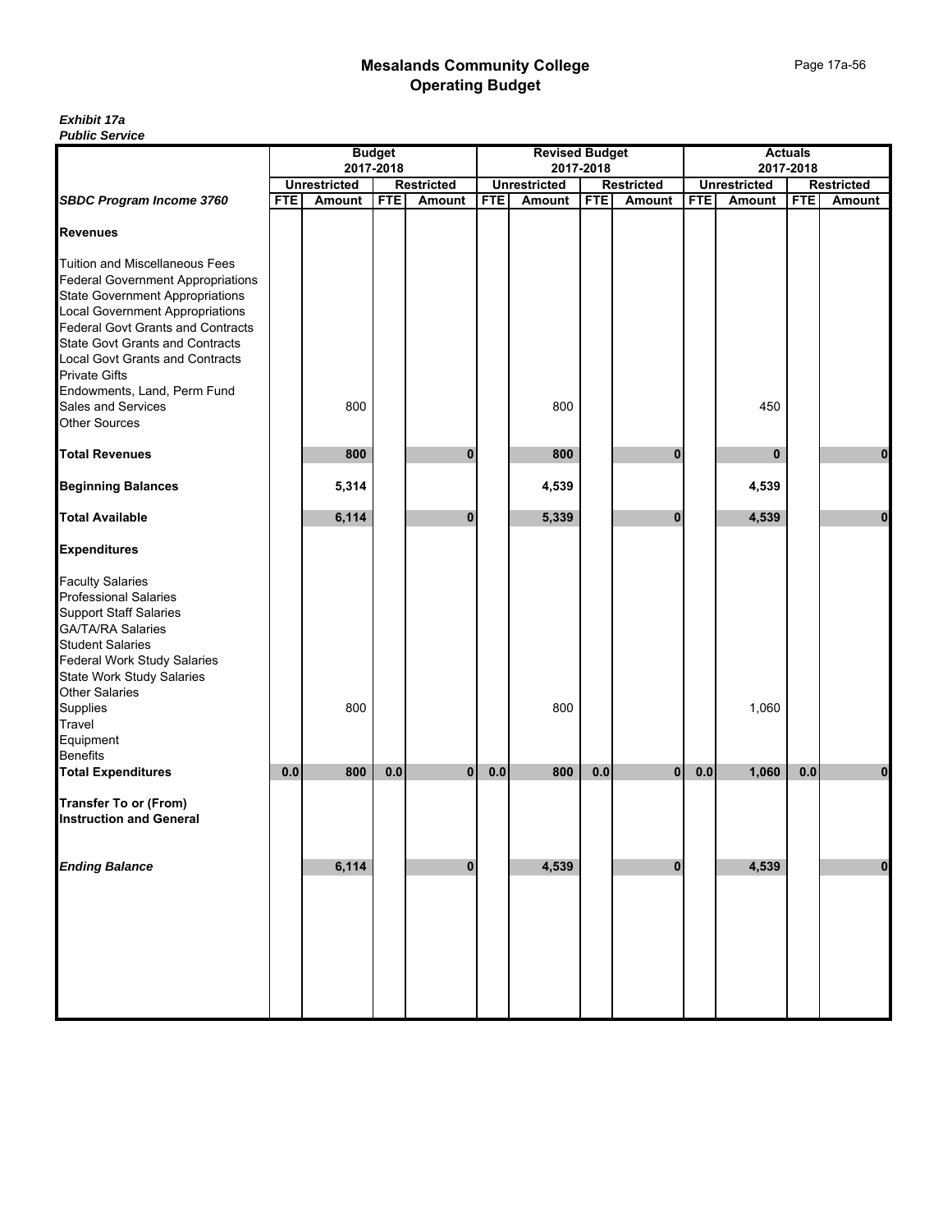# Mesalands Community College
## Operating Budget

***Exhibit 17a***
***Public Service***

| | Budget 2017-2018 | | | | Revised Budget 2017-2018 | | | | Actuals 2017-2018 | | | |
|---|---|---|---|---|---|---|---|---|---|---|---|---|
| | Unrestricted | | Restricted | | Unrestricted | | Restricted | | Unrestricted | | Restricted | |
| ***SBDC Program Income 3760*** | **FTE** | **Amount** | **FTE** | **Amount** | **FTE** | **Amount** | **FTE** | **Amount** | **FTE** | **Amount** | **FTE** | **Amount** |
| **Revenues** | | | | | | | | | | | | |
| Tuition and Miscellaneous Fees | | | | | | | | | | | | |
| Federal Government Appropriations | | | | | | | | | | | | |
| State Government Appropriations | | | | | | | | | | | | |
| Local Government Appropriations | | | | | | | | | | | | |
| Federal Govt Grants and Contracts | | | | | | | | | | | | |
| State Govt Grants and Contracts | | | | | | | | | | | | |
| Local Govt Grants and Contracts | | | | | | | | | | | | |
| Private Gifts | | | | | | | | | | | | |
| Endowments, Land, Perm Fund | | | | | | | | | | | | |
| Sales and Services | | 800 | | | | 800 | | | | 450 | | |
| Other Sources | | | | | | | | | | | | |
| **Total Revenues** | | **800** | | **0** | | **800** | | **0** | | **0** | | **0** |
| **Beginning Balances** | | **5,314** | | | | **4,539** | | | | **4,539** | | |
| **Total Available** | | **6,114** | | **0** | | **5,339** | | **0** | | **4,539** | | **0** |
| **Expenditures** | | | | | | | | | | | | |
| Faculty Salaries | | | | | | | | | | | | |
| Professional Salaries | | | | | | | | | | | | |
| Support Staff Salaries | | | | | | | | | | | | |
| GA/TA/RA Salaries | | | | | | | | | | | | |
| Student Salaries | | | | | | | | | | | | |
| Federal Work Study Salaries | | | | | | | | | | | | |
| State Work Study Salaries | | | | | | | | | | | | |
| Other Salaries | | | | | | | | | | | | |
| Supplies | | 800 | | | | 800 | | | | 1,060 | | |
| Travel | | | | | | | | | | | | |
| Equipment | | | | | | | | | | | | |
| Benefits | | | | | | | | | | | | |
| **Total Expenditures** | **0.0** | **800** | **0.0** | **0** | **0.0** | **800** | **0.0** | **0** | **0.0** | **1,060** | **0.0** | **0** |
| **Transfer To or (From) Instruction and General** | | | | | | | | | | | | |
| ***Ending Balance*** | | **6,114** | | **0** | | **4,539** | | **0** | | **4,539** | | **0** |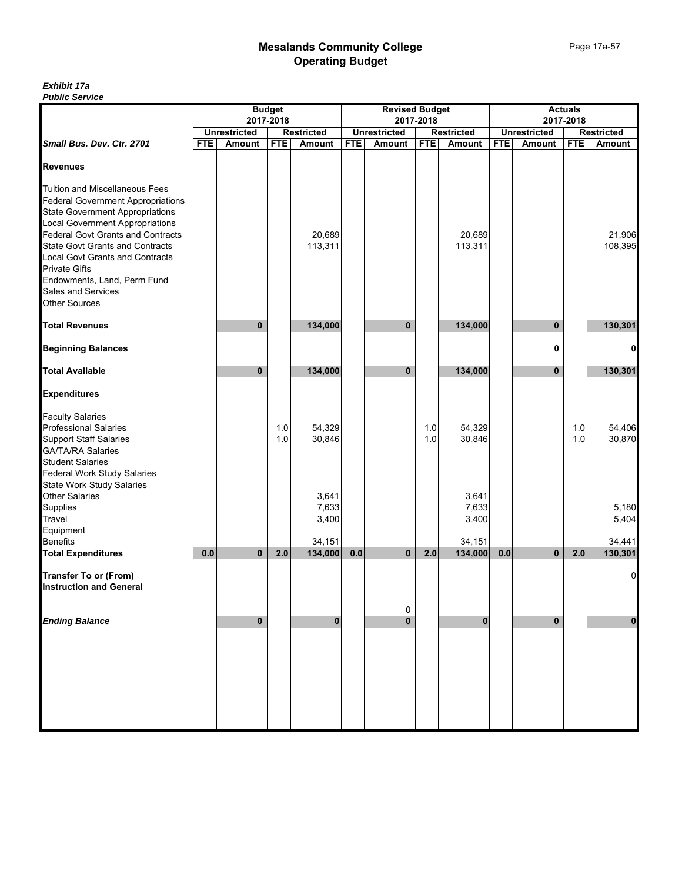# Mesalands Community College
## Operating Budget

***Exhibit 17a***
***Public Service***

| | Budget 2017-2018 | | | | Revised Budget 2017-2018 | | | | Actuals 2017-2018 | | | |
|---|---|---|---|---|---|---|---|---|---|---|---|---|
| | Unrestricted | | Restricted | | Unrestricted | | Restricted | | Unrestricted | | Restricted | |
| ***Small Bus. Dev. Ctr. 2701*** | FTE | Amount | FTE | Amount | FTE | Amount | FTE | Amount | FTE | Amount | FTE | Amount |
| **Revenues** | | | | | | | | | | | | |
| Tuition and Miscellaneous Fees | | | | | | | | | | | | |
| Federal Government Appropriations | | | | | | | | | | | | |
| State Government Appropriations | | | | | | | | | | | | |
| Local Government Appropriations | | | | | | | | | | | | |
| Federal Govt Grants and Contracts | | | | 20,689 | | | | 20,689 | | | | 21,906 |
| State Govt Grants and Contracts | | | | 113,311 | | | | 113,311 | | | | 108,395 |
| Local Govt Grants and Contracts | | | | | | | | | | | | |
| Private Gifts | | | | | | | | | | | | |
| Endowments, Land, Perm Fund | | | | | | | | | | | | |
| Sales and Services | | | | | | | | | | | | |
| Other Sources | | | | | | | | | | | | |
| **Total Revenues** | | **0** | | **134,000** | | **0** | | **134,000** | | **0** | | **130,301** |
| **Beginning Balances** | | | | | | | | | | **0** | | **0** |
| **Total Available** | | **0** | | **134,000** | | **0** | | **134,000** | | **0** | | **130,301** |
| **Expenditures** | | | | | | | | | | | | |
| Faculty Salaries | | | | | | | | | | | | |
| Professional Salaries | | | 1.0 | 54,329 | | | 1.0 | 54,329 | | | 1.0 | 54,406 |
| Support Staff Salaries | | | 1.0 | 30,846 | | | 1.0 | 30,846 | | | 1.0 | 30,870 |
| GA/TA/RA Salaries | | | | | | | | | | | | |
| Student Salaries | | | | | | | | | | | | |
| Federal Work Study Salaries | | | | | | | | | | | | |
| State Work Study Salaries | | | | | | | | | | | | |
| Other Salaries | | | | 3,641 | | | | 3,641 | | | | |
| Supplies | | | | 7,633 | | | | 7,633 | | | | 5,180 |
| Travel | | | | 3,400 | | | | 3,400 | | | | 5,404 |
| Equipment | | | | | | | | | | | | |
| Benefits | | | | 34,151 | | | | 34,151 | | | | 34,441 |
| **Total Expenditures** | **0.0** | **0** | **2.0** | **134,000** | **0.0** | **0** | **2.0** | **134,000** | **0.0** | **0** | **2.0** | **130,301** |
| **Transfer To or (From) Instruction and General** | | | | | | 0 | | | | | | 0 |
| ***Ending Balance*** | | **0** | | **0** | | **0** | | **0** | | **0** | | **0** |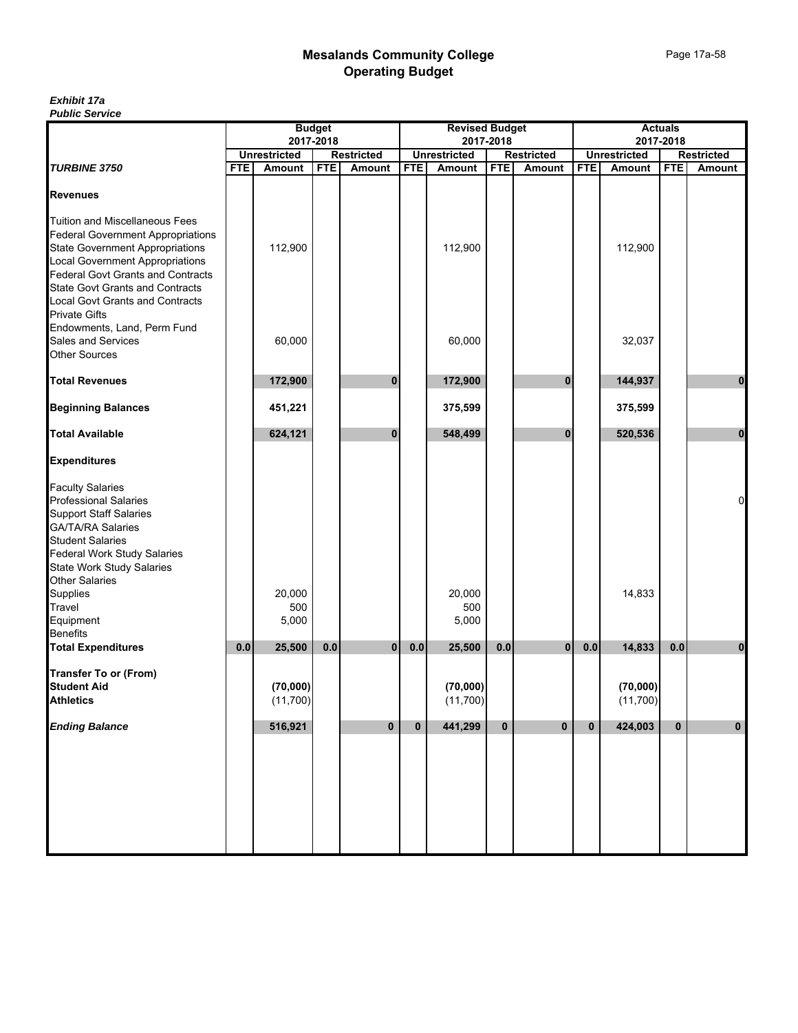# Mesalands Community College
## Operating Budget

***Exhibit 17a***
***Public Service***

| | Budget 2017-2018 | | | | Revised Budget 2017-2018 | | | | Actuals 2017-2018 | | | |
|---|---|---|---|---|---|---|---|---|---|---|---|---|
| | Unrestricted | | Restricted | | Unrestricted | | Restricted | | Unrestricted | | Restricted | |
| ***TURBINE 3750*** | FTE | Amount | FTE | Amount | FTE | Amount | FTE | Amount | FTE | Amount | FTE | Amount |
| **Revenues** | | | | | | | | | | | | |
| Tuition and Miscellaneous Fees | | | | | | | | | | | | |
| Federal Government Appropriations | | | | | | | | | | | | |
| State Government Appropriations | | 112,900 | | | | 112,900 | | | | 112,900 | | |
| Local Government Appropriations | | | | | | | | | | | | |
| Federal Govt Grants and Contracts | | | | | | | | | | | | |
| State Govt Grants and Contracts | | | | | | | | | | | | |
| Local Govt Grants and Contracts | | | | | | | | | | | | |
| Private Gifts | | | | | | | | | | | | |
| Endowments, Land, Perm Fund | | | | | | | | | | | | |
| Sales and Services | | 60,000 | | | | 60,000 | | | | 32,037 | | |
| Other Sources | | | | | | | | | | | | |
| **Total Revenues** | | **172,900** | | **0** | | **172,900** | | **0** | | **144,937** | | **0** |
| **Beginning Balances** | | **451,221** | | | | **375,599** | | | | **375,599** | | |
| **Total Available** | | **624,121** | | **0** | | **548,499** | | **0** | | **520,536** | | **0** |
| **Expenditures** | | | | | | | | | | | | |
| Faculty Salaries | | | | | | | | | | | | |
| Professional Salaries | | | | | | | | | | | | 0 |
| Support Staff Salaries | | | | | | | | | | | | |
| GA/TA/RA Salaries | | | | | | | | | | | | |
| Student Salaries | | | | | | | | | | | | |
| Federal Work Study Salaries | | | | | | | | | | | | |
| State Work Study Salaries | | | | | | | | | | | | |
| Other Salaries | | | | | | | | | | | | |
| Supplies | | 20,000 | | | | 20,000 | | | | 14,833 | | |
| Travel | | 500 | | | | 500 | | | | | | |
| Equipment | | 5,000 | | | | 5,000 | | | | | | |
| Benefits | | | | | | | | | | | | |
| **Total Expenditures** | **0.0** | **25,500** | **0.0** | **0** | **0.0** | **25,500** | **0.0** | **0** | **0.0** | **14,833** | **0.0** | **0** |
| **Transfer To or (From)** | | | | | | | | | | | | |
| **Student Aid** | | **(70,000)** | | | | **(70,000)** | | | | **(70,000)** | | |
| **Athletics** | | (11,700) | | | | (11,700) | | | | (11,700) | | |
| ***Ending Balance*** | | **516,921** | | **0** | **0** | **441,299** | **0** | **0** | **0** | **424,003** | **0** | **0** |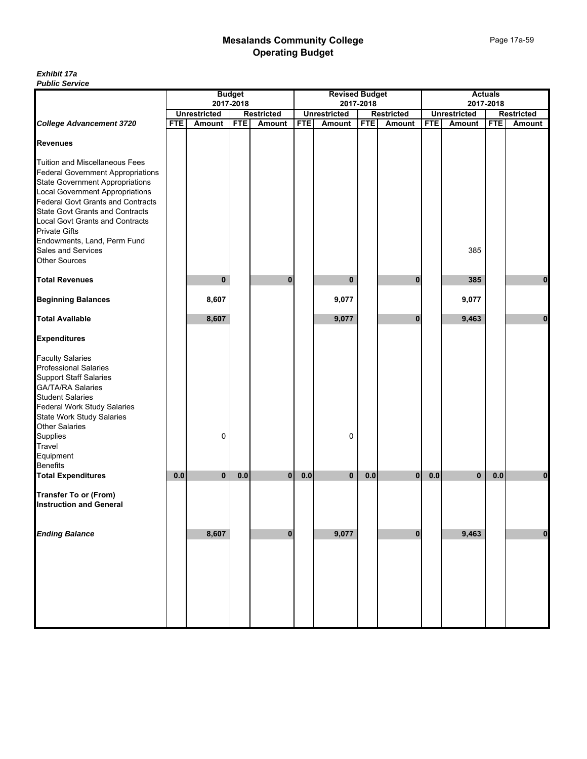# Mesalands Community College
## Operating Budget

***Exhibit 17a***
***Public Service***

| | Budget 2017-2018 | | | | Revised Budget 2017-2018 | | | | Actuals 2017-2018 | | | |
|---|---|---|---|---|---|---|---|---|---|---|---|---|
| | Unrestricted | | Restricted | | Unrestricted | | Restricted | | Unrestricted | | Restricted | |
| ***College Advancement 3720*** | **FTE** | **Amount** | **FTE** | **Amount** | **FTE** | **Amount** | **FTE** | **Amount** | **FTE** | **Amount** | **FTE** | **Amount** |
| **Revenues** | | | | | | | | | | | | |
| Tuition and Miscellaneous Fees | | | | | | | | | | | | |
| Federal Government Appropriations | | | | | | | | | | | | |
| State Government Appropriations | | | | | | | | | | | | |
| Local Government Appropriations | | | | | | | | | | | | |
| Federal Govt Grants and Contracts | | | | | | | | | | | | |
| State Govt Grants and Contracts | | | | | | | | | | | | |
| Local Govt Grants and Contracts | | | | | | | | | | | | |
| Private Gifts | | | | | | | | | | | | |
| Endowments, Land, Perm Fund | | | | | | | | | | | | |
| Sales and Services | | | | | | | | | | 385 | | |
| Other Sources | | | | | | | | | | | | |
| **Total Revenues** | | **0** | | **0** | | **0** | | **0** | | **385** | | **0** |
| **Beginning Balances** | | **8,607** | | | | **9,077** | | | | **9,077** | | |
| **Total Available** | | **8,607** | | | | **9,077** | | **0** | | **9,463** | | **0** |
| **Expenditures** | | | | | | | | | | | | |
| Faculty Salaries | | | | | | | | | | | | |
| Professional Salaries | | | | | | | | | | | | |
| Support Staff Salaries | | | | | | | | | | | | |
| GA/TA/RA Salaries | | | | | | | | | | | | |
| Student Salaries | | | | | | | | | | | | |
| Federal Work Study Salaries | | | | | | | | | | | | |
| State Work Study Salaries | | | | | | | | | | | | |
| Other Salaries | | | | | | | | | | | | |
| Supplies | | 0 | | | | 0 | | | | | | |
| Travel | | | | | | | | | | | | |
| Equipment | | | | | | | | | | | | |
| Benefits | | | | | | | | | | | | |
| **Total Expenditures** | **0.0** | **0** | **0.0** | **0** | **0.0** | **0** | **0.0** | **0** | **0.0** | **0** | **0.0** | **0** |
| **Transfer To or (From) Instruction and General** | | | | | | | | | | | | |
| ***Ending Balance*** | | **8,607** | | **0** | | **9,077** | | **0** | | **9,463** | | **0** |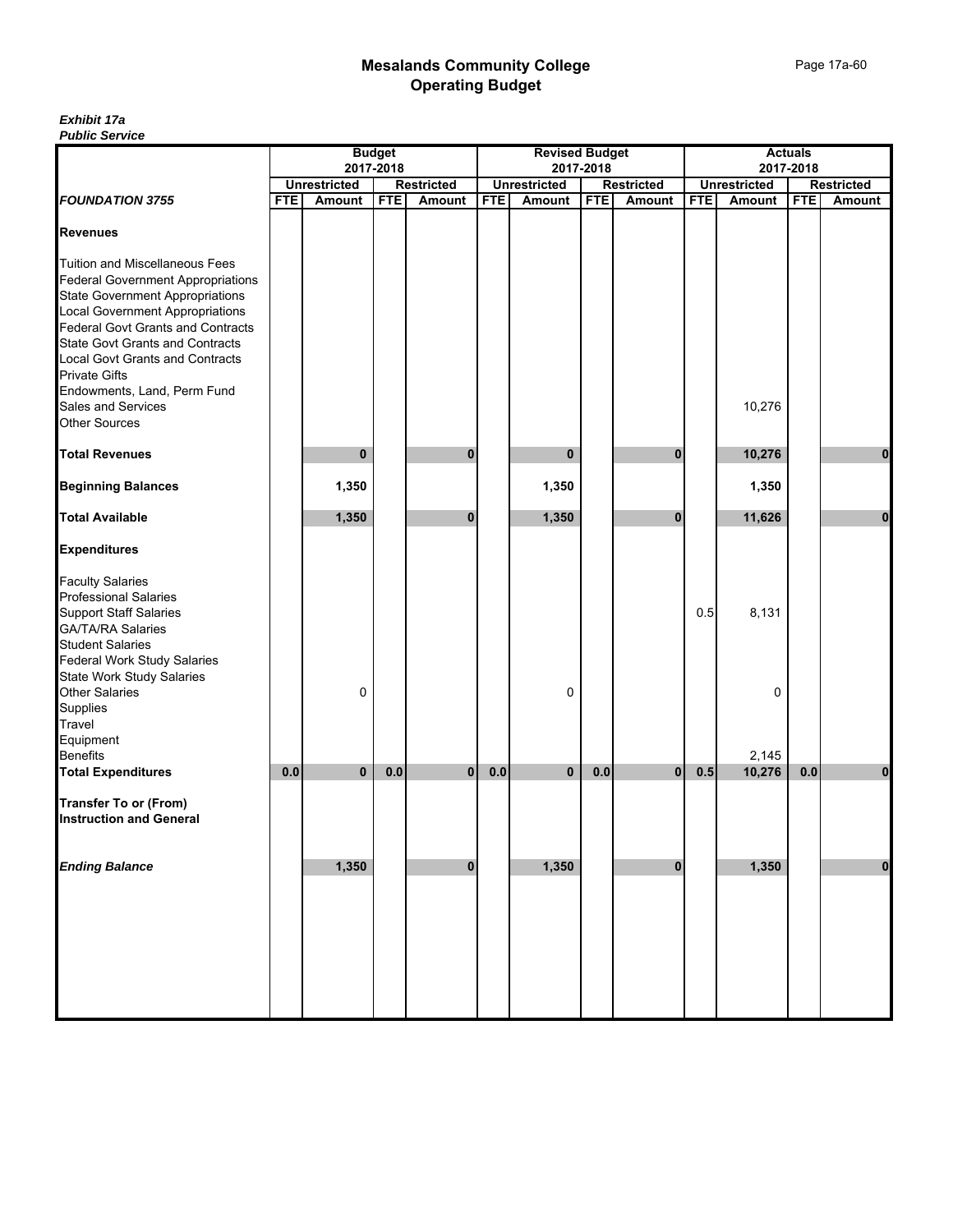# Mesalands Community College
## Operating Budget

***Exhibit 17a***
***Public Service***

| | Budget 2017-2018 | | | | Revised Budget 2017-2018 | | | | Actuals 2017-2018 | | | |
|---|---|---|---|---|---|---|---|---|---|---|---|---|
| | Unrestricted | | Restricted | | Unrestricted | | Restricted | | Unrestricted | | Restricted | |
| ***FOUNDATION 3755*** | FTE | Amount | FTE | Amount | FTE | Amount | FTE | Amount | FTE | Amount | FTE | Amount |
| **Revenues** | | | | | | | | | | | | |
| Tuition and Miscellaneous Fees | | | | | | | | | | | | |
| Federal Government Appropriations | | | | | | | | | | | | |
| State Government Appropriations | | | | | | | | | | | | |
| Local Government Appropriations | | | | | | | | | | | | |
| Federal Govt Grants and Contracts | | | | | | | | | | | | |
| State Govt Grants and Contracts | | | | | | | | | | | | |
| Local Govt Grants and Contracts | | | | | | | | | | | | |
| Private Gifts | | | | | | | | | | | | |
| Endowments, Land, Perm Fund | | | | | | | | | | | | |
| Sales and Services | | | | | | | | | | 10,276 | | |
| Other Sources | | | | | | | | | | | | |
| **Total Revenues** | | **0** | | **0** | | **0** | | **0** | | **10,276** | | **0** |
| **Beginning Balances** | | **1,350** | | | | **1,350** | | | | **1,350** | | |
| **Total Available** | | **1,350** | | **0** | | **1,350** | | **0** | | **11,626** | | **0** |
| **Expenditures** | | | | | | | | | | | | |
| Faculty Salaries | | | | | | | | | | | | |
| Professional Salaries | | | | | | | | | | | | |
| Support Staff Salaries | | | | | | | | | 0.5 | 8,131 | | |
| GA/TA/RA Salaries | | | | | | | | | | | | |
| Student Salaries | | | | | | | | | | | | |
| Federal Work Study Salaries | | | | | | | | | | | | |
| State Work Study Salaries | | | | | | | | | | | | |
| Other Salaries | | 0 | | | | 0 | | | | 0 | | |
| Supplies | | | | | | | | | | | | |
| Travel | | | | | | | | | | | | |
| Equipment | | | | | | | | | | | | |
| Benefits | | | | | | | | | | 2,145 | | |
| **Total Expenditures** | **0.0** | **0** | **0.0** | **0** | **0.0** | **0** | **0.0** | **0** | **0.5** | **10,276** | **0.0** | **0** |
| **Transfer To or (From) Instruction and General** | | | | | | | | | | | | |
| ***Ending Balance*** | | **1,350** | | **0** | | **1,350** | | **0** | | **1,350** | | **0** |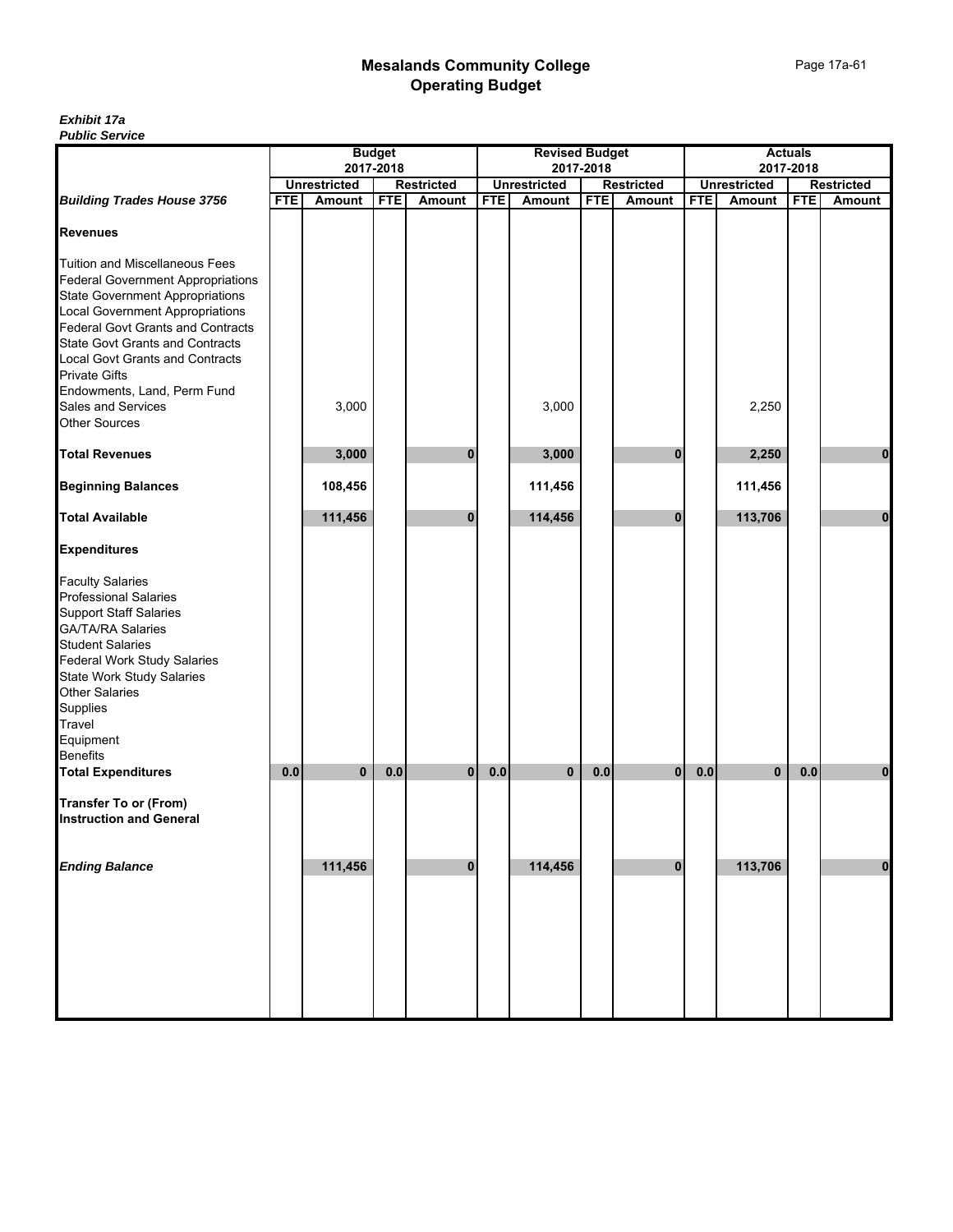# Mesalands Community College
## Operating Budget

***Exhibit 17a***
***Public Service***

| Building Trades House 3756 | Budget 2017-2018 | | | | Revised Budget 2017-2018 | | | | Actuals 2017-2018 | | | |
|---|---|---|---|---|---|---|---|---|---|---|---|---|
| | Unrestricted | | Restricted | | Unrestricted | | Restricted | | Unrestricted | | Restricted | |
| | FTE | Amount | FTE | Amount | FTE | Amount | FTE | Amount | FTE | Amount | FTE | Amount |
| **Revenues** | | | | | | | | | | | | |
| Tuition and Miscellaneous Fees | | | | | | | | | | | | |
| Federal Government Appropriations | | | | | | | | | | | | |
| State Government Appropriations | | | | | | | | | | | | |
| Local Government Appropriations | | | | | | | | | | | | |
| Federal Govt Grants and Contracts | | | | | | | | | | | | |
| State Govt Grants and Contracts | | | | | | | | | | | | |
| Local Govt Grants and Contracts | | | | | | | | | | | | |
| Private Gifts | | | | | | | | | | | | |
| Endowments, Land, Perm Fund | | | | | | | | | | | | |
| Sales and Services | | 3,000 | | | | 3,000 | | | | 2,250 | | |
| Other Sources | | | | | | | | | | | | |
| **Total Revenues** | | **3,000** | | **0** | | **3,000** | | **0** | | **2,250** | | **0** |
| **Beginning Balances** | | **108,456** | | | | **111,456** | | | | **111,456** | | |
| **Total Available** | | **111,456** | | **0** | | **114,456** | | **0** | | **113,706** | | **0** |
| **Expenditures** | | | | | | | | | | | | |
| Faculty Salaries | | | | | | | | | | | | |
| Professional Salaries | | | | | | | | | | | | |
| Support Staff Salaries | | | | | | | | | | | | |
| GA/TA/RA Salaries | | | | | | | | | | | | |
| Student Salaries | | | | | | | | | | | | |
| Federal Work Study Salaries | | | | | | | | | | | | |
| State Work Study Salaries | | | | | | | | | | | | |
| Other Salaries | | | | | | | | | | | | |
| Supplies | | | | | | | | | | | | |
| Travel | | | | | | | | | | | | |
| Equipment | | | | | | | | | | | | |
| Benefits | | | | | | | | | | | | |
| **Total Expenditures** | **0.0** | **0** | **0.0** | **0** | **0.0** | **0** | **0.0** | **0** | **0.0** | **0** | **0.0** | **0** |
| **Transfer To or (From) Instruction and General** | | | | | | | | | | | | |
| ***Ending Balance*** | | **111,456** | | **0** | | **114,456** | | **0** | | **113,706** | | **0** |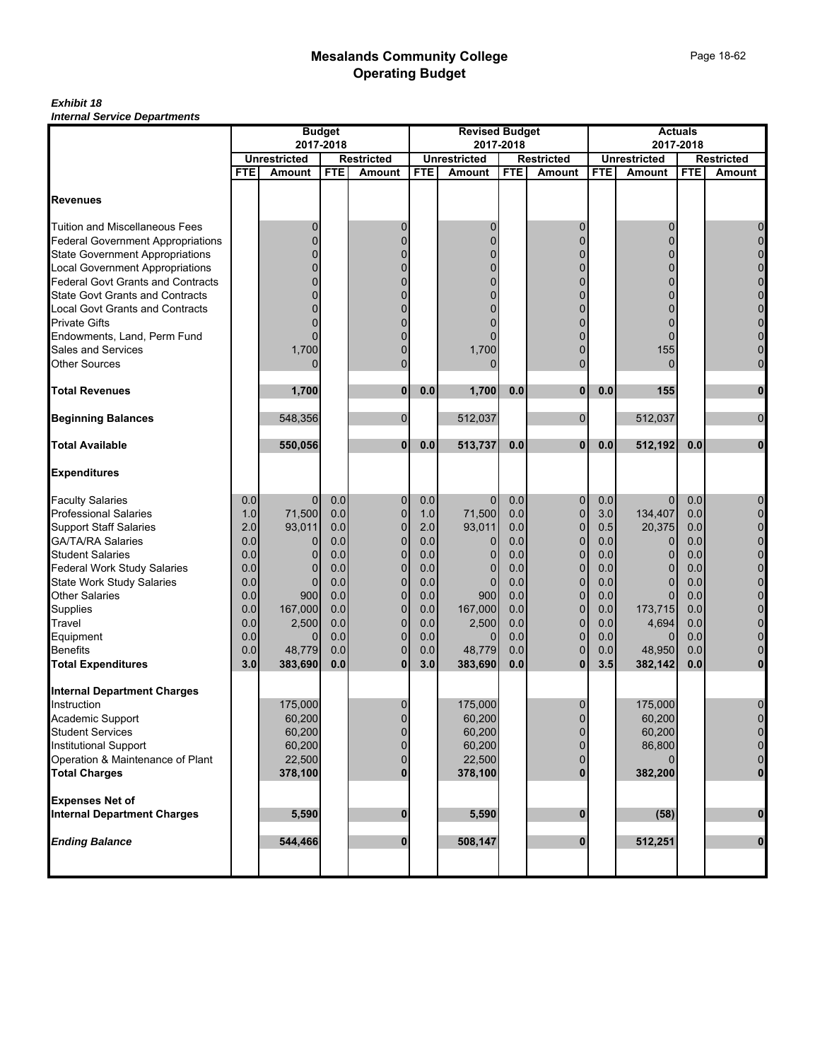# Mesalands Community College
## Operating Budget

***Exhibit 18***
***Internal Service Departments***

| | Budget 2017-2018 | | | | Revised Budget 2017-2018 | | | | Actuals 2017-2018 | | | |
|---|---|---|---|---|---|---|---|---|---|---|---|---|
| | Unrestricted | | Restricted | | Unrestricted | | Restricted | | Unrestricted | | Restricted | |
| | FTE | Amount | FTE | Amount | FTE | Amount | FTE | Amount | FTE | Amount | FTE | Amount |
| **Revenues** | | | | | | | | | | | | |
| Tuition and Miscellaneous Fees | | 0 | | 0 | | 0 | | 0 | | 0 | | 0 |
| Federal Government Appropriations | | 0 | | 0 | | 0 | | 0 | | 0 | | 0 |
| State Government Appropriations | | 0 | | 0 | | 0 | | 0 | | 0 | | 0 |
| Local Government Appropriations | | 0 | | 0 | | 0 | | 0 | | 0 | | 0 |
| Federal Govt Grants and Contracts | | 0 | | 0 | | 0 | | 0 | | 0 | | 0 |
| State Govt Grants and Contracts | | 0 | | 0 | | 0 | | 0 | | 0 | | 0 |
| Local Govt Grants and Contracts | | 0 | | 0 | | 0 | | 0 | | 0 | | 0 |
| Private Gifts | | 0 | | 0 | | 0 | | 0 | | 0 | | 0 |
| Endowments, Land, Perm Fund | | 0 | | 0 | | 0 | | 0 | | 0 | | 0 |
| Sales and Services | | 1,700 | | 0 | | 1,700 | | 0 | | 155 | | 0 |
| Other Sources | | 0 | | 0 | | 0 | | 0 | | 0 | | 0 |
| **Total Revenues** | | **1,700** | | **0** | **0.0** | **1,700** | **0.0** | **0** | **0.0** | **155** | | **0** |
| **Beginning Balances** | | 548,356 | | 0 | | 512,037 | | 0 | | 512,037 | | 0 |
| **Total Available** | | **550,056** | | **0** | **0.0** | **513,737** | **0.0** | **0** | **0.0** | **512,192** | **0.0** | **0** |
| **Expenditures** | | | | | | | | | | | | |
| Faculty Salaries | 0.0 | 0 | 0.0 | 0 | 0.0 | 0 | 0.0 | 0 | 0.0 | 0 | 0.0 | 0 |
| Professional Salaries | 1.0 | 71,500 | 0.0 | 0 | 1.0 | 71,500 | 0.0 | 0 | 3.0 | 134,407 | 0.0 | 0 |
| Support Staff Salaries | 2.0 | 93,011 | 0.0 | 0 | 2.0 | 93,011 | 0.0 | 0 | 0.5 | 20,375 | 0.0 | 0 |
| GA/TA/RA Salaries | 0.0 | 0 | 0.0 | 0 | 0.0 | 0 | 0.0 | 0 | 0.0 | 0 | 0.0 | 0 |
| Student Salaries | 0.0 | 0 | 0.0 | 0 | 0.0 | 0 | 0.0 | 0 | 0.0 | 0 | 0.0 | 0 |
| Federal Work Study Salaries | 0.0 | 0 | 0.0 | 0 | 0.0 | 0 | 0.0 | 0 | 0.0 | 0 | 0.0 | 0 |
| State Work Study Salaries | 0.0 | 0 | 0.0 | 0 | 0.0 | 0 | 0.0 | 0 | 0.0 | 0 | 0.0 | 0 |
| Other Salaries | 0.0 | 900 | 0.0 | 0 | 0.0 | 900 | 0.0 | 0 | 0.0 | 0 | 0.0 | 0 |
| Supplies | 0.0 | 167,000 | 0.0 | 0 | 0.0 | 167,000 | 0.0 | 0 | 0.0 | 173,715 | 0.0 | 0 |
| Travel | 0.0 | 2,500 | 0.0 | 0 | 0.0 | 2,500 | 0.0 | 0 | 0.0 | 4,694 | 0.0 | 0 |
| Equipment | 0.0 | 0 | 0.0 | 0 | 0.0 | 0 | 0.0 | 0 | 0.0 | 0 | 0.0 | 0 |
| Benefits | 0.0 | 48,779 | 0.0 | 0 | 0.0 | 48,779 | 0.0 | 0 | 0.0 | 48,950 | 0.0 | 0 |
| **Total Expenditures** | **3.0** | **383,690** | **0.0** | **0** | **3.0** | **383,690** | **0.0** | **0** | **3.5** | **382,142** | **0.0** | **0** |
| **Internal Department Charges** | | | | | | | | | | | | |
| Instruction | | 175,000 | | 0 | | 175,000 | | 0 | | 175,000 | | 0 |
| Academic Support | | 60,200 | | 0 | | 60,200 | | 0 | | 60,200 | | 0 |
| Student Services | | 60,200 | | 0 | | 60,200 | | 0 | | 60,200 | | 0 |
| Institutional Support | | 60,200 | | 0 | | 60,200 | | 0 | | 86,800 | | 0 |
| Operation & Maintenance of Plant | | 22,500 | | 0 | | 22,500 | | 0 | | 0 | | 0 |
| **Total Charges** | | **378,100** | | **0** | | **378,100** | | **0** | | **382,200** | | **0** |
| **Expenses Net of Internal Department Charges** | | **5,590** | | **0** | | **5,590** | | **0** | | **(58)** | | **0** |
| ***Ending Balance*** | | **544,466** | | **0** | | **508,147** | | **0** | | **512,251** | | **0** |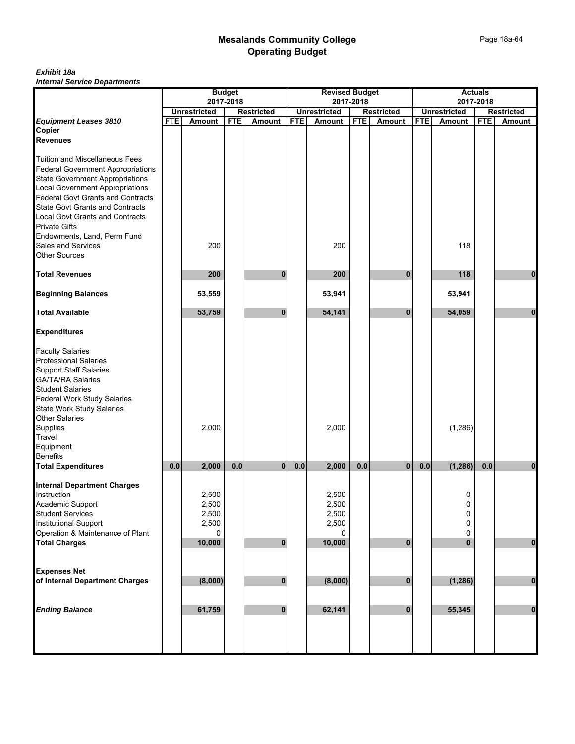# Mesalands Community College
## Operating Budget

***Exhibit 18a***
***Internal Service Departments***

| | Budget 2017-2018 | | | | Revised Budget 2017-2018 | | | | Actuals 2017-2018 | | | |
|---|---|---|---|---|---|---|---|---|---|---|---|---|
| | Unrestricted | | Restricted | | Unrestricted | | Restricted | | Unrestricted | | Restricted | |
| ***Equipment Leases 3810*** | FTE | Amount | FTE | Amount | FTE | Amount | FTE | Amount | FTE | Amount | FTE | Amount |
| **Copier** | | | | | | | | | | | | |
| **Revenues** | | | | | | | | | | | | |
| Tuition and Miscellaneous Fees | | | | | | | | | | | | |
| Federal Government Appropriations | | | | | | | | | | | | |
| State Government Appropriations | | | | | | | | | | | | |
| Local Government Appropriations | | | | | | | | | | | | |
| Federal Govt Grants and Contracts | | | | | | | | | | | | |
| State Govt Grants and Contracts | | | | | | | | | | | | |
| Local Govt Grants and Contracts | | | | | | | | | | | | |
| Private Gifts | | | | | | | | | | | | |
| Endowments, Land, Perm Fund | | | | | | | | | | | | |
| Sales and Services | | 200 | | | | 200 | | | | 118 | | |
| Other Sources | | | | | | | | | | | | |
| **Total Revenues** | | **200** | | **0** | | **200** | | **0** | | **118** | | **0** |
| **Beginning Balances** | | **53,559** | | | | **53,941** | | | | **53,941** | | |
| **Total Available** | | **53,759** | | **0** | | **54,141** | | **0** | | **54,059** | | **0** |
| **Expenditures** | | | | | | | | | | | | |
| Faculty Salaries | | | | | | | | | | | | |
| Professional Salaries | | | | | | | | | | | | |
| Support Staff Salaries | | | | | | | | | | | | |
| GA/TA/RA Salaries | | | | | | | | | | | | |
| Student Salaries | | | | | | | | | | | | |
| Federal Work Study Salaries | | | | | | | | | | | | |
| State Work Study Salaries | | | | | | | | | | | | |
| Other Salaries | | | | | | | | | | | | |
| Supplies | | 2,000 | | | | 2,000 | | | | (1,286) | | |
| Travel | | | | | | | | | | | | |
| Equipment | | | | | | | | | | | | |
| Benefits | | | | | | | | | | | | |
| **Total Expenditures** | **0.0** | **2,000** | **0.0** | **0** | **0.0** | **2,000** | **0.0** | **0** | **0.0** | **(1,286)** | **0.0** | **0** |
| **Internal Department Charges** | | | | | | | | | | | | |
| Instruction | | 2,500 | | | | 2,500 | | | | 0 | | |
| Academic Support | | 2,500 | | | | 2,500 | | | | 0 | | |
| Student Services | | 2,500 | | | | 2,500 | | | | 0 | | |
| Institutional Support | | 2,500 | | | | 2,500 | | | | 0 | | |
| Operation & Maintenance of Plant | | 0 | | | | 0 | | | | 0 | | |
| **Total Charges** | | **10,000** | | **0** | | **10,000** | | **0** | | **0** | | **0** |
| **Expenses Net of Internal Department Charges** | | **(8,000)** | | **0** | | **(8,000)** | | **0** | | **(1,286)** | | **0** |
| ***Ending Balance*** | | **61,759** | | **0** | | **62,141** | | **0** | | **55,345** | | **0** |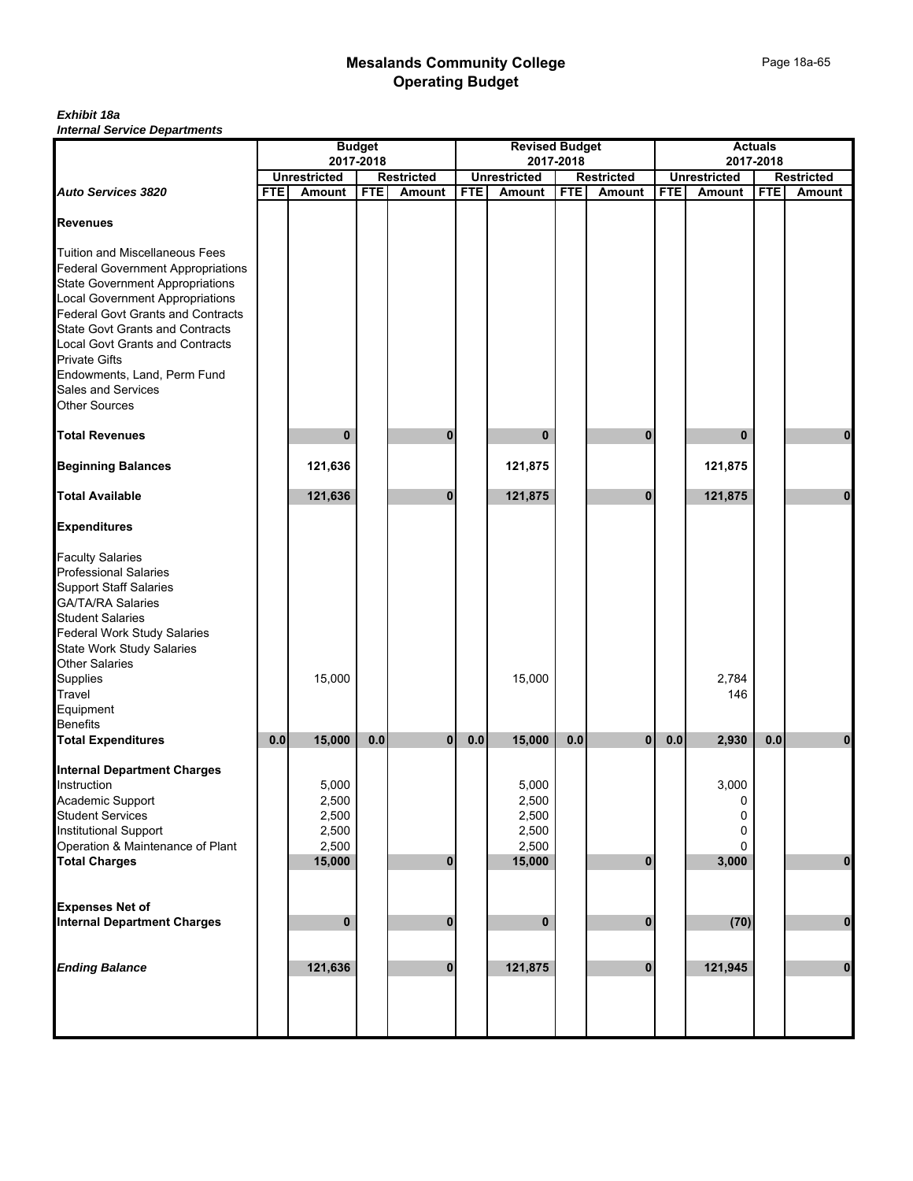# Mesalands Community College
## Operating Budget

***Exhibit 18a***
***Internal Service Departments***

| | Budget 2017-2018 | | | | Revised Budget 2017-2018 | | | | Actuals 2017-2018 | | | |
|---|---|---|---|---|---|---|---|---|---|---|---|---|
| | Unrestricted | | Restricted | | Unrestricted | | Restricted | | Unrestricted | | Restricted | |
| ***Auto Services 3820*** | FTE | Amount | FTE | Amount | FTE | Amount | FTE | Amount | FTE | Amount | FTE | Amount |
| **Revenues** | | | | | | | | | | | | |
| Tuition and Miscellaneous Fees | | | | | | | | | | | | |
| Federal Government Appropriations | | | | | | | | | | | | |
| State Government Appropriations | | | | | | | | | | | | |
| Local Government Appropriations | | | | | | | | | | | | |
| Federal Govt Grants and Contracts | | | | | | | | | | | | |
| State Govt Grants and Contracts | | | | | | | | | | | | |
| Local Govt Grants and Contracts | | | | | | | | | | | | |
| Private Gifts | | | | | | | | | | | | |
| Endowments, Land, Perm Fund | | | | | | | | | | | | |
| Sales and Services | | | | | | | | | | | | |
| Other Sources | | | | | | | | | | | | |
| **Total Revenues** | | **0** | | **0** | | **0** | | **0** | | **0** | | **0** |
| **Beginning Balances** | | **121,636** | | | | **121,875** | | | | **121,875** | | |
| **Total Available** | | **121,636** | | **0** | | **121,875** | | **0** | | **121,875** | | **0** |
| **Expenditures** | | | | | | | | | | | | |
| Faculty Salaries | | | | | | | | | | | | |
| Professional Salaries | | | | | | | | | | | | |
| Support Staff Salaries | | | | | | | | | | | | |
| GA/TA/RA Salaries | | | | | | | | | | | | |
| Student Salaries | | | | | | | | | | | | |
| Federal Work Study Salaries | | | | | | | | | | | | |
| State Work Study Salaries | | | | | | | | | | | | |
| Other Salaries | | | | | | | | | | | | |
| Supplies | | 15,000 | | | | 15,000 | | | | 2,784 | | |
| Travel | | | | | | | | | | 146 | | |
| Equipment | | | | | | | | | | | | |
| Benefits | | | | | | | | | | | | |
| **Total Expenditures** | **0.0** | **15,000** | **0.0** | **0** | **0.0** | **15,000** | **0.0** | **0** | **0.0** | **2,930** | **0.0** | **0** |
| **Internal Department Charges** | | | | | | | | | | | | |
| Instruction | | 5,000 | | | | 5,000 | | | | 3,000 | | |
| Academic Support | | 2,500 | | | | 2,500 | | | | 0 | | |
| Student Services | | 2,500 | | | | 2,500 | | | | 0 | | |
| Institutional Support | | 2,500 | | | | 2,500 | | | | 0 | | |
| Operation & Maintenance of Plant | | 2,500 | | | | 2,500 | | | | 0 | | |
| **Total Charges** | | **15,000** | | **0** | | **15,000** | | **0** | | **3,000** | | **0** |
| **Expenses Net of Internal Department Charges** | | **0** | | **0** | | **0** | | **0** | | **(70)** | | **0** |
| ***Ending Balance*** | | **121,636** | | **0** | | **121,875** | | **0** | | **121,945** | | **0** |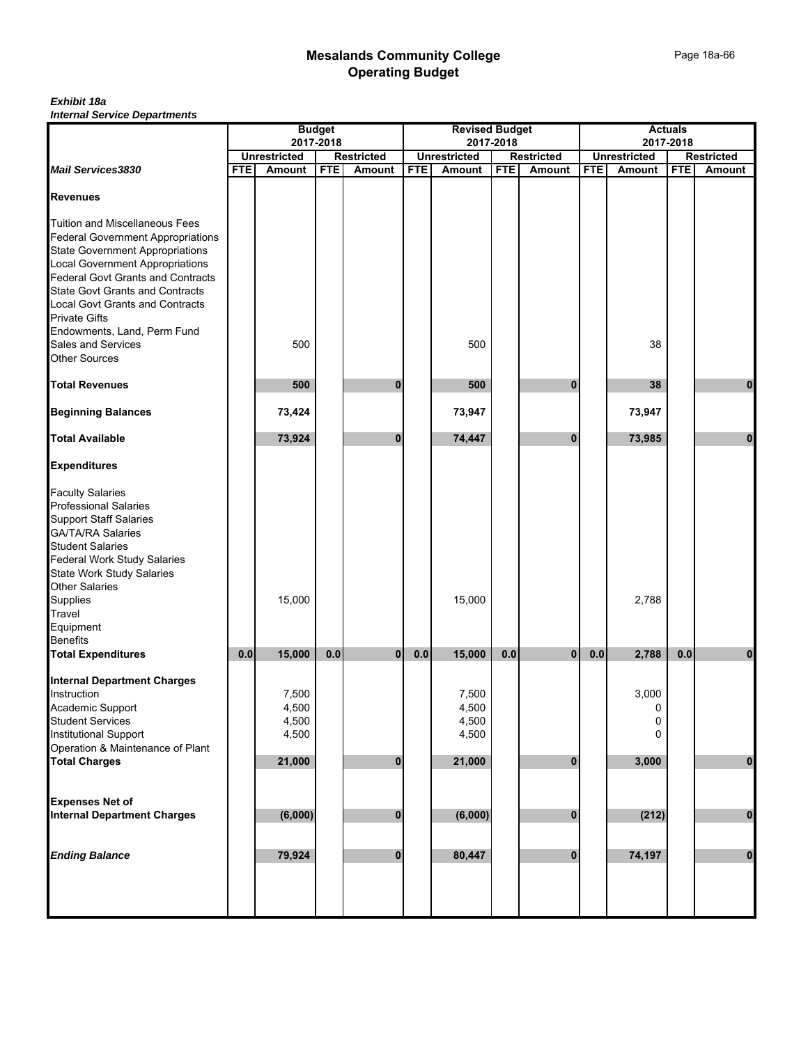# Mesalands Community College
## Operating Budget

***Exhibit 18a***
***Internal Service Departments***

| | Budget 2017-2018 | | | | Revised Budget 2017-2018 | | | | Actuals 2017-2018 | | | |
|---|---|---|---|---|---|---|---|---|---|---|---|---|
| | Unrestricted | | Restricted | | Unrestricted | | Restricted | | Unrestricted | | Restricted | |
| ***Mail Services3830*** | FTE | Amount | FTE | Amount | FTE | Amount | FTE | Amount | FTE | Amount | FTE | Amount |
| **Revenues** | | | | | | | | | | | | |
| Tuition and Miscellaneous Fees | | | | | | | | | | | | |
| Federal Government Appropriations | | | | | | | | | | | | |
| State Government Appropriations | | | | | | | | | | | | |
| Local Government Appropriations | | | | | | | | | | | | |
| Federal Govt Grants and Contracts | | | | | | | | | | | | |
| State Govt Grants and Contracts | | | | | | | | | | | | |
| Local Govt Grants and Contracts | | | | | | | | | | | | |
| Private Gifts | | | | | | | | | | | | |
| Endowments, Land, Perm Fund | | | | | | | | | | | | |
| Sales and Services | | 500 | | | | 500 | | | | 38 | | |
| Other Sources | | | | | | | | | | | | |
| **Total Revenues** | | **500** | | **0** | | **500** | | **0** | | **38** | | **0** |
| **Beginning Balances** | | **73,424** | | | | **73,947** | | | | **73,947** | | |
| **Total Available** | | **73,924** | | **0** | | **74,447** | | **0** | | **73,985** | | **0** |
| **Expenditures** | | | | | | | | | | | | |
| Faculty Salaries | | | | | | | | | | | | |
| Professional Salaries | | | | | | | | | | | | |
| Support Staff Salaries | | | | | | | | | | | | |
| GA/TA/RA Salaries | | | | | | | | | | | | |
| Student Salaries | | | | | | | | | | | | |
| Federal Work Study Salaries | | | | | | | | | | | | |
| State Work Study Salaries | | | | | | | | | | | | |
| Other Salaries | | | | | | | | | | | | |
| Supplies | | 15,000 | | | | 15,000 | | | | 2,788 | | |
| Travel | | | | | | | | | | | | |
| Equipment | | | | | | | | | | | | |
| Benefits | | | | | | | | | | | | |
| **Total Expenditures** | **0.0** | **15,000** | **0.0** | **0** | **0.0** | **15,000** | **0.0** | **0** | **0.0** | **2,788** | **0.0** | **0** |
| **Internal Department Charges** | | | | | | | | | | | | |
| Instruction | | 7,500 | | | | 7,500 | | | | 3,000 | | |
| Academic Support | | 4,500 | | | | 4,500 | | | | 0 | | |
| Student Services | | 4,500 | | | | 4,500 | | | | 0 | | |
| Institutional Support | | 4,500 | | | | 4,500 | | | | 0 | | |
| Operation & Maintenance of Plant | | | | | | | | | | | | |
| **Total Charges** | | **21,000** | | **0** | | **21,000** | | **0** | | **3,000** | | **0** |
| **Expenses Net of Internal Department Charges** | | **(6,000)** | | **0** | | **(6,000)** | | **0** | | **(212)** | | **0** |
| ***Ending Balance*** | | **79,924** | | **0** | | **80,447** | | **0** | | **74,197** | | **0** |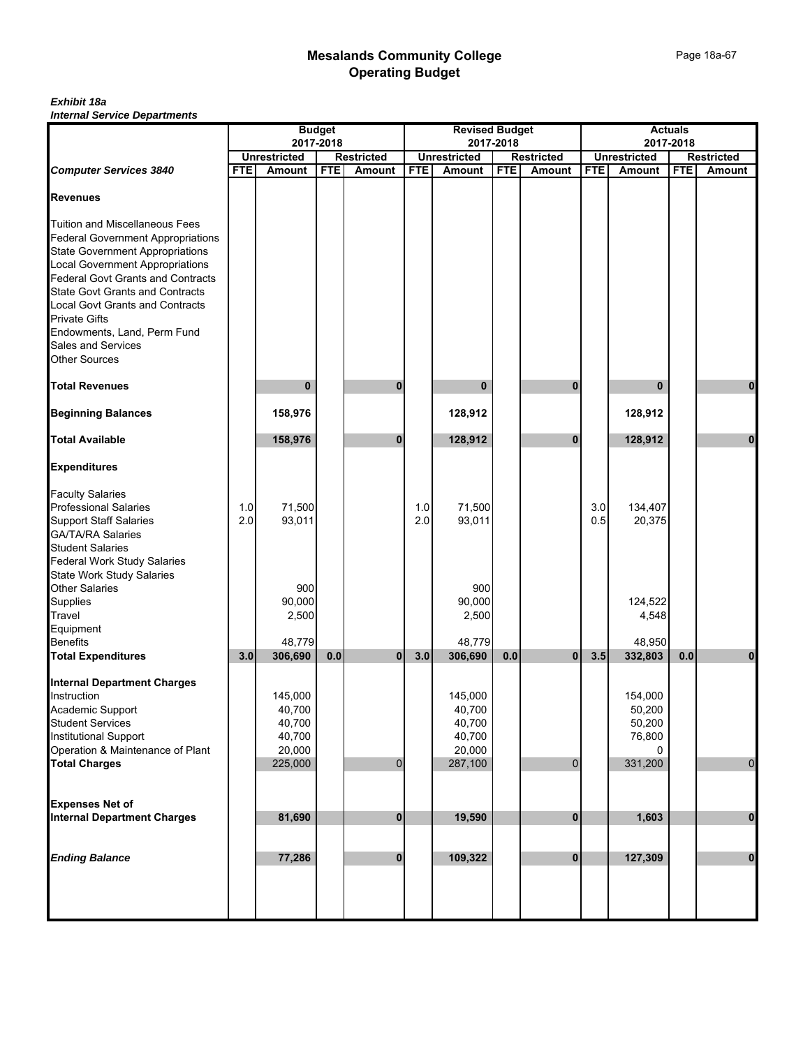# Mesalands Community College
## Operating Budget

***Exhibit 18a***
***Internal Service Departments***

| | Budget 2017-2018 | | | | Revised Budget 2017-2018 | | | | Actuals 2017-2018 | | | |
|---|---|---|---|---|---|---|---|---|---|---|---|---|
| | Unrestricted | | Restricted | | Unrestricted | | Restricted | | Unrestricted | | Restricted | |
| ***Computer Services 3840*** | **FTE** | **Amount** | **FTE** | **Amount** | **FTE** | **Amount** | **FTE** | **Amount** | **FTE** | **Amount** | **FTE** | **Amount** |
| **Revenues** | | | | | | | | | | | | |
| Tuition and Miscellaneous Fees | | | | | | | | | | | | |
| Federal Government Appropriations | | | | | | | | | | | | |
| State Government Appropriations | | | | | | | | | | | | |
| Local Government Appropriations | | | | | | | | | | | | |
| Federal Govt Grants and Contracts | | | | | | | | | | | | |
| State Govt Grants and Contracts | | | | | | | | | | | | |
| Local Govt Grants and Contracts | | | | | | | | | | | | |
| Private Gifts | | | | | | | | | | | | |
| Endowments, Land, Perm Fund | | | | | | | | | | | | |
| Sales and Services | | | | | | | | | | | | |
| Other Sources | | | | | | | | | | | | |
| **Total Revenues** | | **0** | | **0** | | **0** | | **0** | | **0** | | **0** |
| **Beginning Balances** | | **158,976** | | | | **128,912** | | | | **128,912** | | |
| **Total Available** | | **158,976** | | **0** | | **128,912** | | **0** | | **128,912** | | **0** |
| **Expenditures** | | | | | | | | | | | | |
| Faculty Salaries | | | | | | | | | | | | |
| Professional Salaries | 1.0 | 71,500 | | | 1.0 | 71,500 | | | 3.0 | 134,407 | | |
| Support Staff Salaries | 2.0 | 93,011 | | | 2.0 | 93,011 | | | 0.5 | 20,375 | | |
| GA/TA/RA Salaries | | | | | | | | | | | | |
| Student Salaries | | | | | | | | | | | | |
| Federal Work Study Salaries | | | | | | | | | | | | |
| State Work Study Salaries | | | | | | | | | | | | |
| Other Salaries | | 900 | | | | 900 | | | | | | |
| Supplies | | 90,000 | | | | 90,000 | | | | 124,522 | | |
| Travel | | 2,500 | | | | 2,500 | | | | 4,548 | | |
| Equipment | | | | | | | | | | | | |
| Benefits | | 48,779 | | | | 48,779 | | | | 48,950 | | |
| **Total Expenditures** | **3.0** | **306,690** | **0.0** | **0** | **3.0** | **306,690** | **0.0** | **0** | **3.5** | **332,803** | **0.0** | **0** |
| **Internal Department Charges** | | | | | | | | | | | | |
| Instruction | | 145,000 | | | | 145,000 | | | | 154,000 | | |
| Academic Support | | 40,700 | | | | 40,700 | | | | 50,200 | | |
| Student Services | | 40,700 | | | | 40,700 | | | | 50,200 | | |
| Institutional Support | | 40,700 | | | | 40,700 | | | | 76,800 | | |
| Operation & Maintenance of Plant | | 20,000 | | | | 20,000 | | | | 0 | | |
| **Total Charges** | | 225,000 | | 0 | | 287,100 | | 0 | | 331,200 | | 0 |
| **Expenses Net of Internal Department Charges** | | **81,690** | | **0** | | **19,590** | | **0** | | **1,603** | | **0** |
| ***Ending Balance*** | | **77,286** | | **0** | | **109,322** | | **0** | | **127,309** | | **0** |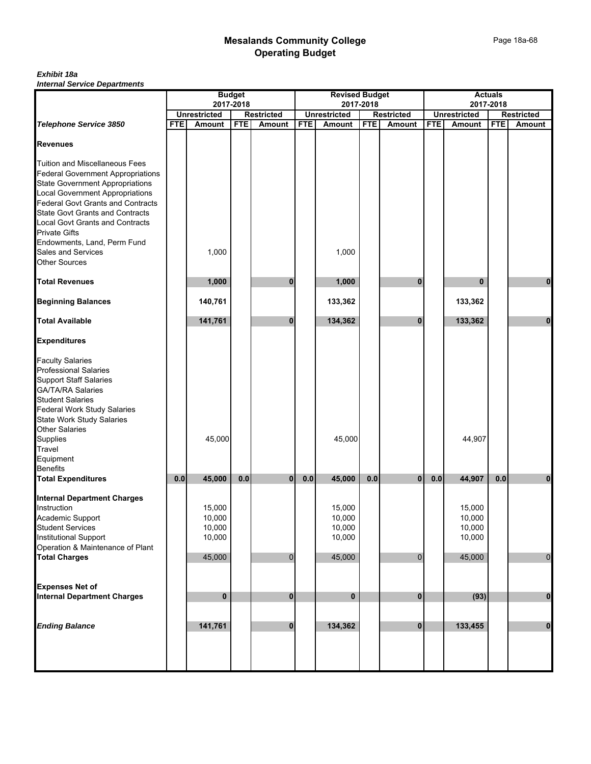# Mesalands Community College
## Operating Budget

***Exhibit 18a***
***Internal Service Departments***

| | Budget 2017-2018 | | | | Revised Budget 2017-2018 | | | | Actuals 2017-2018 | | | |
|---|---|---|---|---|---|---|---|---|---|---|---|---|
| | Unrestricted | | Restricted | | Unrestricted | | Restricted | | Unrestricted | | Restricted | |
| ***Telephone Service 3850*** | FTE | Amount | FTE | Amount | FTE | Amount | FTE | Amount | FTE | Amount | FTE | Amount |
| **Revenues** | | | | | | | | | | | | |
| Tuition and Miscellaneous Fees | | | | | | | | | | | | |
| Federal Government Appropriations | | | | | | | | | | | | |
| State Government Appropriations | | | | | | | | | | | | |
| Local Government Appropriations | | | | | | | | | | | | |
| Federal Govt Grants and Contracts | | | | | | | | | | | | |
| State Govt Grants and Contracts | | | | | | | | | | | | |
| Local Govt Grants and Contracts | | | | | | | | | | | | |
| Private Gifts | | | | | | | | | | | | |
| Endowments, Land, Perm Fund | | | | | | | | | | | | |
| Sales and Services | | 1,000 | | | | 1,000 | | | | | | |
| Other Sources | | | | | | | | | | | | |
| **Total Revenues** | | **1,000** | | **0** | | **1,000** | | **0** | | **0** | | **0** |
| **Beginning Balances** | | **140,761** | | | | **133,362** | | | | **133,362** | | |
| **Total Available** | | **141,761** | | **0** | | **134,362** | | **0** | | **133,362** | | **0** |
| **Expenditures** | | | | | | | | | | | | |
| Faculty Salaries | | | | | | | | | | | | |
| Professional Salaries | | | | | | | | | | | | |
| Support Staff Salaries | | | | | | | | | | | | |
| GA/TA/RA Salaries | | | | | | | | | | | | |
| Student Salaries | | | | | | | | | | | | |
| Federal Work Study Salaries | | | | | | | | | | | | |
| State Work Study Salaries | | | | | | | | | | | | |
| Other Salaries | | | | | | | | | | | | |
| Supplies | | 45,000 | | | | 45,000 | | | | 44,907 | | |
| Travel | | | | | | | | | | | | |
| Equipment | | | | | | | | | | | | |
| Benefits | | | | | | | | | | | | |
| **Total Expenditures** | **0.0** | **45,000** | **0.0** | **0** | **0.0** | **45,000** | **0.0** | **0** | **0.0** | **44,907** | **0.0** | **0** |
| **Internal Department Charges** | | | | | | | | | | | | |
| Instruction | | 15,000 | | | | 15,000 | | | | 15,000 | | |
| Academic Support | | 10,000 | | | | 10,000 | | | | 10,000 | | |
| Student Services | | 10,000 | | | | 10,000 | | | | 10,000 | | |
| Institutional Support | | 10,000 | | | | 10,000 | | | | 10,000 | | |
| Operation & Maintenance of Plant | | | | | | | | | | | | |
| **Total Charges** | | 45,000 | | 0 | | 45,000 | | 0 | | 45,000 | | 0 |
| **Expenses Net of Internal Department Charges** | | **0** | | **0** | | **0** | | **0** | | **(93)** | | **0** |
| ***Ending Balance*** | | **141,761** | | **0** | | **134,362** | | **0** | | **133,455** | | **0** |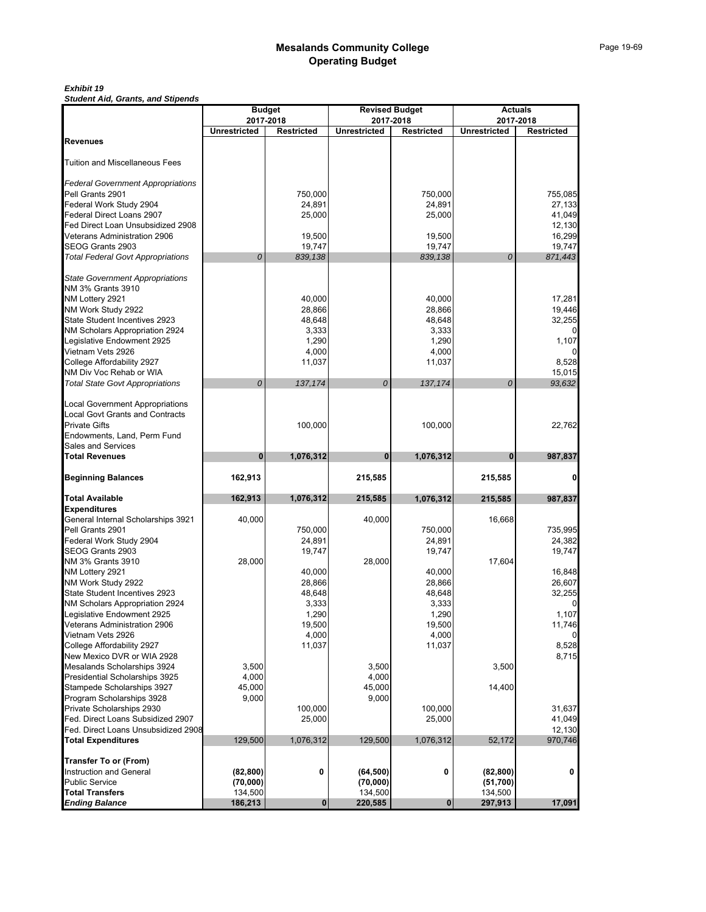# Mesalands Community College
## Operating Budget

***Exhibit 19***
***Student Aid, Grants, and Stipends***

| | Budget 2017-2018 | | Revised Budget 2017-2018 | | Actuals 2017-2018 | |
|---|---|---|---|---|---|---|
| | Unrestricted | Restricted | Unrestricted | Restricted | Unrestricted | Restricted |
| **Revenues** | | | | | | |
| Tuition and Miscellaneous Fees | | | | | | |
| *Federal Government Appropriations* | | | | | | |
| Pell Grants 2901 | | 750,000 | | 750,000 | | 755,085 |
| Federal Work Study 2904 | | 24,891 | | 24,891 | | 27,133 |
| Federal Direct Loans 2907 | | 25,000 | | 25,000 | | 41,049 |
| Fed Direct Loan Unsubsidized 2908 | | | | | | 12,130 |
| Veterans Administration 2906 | | 19,500 | | 19,500 | | 16,299 |
| SEOG Grants 2903 | | 19,747 | | 19,747 | | 19,747 |
| *Total Federal Govt Appropriations* | *0* | *839,138* | | *839,138* | *0* | *871,443* |
| *State Government Appropriations* | | | | | | |
| NM 3% Grants 3910 | | | | | | |
| NM Lottery 2921 | | 40,000 | | 40,000 | | 17,281 |
| NM Work Study 2922 | | 28,866 | | 28,866 | | 19,446 |
| State Student Incentives 2923 | | 48,648 | | 48,648 | | 32,255 |
| NM Scholars Appropriation 2924 | | 3,333 | | 3,333 | | 0 |
| Legislative Endowment 2925 | | 1,290 | | 1,290 | | 1,107 |
| Vietnam Vets 2926 | | 4,000 | | 4,000 | | 0 |
| College Affordability 2927 | | 11,037 | | 11,037 | | 8,528 |
| NM Div Voc Rehab or WIA | | | | | | 15,015 |
| *Total State Govt Appropriations* | *0* | *137,174* | *0* | *137,174* | *0* | *93,632* |
| Local Government Appropriations | | | | | | |
| Local Govt Grants and Contracts | | | | | | |
| Private Gifts | | 100,000 | | 100,000 | | 22,762 |
| Endowments, Land, Perm Fund | | | | | | |
| Sales and Services | | | | | | |
| **Total Revenues** | **0** | **1,076,312** | **0** | **1,076,312** | **0** | **987,837** |
| **Beginning Balances** | **162,913** | | **215,585** | | **215,585** | **0** |
| **Total Available** | **162,913** | **1,076,312** | **215,585** | **1,076,312** | **215,585** | **987,837** |
| **Expenditures** | | | | | | |
| General Internal Scholarships 3921 | 40,000 | | 40,000 | | 16,668 | |
| Pell Grants 2901 | | 750,000 | | 750,000 | | 735,995 |
| Federal Work Study 2904 | | 24,891 | | 24,891 | | 24,382 |
| SEOG Grants 2903 | | 19,747 | | 19,747 | | 19,747 |
| NM 3% Grants 3910 | 28,000 | | 28,000 | | 17,604 | |
| NM Lottery 2921 | | 40,000 | | 40,000 | | 16,848 |
| NM Work Study 2922 | | 28,866 | | 28,866 | | 26,607 |
| State Student Incentives 2923 | | 48,648 | | 48,648 | | 32,255 |
| NM Scholars Appropriation 2924 | | 3,333 | | 3,333 | | 0 |
| Legislative Endowment 2925 | | 1,290 | | 1,290 | | 1,107 |
| Veterans Administration 2906 | | 19,500 | | 19,500 | | 11,746 |
| Vietnam Vets 2926 | | 4,000 | | 4,000 | | 0 |
| College Affordability 2927 | | 11,037 | | 11,037 | | 8,528 |
| New Mexico DVR or WIA 2928 | | | | | | 8,715 |
| Mesalands Scholarships 3924 | 3,500 | | 3,500 | | 3,500 | |
| Presidential Scholarships 3925 | 4,000 | | 4,000 | | | |
| Stampede Scholarships 3927 | 45,000 | | 45,000 | | 14,400 | |
| Program Scholarships 3928 | 9,000 | | 9,000 | | | |
| Private Scholarships 2930 | | 100,000 | | 100,000 | | 31,637 |
| Fed. Direct Loans Subsidized 2907 | | 25,000 | | 25,000 | | 41,049 |
| Fed. Direct Loans Unsubsidized 2908 | | | | | | 12,130 |
| **Total Expenditures** | 129,500 | 1,076,312 | 129,500 | 1,076,312 | 52,172 | 970,746 |
| **Transfer To or (From)** | | | | | | |
| Instruction and General | **(82,800)** | **0** | **(64,500)** | **0** | **(82,800)** | **0** |
| Public Service | **(70,000)** | | **(70,000)** | | **(51,700)** | |
| **Total Transfers** | 134,500 | | 134,500 | | 134,500 | |
| ***Ending Balance*** | **186,213** | **0** | **220,585** | **0** | **297,913** | **17,091** |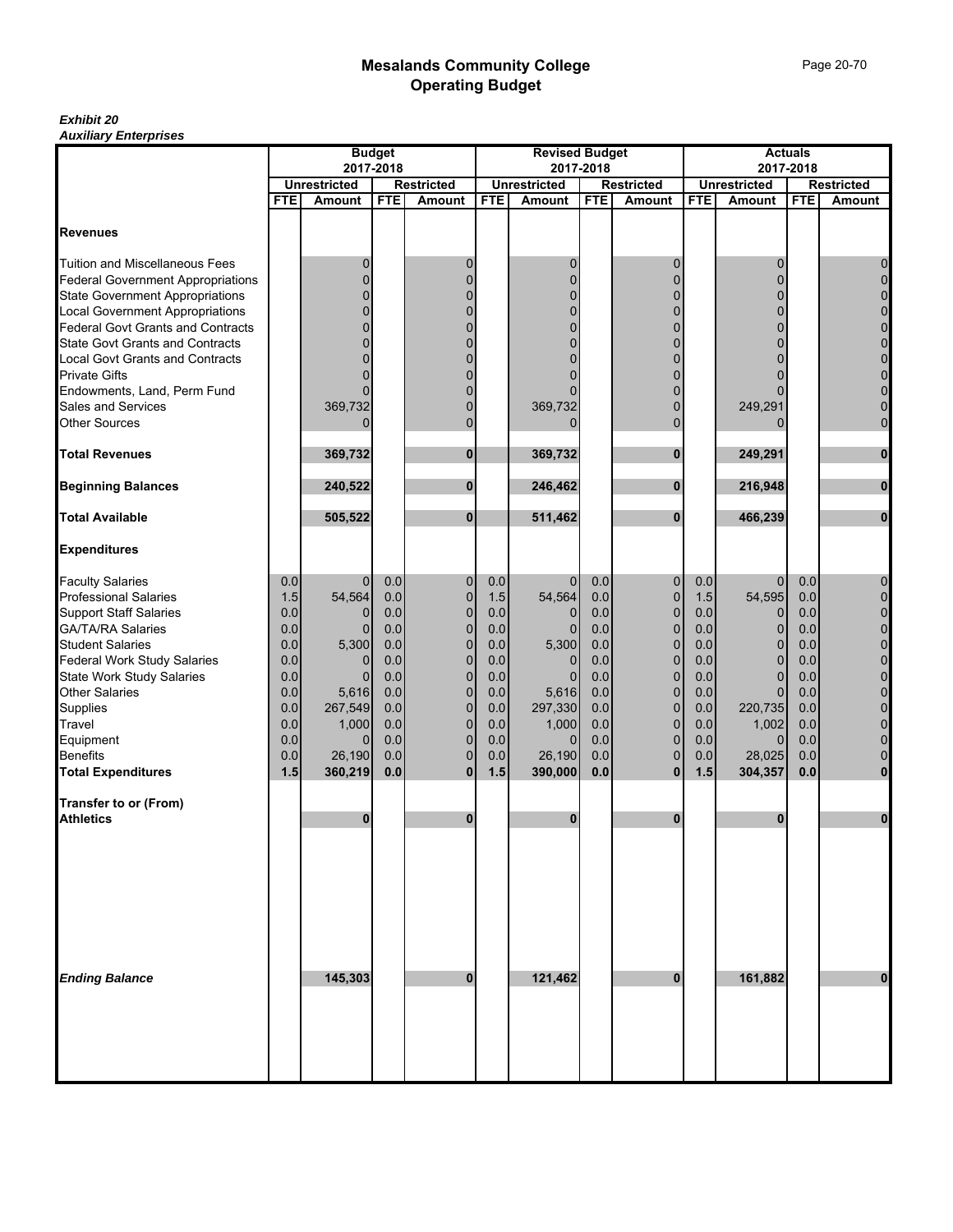# Mesalands Community College
## Operating Budget

***Exhibit 20***
***Auxiliary Enterprises***

| | Budget 2017-2018 | | | | Revised Budget 2017-2018 | | | | Actuals 2017-2018 | | | |
|---|---|---|---|---|---|---|---|---|---|---|---|---|
| | Unrestricted | | Restricted | | Unrestricted | | Restricted | | Unrestricted | | Restricted | |
| | FTE | Amount | FTE | Amount | FTE | Amount | FTE | Amount | FTE | Amount | FTE | Amount |
| **Revenues** | | | | | | | | | | | | |
| Tuition and Miscellaneous Fees | | 0 | | 0 | | 0 | | 0 | | 0 | | 0 |
| Federal Government Appropriations | | 0 | | 0 | | 0 | | 0 | | 0 | | 0 |
| State Government Appropriations | | 0 | | 0 | | 0 | | 0 | | 0 | | 0 |
| Local Government Appropriations | | 0 | | 0 | | 0 | | 0 | | 0 | | 0 |
| Federal Govt Grants and Contracts | | 0 | | 0 | | 0 | | 0 | | 0 | | 0 |
| State Govt Grants and Contracts | | 0 | | 0 | | 0 | | 0 | | 0 | | 0 |
| Local Govt Grants and Contracts | | 0 | | 0 | | 0 | | 0 | | 0 | | 0 |
| Private Gifts | | 0 | | 0 | | 0 | | 0 | | 0 | | 0 |
| Endowments, Land, Perm Fund | | 0 | | 0 | | 0 | | 0 | | 0 | | 0 |
| Sales and Services | | 369,732 | | 0 | | 369,732 | | 0 | | 249,291 | | 0 |
| Other Sources | | 0 | | 0 | | 0 | | 0 | | 0 | | 0 |
| **Total Revenues** | | **369,732** | | **0** | | **369,732** | | **0** | | **249,291** | | **0** |
| **Beginning Balances** | | **240,522** | | **0** | | **246,462** | | **0** | | **216,948** | | **0** |
| **Total Available** | | **505,522** | | **0** | | **511,462** | | **0** | | **466,239** | | **0** |
| **Expenditures** | | | | | | | | | | | | |
| Faculty Salaries | 0.0 | 0 | 0.0 | 0 | 0.0 | 0 | 0.0 | 0 | 0.0 | 0 | 0.0 | 0 |
| Professional Salaries | 1.5 | 54,564 | 0.0 | 0 | 1.5 | 54,564 | 0.0 | 0 | 1.5 | 54,595 | 0.0 | 0 |
| Support Staff Salaries | 0.0 | 0 | 0.0 | 0 | 0.0 | 0 | 0.0 | 0 | 0.0 | 0 | 0.0 | 0 |
| GA/TA/RA Salaries | 0.0 | 0 | 0.0 | 0 | 0.0 | 0 | 0.0 | 0 | 0.0 | 0 | 0.0 | 0 |
| Student Salaries | 0.0 | 5,300 | 0.0 | 0 | 0.0 | 5,300 | 0.0 | 0 | 0.0 | 0 | 0.0 | 0 |
| Federal Work Study Salaries | 0.0 | 0 | 0.0 | 0 | 0.0 | 0 | 0.0 | 0 | 0.0 | 0 | 0.0 | 0 |
| State Work Study Salaries | 0.0 | 0 | 0.0 | 0 | 0.0 | 0 | 0.0 | 0 | 0.0 | 0 | 0.0 | 0 |
| Other Salaries | 0.0 | 5,616 | 0.0 | 0 | 0.0 | 5,616 | 0.0 | 0 | 0.0 | 0 | 0.0 | 0 |
| Supplies | 0.0 | 267,549 | 0.0 | 0 | 0.0 | 297,330 | 0.0 | 0 | 0.0 | 220,735 | 0.0 | 0 |
| Travel | 0.0 | 1,000 | 0.0 | 0 | 0.0 | 1,000 | 0.0 | 0 | 0.0 | 1,002 | 0.0 | 0 |
| Equipment | 0.0 | 0 | 0.0 | 0 | 0.0 | 0 | 0.0 | 0 | 0.0 | 0 | 0.0 | 0 |
| Benefits | 0.0 | 26,190 | 0.0 | 0 | 0.0 | 26,190 | 0.0 | 0 | 0.0 | 28,025 | 0.0 | 0 |
| **Total Expenditures** | **1.5** | **360,219** | **0.0** | **0** | **1.5** | **390,000** | **0.0** | **0** | **1.5** | **304,357** | **0.0** | **0** |
| **Transfer to or (From)** | | | | | | | | | | | | |
| **Athletics** | | **0** | | **0** | | **0** | | **0** | | **0** | | **0** |
| ***Ending Balance*** | | **145,303** | | **0** | | **121,462** | | **0** | | **161,882** | | **0** |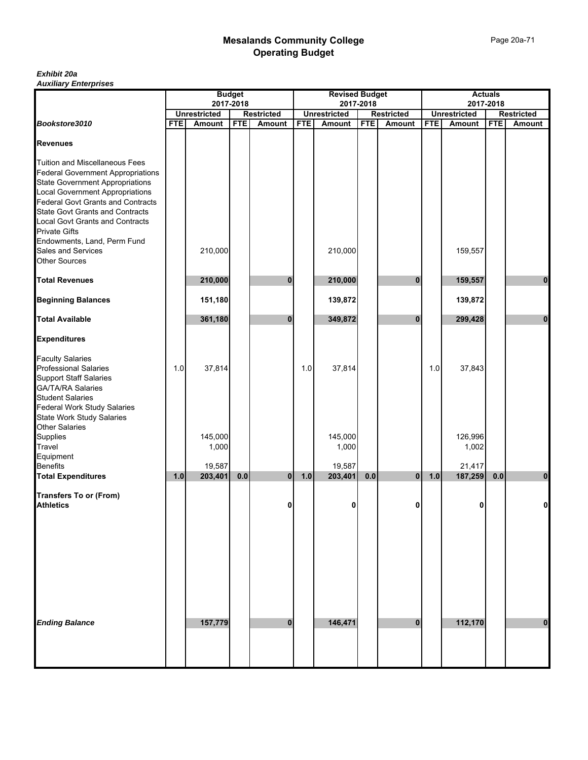# Mesalands Community College
## Operating Budget

***Exhibit 20a***
***Auxiliary Enterprises***

| | Budget 2017-2018 | | | | Revised Budget 2017-2018 | | | | Actuals 2017-2018 | | | |
|---|---|---|---|---|---|---|---|---|---|---|---|---|
| | Unrestricted | | Restricted | | Unrestricted | | Restricted | | Unrestricted | | Restricted | |
| ***Bookstore3010*** | **FTE** | **Amount** | **FTE** | **Amount** | **FTE** | **Amount** | **FTE** | **Amount** | **FTE** | **Amount** | **FTE** | **Amount** |
| **Revenues** | | | | | | | | | | | | |
| Tuition and Miscellaneous Fees | | | | | | | | | | | | |
| Federal Government Appropriations | | | | | | | | | | | | |
| State Government Appropriations | | | | | | | | | | | | |
| Local Government Appropriations | | | | | | | | | | | | |
| Federal Govt Grants and Contracts | | | | | | | | | | | | |
| State Govt Grants and Contracts | | | | | | | | | | | | |
| Local Govt Grants and Contracts | | | | | | | | | | | | |
| Private Gifts | | | | | | | | | | | | |
| Endowments, Land, Perm Fund | | | | | | | | | | | | |
| Sales and Services | | 210,000 | | | | 210,000 | | | | 159,557 | | |
| Other Sources | | | | | | | | | | | | |
| **Total Revenues** | | **210,000** | | **0** | | **210,000** | | **0** | | **159,557** | | **0** |
| **Beginning Balances** | | **151,180** | | | | **139,872** | | | | **139,872** | | |
| **Total Available** | | **361,180** | | **0** | | **349,872** | | **0** | | **299,428** | | **0** |
| **Expenditures** | | | | | | | | | | | | |
| Faculty Salaries | | | | | | | | | | | | |
| Professional Salaries | 1.0 | 37,814 | | | 1.0 | 37,814 | | | 1.0 | 37,843 | | |
| Support Staff Salaries | | | | | | | | | | | | |
| GA/TA/RA Salaries | | | | | | | | | | | | |
| Student Salaries | | | | | | | | | | | | |
| Federal Work Study Salaries | | | | | | | | | | | | |
| State Work Study Salaries | | | | | | | | | | | | |
| Other Salaries | | | | | | | | | | | | |
| Supplies | | 145,000 | | | | 145,000 | | | | 126,996 | | |
| Travel | | 1,000 | | | | 1,000 | | | | 1,002 | | |
| Equipment | | | | | | | | | | | | |
| Benefits | | 19,587 | | | | 19,587 | | | | 21,417 | | |
| **Total Expenditures** | **1.0** | **203,401** | **0.0** | **0** | **1.0** | **203,401** | **0.0** | **0** | **1.0** | **187,259** | **0.0** | **0** |
| **Transfers To or (From)** | | | | | | | | | | | | |
| **Athletics** | | | | **0** | | **0** | | **0** | | **0** | | **0** |
| ***Ending Balance*** | | **157,779** | | **0** | | **146,471** | | **0** | | **112,170** | | **0** |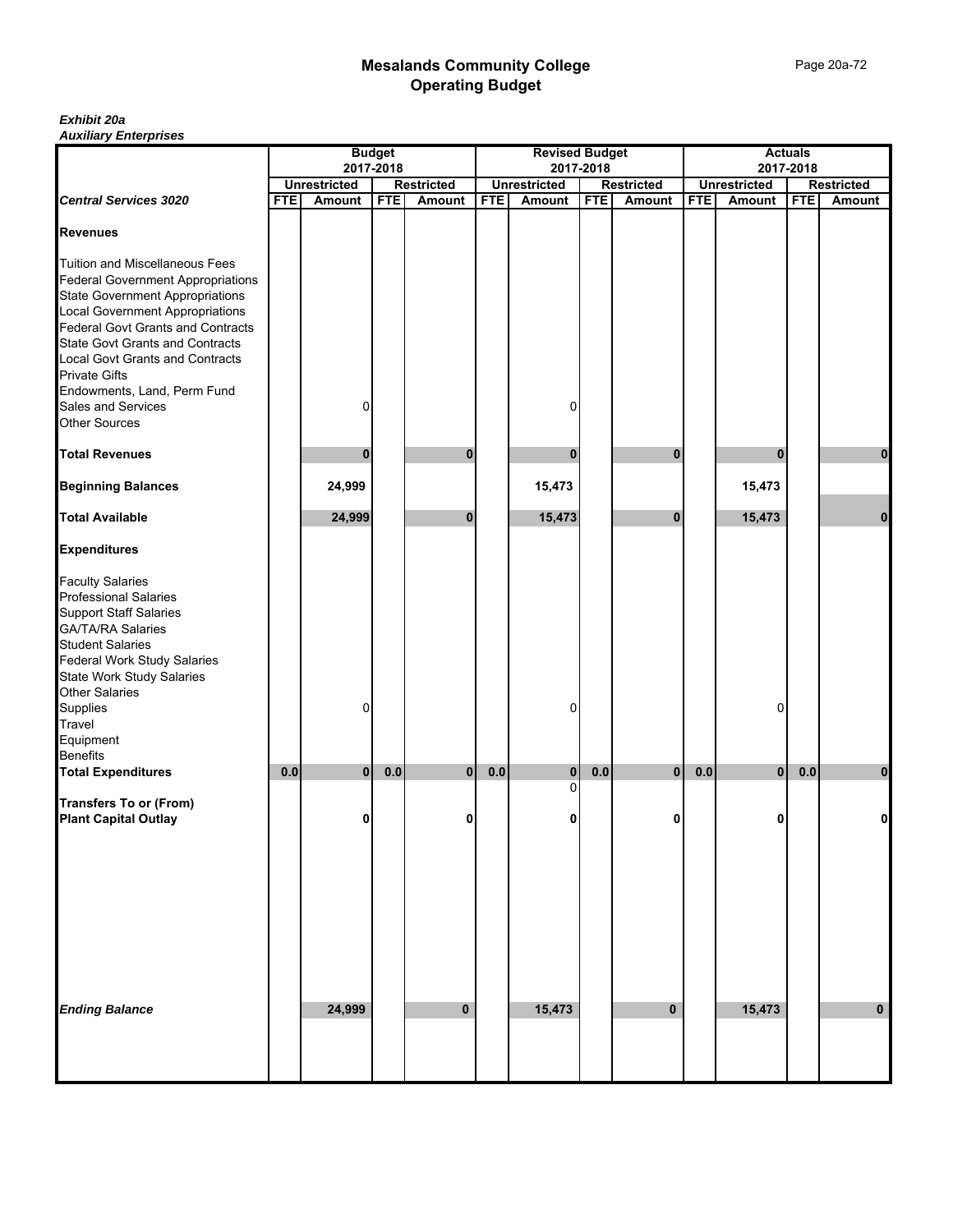# Mesalands Community College
## Operating Budget

***Exhibit 20a***
***Auxiliary Enterprises***

| | Budget 2017-2018 | | | | Revised Budget 2017-2018 | | | | Actuals 2017-2018 | | | |
|---|---|---|---|---|---|---|---|---|---|---|---|---|
| | Unrestricted | | Restricted | | Unrestricted | | Restricted | | Unrestricted | | Restricted | |
| ***Central Services 3020*** | **FTE** | **Amount** | **FTE** | **Amount** | **FTE** | **Amount** | **FTE** | **Amount** | **FTE** | **Amount** | **FTE** | **Amount** |
| **Revenues** | | | | | | | | | | | | |
| Tuition and Miscellaneous Fees | | | | | | | | | | | | |
| Federal Government Appropriations | | | | | | | | | | | | |
| State Government Appropriations | | | | | | | | | | | | |
| Local Government Appropriations | | | | | | | | | | | | |
| Federal Govt Grants and Contracts | | | | | | | | | | | | |
| State Govt Grants and Contracts | | | | | | | | | | | | |
| Local Govt Grants and Contracts | | | | | | | | | | | | |
| Private Gifts | | | | | | | | | | | | |
| Endowments, Land, Perm Fund | | | | | | | | | | | | |
| Sales and Services | | 0 | | | | 0 | | | | | | |
| Other Sources | | | | | | | | | | | | |
| **Total Revenues** | | **0** | | **0** | | **0** | | **0** | | **0** | | **0** |
| **Beginning Balances** | | **24,999** | | | | **15,473** | | | | **15,473** | | |
| **Total Available** | | **24,999** | | **0** | | **15,473** | | **0** | | **15,473** | | **0** |
| **Expenditures** | | | | | | | | | | | | |
| Faculty Salaries | | | | | | | | | | | | |
| Professional Salaries | | | | | | | | | | | | |
| Support Staff Salaries | | | | | | | | | | | | |
| GA/TA/RA Salaries | | | | | | | | | | | | |
| Student Salaries | | | | | | | | | | | | |
| Federal Work Study Salaries | | | | | | | | | | | | |
| State Work Study Salaries | | | | | | | | | | | | |
| Other Salaries | | | | | | | | | | | | |
| Supplies | | 0 | | | | 0 | | | | 0 | | |
| Travel | | | | | | | | | | | | |
| Equipment | | | | | | | | | | | | |
| Benefits | | | | | | | | | | | | |
| **Total Expenditures** | **0.0** | **0** | **0.0** | **0** | **0.0** | **0** | **0.0** | **0** | **0.0** | **0** | **0.0** | **0** |
| | | | | | | 0 | | | | | | |
| **Transfers To or (From)** | | | | | | | | | | | | |
| **Plant Capital Outlay** | | **0** | | **0** | | **0** | | **0** | | **0** | | **0** |
| ***Ending Balance*** | | **24,999** | | **0** | | **15,473** | | **0** | | **15,473** | | **0** |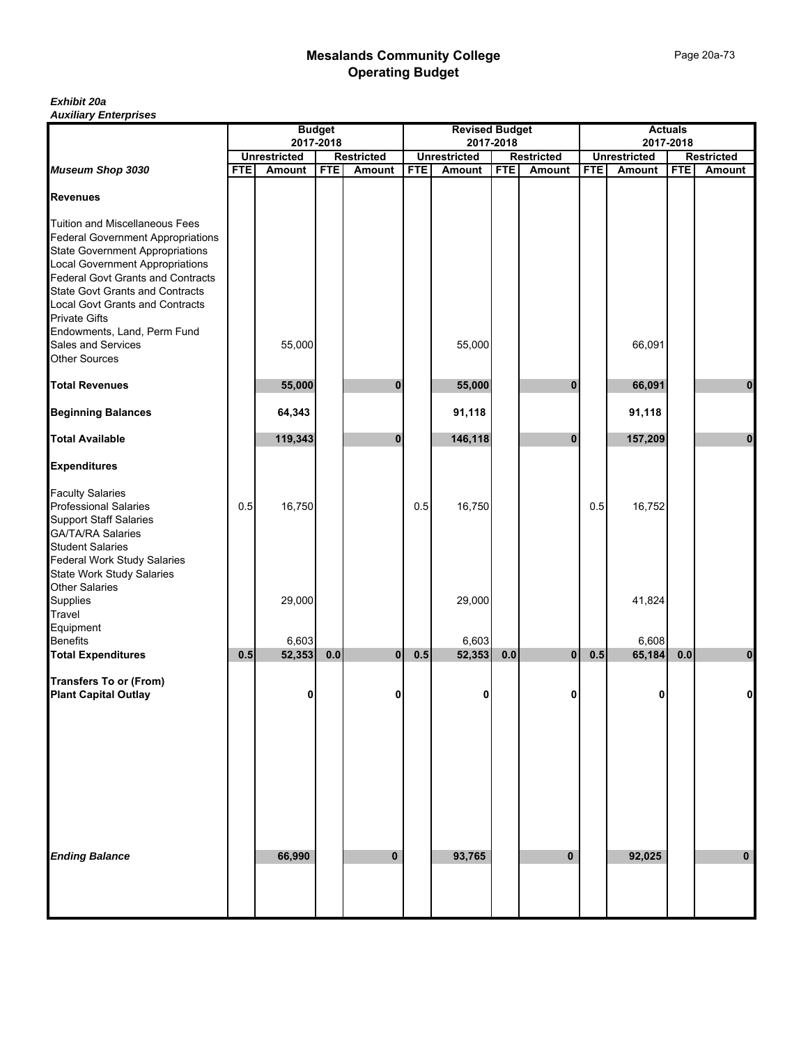# Mesalands Community College
## Operating Budget

***Exhibit 20a***
***Auxiliary Enterprises***

| | Budget 2017-2018 | | | | Revised Budget 2017-2018 | | | | Actuals 2017-2018 | | | |
|---|---|---|---|---|---|---|---|---|---|---|---|---|
| | Unrestricted | | Restricted | | Unrestricted | | Restricted | | Unrestricted | | Restricted | |
| ***Museum Shop 3030*** | **FTE** | **Amount** | **FTE** | **Amount** | **FTE** | **Amount** | **FTE** | **Amount** | **FTE** | **Amount** | **FTE** | **Amount** |
| **Revenues** | | | | | | | | | | | | |
| Tuition and Miscellaneous Fees | | | | | | | | | | | | |
| Federal Government Appropriations | | | | | | | | | | | | |
| State Government Appropriations | | | | | | | | | | | | |
| Local Government Appropriations | | | | | | | | | | | | |
| Federal Govt Grants and Contracts | | | | | | | | | | | | |
| State Govt Grants and Contracts | | | | | | | | | | | | |
| Local Govt Grants and Contracts | | | | | | | | | | | | |
| Private Gifts | | | | | | | | | | | | |
| Endowments, Land, Perm Fund | | | | | | | | | | | | |
| Sales and Services | | 55,000 | | | | 55,000 | | | | 66,091 | | |
| Other Sources | | | | | | | | | | | | |
| **Total Revenues** | | **55,000** | | **0** | | **55,000** | | **0** | | **66,091** | | **0** |
| **Beginning Balances** | | **64,343** | | | | **91,118** | | | | **91,118** | | |
| **Total Available** | | **119,343** | | **0** | | **146,118** | | **0** | | **157,209** | | **0** |
| **Expenditures** | | | | | | | | | | | | |
| Faculty Salaries | | | | | | | | | | | | |
| Professional Salaries | 0.5 | 16,750 | | | 0.5 | 16,750 | | | 0.5 | 16,752 | | |
| Support Staff Salaries | | | | | | | | | | | | |
| GA/TA/RA Salaries | | | | | | | | | | | | |
| Student Salaries | | | | | | | | | | | | |
| Federal Work Study Salaries | | | | | | | | | | | | |
| State Work Study Salaries | | | | | | | | | | | | |
| Other Salaries | | | | | | | | | | | | |
| Supplies | | 29,000 | | | | 29,000 | | | | 41,824 | | |
| Travel | | | | | | | | | | | | |
| Equipment | | | | | | | | | | | | |
| Benefits | | 6,603 | | | | 6,603 | | | | 6,608 | | |
| **Total Expenditures** | **0.5** | **52,353** | **0.0** | **0** | **0.5** | **52,353** | **0.0** | **0** | **0.5** | **65,184** | **0.0** | **0** |
| **Transfers To or (From)** | | | | | | | | | | | | |
| **Plant Capital Outlay** | | **0** | | **0** | | **0** | | **0** | | **0** | | **0** |
| ***Ending Balance*** | | **66,990** | | **0** | | **93,765** | | **0** | | **92,025** | | **0** |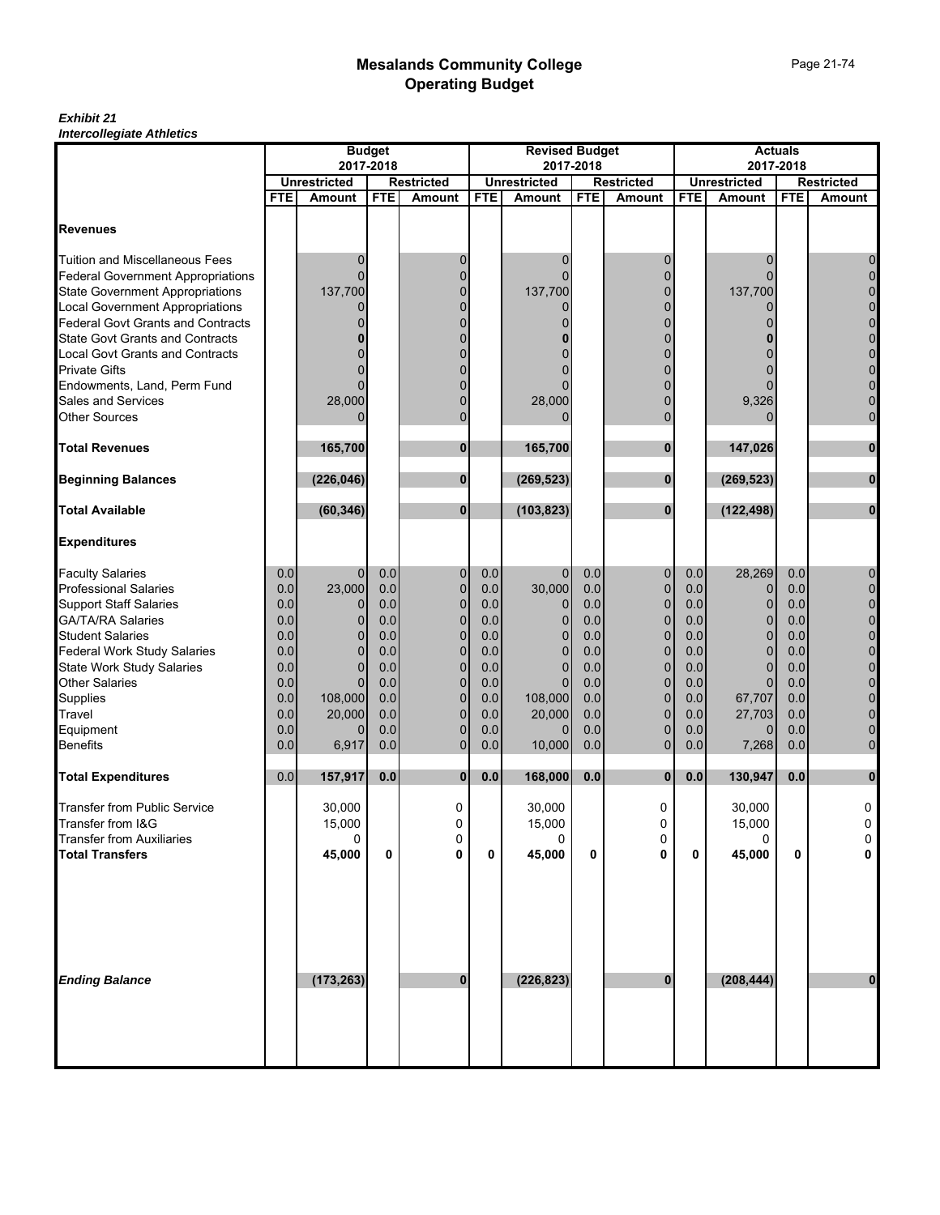# Mesalands Community College
## Operating Budget

***Exhibit 21***
***Intercollegiate Athletics***

| | Budget 2017-2018 | | | | Revised Budget 2017-2018 | | | | Actuals 2017-2018 | | | |
|---|---|---|---|---|---|---|---|---|---|---|---|---|
| | Unrestricted | | Restricted | | Unrestricted | | Restricted | | Unrestricted | | Restricted | |
| | FTE | Amount | FTE | Amount | FTE | Amount | FTE | Amount | FTE | Amount | FTE | Amount |
| **Revenues** | | | | | | | | | | | | |
| Tuition and Miscellaneous Fees | | 0 | | 0 | | 0 | | 0 | | 0 | | 0 |
| Federal Government Appropriations | | 0 | | 0 | | 0 | | 0 | | 0 | | 0 |
| State Government Appropriations | | 137,700 | | 0 | | 137,700 | | 0 | | 137,700 | | 0 |
| Local Government Appropriations | | 0 | | 0 | | 0 | | 0 | | 0 | | 0 |
| Federal Govt Grants and Contracts | | 0 | | 0 | | 0 | | 0 | | 0 | | 0 |
| State Govt Grants and Contracts | | **0** | | 0 | | **0** | | 0 | | **0** | | 0 |
| Local Govt Grants and Contracts | | 0 | | 0 | | 0 | | 0 | | 0 | | 0 |
| Private Gifts | | 0 | | 0 | | 0 | | 0 | | 0 | | 0 |
| Endowments, Land, Perm Fund | | 0 | | 0 | | 0 | | 0 | | 0 | | 0 |
| Sales and Services | | 28,000 | | 0 | | 28,000 | | 0 | | 9,326 | | 0 |
| Other Sources | | 0 | | 0 | | 0 | | 0 | | 0 | | 0 |
| **Total Revenues** | | **165,700** | | **0** | | **165,700** | | **0** | | **147,026** | | **0** |
| **Beginning Balances** | | **(226,046)** | | **0** | | **(269,523)** | | **0** | | **(269,523)** | | **0** |
| **Total Available** | | **(60,346)** | | **0** | | **(103,823)** | | **0** | | **(122,498)** | | **0** |
| **Expenditures** | | | | | | | | | | | | |
| Faculty Salaries | 0.0 | 0 | 0.0 | 0 | 0.0 | 0 | 0.0 | 0 | 0.0 | 28,269 | 0.0 | 0 |
| Professional Salaries | 0.0 | 23,000 | 0.0 | 0 | 0.0 | 30,000 | 0.0 | 0 | 0.0 | 0 | 0.0 | 0 |
| Support Staff Salaries | 0.0 | 0 | 0.0 | 0 | 0.0 | 0 | 0.0 | 0 | 0.0 | 0 | 0.0 | 0 |
| GA/TA/RA Salaries | 0.0 | 0 | 0.0 | 0 | 0.0 | 0 | 0.0 | 0 | 0.0 | 0 | 0.0 | 0 |
| Student Salaries | 0.0 | 0 | 0.0 | 0 | 0.0 | 0 | 0.0 | 0 | 0.0 | 0 | 0.0 | 0 |
| Federal Work Study Salaries | 0.0 | 0 | 0.0 | 0 | 0.0 | 0 | 0.0 | 0 | 0.0 | 0 | 0.0 | 0 |
| State Work Study Salaries | 0.0 | 0 | 0.0 | 0 | 0.0 | 0 | 0.0 | 0 | 0.0 | 0 | 0.0 | 0 |
| Other Salaries | 0.0 | 0 | 0.0 | 0 | 0.0 | 0 | 0.0 | 0 | 0.0 | 0 | 0.0 | 0 |
| Supplies | 0.0 | 108,000 | 0.0 | 0 | 0.0 | 108,000 | 0.0 | 0 | 0.0 | 67,707 | 0.0 | 0 |
| Travel | 0.0 | 20,000 | 0.0 | 0 | 0.0 | 20,000 | 0.0 | 0 | 0.0 | 27,703 | 0.0 | 0 |
| Equipment | 0.0 | 0 | 0.0 | 0 | 0.0 | 0 | 0.0 | 0 | 0.0 | 0 | 0.0 | 0 |
| Benefits | 0.0 | 6,917 | 0.0 | 0 | 0.0 | 10,000 | 0.0 | 0 | 0.0 | 7,268 | 0.0 | 0 |
| **Total Expenditures** | 0.0 | **157,917** | **0.0** | **0** | **0.0** | **168,000** | **0.0** | **0** | **0.0** | **130,947** | **0.0** | **0** |
| Transfer from Public Service | | 30,000 | | 0 | | 30,000 | | 0 | | 30,000 | | 0 |
| Transfer from I&G | | 15,000 | | 0 | | 15,000 | | 0 | | 15,000 | | 0 |
| Transfer from Auxiliaries | | 0 | | 0 | | 0 | | 0 | | 0 | | 0 |
| **Total Transfers** | | **45,000** | **0** | **0** | **0** | **45,000** | **0** | **0** | **0** | **45,000** | **0** | **0** |
| ***Ending Balance*** | | **(173,263)** | | **0** | | **(226,823)** | | **0** | | **(208,444)** | | **0** |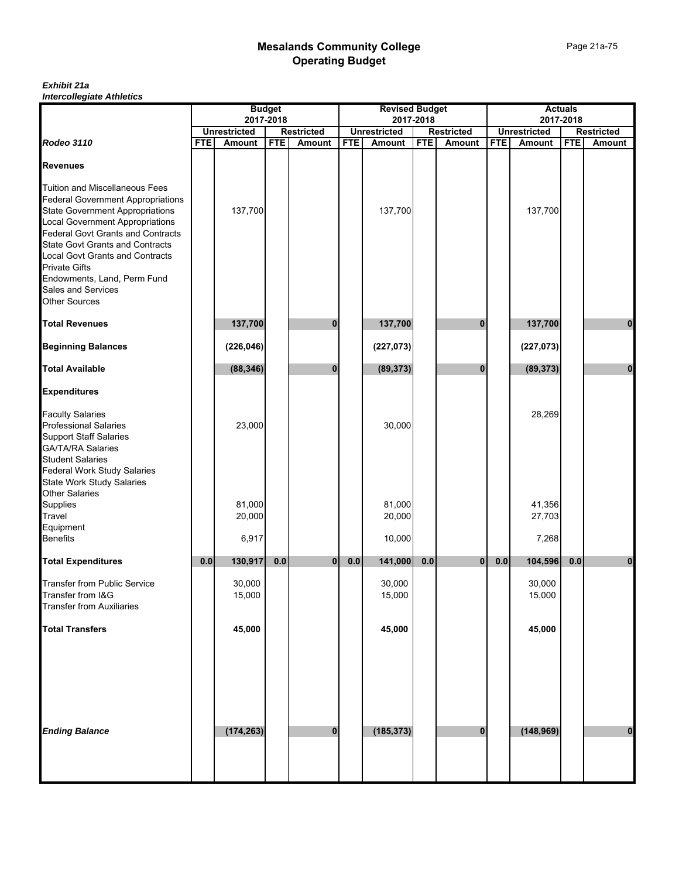# Mesalands Community College
## Operating Budget

***Exhibit 21a***
***Intercollegiate Athletics***

| | Budget 2017-2018 | | | | Revised Budget 2017-2018 | | | | Actuals 2017-2018 | | | |
|---|---|---|---|---|---|---|---|---|---|---|---|---|
| | Unrestricted | | Restricted | | Unrestricted | | Restricted | | Unrestricted | | Restricted | |
| ***Rodeo 3110*** | **FTE** | **Amount** | **FTE** | **Amount** | **FTE** | **Amount** | **FTE** | **Amount** | **FTE** | **Amount** | **FTE** | **Amount** |
| **Revenues** | | | | | | | | | | | | |
| Tuition and Miscellaneous Fees | | | | | | | | | | | | |
| Federal Government Appropriations | | | | | | | | | | | | |
| State Government Appropriations | | 137,700 | | | | 137,700 | | | | 137,700 | | |
| Local Government Appropriations | | | | | | | | | | | | |
| Federal Govt Grants and Contracts | | | | | | | | | | | | |
| State Govt Grants and Contracts | | | | | | | | | | | | |
| Local Govt Grants and Contracts | | | | | | | | | | | | |
| Private Gifts | | | | | | | | | | | | |
| Endowments, Land, Perm Fund | | | | | | | | | | | | |
| Sales and Services | | | | | | | | | | | | |
| Other Sources | | | | | | | | | | | | |
| **Total Revenues** | | **137,700** | | **0** | | **137,700** | | **0** | | **137,700** | | **0** |
| **Beginning Balances** | | **(226,046)** | | | | **(227,073)** | | | | **(227,073)** | | |
| **Total Available** | | **(88,346)** | | **0** | | **(89,373)** | | **0** | | **(89,373)** | | **0** |
| **Expenditures** | | | | | | | | | | | | |
| Faculty Salaries | | | | | | | | | | 28,269 | | |
| Professional Salaries | | 23,000 | | | | 30,000 | | | | | | |
| Support Staff Salaries | | | | | | | | | | | | |
| GA/TA/RA Salaries | | | | | | | | | | | | |
| Student Salaries | | | | | | | | | | | | |
| Federal Work Study Salaries | | | | | | | | | | | | |
| State Work Study Salaries | | | | | | | | | | | | |
| Other Salaries | | | | | | | | | | | | |
| Supplies | | 81,000 | | | | 81,000 | | | | 41,356 | | |
| Travel | | 20,000 | | | | 20,000 | | | | 27,703 | | |
| Equipment | | | | | | | | | | | | |
| Benefits | | 6,917 | | | | 10,000 | | | | 7,268 | | |
| **Total Expenditures** | **0.0** | **130,917** | **0.0** | **0** | **0.0** | **141,000** | **0.0** | **0** | **0.0** | **104,596** | **0.0** | **0** |
| Transfer from Public Service | | 30,000 | | | | 30,000 | | | | 30,000 | | |
| Transfer from I&G | | 15,000 | | | | 15,000 | | | | 15,000 | | |
| Transfer from Auxiliaries | | | | | | | | | | | | |
| **Total Transfers** | | **45,000** | | | | **45,000** | | | | **45,000** | | |
| ***Ending Balance*** | | **(174,263)** | | **0** | | **(185,373)** | | **0** | | **(148,969)** | | **0** |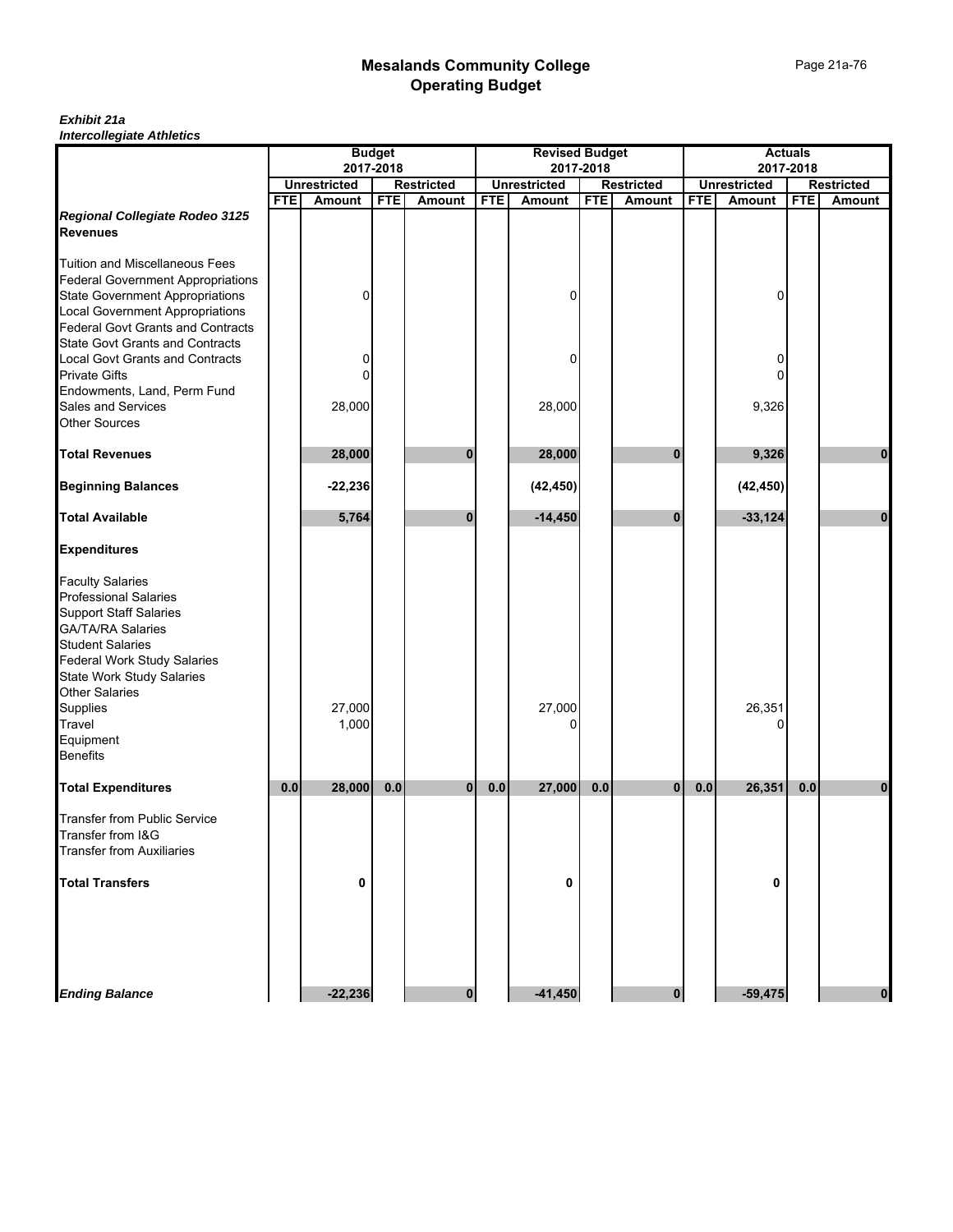# Mesalands Community College
## Operating Budget

***Exhibit 21a***
***Intercollegiate Athletics***

| | Budget 2017-2018 | | | | Revised Budget 2017-2018 | | | | Actuals 2017-2018 | | | |
|---|---|---|---|---|---|---|---|---|---|---|---|---|
| | Unrestricted | | Restricted | | Unrestricted | | Restricted | | Unrestricted | | Restricted | |
| | FTE | Amount | FTE | Amount | FTE | Amount | FTE | Amount | FTE | Amount | FTE | Amount |
| ***Regional Collegiate Rodeo 3125*** | | | | | | | | | | | | |
| **Revenues** | | | | | | | | | | | | |
| Tuition and Miscellaneous Fees | | | | | | | | | | | | |
| Federal Government Appropriations | | | | | | | | | | | | |
| State Government Appropriations | | 0 | | | | 0 | | | | 0 | | |
| Local Government Appropriations | | | | | | | | | | | | |
| Federal Govt Grants and Contracts | | | | | | | | | | | | |
| State Govt Grants and Contracts | | | | | | | | | | | | |
| Local Govt Grants and Contracts | | 0 | | | | 0 | | | | 0 | | |
| Private Gifts | | 0 | | | | | | | | 0 | | |
| Endowments, Land, Perm Fund | | | | | | | | | | | | |
| Sales and Services | | 28,000 | | | | 28,000 | | | | 9,326 | | |
| Other Sources | | | | | | | | | | | | |
| **Total Revenues** | | **28,000** | | **0** | | **28,000** | | **0** | | **9,326** | | **0** |
| **Beginning Balances** | | **-22,236** | | | | **(42,450)** | | | | **(42,450)** | | |
| **Total Available** | | **5,764** | | **0** | | **-14,450** | | **0** | | **-33,124** | | **0** |
| **Expenditures** | | | | | | | | | | | | |
| Faculty Salaries | | | | | | | | | | | | |
| Professional Salaries | | | | | | | | | | | | |
| Support Staff Salaries | | | | | | | | | | | | |
| GA/TA/RA Salaries | | | | | | | | | | | | |
| Student Salaries | | | | | | | | | | | | |
| Federal Work Study Salaries | | | | | | | | | | | | |
| State Work Study Salaries | | | | | | | | | | | | |
| Other Salaries | | | | | | | | | | | | |
| Supplies | | 27,000 | | | | 27,000 | | | | 26,351 | | |
| Travel | | 1,000 | | | | 0 | | | | 0 | | |
| Equipment | | | | | | | | | | | | |
| Benefits | | | | | | | | | | | | |
| **Total Expenditures** | **0.0** | **28,000** | **0.0** | **0** | **0.0** | **27,000** | **0.0** | **0** | **0.0** | **26,351** | **0.0** | **0** |
| Transfer from Public Service | | | | | | | | | | | | |
| Transfer from I&G | | | | | | | | | | | | |
| Transfer from Auxiliaries | | | | | | | | | | | | |
| **Total Transfers** | | **0** | | | | **0** | | | | **0** | | |
| ***Ending Balance*** | | **-22,236** | | **0** | | **-41,450** | | **0** | | **-59,475** | | **0** |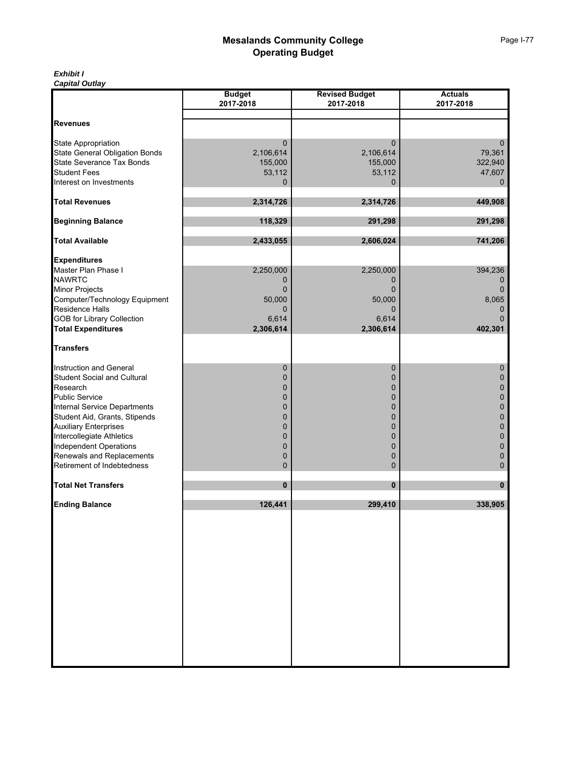# Mesalands Community College
## Operating Budget

***Exhibit I***
***Capital Outlay***

| | Budget 2017-2018 | Revised Budget 2017-2018 | Actuals 2017-2018 |
|---|---|---|---|
| **Revenues** | | | |
| State Appropriation | 0 | 0 | 0 |
| State General Obligation Bonds | 2,106,614 | 2,106,614 | 79,361 |
| State Severance Tax Bonds | 155,000 | 155,000 | 322,940 |
| Student Fees | 53,112 | 53,112 | 47,607 |
| Interest on Investments | 0 | 0 | 0 |
| **Total Revenues** | **2,314,726** | **2,314,726** | **449,908** |
| **Beginning Balance** | **118,329** | **291,298** | **291,298** |
| **Total Available** | **2,433,055** | **2,606,024** | **741,206** |
| **Expenditures** | | | |
| Master Plan Phase I | 2,250,000 | 2,250,000 | 394,236 |
| NAWRTC | 0 | 0 | 0 |
| Minor Projects | 0 | 0 | 0 |
| Computer/Technology Equipment | 50,000 | 50,000 | 8,065 |
| Residence Halls | 0 | 0 | 0 |
| GOB for Library Collection | 6,614 | 6,614 | 0 |
| **Total Expenditures** | **2,306,614** | **2,306,614** | **402,301** |
| **Transfers** | | | |
| Instruction and General | 0 | 0 | 0 |
| Student Social and Cultural | 0 | 0 | 0 |
| Research | 0 | 0 | 0 |
| Public Service | 0 | 0 | 0 |
| Internal Service Departments | 0 | 0 | 0 |
| Student Aid, Grants, Stipends | 0 | 0 | 0 |
| Auxiliary Enterprises | 0 | 0 | 0 |
| Intercollegiate Athletics | 0 | 0 | 0 |
| Independent Operations | 0 | 0 | 0 |
| Renewals and Replacements | 0 | 0 | 0 |
| Retirement of Indebtedness | 0 | 0 | 0 |
| **Total Net Transfers** | **0** | **0** | **0** |
| **Ending Balance** | **126,441** | **299,410** | **338,905** |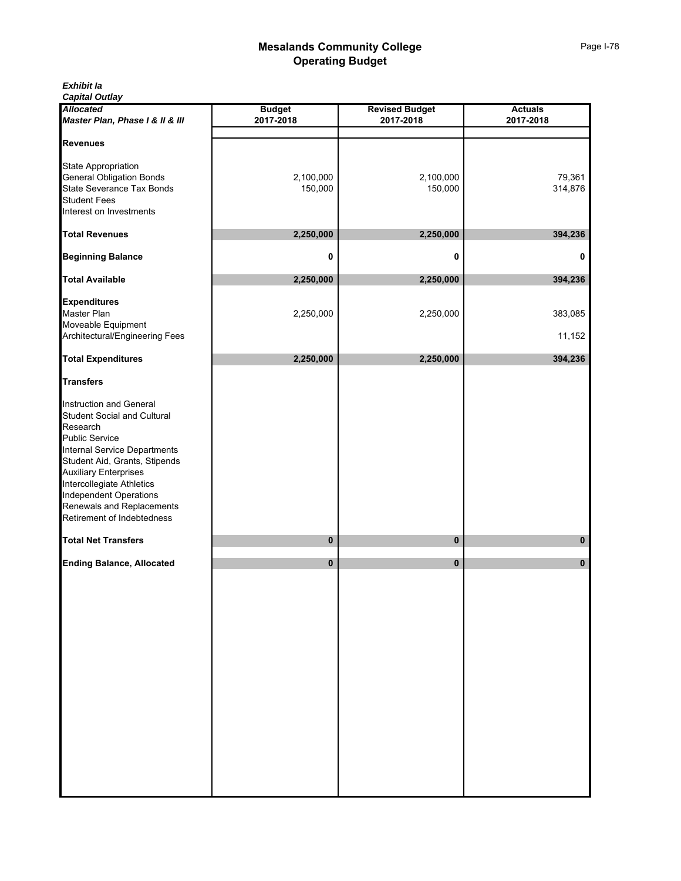# Mesalands Community College
## Operating Budget

***Exhibit Ia***
***Capital Outlay***

| ***Allocated*** ***Master Plan, Phase I & II & III*** | **Budget 2017-2018** | **Revised Budget 2017-2018** | **Actuals 2017-2018** |
|---|---|---|---|
| **Revenues** | | | |
| State Appropriation | | | |
| General Obligation Bonds | 2,100,000 | 2,100,000 | 79,361 |
| State Severance Tax Bonds | 150,000 | 150,000 | 314,876 |
| Student Fees | | | |
| Interest on Investments | | | |
| **Total Revenues** | **2,250,000** | **2,250,000** | **394,236** |
| **Beginning Balance** | **0** | **0** | **0** |
| **Total Available** | **2,250,000** | **2,250,000** | **394,236** |
| **Expenditures** | | | |
| Master Plan | 2,250,000 | 2,250,000 | 383,085 |
| Moveable Equipment | | | |
| Architectural/Engineering Fees | | | 11,152 |
| **Total Expenditures** | **2,250,000** | **2,250,000** | **394,236** |
| **Transfers** | | | |
| Instruction and General | | | |
| Student Social and Cultural | | | |
| Research | | | |
| Public Service | | | |
| Internal Service Departments | | | |
| Student Aid, Grants, Stipends | | | |
| Auxiliary Enterprises | | | |
| Intercollegiate Athletics | | | |
| Independent Operations | | | |
| Renewals and Replacements | | | |
| Retirement of Indebtedness | | | |
| **Total Net Transfers** | **0** | **0** | **0** |
| **Ending Balance, Allocated** | **0** | **0** | **0** |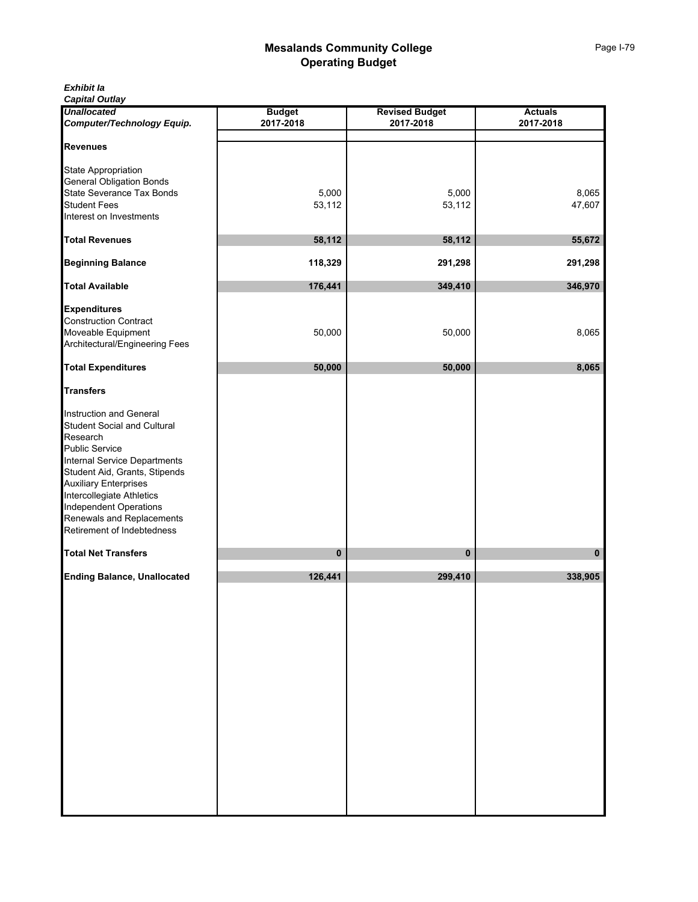# Mesalands Community College
## Operating Budget

***Exhibit Ia***
***Capital Outlay***

| ***Unallocated*** ***Computer/Technology Equip.*** | **Budget** **2017-2018** | **Revised Budget** **2017-2018** | **Actuals** **2017-2018** |
|---|---|---|---|
| **Revenues** | | | |
| State Appropriation | | | |
| General Obligation Bonds | | | |
| State Severance Tax Bonds | 5,000 | 5,000 | 8,065 |
| Student Fees | 53,112 | 53,112 | 47,607 |
| Interest on Investments | | | |
| **Total Revenues** | **58,112** | **58,112** | **55,672** |
| **Beginning Balance** | **118,329** | **291,298** | **291,298** |
| **Total Available** | **176,441** | **349,410** | **346,970** |
| **Expenditures** | | | |
| Construction Contract | | | |
| Moveable Equipment | 50,000 | 50,000 | 8,065 |
| Architectural/Engineering Fees | | | |
| **Total Expenditures** | **50,000** | **50,000** | **8,065** |
| **Transfers** | | | |
| Instruction and General | | | |
| Student Social and Cultural | | | |
| Research | | | |
| Public Service | | | |
| Internal Service Departments | | | |
| Student Aid, Grants, Stipends | | | |
| Auxiliary Enterprises | | | |
| Intercollegiate Athletics | | | |
| Independent Operations | | | |
| Renewals and Replacements | | | |
| Retirement of Indebtedness | | | |
| **Total Net Transfers** | **0** | **0** | **0** |
| **Ending Balance, Unallocated** | **126,441** | **299,410** | **338,905** |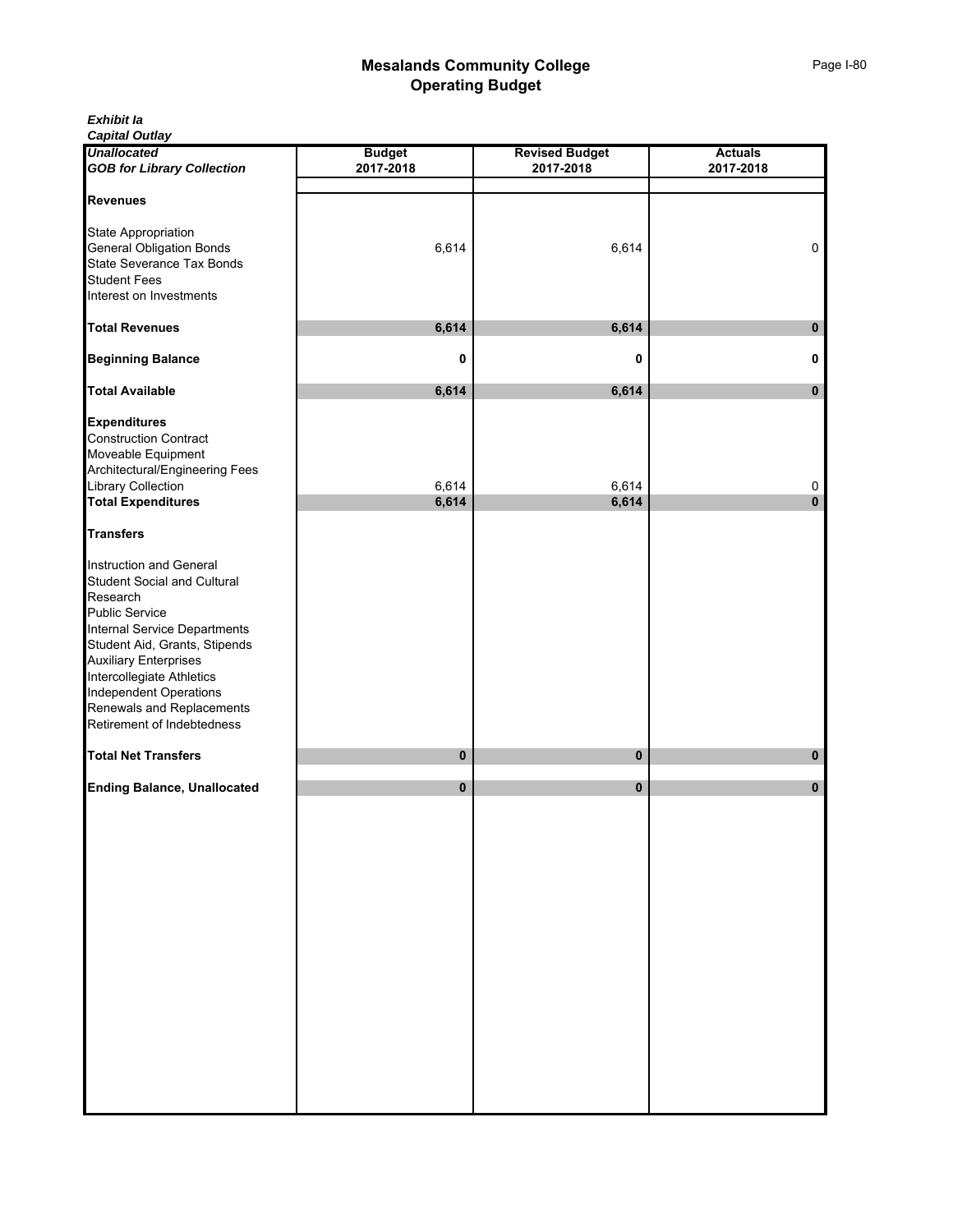# Mesalands Community College
## Operating Budget

***Exhibit Ia***
***Capital Outlay***

| ***Unallocated*** ***GOB for Library Collection*** | **Budget 2017-2018** | **Revised Budget 2017-2018** | **Actuals 2017-2018** |
|---|---|---|---|
| **Revenues** | | | |
| State Appropriation | | | |
| General Obligation Bonds | 6,614 | 6,614 | 0 |
| State Severance Tax Bonds | | | |
| Student Fees | | | |
| Interest on Investments | | | |
| **Total Revenues** | **6,614** | **6,614** | **0** |
| **Beginning Balance** | **0** | **0** | **0** |
| **Total Available** | **6,614** | **6,614** | **0** |
| **Expenditures** | | | |
| Construction Contract | | | |
| Moveable Equipment | | | |
| Architectural/Engineering Fees | | | |
| Library Collection | 6,614 | 6,614 | 0 |
| **Total Expenditures** | **6,614** | **6,614** | **0** |
| **Transfers** | | | |
| Instruction and General | | | |
| Student Social and Cultural | | | |
| Research | | | |
| Public Service | | | |
| Internal Service Departments | | | |
| Student Aid, Grants, Stipends | | | |
| Auxiliary Enterprises | | | |
| Intercollegiate Athletics | | | |
| Independent Operations | | | |
| Renewals and Replacements | | | |
| Retirement of Indebtedness | | | |
| **Total Net Transfers** | **0** | **0** | **0** |
| **Ending Balance, Unallocated** | **0** | **0** | **0** |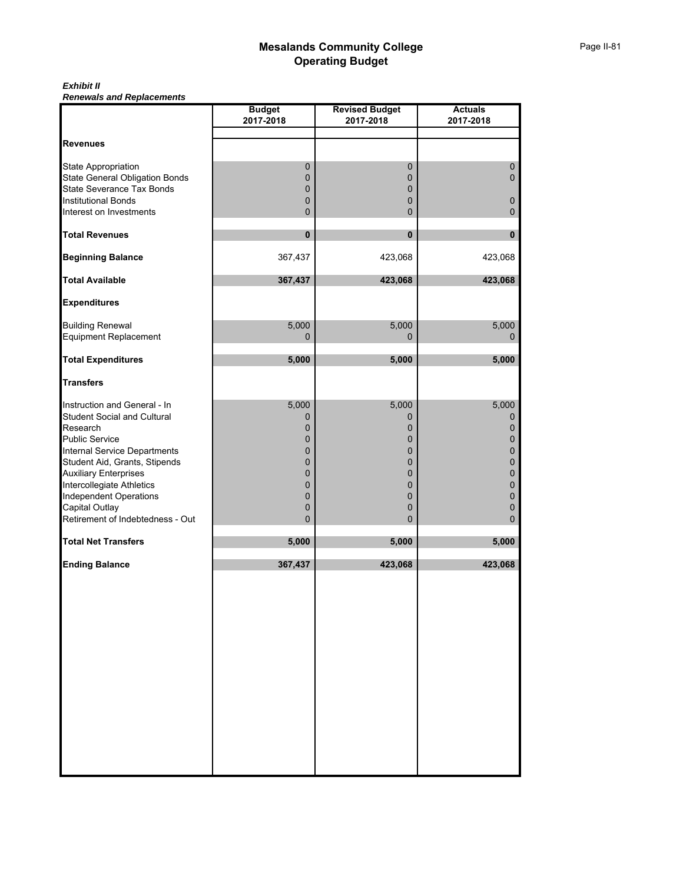# Mesalands Community College
## Operating Budget

***Exhibit II***
***Renewals and Replacements***

| | Budget 2017-2018 | Revised Budget 2017-2018 | Actuals 2017-2018 |
|---|---|---|---|
| **Revenues** | | | |
| State Appropriation | 0 | 0 | 0 |
| State General Obligation Bonds | 0 | 0 | 0 |
| State Severance Tax Bonds | 0 | 0 | |
| Institutional Bonds | 0 | 0 | 0 |
| Interest on Investments | 0 | 0 | 0 |
| **Total Revenues** | **0** | **0** | **0** |
| **Beginning Balance** | 367,437 | 423,068 | 423,068 |
| **Total Available** | **367,437** | **423,068** | **423,068** |
| **Expenditures** | | | |
| Building Renewal | 5,000 | 5,000 | 5,000 |
| Equipment Replacement | 0 | 0 | 0 |
| **Total Expenditures** | **5,000** | **5,000** | **5,000** |
| **Transfers** | | | |
| Instruction and General - In | 5,000 | 5,000 | 5,000 |
| Student Social and Cultural | 0 | 0 | 0 |
| Research | 0 | 0 | 0 |
| Public Service | 0 | 0 | 0 |
| Internal Service Departments | 0 | 0 | 0 |
| Student Aid, Grants, Stipends | 0 | 0 | 0 |
| Auxiliary Enterprises | 0 | 0 | 0 |
| Intercollegiate Athletics | 0 | 0 | 0 |
| Independent Operations | 0 | 0 | 0 |
| Capital Outlay | 0 | 0 | 0 |
| Retirement of Indebtedness - Out | 0 | 0 | 0 |
| **Total Net Transfers** | **5,000** | **5,000** | **5,000** |
| **Ending Balance** | **367,437** | **423,068** | **423,068** |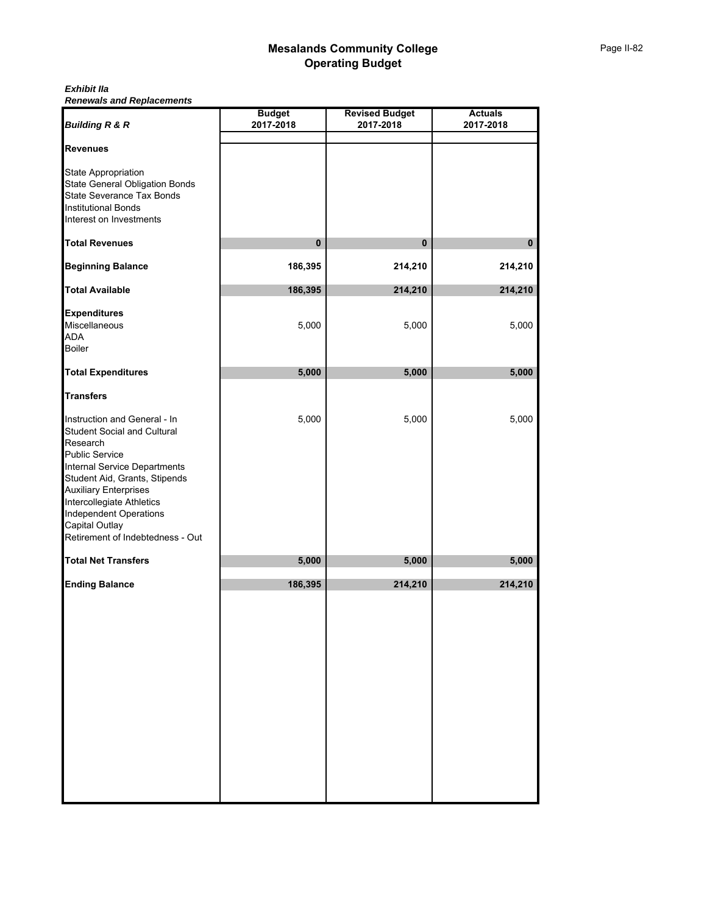# Mesalands Community College
## Operating Budget

***Exhibit IIa***
***Renewals and Replacements***

| *Building R & R* | Budget 2017-2018 | Revised Budget 2017-2018 | Actuals 2017-2018 |
|---|---|---|---|
| **Revenues** | | | |
| State Appropriation | | | |
| State General Obligation Bonds | | | |
| State Severance Tax Bonds | | | |
| Institutional Bonds | | | |
| Interest on Investments | | | |
| **Total Revenues** | **0** | **0** | **0** |
| **Beginning Balance** | **186,395** | **214,210** | **214,210** |
| **Total Available** | **186,395** | **214,210** | **214,210** |
| **Expenditures** | | | |
| Miscellaneous | 5,000 | 5,000 | 5,000 |
| ADA | | | |
| Boiler | | | |
| **Total Expenditures** | **5,000** | **5,000** | **5,000** |
| **Transfers** | | | |
| Instruction and General - In | 5,000 | 5,000 | 5,000 |
| Student Social and Cultural | | | |
| Research | | | |
| Public Service | | | |
| Internal Service Departments | | | |
| Student Aid, Grants, Stipends | | | |
| Auxiliary Enterprises | | | |
| Intercollegiate Athletics | | | |
| Independent Operations | | | |
| Capital Outlay | | | |
| Retirement of Indebtedness - Out | | | |
| **Total Net Transfers** | **5,000** | **5,000** | **5,000** |
| **Ending Balance** | **186,395** | **214,210** | **214,210** |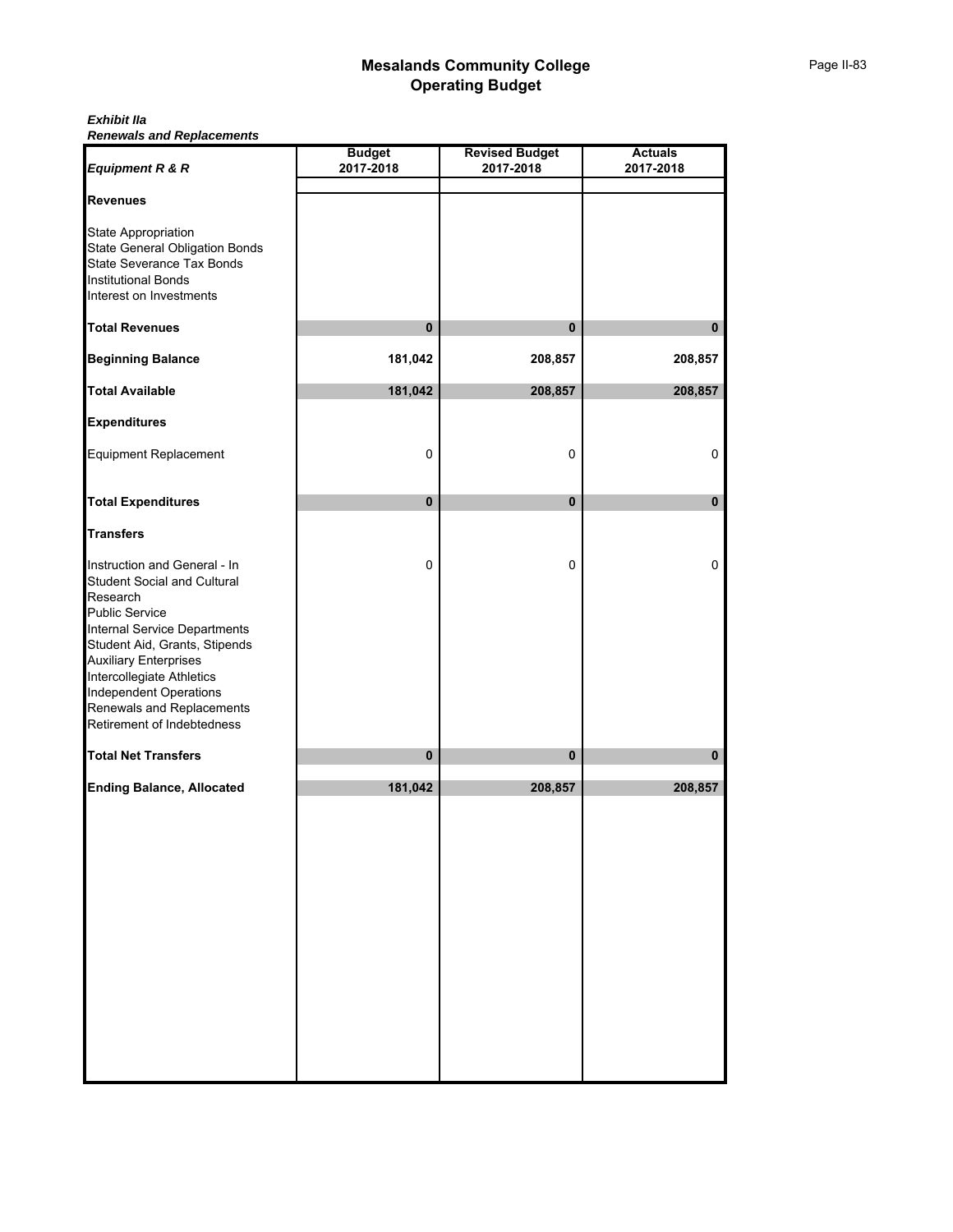# Mesalands Community College
## Operating Budget

***Exhibit IIa***
***Renewals and Replacements***

| *Equipment R & R* | Budget 2017-2018 | Revised Budget 2017-2018 | Actuals 2017-2018 |
|---|---|---|---|
| **Revenues** | | | |
| State Appropriation | | | |
| State General Obligation Bonds | | | |
| State Severance Tax Bonds | | | |
| Institutional Bonds | | | |
| Interest on Investments | | | |
| **Total Revenues** | **0** | **0** | **0** |
| **Beginning Balance** | **181,042** | **208,857** | **208,857** |
| **Total Available** | **181,042** | **208,857** | **208,857** |
| **Expenditures** | | | |
| Equipment Replacement | 0 | 0 | 0 |
| **Total Expenditures** | **0** | **0** | **0** |
| **Transfers** | | | |
| Instruction and General - In | 0 | 0 | 0 |
| Student Social and Cultural | | | |
| Research | | | |
| Public Service | | | |
| Internal Service Departments | | | |
| Student Aid, Grants, Stipends | | | |
| Auxiliary Enterprises | | | |
| Intercollegiate Athletics | | | |
| Independent Operations | | | |
| Renewals and Replacements | | | |
| Retirement of Indebtedness | | | |
| **Total Net Transfers** | **0** | **0** | **0** |
| **Ending Balance, Allocated** | **181,042** | **208,857** | **208,857** |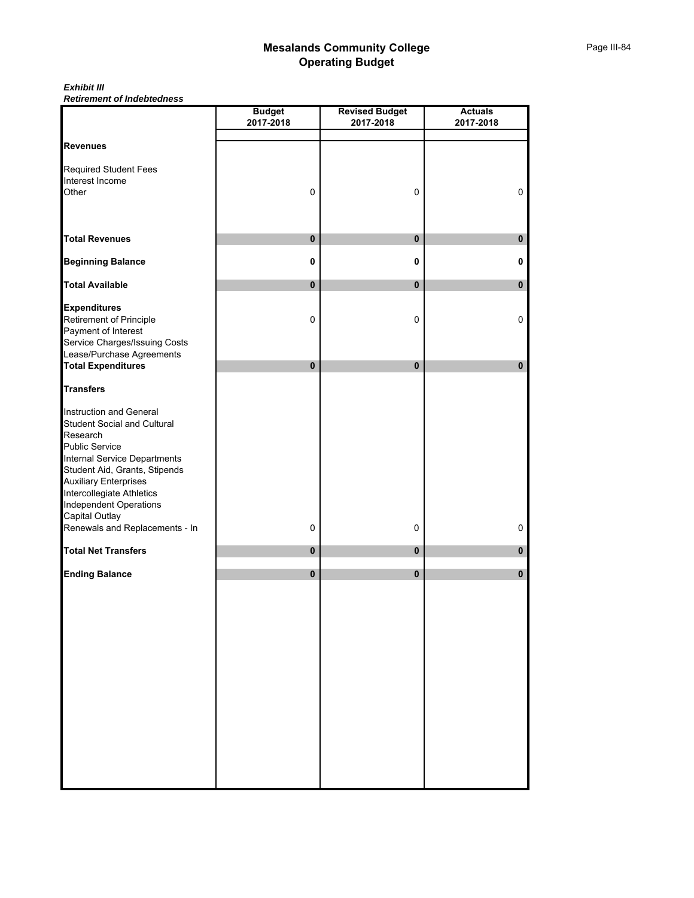## Mesalands Community College
## Operating Budget

***Exhibit III***
***Retirement of Indebtedness***

| | Budget 2017-2018 | Revised Budget 2017-2018 | Actuals 2017-2018 |
|---|---|---|---|
| **Revenues** | | | |
| Required Student Fees | | | |
| Interest Income | | | |
| Other | 0 | 0 | 0 |
| **Total Revenues** | **0** | **0** | **0** |
| **Beginning Balance** | **0** | **0** | **0** |
| **Total Available** | **0** | **0** | **0** |
| **Expenditures** | | | |
| Retirement of Principle | 0 | 0 | 0 |
| Payment of Interest | | | |
| Service Charges/Issuing Costs | | | |
| Lease/Purchase Agreements | | | |
| **Total Expenditures** | **0** | **0** | **0** |
| **Transfers** | | | |
| Instruction and General | | | |
| Student Social and Cultural | | | |
| Research | | | |
| Public Service | | | |
| Internal Service Departments | | | |
| Student Aid, Grants, Stipends | | | |
| Auxiliary Enterprises | | | |
| Intercollegiate Athletics | | | |
| Independent Operations | | | |
| Capital Outlay | | | |
| Renewals and Replacements - In | 0 | 0 | 0 |
| **Total Net Transfers** | **0** | **0** | **0** |
| **Ending Balance** | **0** | **0** | **0** |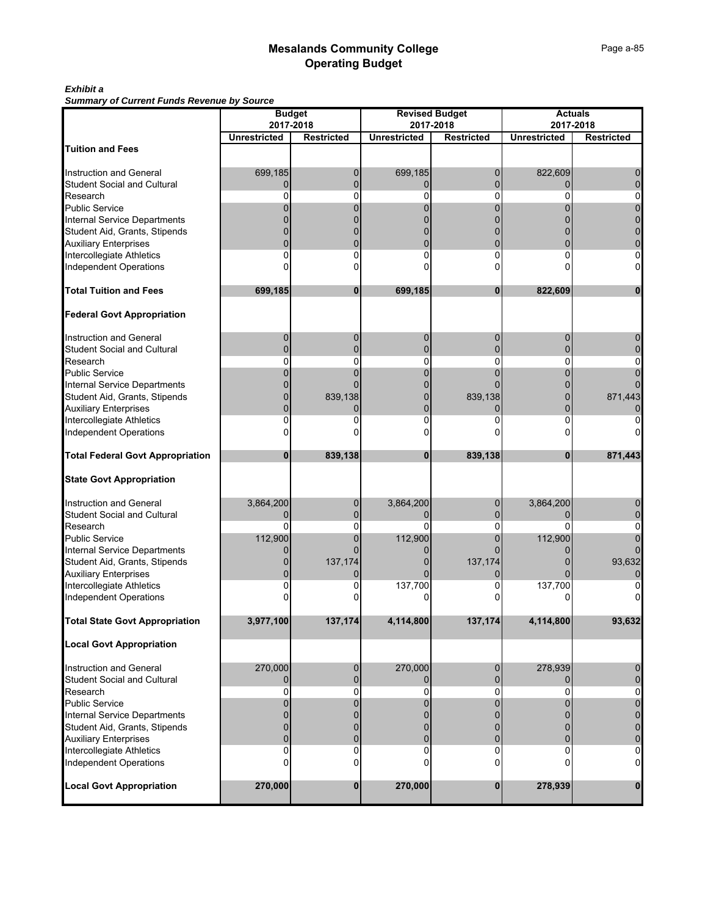# Mesalands Community College
## Operating Budget

***Exhibit a***
***Summary of Current Funds Revenue by Source***

| | Budget 2017-2018 | | Revised Budget 2017-2018 | | Actuals 2017-2018 | |
|---|---|---|---|---|---|---|
| | **Unrestricted** | **Restricted** | **Unrestricted** | **Restricted** | **Unrestricted** | **Restricted** |
| **Tuition and Fees** | | | | | | |
| Instruction and General | 699,185 | 0 | 699,185 | 0 | 822,609 | 0 |
| Student Social and Cultural | 0 | 0 | 0 | 0 | 0 | 0 |
| Research | 0 | 0 | 0 | 0 | 0 | 0 |
| Public Service | 0 | 0 | 0 | 0 | 0 | 0 |
| Internal Service Departments | 0 | 0 | 0 | 0 | 0 | 0 |
| Student Aid, Grants, Stipends | 0 | 0 | 0 | 0 | 0 | 0 |
| Auxiliary Enterprises | 0 | 0 | 0 | 0 | 0 | 0 |
| Intercollegiate Athletics | 0 | 0 | 0 | 0 | 0 | 0 |
| Independent Operations | 0 | 0 | 0 | 0 | 0 | 0 |
| **Total Tuition and Fees** | **699,185** | **0** | **699,185** | **0** | **822,609** | **0** |
| **Federal Govt Appropriation** | | | | | | |
| Instruction and General | 0 | 0 | 0 | 0 | 0 | 0 |
| Student Social and Cultural | 0 | 0 | 0 | 0 | 0 | 0 |
| Research | 0 | 0 | 0 | 0 | 0 | 0 |
| Public Service | 0 | 0 | 0 | 0 | 0 | 0 |
| Internal Service Departments | 0 | 0 | 0 | 0 | 0 | 0 |
| Student Aid, Grants, Stipends | 0 | 839,138 | 0 | 839,138 | 0 | 871,443 |
| Auxiliary Enterprises | 0 | 0 | 0 | 0 | 0 | 0 |
| Intercollegiate Athletics | 0 | 0 | 0 | 0 | 0 | 0 |
| Independent Operations | 0 | 0 | 0 | 0 | 0 | 0 |
| **Total Federal Govt Appropriation** | **0** | **839,138** | **0** | **839,138** | **0** | **871,443** |
| **State Govt Appropriation** | | | | | | |
| Instruction and General | 3,864,200 | 0 | 3,864,200 | 0 | 3,864,200 | 0 |
| Student Social and Cultural | 0 | 0 | 0 | 0 | 0 | 0 |
| Research | 0 | 0 | 0 | 0 | 0 | 0 |
| Public Service | 112,900 | 0 | 112,900 | 0 | 112,900 | 0 |
| Internal Service Departments | 0 | 0 | 0 | 0 | 0 | 0 |
| Student Aid, Grants, Stipends | 0 | 137,174 | 0 | 137,174 | 0 | 93,632 |
| Auxiliary Enterprises | 0 | 0 | 0 | 0 | 0 | 0 |
| Intercollegiate Athletics | 0 | 0 | 137,700 | 0 | 137,700 | 0 |
| Independent Operations | 0 | 0 | 0 | 0 | 0 | 0 |
| **Total State Govt Appropriation** | **3,977,100** | **137,174** | **4,114,800** | **137,174** | **4,114,800** | **93,632** |
| **Local Govt Appropriation** | | | | | | |
| Instruction and General | 270,000 | 0 | 270,000 | 0 | 278,939 | 0 |
| Student Social and Cultural | 0 | 0 | 0 | 0 | 0 | 0 |
| Research | 0 | 0 | 0 | 0 | 0 | 0 |
| Public Service | 0 | 0 | 0 | 0 | 0 | 0 |
| Internal Service Departments | 0 | 0 | 0 | 0 | 0 | 0 |
| Student Aid, Grants, Stipends | 0 | 0 | 0 | 0 | 0 | 0 |
| Auxiliary Enterprises | 0 | 0 | 0 | 0 | 0 | 0 |
| Intercollegiate Athletics | 0 | 0 | 0 | 0 | 0 | 0 |
| Independent Operations | 0 | 0 | 0 | 0 | 0 | 0 |
| **Local Govt Appropriation** | **270,000** | **0** | **270,000** | **0** | **278,939** | **0** |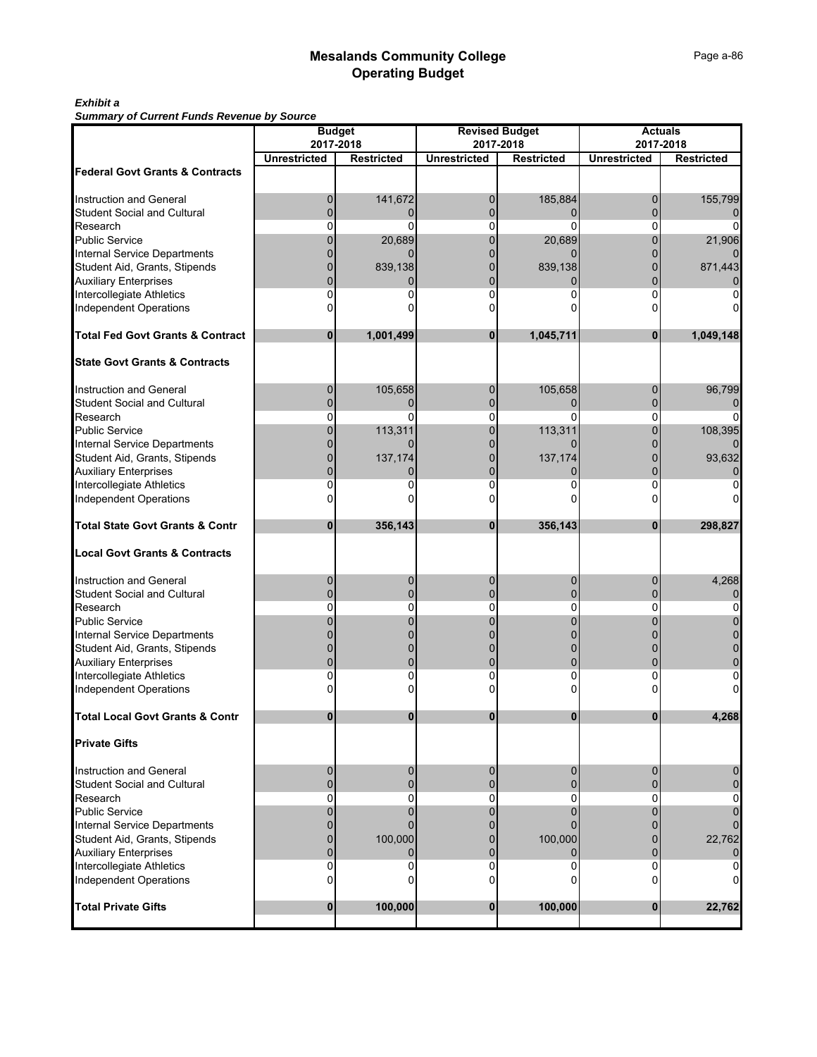# Mesalands Community College
## Operating Budget

***Exhibit a***
***Summary of Current Funds Revenue by Source***

| | Budget 2017-2018 | | Revised Budget 2017-2018 | | Actuals 2017-2018 | |
|---|---|---|---|---|---|---|
| | **Unrestricted** | **Restricted** | **Unrestricted** | **Restricted** | **Unrestricted** | **Restricted** |
| **Federal Govt Grants & Contracts** | | | | | | |
| Instruction and General | 0 | 141,672 | 0 | 185,884 | 0 | 155,799 |
| Student Social and Cultural | 0 | 0 | 0 | 0 | 0 | 0 |
| Research | 0 | 0 | 0 | 0 | 0 | 0 |
| Public Service | 0 | 20,689 | 0 | 20,689 | 0 | 21,906 |
| Internal Service Departments | 0 | 0 | 0 | 0 | 0 | 0 |
| Student Aid, Grants, Stipends | 0 | 839,138 | 0 | 839,138 | 0 | 871,443 |
| Auxiliary Enterprises | 0 | 0 | 0 | 0 | 0 | 0 |
| Intercollegiate Athletics | 0 | 0 | 0 | 0 | 0 | 0 |
| Independent Operations | 0 | 0 | 0 | 0 | 0 | 0 |
| **Total Fed Govt Grants & Contract** | **0** | **1,001,499** | **0** | **1,045,711** | **0** | **1,049,148** |
| **State Govt Grants & Contracts** | | | | | | |
| Instruction and General | 0 | 105,658 | 0 | 105,658 | 0 | 96,799 |
| Student Social and Cultural | 0 | 0 | 0 | 0 | 0 | 0 |
| Research | 0 | 0 | 0 | 0 | 0 | 0 |
| Public Service | 0 | 113,311 | 0 | 113,311 | 0 | 108,395 |
| Internal Service Departments | 0 | 0 | 0 | 0 | 0 | 0 |
| Student Aid, Grants, Stipends | 0 | 137,174 | 0 | 137,174 | 0 | 93,632 |
| Auxiliary Enterprises | 0 | 0 | 0 | 0 | 0 | 0 |
| Intercollegiate Athletics | 0 | 0 | 0 | 0 | 0 | 0 |
| Independent Operations | 0 | 0 | 0 | 0 | 0 | 0 |
| **Total State Govt Grants & Contr** | **0** | **356,143** | **0** | **356,143** | **0** | **298,827** |
| **Local Govt Grants & Contracts** | | | | | | |
| Instruction and General | 0 | 0 | 0 | 0 | 0 | 4,268 |
| Student Social and Cultural | 0 | 0 | 0 | 0 | 0 | 0 |
| Research | 0 | 0 | 0 | 0 | 0 | 0 |
| Public Service | 0 | 0 | 0 | 0 | 0 | 0 |
| Internal Service Departments | 0 | 0 | 0 | 0 | 0 | 0 |
| Student Aid, Grants, Stipends | 0 | 0 | 0 | 0 | 0 | 0 |
| Auxiliary Enterprises | 0 | 0 | 0 | 0 | 0 | 0 |
| Intercollegiate Athletics | 0 | 0 | 0 | 0 | 0 | 0 |
| Independent Operations | 0 | 0 | 0 | 0 | 0 | 0 |
| **Total Local Govt Grants & Contr** | **0** | **0** | **0** | **0** | **0** | **4,268** |
| **Private Gifts** | | | | | | |
| Instruction and General | 0 | 0 | 0 | 0 | 0 | 0 |
| Student Social and Cultural | 0 | 0 | 0 | 0 | 0 | 0 |
| Research | 0 | 0 | 0 | 0 | 0 | 0 |
| Public Service | 0 | 0 | 0 | 0 | 0 | 0 |
| Internal Service Departments | 0 | 0 | 0 | 0 | 0 | 0 |
| Student Aid, Grants, Stipends | 0 | 100,000 | 0 | 100,000 | 0 | 22,762 |
| Auxiliary Enterprises | 0 | 0 | 0 | 0 | 0 | 0 |
| Intercollegiate Athletics | 0 | 0 | 0 | 0 | 0 | 0 |
| Independent Operations | 0 | 0 | 0 | 0 | 0 | 0 |
| **Total Private Gifts** | **0** | **100,000** | **0** | **100,000** | **0** | **22,762** |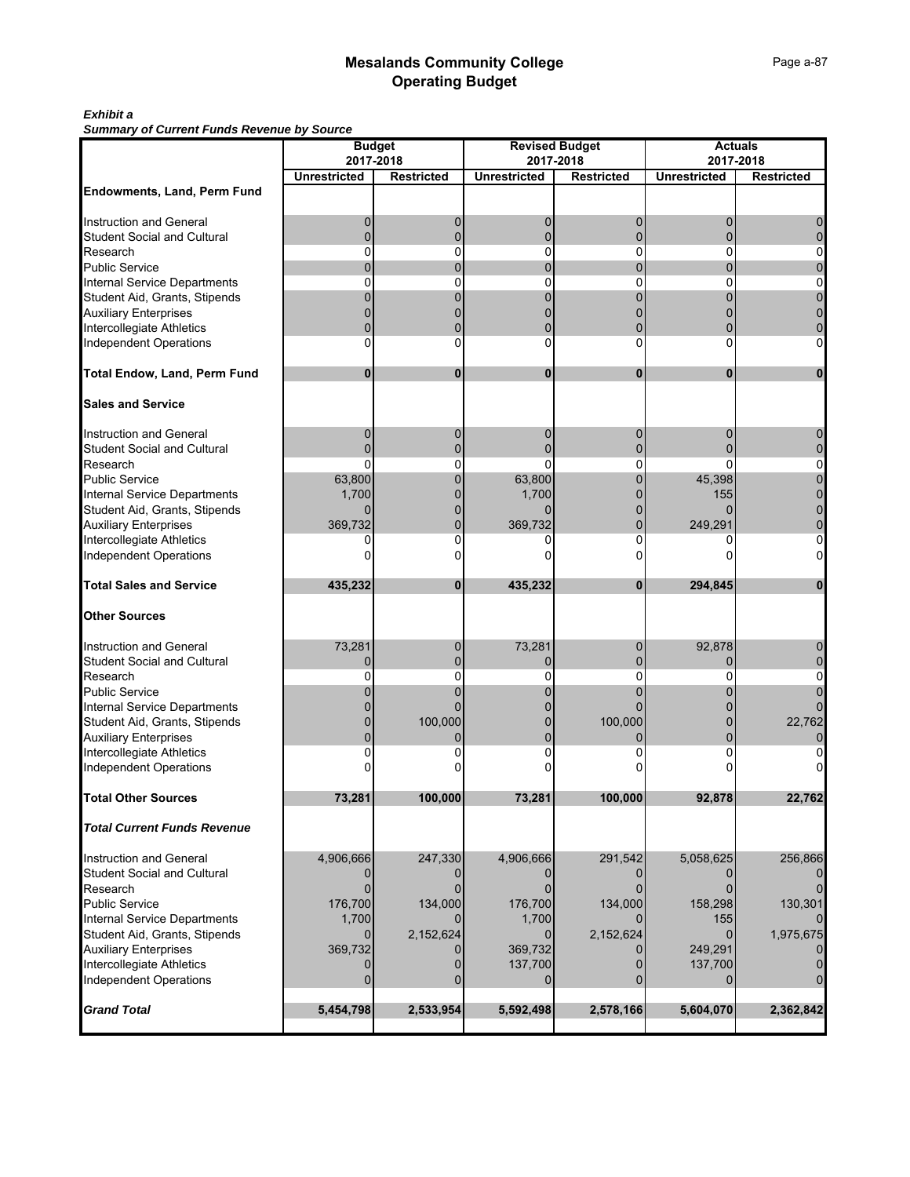# Mesalands Community College
## Operating Budget

***Exhibit a***
***Summary of Current Funds Revenue by Source***

| | Budget 2017-2018 | | Revised Budget 2017-2018 | | Actuals 2017-2018 | |
|---|---|---|---|---|---|---|
| | Unrestricted | Restricted | Unrestricted | Restricted | Unrestricted | Restricted |
| **Endowments, Land, Perm Fund** | | | | | | |
| Instruction and General | 0 | 0 | 0 | 0 | 0 | 0 |
| Student Social and Cultural | 0 | 0 | 0 | 0 | 0 | 0 |
| Research | 0 | 0 | 0 | 0 | 0 | 0 |
| Public Service | 0 | 0 | 0 | 0 | 0 | 0 |
| Internal Service Departments | 0 | 0 | 0 | 0 | 0 | 0 |
| Student Aid, Grants, Stipends | 0 | 0 | 0 | 0 | 0 | 0 |
| Auxiliary Enterprises | 0 | 0 | 0 | 0 | 0 | 0 |
| Intercollegiate Athletics | 0 | 0 | 0 | 0 | 0 | 0 |
| Independent Operations | 0 | 0 | 0 | 0 | 0 | 0 |
| **Total Endow, Land, Perm Fund** | **0** | **0** | **0** | **0** | **0** | **0** |
| **Sales and Service** | | | | | | |
| Instruction and General | 0 | 0 | 0 | 0 | 0 | 0 |
| Student Social and Cultural | 0 | 0 | 0 | 0 | 0 | 0 |
| Research | 0 | 0 | 0 | 0 | 0 | 0 |
| Public Service | 63,800 | 0 | 63,800 | 0 | 45,398 | 0 |
| Internal Service Departments | 1,700 | 0 | 1,700 | 0 | 155 | 0 |
| Student Aid, Grants, Stipends | 0 | 0 | 0 | 0 | 0 | 0 |
| Auxiliary Enterprises | 369,732 | 0 | 369,732 | 0 | 249,291 | 0 |
| Intercollegiate Athletics | 0 | 0 | 0 | 0 | 0 | 0 |
| Independent Operations | 0 | 0 | 0 | 0 | 0 | 0 |
| **Total Sales and Service** | **435,232** | **0** | **435,232** | **0** | **294,845** | **0** |
| **Other Sources** | | | | | | |
| Instruction and General | 73,281 | 0 | 73,281 | 0 | 92,878 | 0 |
| Student Social and Cultural | 0 | 0 | 0 | 0 | 0 | 0 |
| Research | 0 | 0 | 0 | 0 | 0 | 0 |
| Public Service | 0 | 0 | 0 | 0 | 0 | 0 |
| Internal Service Departments | 0 | 0 | 0 | 0 | 0 | 0 |
| Student Aid, Grants, Stipends | 0 | 100,000 | 0 | 100,000 | 0 | 22,762 |
| Auxiliary Enterprises | 0 | 0 | 0 | 0 | 0 | 0 |
| Intercollegiate Athletics | 0 | 0 | 0 | 0 | 0 | 0 |
| Independent Operations | 0 | 0 | 0 | 0 | 0 | 0 |
| **Total Other Sources** | **73,281** | **100,000** | **73,281** | **100,000** | **92,878** | **22,762** |
| ***Total Current Funds Revenue*** | | | | | | |
| Instruction and General | 4,906,666 | 247,330 | 4,906,666 | 291,542 | 5,058,625 | 256,866 |
| Student Social and Cultural | 0 | 0 | 0 | 0 | 0 | 0 |
| Research | 0 | 0 | 0 | 0 | 0 | 0 |
| Public Service | 176,700 | 134,000 | 176,700 | 134,000 | 158,298 | 130,301 |
| Internal Service Departments | 1,700 | 0 | 1,700 | 0 | 155 | 0 |
| Student Aid, Grants, Stipends | 0 | 2,152,624 | 0 | 2,152,624 | 0 | 1,975,675 |
| Auxiliary Enterprises | 369,732 | 0 | 369,732 | 0 | 249,291 | 0 |
| Intercollegiate Athletics | 0 | 0 | 137,700 | 0 | 137,700 | 0 |
| Independent Operations | 0 | 0 | 0 | 0 | 0 | 0 |
| ***Grand Total*** | **5,454,798** | **2,533,954** | **5,592,498** | **2,578,166** | **5,604,070** | **2,362,842** |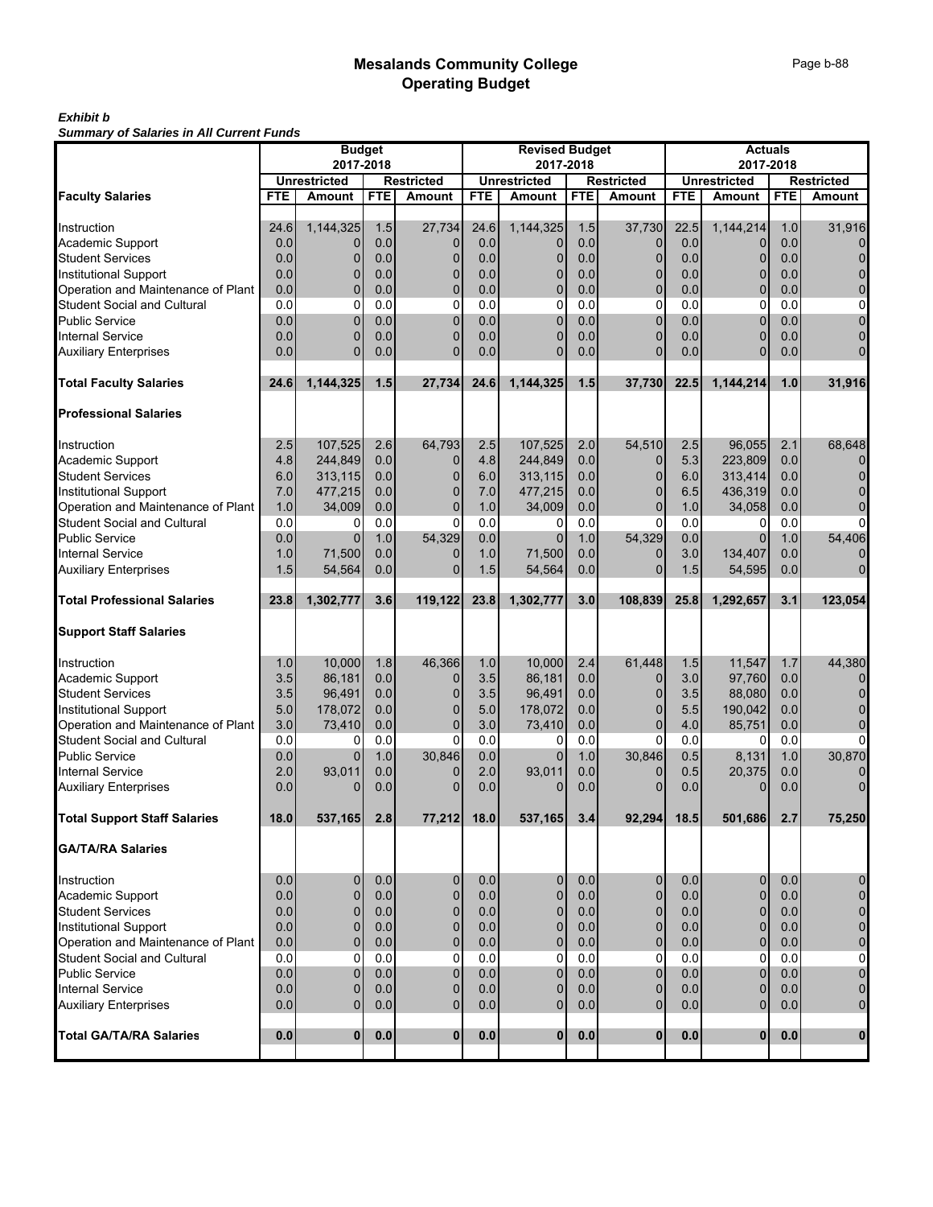# Mesalands Community College
## Operating Budget

***Exhibit b***
***Summary of Salaries in All Current Funds***

| | Budget 2017-2018 | | | | Revised Budget 2017-2018 | | | | Actuals 2017-2018 | | | |
|---|---|---|---|---|---|---|---|---|---|---|---|---|
| | Unrestricted | | Restricted | | Unrestricted | | Restricted | | Unrestricted | | Restricted | |
| **Faculty Salaries** | **FTE** | **Amount** | **FTE** | **Amount** | **FTE** | **Amount** | **FTE** | **Amount** | **FTE** | **Amount** | **FTE** | **Amount** |
| Instruction | 24.6 | 1,144,325 | 1.5 | 27,734 | 24.6 | 1,144,325 | 1.5 | 37,730 | 22.5 | 1,144,214 | 1.0 | 31,916 |
| Academic Support | 0.0 | 0 | 0.0 | 0 | 0.0 | 0 | 0.0 | 0 | 0.0 | 0 | 0.0 | 0 |
| Student Services | 0.0 | 0 | 0.0 | 0 | 0.0 | 0 | 0.0 | 0 | 0.0 | 0 | 0.0 | 0 |
| Institutional Support | 0.0 | 0 | 0.0 | 0 | 0.0 | 0 | 0.0 | 0 | 0.0 | 0 | 0.0 | 0 |
| Operation and Maintenance of Plant | 0.0 | 0 | 0.0 | 0 | 0.0 | 0 | 0.0 | 0 | 0.0 | 0 | 0.0 | 0 |
| Student Social and Cultural | 0.0 | 0 | 0.0 | 0 | 0.0 | 0 | 0.0 | 0 | 0.0 | 0 | 0.0 | 0 |
| Public Service | 0.0 | 0 | 0.0 | 0 | 0.0 | 0 | 0.0 | 0 | 0.0 | 0 | 0.0 | 0 |
| Internal Service | 0.0 | 0 | 0.0 | 0 | 0.0 | 0 | 0.0 | 0 | 0.0 | 0 | 0.0 | 0 |
| Auxiliary Enterprises | 0.0 | 0 | 0.0 | 0 | 0.0 | 0 | 0.0 | 0 | 0.0 | 0 | 0.0 | 0 |
| **Total Faculty Salaries** | **24.6** | **1,144,325** | **1.5** | **27,734** | **24.6** | **1,144,325** | **1.5** | **37,730** | **22.5** | **1,144,214** | **1.0** | **31,916** |
| **Professional Salaries** | | | | | | | | | | | | |
| Instruction | 2.5 | 107,525 | 2.6 | 64,793 | 2.5 | 107,525 | 2.0 | 54,510 | 2.5 | 96,055 | 2.1 | 68,648 |
| Academic Support | 4.8 | 244,849 | 0.0 | 0 | 4.8 | 244,849 | 0.0 | 0 | 5.3 | 223,809 | 0.0 | 0 |
| Student Services | 6.0 | 313,115 | 0.0 | 0 | 6.0 | 313,115 | 0.0 | 0 | 6.0 | 313,414 | 0.0 | 0 |
| Institutional Support | 7.0 | 477,215 | 0.0 | 0 | 7.0 | 477,215 | 0.0 | 0 | 6.5 | 436,319 | 0.0 | 0 |
| Operation and Maintenance of Plant | 1.0 | 34,009 | 0.0 | 0 | 1.0 | 34,009 | 0.0 | 0 | 1.0 | 34,058 | 0.0 | 0 |
| Student Social and Cultural | 0.0 | 0 | 0.0 | 0 | 0.0 | 0 | 0.0 | 0 | 0.0 | 0 | 0.0 | 0 |
| Public Service | 0.0 | 0 | 1.0 | 54,329 | 0.0 | 0 | 1.0 | 54,329 | 0.0 | 0 | 1.0 | 54,406 |
| Internal Service | 1.0 | 71,500 | 0.0 | 0 | 1.0 | 71,500 | 0.0 | 0 | 3.0 | 134,407 | 0.0 | 0 |
| Auxiliary Enterprises | 1.5 | 54,564 | 0.0 | 0 | 1.5 | 54,564 | 0.0 | 0 | 1.5 | 54,595 | 0.0 | 0 |
| **Total Professional Salaries** | **23.8** | **1,302,777** | **3.6** | **119,122** | **23.8** | **1,302,777** | **3.0** | **108,839** | **25.8** | **1,292,657** | **3.1** | **123,054** |
| **Support Staff Salaries** | | | | | | | | | | | | |
| Instruction | 1.0 | 10,000 | 1.8 | 46,366 | 1.0 | 10,000 | 2.4 | 61,448 | 1.5 | 11,547 | 1.7 | 44,380 |
| Academic Support | 3.5 | 86,181 | 0.0 | 0 | 3.5 | 86,181 | 0.0 | 0 | 3.0 | 97,760 | 0.0 | 0 |
| Student Services | 3.5 | 96,491 | 0.0 | 0 | 3.5 | 96,491 | 0.0 | 0 | 3.5 | 88,080 | 0.0 | 0 |
| Institutional Support | 5.0 | 178,072 | 0.0 | 0 | 5.0 | 178,072 | 0.0 | 0 | 5.5 | 190,042 | 0.0 | 0 |
| Operation and Maintenance of Plant | 3.0 | 73,410 | 0.0 | 0 | 3.0 | 73,410 | 0.0 | 0 | 4.0 | 85,751 | 0.0 | 0 |
| Student Social and Cultural | 0.0 | 0 | 0.0 | 0 | 0.0 | 0 | 0.0 | 0 | 0.0 | 0 | 0.0 | 0 |
| Public Service | 0.0 | 0 | 1.0 | 30,846 | 0.0 | 0 | 1.0 | 30,846 | 0.5 | 8,131 | 1.0 | 30,870 |
| Internal Service | 2.0 | 93,011 | 0.0 | 0 | 2.0 | 93,011 | 0.0 | 0 | 0.5 | 20,375 | 0.0 | 0 |
| Auxiliary Enterprises | 0.0 | 0 | 0.0 | 0 | 0.0 | 0 | 0.0 | 0 | 0.0 | 0 | 0.0 | 0 |
| **Total Support Staff Salaries** | **18.0** | **537,165** | **2.8** | **77,212** | **18.0** | **537,165** | **3.4** | **92,294** | **18.5** | **501,686** | **2.7** | **75,250** |
| **GA/TA/RA Salaries** | | | | | | | | | | | | |
| Instruction | 0.0 | 0 | 0.0 | 0 | 0.0 | 0 | 0.0 | 0 | 0.0 | 0 | 0.0 | 0 |
| Academic Support | 0.0 | 0 | 0.0 | 0 | 0.0 | 0 | 0.0 | 0 | 0.0 | 0 | 0.0 | 0 |
| Student Services | 0.0 | 0 | 0.0 | 0 | 0.0 | 0 | 0.0 | 0 | 0.0 | 0 | 0.0 | 0 |
| Institutional Support | 0.0 | 0 | 0.0 | 0 | 0.0 | 0 | 0.0 | 0 | 0.0 | 0 | 0.0 | 0 |
| Operation and Maintenance of Plant | 0.0 | 0 | 0.0 | 0 | 0.0 | 0 | 0.0 | 0 | 0.0 | 0 | 0.0 | 0 |
| Student Social and Cultural | 0.0 | 0 | 0.0 | 0 | 0.0 | 0 | 0.0 | 0 | 0.0 | 0 | 0.0 | 0 |
| Public Service | 0.0 | 0 | 0.0 | 0 | 0.0 | 0 | 0.0 | 0 | 0.0 | 0 | 0.0 | 0 |
| Internal Service | 0.0 | 0 | 0.0 | 0 | 0.0 | 0 | 0.0 | 0 | 0.0 | 0 | 0.0 | 0 |
| Auxiliary Enterprises | 0.0 | 0 | 0.0 | 0 | 0.0 | 0 | 0.0 | 0 | 0.0 | 0 | 0.0 | 0 |
| **Total GA/TA/RA Salaries** | **0.0** | **0** | **0.0** | **0** | **0.0** | **0** | **0.0** | **0** | **0.0** | **0** | **0.0** | **0** |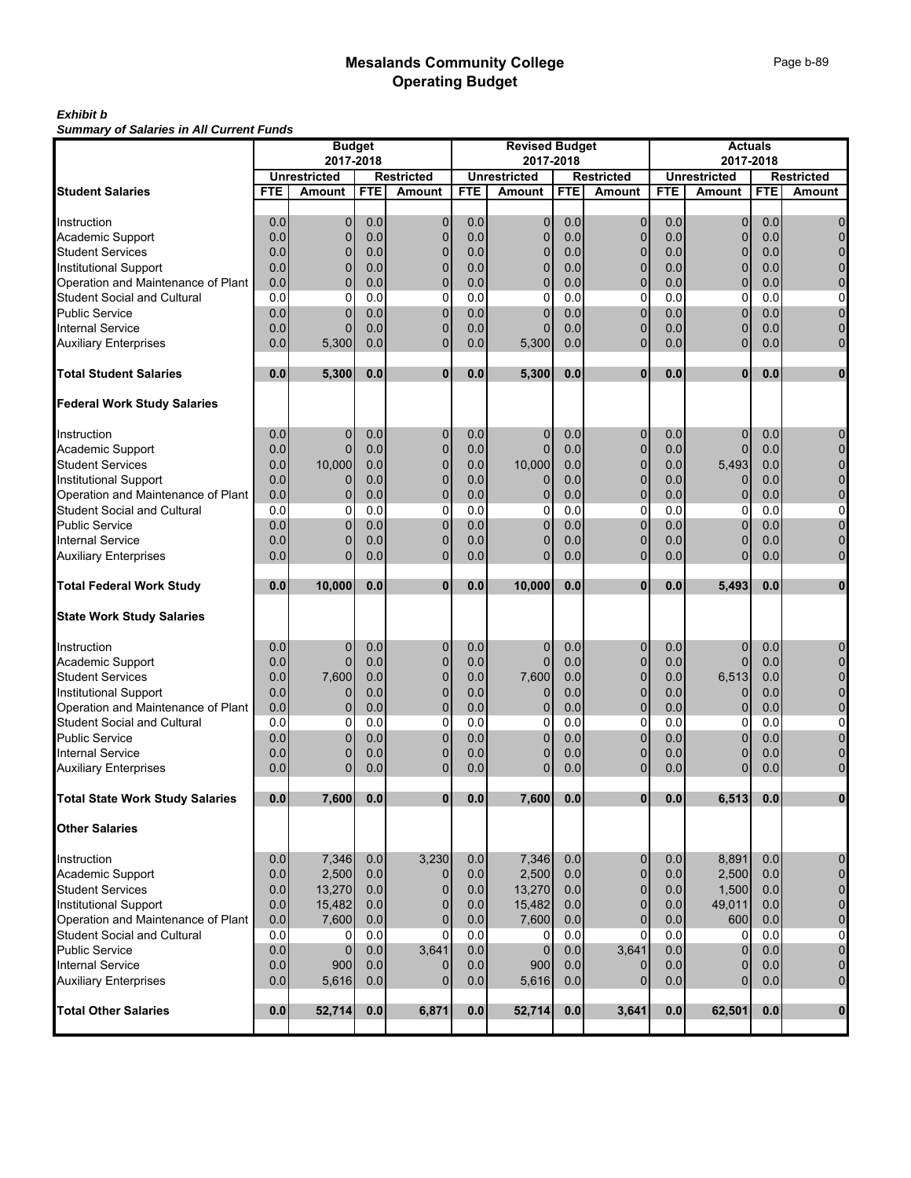# Mesalands Community College
## Operating Budget

***Exhibit b***
***Summary of Salaries in All Current Funds***

| | Budget 2017-2018 | | | | Revised Budget 2017-2018 | | | | Actuals 2017-2018 | | | |
|---|---|---|---|---|---|---|---|---|---|---|---|---|
| | Unrestricted | | Restricted | | Unrestricted | | Restricted | | Unrestricted | | Restricted | |
| **Student Salaries** | **FTE** | **Amount** | **FTE** | **Amount** | **FTE** | **Amount** | **FTE** | **Amount** | **FTE** | **Amount** | **FTE** | **Amount** |
| Instruction | 0.0 | 0 | 0.0 | 0 | 0.0 | 0 | 0.0 | 0 | 0.0 | 0 | 0.0 | 0 |
| Academic Support | 0.0 | 0 | 0.0 | 0 | 0.0 | 0 | 0.0 | 0 | 0.0 | 0 | 0.0 | 0 |
| Student Services | 0.0 | 0 | 0.0 | 0 | 0.0 | 0 | 0.0 | 0 | 0.0 | 0 | 0.0 | 0 |
| Institutional Support | 0.0 | 0 | 0.0 | 0 | 0.0 | 0 | 0.0 | 0 | 0.0 | 0 | 0.0 | 0 |
| Operation and Maintenance of Plant | 0.0 | 0 | 0.0 | 0 | 0.0 | 0 | 0.0 | 0 | 0.0 | 0 | 0.0 | 0 |
| Student Social and Cultural | 0.0 | 0 | 0.0 | 0 | 0.0 | 0 | 0.0 | 0 | 0.0 | 0 | 0.0 | 0 |
| Public Service | 0.0 | 0 | 0.0 | 0 | 0.0 | 0 | 0.0 | 0 | 0.0 | 0 | 0.0 | 0 |
| Internal Service | 0.0 | 0 | 0.0 | 0 | 0.0 | 0 | 0.0 | 0 | 0.0 | 0 | 0.0 | 0 |
| Auxiliary Enterprises | 0.0 | 5,300 | 0.0 | 0 | 0.0 | 5,300 | 0.0 | 0 | 0.0 | 0 | 0.0 | 0 |
| **Total Student Salaries** | **0.0** | **5,300** | **0.0** | **0** | **0.0** | **5,300** | **0.0** | **0** | **0.0** | **0** | **0.0** | **0** |
| **Federal Work Study Salaries** | | | | | | | | | | | | |
| Instruction | 0.0 | 0 | 0.0 | 0 | 0.0 | 0 | 0.0 | 0 | 0.0 | 0 | 0.0 | 0 |
| Academic Support | 0.0 | 0 | 0.0 | 0 | 0.0 | 0 | 0.0 | 0 | 0.0 | 0 | 0.0 | 0 |
| Student Services | 0.0 | 10,000 | 0.0 | 0 | 0.0 | 10,000 | 0.0 | 0 | 0.0 | 5,493 | 0.0 | 0 |
| Institutional Support | 0.0 | 0 | 0.0 | 0 | 0.0 | 0 | 0.0 | 0 | 0.0 | 0 | 0.0 | 0 |
| Operation and Maintenance of Plant | 0.0 | 0 | 0.0 | 0 | 0.0 | 0 | 0.0 | 0 | 0.0 | 0 | 0.0 | 0 |
| Student Social and Cultural | 0.0 | 0 | 0.0 | 0 | 0.0 | 0 | 0.0 | 0 | 0.0 | 0 | 0.0 | 0 |
| Public Service | 0.0 | 0 | 0.0 | 0 | 0.0 | 0 | 0.0 | 0 | 0.0 | 0 | 0.0 | 0 |
| Internal Service | 0.0 | 0 | 0.0 | 0 | 0.0 | 0 | 0.0 | 0 | 0.0 | 0 | 0.0 | 0 |
| Auxiliary Enterprises | 0.0 | 0 | 0.0 | 0 | 0.0 | 0 | 0.0 | 0 | 0.0 | 0 | 0.0 | 0 |
| **Total Federal Work Study** | **0.0** | **10,000** | **0.0** | **0** | **0.0** | **10,000** | **0.0** | **0** | **0.0** | **5,493** | **0.0** | **0** |
| **State Work Study Salaries** | | | | | | | | | | | | |
| Instruction | 0.0 | 0 | 0.0 | 0 | 0.0 | 0 | 0.0 | 0 | 0.0 | 0 | 0.0 | 0 |
| Academic Support | 0.0 | 0 | 0.0 | 0 | 0.0 | 0 | 0.0 | 0 | 0.0 | 0 | 0.0 | 0 |
| Student Services | 0.0 | 7,600 | 0.0 | 0 | 0.0 | 7,600 | 0.0 | 0 | 0.0 | 6,513 | 0.0 | 0 |
| Institutional Support | 0.0 | 0 | 0.0 | 0 | 0.0 | 0 | 0.0 | 0 | 0.0 | 0 | 0.0 | 0 |
| Operation and Maintenance of Plant | 0.0 | 0 | 0.0 | 0 | 0.0 | 0 | 0.0 | 0 | 0.0 | 0 | 0.0 | 0 |
| Student Social and Cultural | 0.0 | 0 | 0.0 | 0 | 0.0 | 0 | 0.0 | 0 | 0.0 | 0 | 0.0 | 0 |
| Public Service | 0.0 | 0 | 0.0 | 0 | 0.0 | 0 | 0.0 | 0 | 0.0 | 0 | 0.0 | 0 |
| Internal Service | 0.0 | 0 | 0.0 | 0 | 0.0 | 0 | 0.0 | 0 | 0.0 | 0 | 0.0 | 0 |
| Auxiliary Enterprises | 0.0 | 0 | 0.0 | 0 | 0.0 | 0 | 0.0 | 0 | 0.0 | 0 | 0.0 | 0 |
| **Total State Work Study Salaries** | **0.0** | **7,600** | **0.0** | **0** | **0.0** | **7,600** | **0.0** | **0** | **0.0** | **6,513** | **0.0** | **0** |
| **Other Salaries** | | | | | | | | | | | | |
| Instruction | 0.0 | 7,346 | 0.0 | 3,230 | 0.0 | 7,346 | 0.0 | 0 | 0.0 | 8,891 | 0.0 | 0 |
| Academic Support | 0.0 | 2,500 | 0.0 | 0 | 0.0 | 2,500 | 0.0 | 0 | 0.0 | 2,500 | 0.0 | 0 |
| Student Services | 0.0 | 13,270 | 0.0 | 0 | 0.0 | 13,270 | 0.0 | 0 | 0.0 | 1,500 | 0.0 | 0 |
| Institutional Support | 0.0 | 15,482 | 0.0 | 0 | 0.0 | 15,482 | 0.0 | 0 | 0.0 | 49,011 | 0.0 | 0 |
| Operation and Maintenance of Plant | 0.0 | 7,600 | 0.0 | 0 | 0.0 | 7,600 | 0.0 | 0 | 0.0 | 600 | 0.0 | 0 |
| Student Social and Cultural | 0.0 | 0 | 0.0 | 0 | 0.0 | 0 | 0.0 | 0 | 0.0 | 0 | 0.0 | 0 |
| Public Service | 0.0 | 0 | 0.0 | 3,641 | 0.0 | 0 | 0.0 | 3,641 | 0.0 | 0 | 0.0 | 0 |
| Internal Service | 0.0 | 900 | 0.0 | 0 | 0.0 | 900 | 0.0 | 0 | 0.0 | 0 | 0.0 | 0 |
| Auxiliary Enterprises | 0.0 | 5,616 | 0.0 | 0 | 0.0 | 5,616 | 0.0 | 0 | 0.0 | 0 | 0.0 | 0 |
| **Total Other Salaries** | **0.0** | **52,714** | **0.0** | **6,871** | **0.0** | **52,714** | **0.0** | **3,641** | **0.0** | **62,501** | **0.0** | **0** |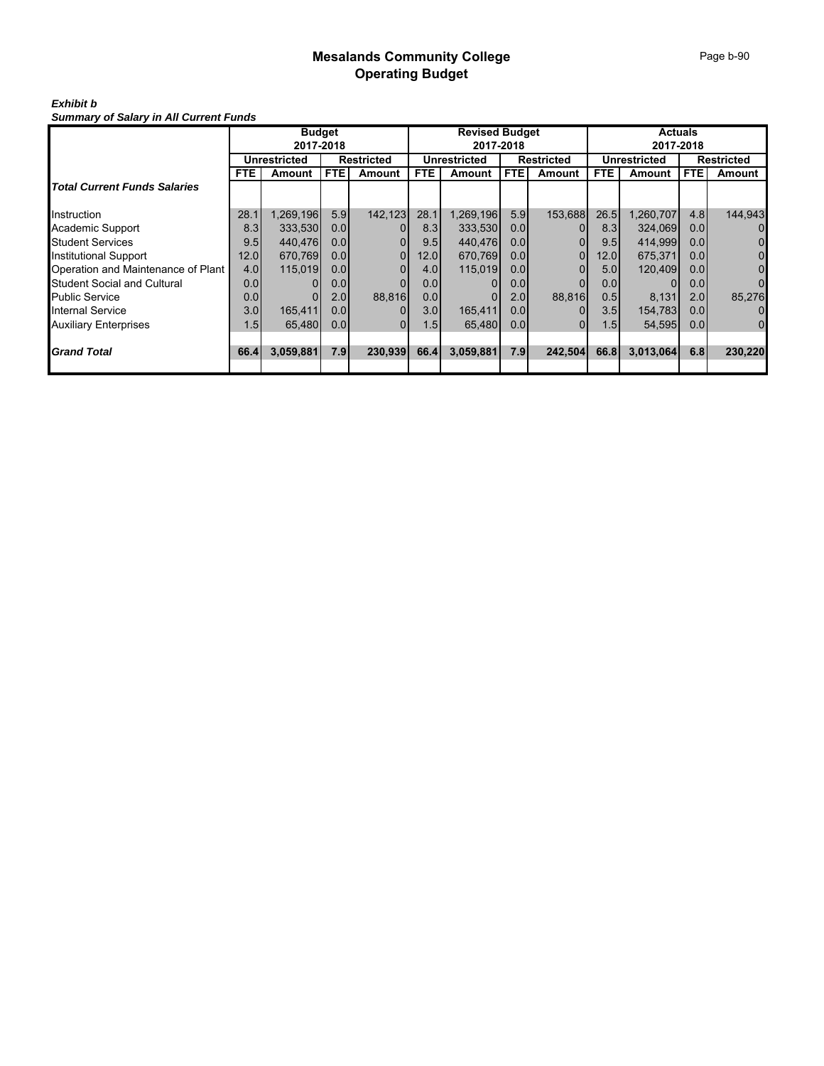# Mesalands Community College
## Operating Budget

***Exhibit b***
***Summary of Salary in All Current Funds***

| | Budget 2017-2018 | | | | Revised Budget 2017-2018 | | | | Actuals 2017-2018 | | | |
|---|---|---|---|---|---|---|---|---|---|---|---|---|
| | Unrestricted | | Restricted | | Unrestricted | | Restricted | | Unrestricted | | Restricted | |
| | FTE | Amount | FTE | Amount | FTE | Amount | FTE | Amount | FTE | Amount | FTE | Amount |
| ***Total Current Funds Salaries*** | | | | | | | | | | | | |
| Instruction | 28.1 | 1,269,196 | 5.9 | 142,123 | 28.1 | 1,269,196 | 5.9 | 153,688 | 26.5 | 1,260,707 | 4.8 | 144,943 |
| Academic Support | 8.3 | 333,530 | 0.0 | 0 | 8.3 | 333,530 | 0.0 | 0 | 8.3 | 324,069 | 0.0 | 0 |
| Student Services | 9.5 | 440,476 | 0.0 | 0 | 9.5 | 440,476 | 0.0 | 0 | 9.5 | 414,999 | 0.0 | 0 |
| Institutional Support | 12.0 | 670,769 | 0.0 | 0 | 12.0 | 670,769 | 0.0 | 0 | 12.0 | 675,371 | 0.0 | 0 |
| Operation and Maintenance of Plant | 4.0 | 115,019 | 0.0 | 0 | 4.0 | 115,019 | 0.0 | 0 | 5.0 | 120,409 | 0.0 | 0 |
| Student Social and Cultural | 0.0 | 0 | 0.0 | 0 | 0.0 | 0 | 0.0 | 0 | 0.0 | 0 | 0.0 | 0 |
| Public Service | 0.0 | 0 | 2.0 | 88,816 | 0.0 | 0 | 2.0 | 88,816 | 0.5 | 8,131 | 2.0 | 85,276 |
| Internal Service | 3.0 | 165,411 | 0.0 | 0 | 3.0 | 165,411 | 0.0 | 0 | 3.5 | 154,783 | 0.0 | 0 |
| Auxiliary Enterprises | 1.5 | 65,480 | 0.0 | 0 | 1.5 | 65,480 | 0.0 | 0 | 1.5 | 54,595 | 0.0 | 0 |
| ***Grand Total*** | **66.4** | **3,059,881** | **7.9** | **230,939** | **66.4** | **3,059,881** | **7.9** | **242,504** | **66.8** | **3,013,064** | **6.8** | **230,220** |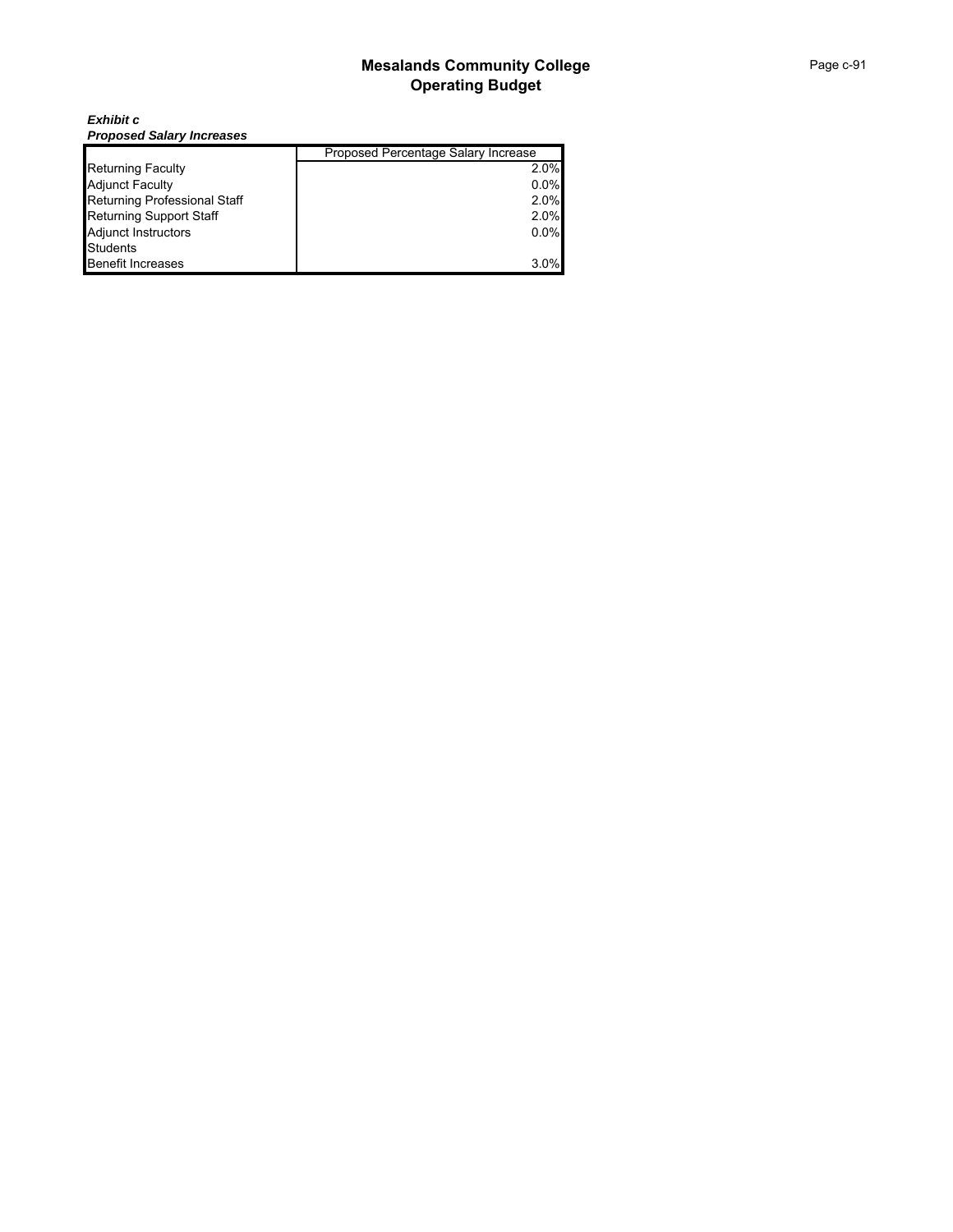# Mesalands Community College
## Operating Budget

***Exhibit c***
***Proposed Salary Increases***

| | Proposed Percentage Salary Increase |
|---|---|
| Returning Faculty | 2.0% |
| Adjunct Faculty | 0.0% |
| Returning Professional Staff | 2.0% |
| Returning Support Staff | 2.0% |
| Adjunct Instructors | 0.0% |
| Students | |
| Benefit Increases | 3.0% |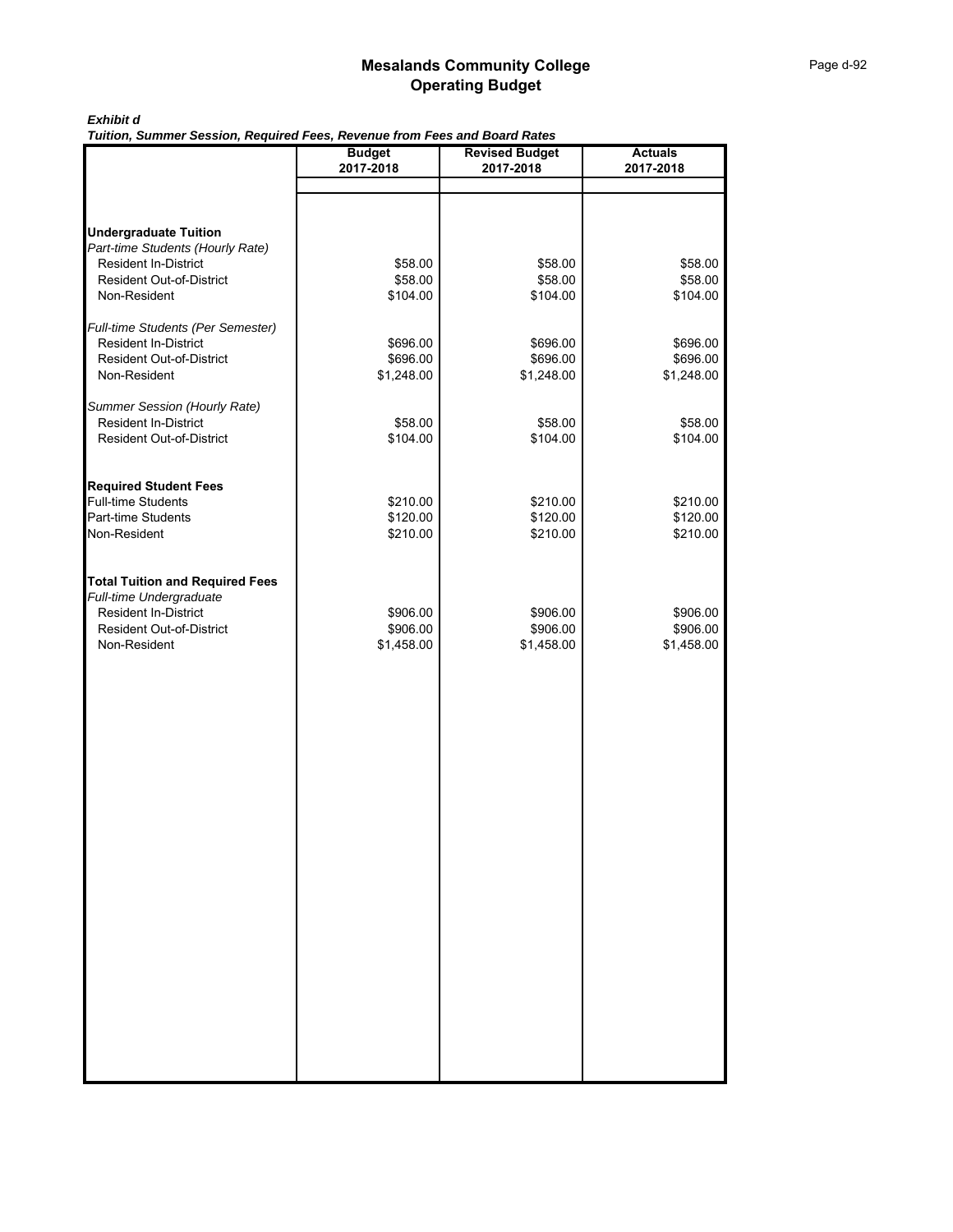# Mesalands Community College
## Operating Budget

***Exhibit d***

***Tuition, Summer Session, Required Fees, Revenue from Fees and Board Rates***

| | Budget 2017-2018 | Revised Budget 2017-2018 | Actuals 2017-2018 |
|---|---|---|---|
| **Undergraduate Tuition** | | | |
| *Part-time Students (Hourly Rate)* | | | |
| Resident In-District | $58.00 | $58.00 | $58.00 |
| Resident Out-of-District | $58.00 | $58.00 | $58.00 |
| Non-Resident | $104.00 | $104.00 | $104.00 |
| *Full-time Students (Per Semester)* | | | |
| Resident In-District | $696.00 | $696.00 | $696.00 |
| Resident Out-of-District | $696.00 | $696.00 | $696.00 |
| Non-Resident | $1,248.00 | $1,248.00 | $1,248.00 |
| *Summer Session (Hourly Rate)* | | | |
| Resident In-District | $58.00 | $58.00 | $58.00 |
| Resident Out-of-District | $104.00 | $104.00 | $104.00 |
| **Required Student Fees** | | | |
| Full-time Students | $210.00 | $210.00 | $210.00 |
| Part-time Students | $120.00 | $120.00 | $120.00 |
| Non-Resident | $210.00 | $210.00 | $210.00 |
| **Total Tuition and Required Fees** | | | |
| *Full-time Undergraduate* | | | |
| Resident In-District | $906.00 | $906.00 | $906.00 |
| Resident Out-of-District | $906.00 | $906.00 | $906.00 |
| Non-Resident | $1,458.00 | $1,458.00 | $1,458.00 |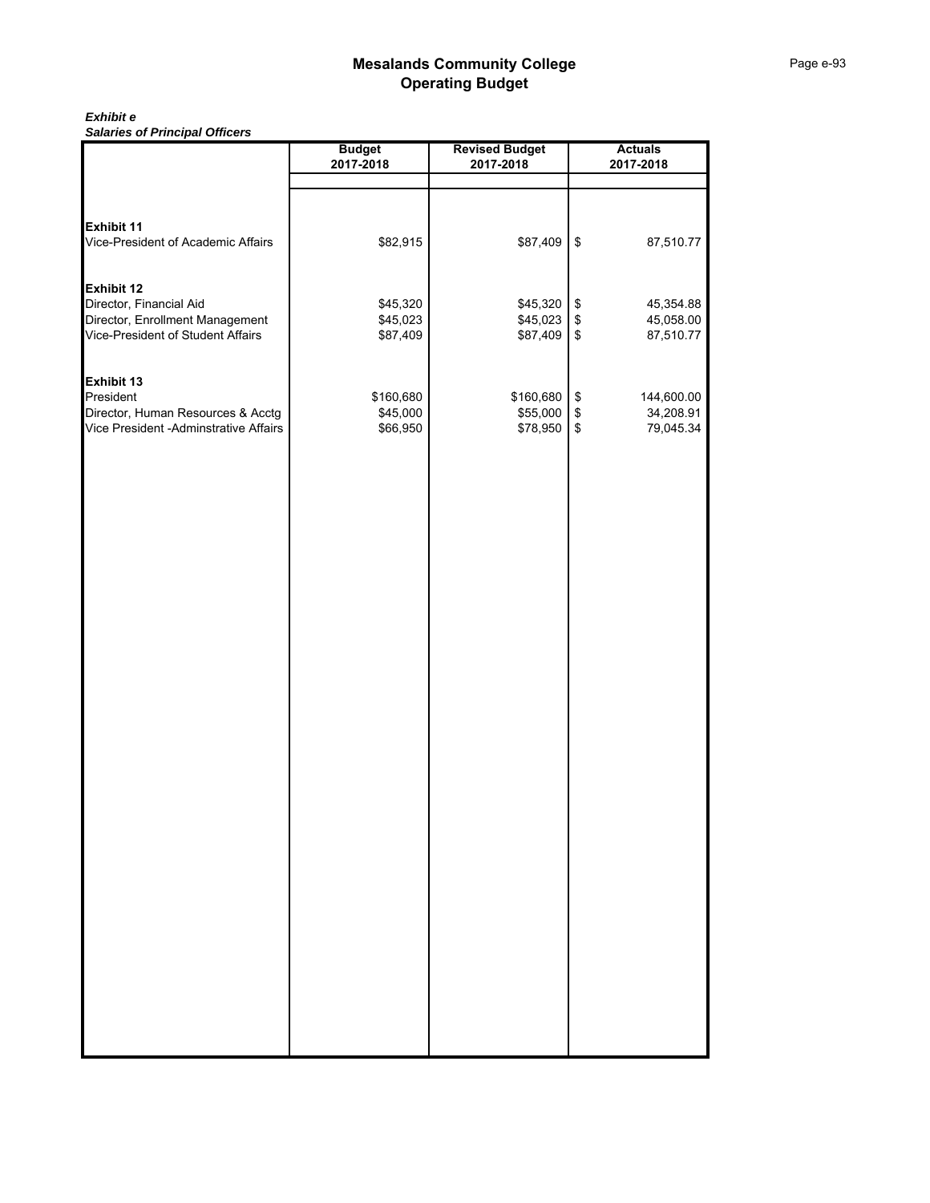# Mesalands Community College
## Operating Budget

***Exhibit e***
***Salaries of Principal Officers***

| | Budget 2017-2018 | Revised Budget 2017-2018 | Actuals 2017-2018 |
|---|---|---|---|
| **Exhibit 11** | | | |
| Vice-President of Academic Affairs | $82,915 | $87,409 | $ 87,510.77 |
| **Exhibit 12** | | | |
| Director, Financial Aid | $45,320 | $45,320 | $ 45,354.88 |
| Director, Enrollment Management | $45,023 | $45,023 | $ 45,058.00 |
| Vice-President of Student Affairs | $87,409 | $87,409 | $ 87,510.77 |
| **Exhibit 13** | | | |
| President | $160,680 | $160,680 | $ 144,600.00 |
| Director, Human Resources & Acctg | $45,000 | $55,000 | $ 34,208.91 |
| Vice President -Adminstrative Affairs | $66,950 | $78,950 | $ 79,045.34 |